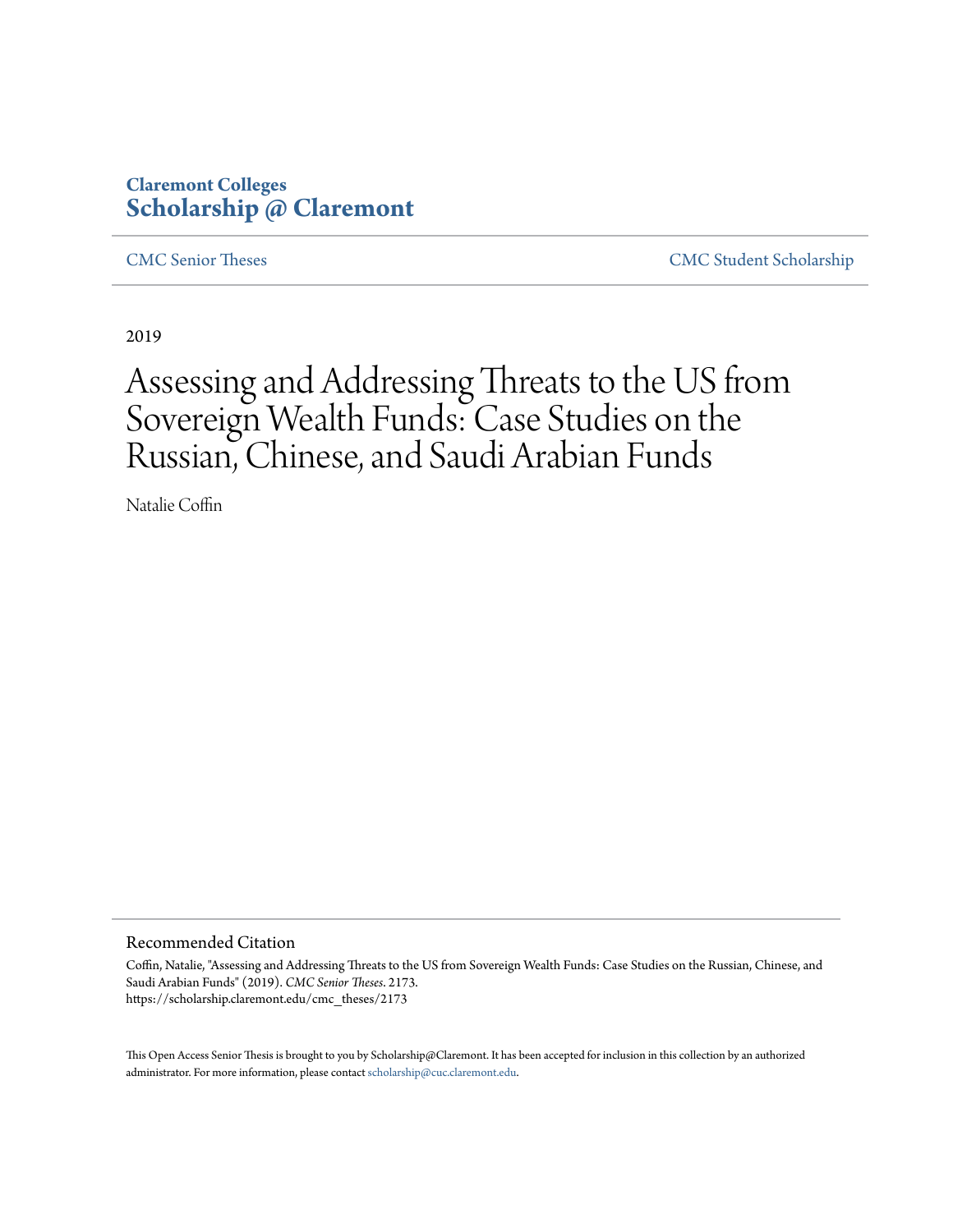Claremont Colleges
**Scholarship @ Claremont**

CMC Senior Theses | CMC Student Scholarship

2019

# Assessing and Addressing Threats to the US from Sovereign Wealth Funds: Case Studies on the Russian, Chinese, and Saudi Arabian Funds

Natalie Coffin

## Recommended Citation

Coffin, Natalie, "Assessing and Addressing Threats to the US from Sovereign Wealth Funds: Case Studies on the Russian, Chinese, and Saudi Arabian Funds" (2019). *CMC Senior Theses*. 2173.
https://scholarship.claremont.edu/cmc_theses/2173

This Open Access Senior Thesis is brought to you by Scholarship@Claremont. It has been accepted for inclusion in this collection by an authorized administrator. For more information, please contact scholarship@cuc.claremont.edu.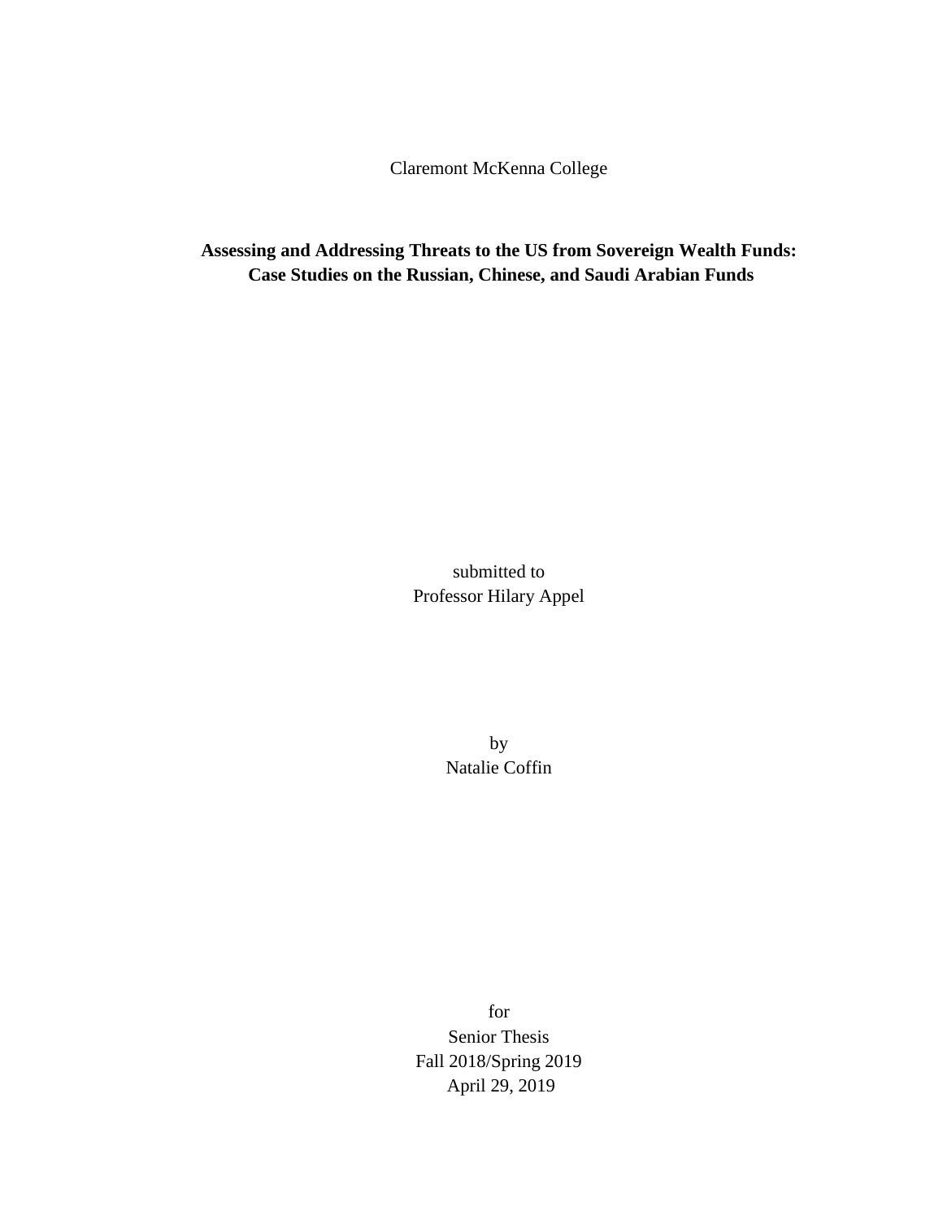Claremont McKenna College

**Assessing and Addressing Threats to the US from Sovereign Wealth Funds: Case Studies on the Russian, Chinese, and Saudi Arabian Funds**

submitted to
Professor Hilary Appel

by
Natalie Coffin

for
Senior Thesis
Fall 2018/Spring 2019
April 29, 2019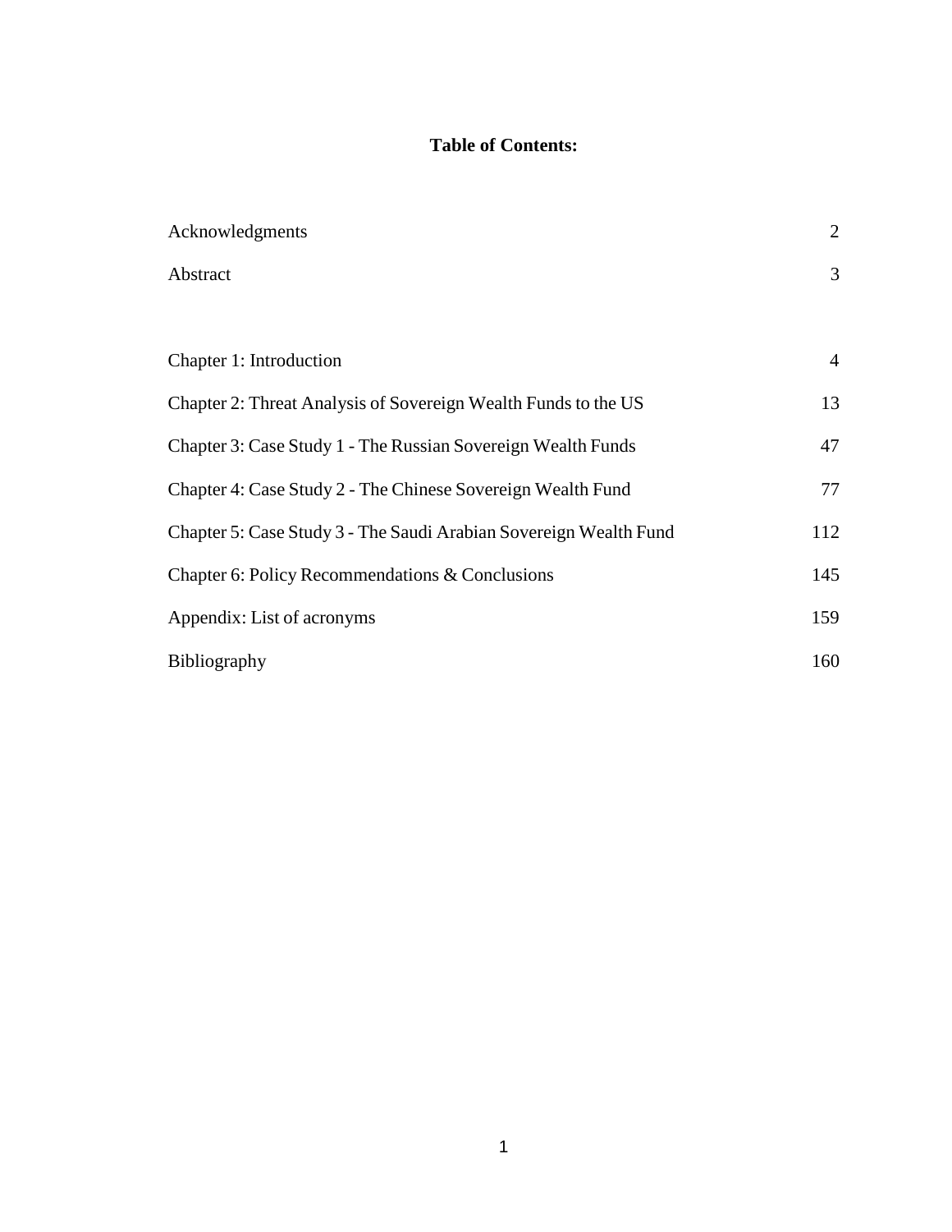**Table of Contents:**

| | |
|---|---|
| Acknowledgments | 2 |
| Abstract | 3 |
| | |
| Chapter 1: Introduction | 4 |
| Chapter 2: Threat Analysis of Sovereign Wealth Funds to the US | 13 |
| Chapter 3: Case Study 1 - The Russian Sovereign Wealth Funds | 47 |
| Chapter 4: Case Study 2 - The Chinese Sovereign Wealth Fund | 77 |
| Chapter 5: Case Study 3 - The Saudi Arabian Sovereign Wealth Fund | 112 |
| Chapter 6: Policy Recommendations & Conclusions | 145 |
| Appendix: List of acronyms | 159 |
| Bibliography | 160 |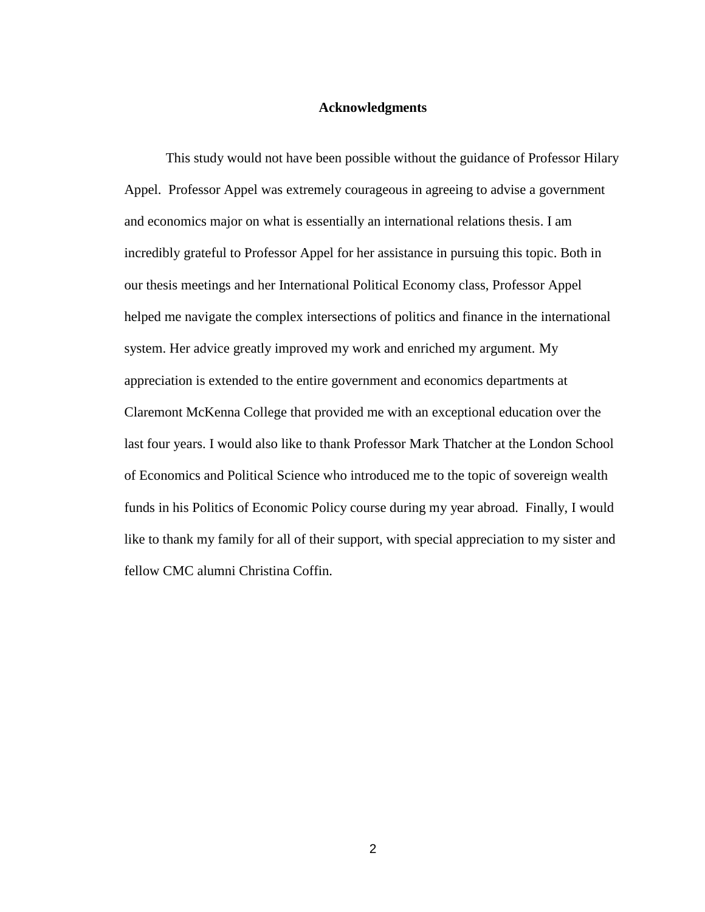## Acknowledgments

This study would not have been possible without the guidance of Professor Hilary Appel. Professor Appel was extremely courageous in agreeing to advise a government and economics major on what is essentially an international relations thesis. I am incredibly grateful to Professor Appel for her assistance in pursuing this topic. Both in our thesis meetings and her International Political Economy class, Professor Appel helped me navigate the complex intersections of politics and finance in the international system. Her advice greatly improved my work and enriched my argument. My appreciation is extended to the entire government and economics departments at Claremont McKenna College that provided me with an exceptional education over the last four years. I would also like to thank Professor Mark Thatcher at the London School of Economics and Political Science who introduced me to the topic of sovereign wealth funds in his Politics of Economic Policy course during my year abroad. Finally, I would like to thank my family for all of their support, with special appreciation to my sister and fellow CMC alumni Christina Coffin.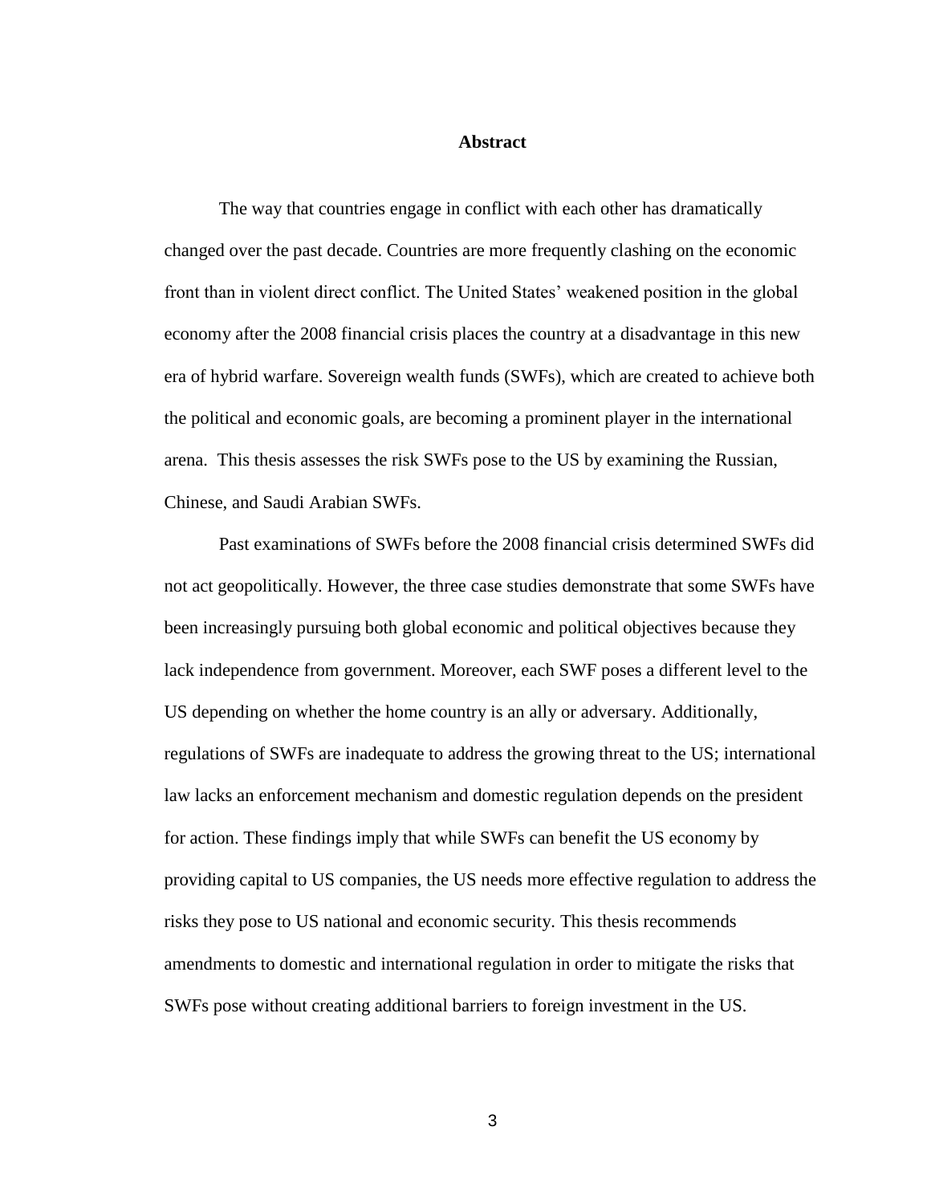# Abstract

The way that countries engage in conflict with each other has dramatically changed over the past decade. Countries are more frequently clashing on the economic front than in violent direct conflict. The United States' weakened position in the global economy after the 2008 financial crisis places the country at a disadvantage in this new era of hybrid warfare. Sovereign wealth funds (SWFs), which are created to achieve both the political and economic goals, are becoming a prominent player in the international arena. This thesis assesses the risk SWFs pose to the US by examining the Russian, Chinese, and Saudi Arabian SWFs.

Past examinations of SWFs before the 2008 financial crisis determined SWFs did not act geopolitically. However, the three case studies demonstrate that some SWFs have been increasingly pursuing both global economic and political objectives because they lack independence from government. Moreover, each SWF poses a different level to the US depending on whether the home country is an ally or adversary. Additionally, regulations of SWFs are inadequate to address the growing threat to the US; international law lacks an enforcement mechanism and domestic regulation depends on the president for action. These findings imply that while SWFs can benefit the US economy by providing capital to US companies, the US needs more effective regulation to address the risks they pose to US national and economic security. This thesis recommends amendments to domestic and international regulation in order to mitigate the risks that SWFs pose without creating additional barriers to foreign investment in the US.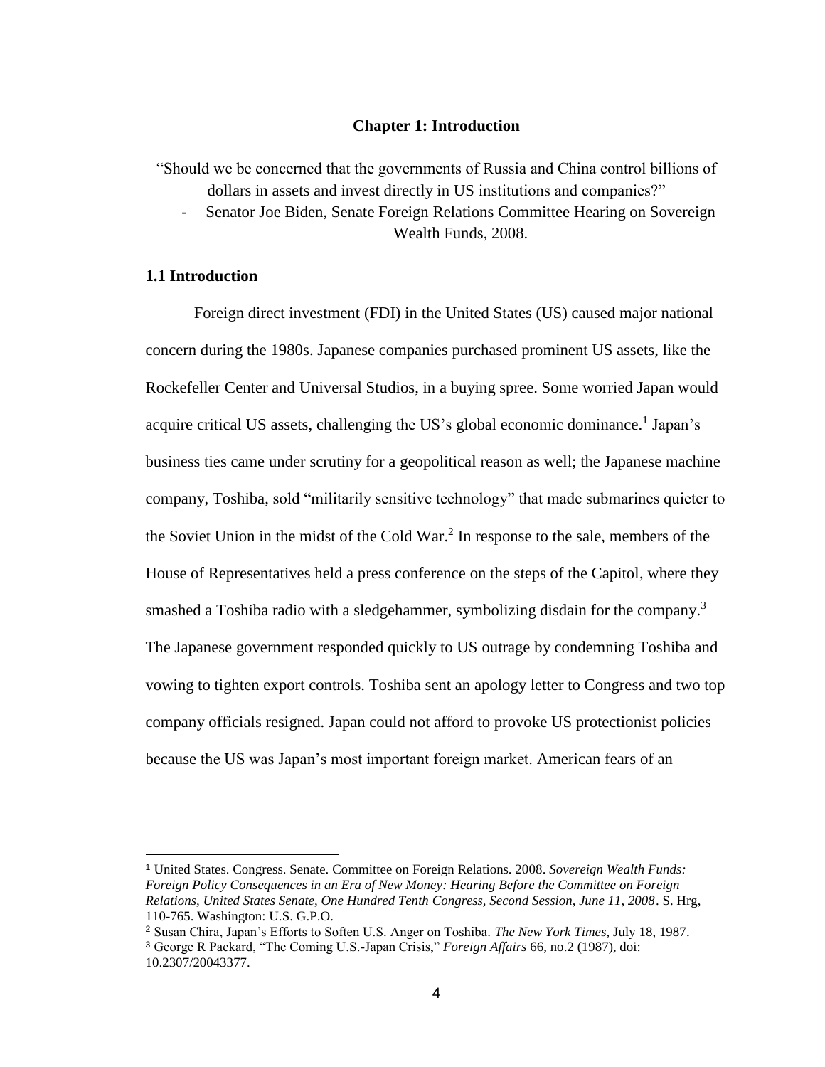## Chapter 1: Introduction

"Should we be concerned that the governments of Russia and China control billions of dollars in assets and invest directly in US institutions and companies?"

- Senator Joe Biden, Senate Foreign Relations Committee Hearing on Sovereign Wealth Funds, 2008.

### 1.1 Introduction

Foreign direct investment (FDI) in the United States (US) caused major national concern during the 1980s. Japanese companies purchased prominent US assets, like the Rockefeller Center and Universal Studios, in a buying spree. Some worried Japan would acquire critical US assets, challenging the US's global economic dominance.[1] Japan's business ties came under scrutiny for a geopolitical reason as well; the Japanese machine company, Toshiba, sold "militarily sensitive technology" that made submarines quieter to the Soviet Union in the midst of the Cold War.[2] In response to the sale, members of the House of Representatives held a press conference on the steps of the Capitol, where they smashed a Toshiba radio with a sledgehammer, symbolizing disdain for the company.[3] The Japanese government responded quickly to US outrage by condemning Toshiba and vowing to tighten export controls. Toshiba sent an apology letter to Congress and two top company officials resigned. Japan could not afford to provoke US protectionist policies because the US was Japan's most important foreign market. American fears of an

---

[1] United States. Congress. Senate. Committee on Foreign Relations. 2008. *Sovereign Wealth Funds: Foreign Policy Consequences in an Era of New Money: Hearing Before the Committee on Foreign Relations, United States Senate, One Hundred Tenth Congress, Second Session, June 11, 2008*. S. Hrg, 110-765. Washington: U.S. G.P.O.

[2] Susan Chira, Japan's Efforts to Soften U.S. Anger on Toshiba. *The New York Times*, July 18, 1987.

[3] George R Packard, "The Coming U.S.-Japan Crisis," *Foreign Affairs* 66, no.2 (1987), doi: 10.2307/20043377.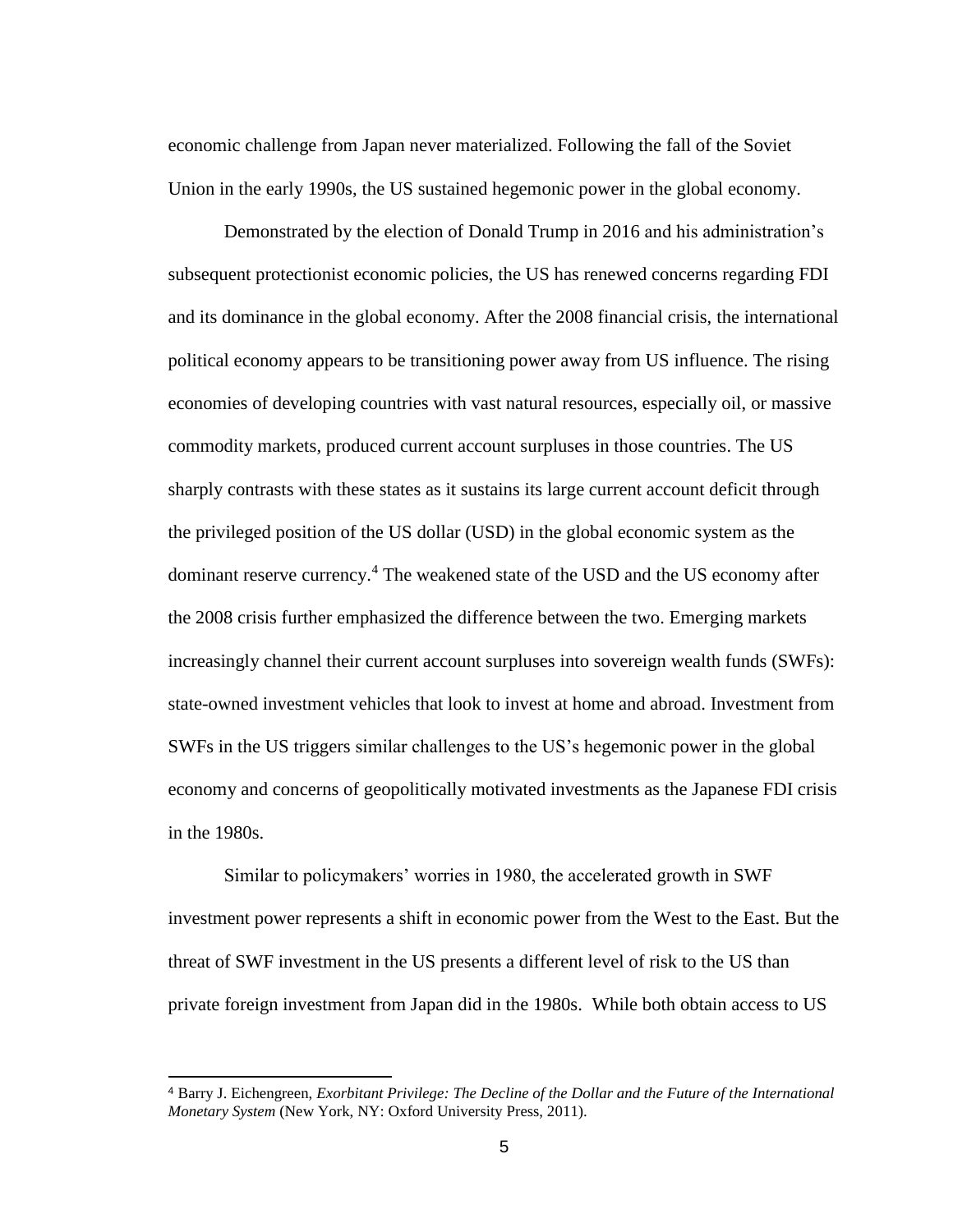economic challenge from Japan never materialized. Following the fall of the Soviet Union in the early 1990s, the US sustained hegemonic power in the global economy.

Demonstrated by the election of Donald Trump in 2016 and his administration's subsequent protectionist economic policies, the US has renewed concerns regarding FDI and its dominance in the global economy. After the 2008 financial crisis, the international political economy appears to be transitioning power away from US influence. The rising economies of developing countries with vast natural resources, especially oil, or massive commodity markets, produced current account surpluses in those countries. The US sharply contrasts with these states as it sustains its large current account deficit through the privileged position of the US dollar (USD) in the global economic system as the dominant reserve currency.[4] The weakened state of the USD and the US economy after the 2008 crisis further emphasized the difference between the two. Emerging markets increasingly channel their current account surpluses into sovereign wealth funds (SWFs): state-owned investment vehicles that look to invest at home and abroad. Investment from SWFs in the US triggers similar challenges to the US's hegemonic power in the global economy and concerns of geopolitically motivated investments as the Japanese FDI crisis in the 1980s.

Similar to policymakers' worries in 1980, the accelerated growth in SWF investment power represents a shift in economic power from the West to the East. But the threat of SWF investment in the US presents a different level of risk to the US than private foreign investment from Japan did in the 1980s. While both obtain access to US

---

[4] Barry J. Eichengreen, *Exorbitant Privilege: The Decline of the Dollar and the Future of the International Monetary System* (New York, NY: Oxford University Press, 2011).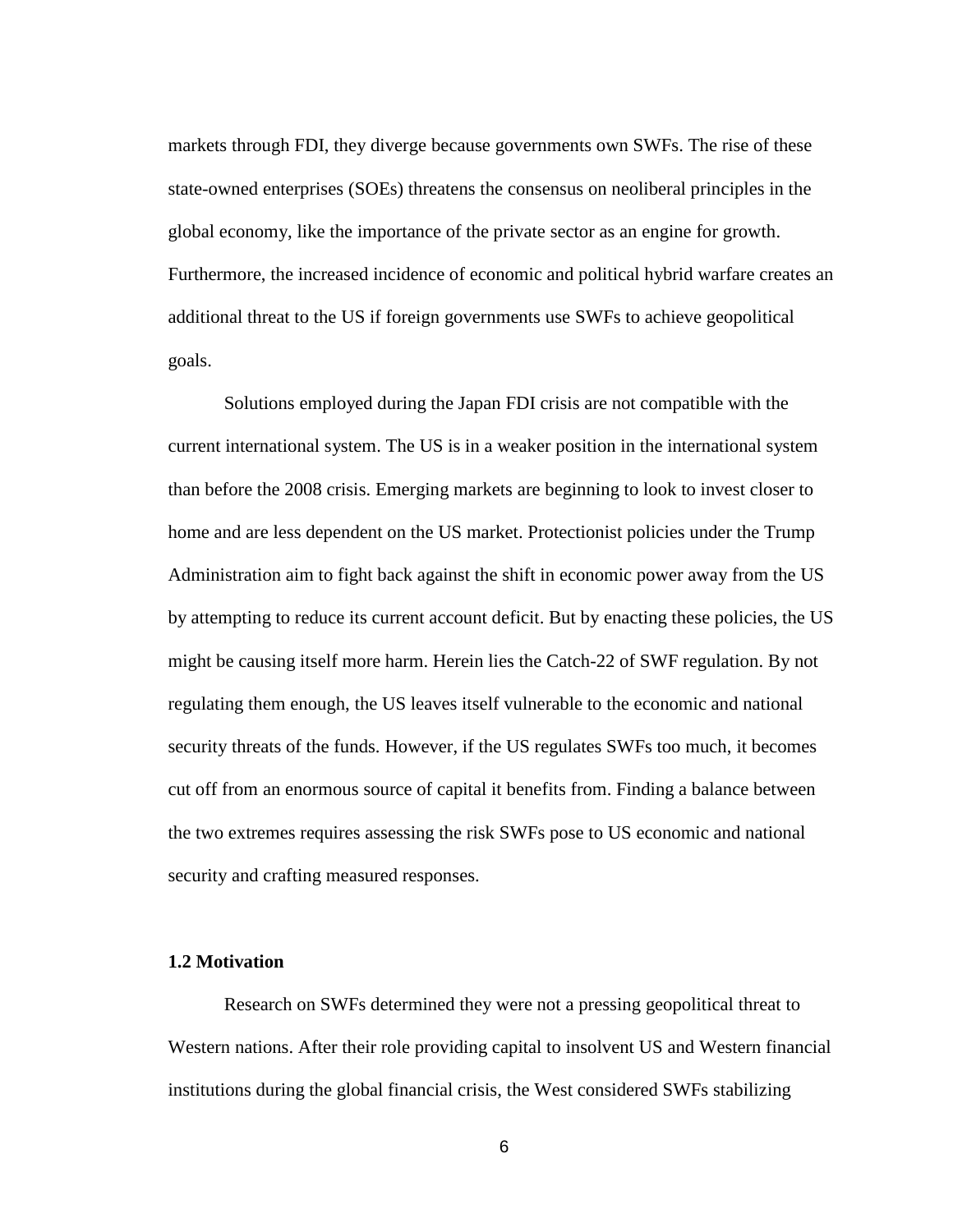markets through FDI, they diverge because governments own SWFs. The rise of these state-owned enterprises (SOEs) threatens the consensus on neoliberal principles in the global economy, like the importance of the private sector as an engine for growth. Furthermore, the increased incidence of economic and political hybrid warfare creates an additional threat to the US if foreign governments use SWFs to achieve geopolitical goals.

Solutions employed during the Japan FDI crisis are not compatible with the current international system. The US is in a weaker position in the international system than before the 2008 crisis. Emerging markets are beginning to look to invest closer to home and are less dependent on the US market. Protectionist policies under the Trump Administration aim to fight back against the shift in economic power away from the US by attempting to reduce its current account deficit. But by enacting these policies, the US might be causing itself more harm. Herein lies the Catch-22 of SWF regulation. By not regulating them enough, the US leaves itself vulnerable to the economic and national security threats of the funds. However, if the US regulates SWFs too much, it becomes cut off from an enormous source of capital it benefits from. Finding a balance between the two extremes requires assessing the risk SWFs pose to US economic and national security and crafting measured responses.

### 1.2 Motivation

Research on SWFs determined they were not a pressing geopolitical threat to Western nations. After their role providing capital to insolvent US and Western financial institutions during the global financial crisis, the West considered SWFs stabilizing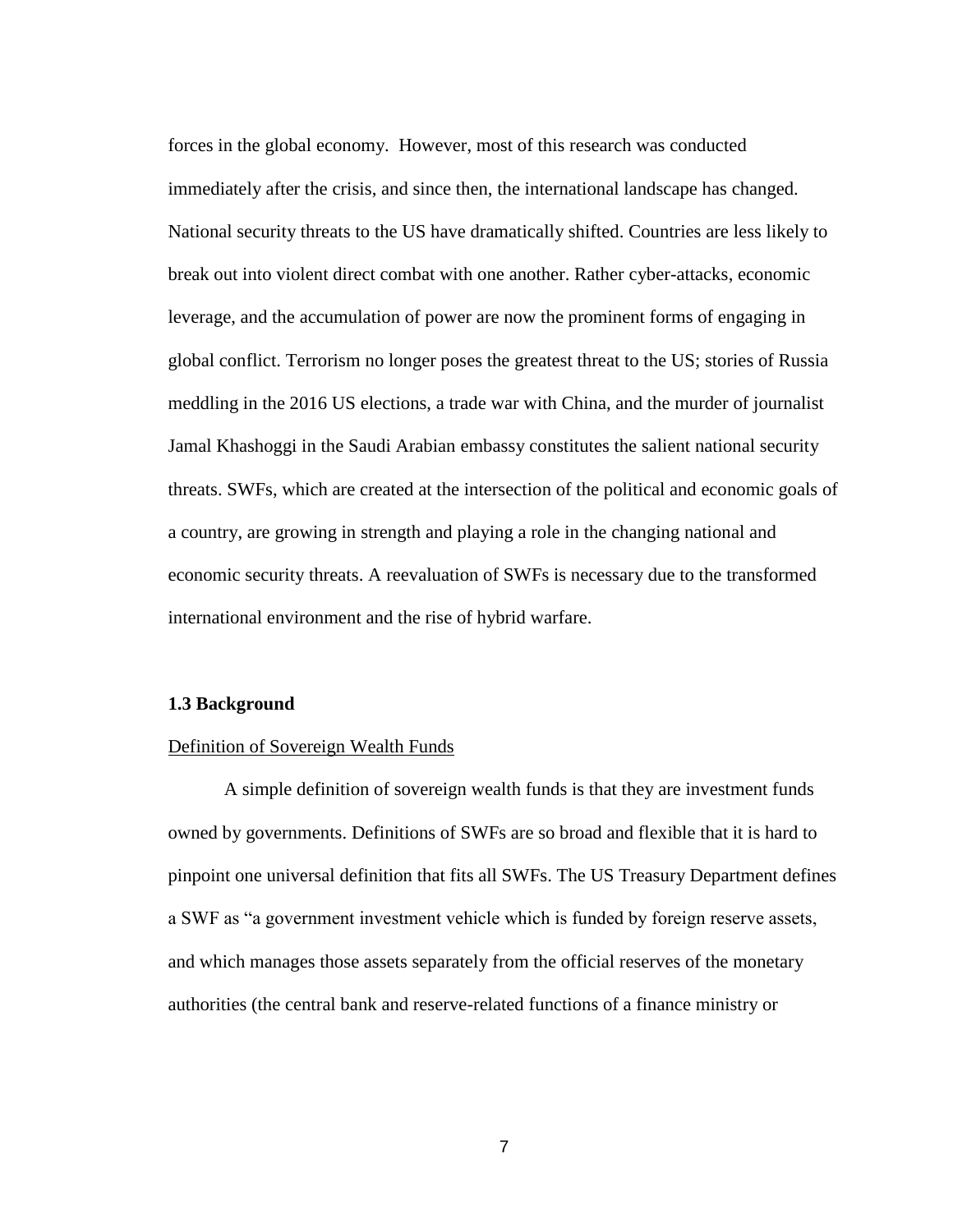forces in the global economy. However, most of this research was conducted immediately after the crisis, and since then, the international landscape has changed. National security threats to the US have dramatically shifted. Countries are less likely to break out into violent direct combat with one another. Rather cyber-attacks, economic leverage, and the accumulation of power are now the prominent forms of engaging in global conflict. Terrorism no longer poses the greatest threat to the US; stories of Russia meddling in the 2016 US elections, a trade war with China, and the murder of journalist Jamal Khashoggi in the Saudi Arabian embassy constitutes the salient national security threats. SWFs, which are created at the intersection of the political and economic goals of a country, are growing in strength and playing a role in the changing national and economic security threats. A reevaluation of SWFs is necessary due to the transformed international environment and the rise of hybrid warfare.

### 1.3 Background

Definition of Sovereign Wealth Funds

A simple definition of sovereign wealth funds is that they are investment funds owned by governments. Definitions of SWFs are so broad and flexible that it is hard to pinpoint one universal definition that fits all SWFs. The US Treasury Department defines a SWF as "a government investment vehicle which is funded by foreign reserve assets, and which manages those assets separately from the official reserves of the monetary authorities (the central bank and reserve-related functions of a finance ministry or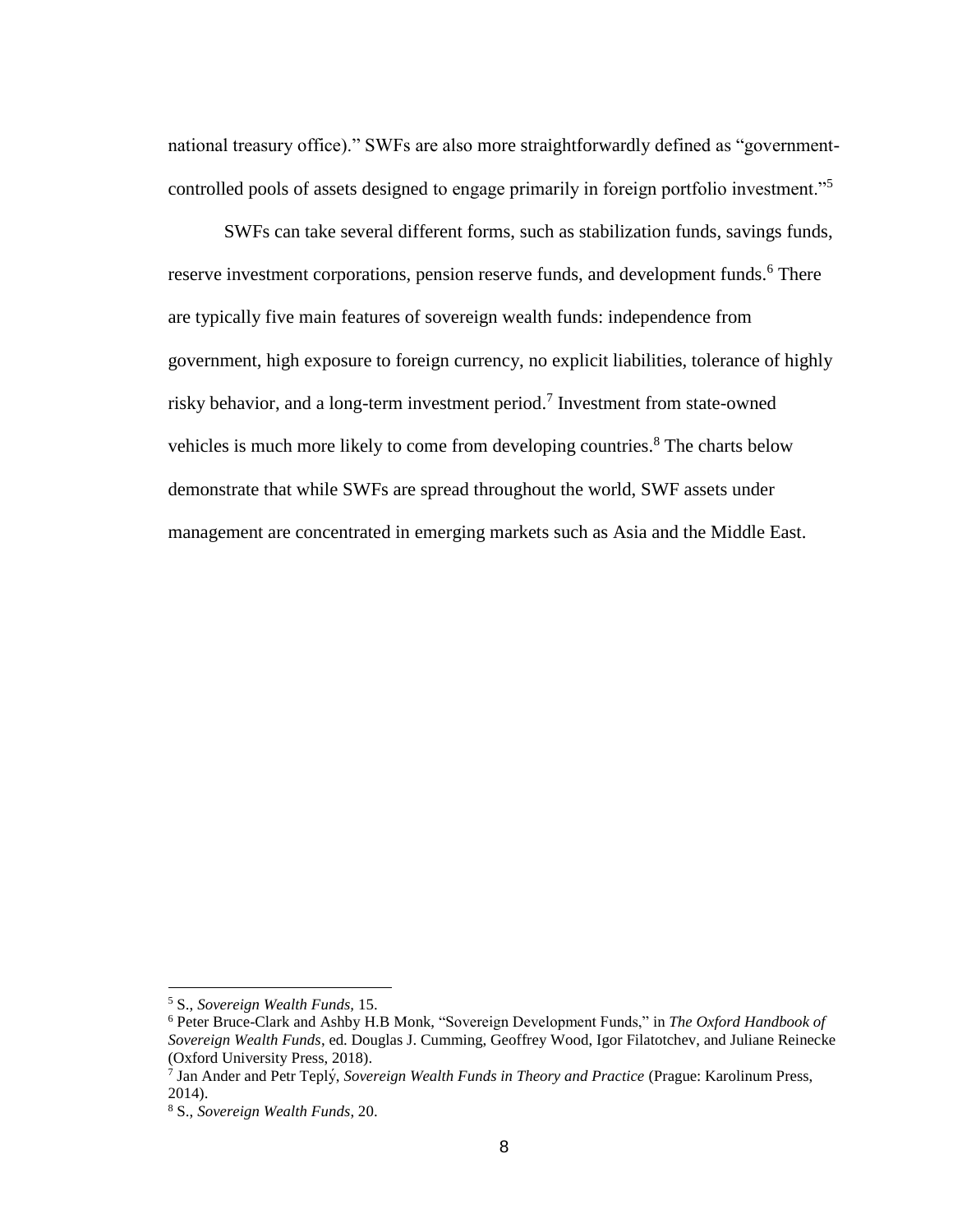national treasury office)." SWFs are also more straightforwardly defined as "government-controlled pools of assets designed to engage primarily in foreign portfolio investment."[5]

SWFs can take several different forms, such as stabilization funds, savings funds, reserve investment corporations, pension reserve funds, and development funds.[6] There are typically five main features of sovereign wealth funds: independence from government, high exposure to foreign currency, no explicit liabilities, tolerance of highly risky behavior, and a long-term investment period.[7] Investment from state-owned vehicles is much more likely to come from developing countries.[8] The charts below demonstrate that while SWFs are spread throughout the world, SWF assets under management are concentrated in emerging markets such as Asia and the Middle East.

---

[5] S., *Sovereign Wealth Funds*, 15.

[6] Peter Bruce-Clark and Ashby H.B Monk, "Sovereign Development Funds," in *The Oxford Handbook of Sovereign Wealth Funds*, ed. Douglas J. Cumming, Geoffrey Wood, Igor Filatotchev, and Juliane Reinecke (Oxford University Press, 2018).

[7] Jan Ander and Petr Teplý, *Sovereign Wealth Funds in Theory and Practice* (Prague: Karolinum Press, 2014).

[8] S., *Sovereign Wealth Funds*, 20.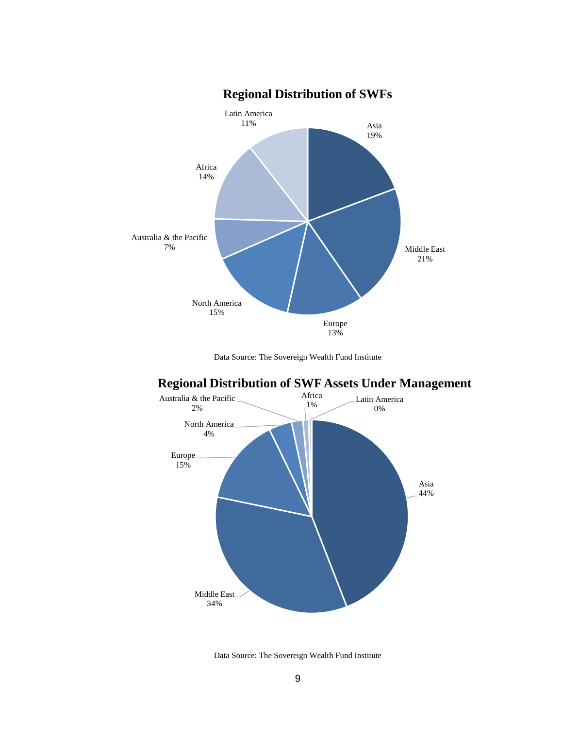**Regional Distribution of SWFs**

| Region | Share |
|---|---|
| Asia | 19% |
| Middle East | 21% |
| Europe | 13% |
| North America | 15% |
| Australia & the Pacific | 7% |
| Africa | 14% |
| Latin America | 11% |

Data Source: The Sovereign Wealth Fund Institute

**Regional Distribution of SWF Assets Under Management**

| Region | Share |
|---|---|
| Asia | 44% |
| Middle East | 34% |
| Europe | 15% |
| North America | 4% |
| Australia & the Pacific | 2% |
| Africa | 1% |
| Latin America | 0% |

Data Source: The Sovereign Wealth Fund Institute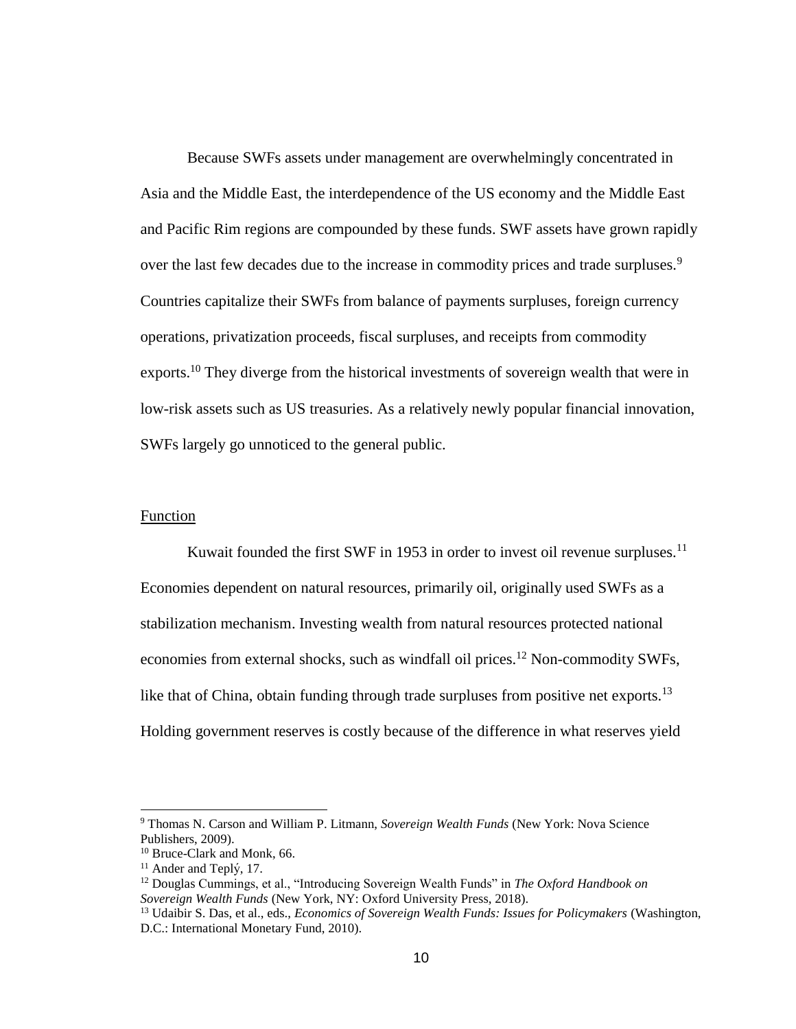Because SWFs assets under management are overwhelmingly concentrated in Asia and the Middle East, the interdependence of the US economy and the Middle East and Pacific Rim regions are compounded by these funds. SWF assets have grown rapidly over the last few decades due to the increase in commodity prices and trade surpluses.[9] Countries capitalize their SWFs from balance of payments surpluses, foreign currency operations, privatization proceeds, fiscal surpluses, and receipts from commodity exports.[10] They diverge from the historical investments of sovereign wealth that were in low-risk assets such as US treasuries. As a relatively newly popular financial innovation, SWFs largely go unnoticed to the general public.

<u>Function</u>

Kuwait founded the first SWF in 1953 in order to invest oil revenue surpluses.[11] Economies dependent on natural resources, primarily oil, originally used SWFs as a stabilization mechanism. Investing wealth from natural resources protected national economies from external shocks, such as windfall oil prices.[12] Non-commodity SWFs, like that of China, obtain funding through trade surpluses from positive net exports.[13] Holding government reserves is costly because of the difference in what reserves yield

---

[9] Thomas N. Carson and William P. Litmann, *Sovereign Wealth Funds* (New York: Nova Science Publishers, 2009).

[10] Bruce-Clark and Monk, 66.

[11] Ander and Teplý, 17.

[12] Douglas Cummings, et al., "Introducing Sovereign Wealth Funds" in *The Oxford Handbook on Sovereign Wealth Funds* (New York, NY: Oxford University Press, 2018).

[13] Udaibir S. Das, et al., eds., *Economics of Sovereign Wealth Funds: Issues for Policymakers* (Washington, D.C.: International Monetary Fund, 2010).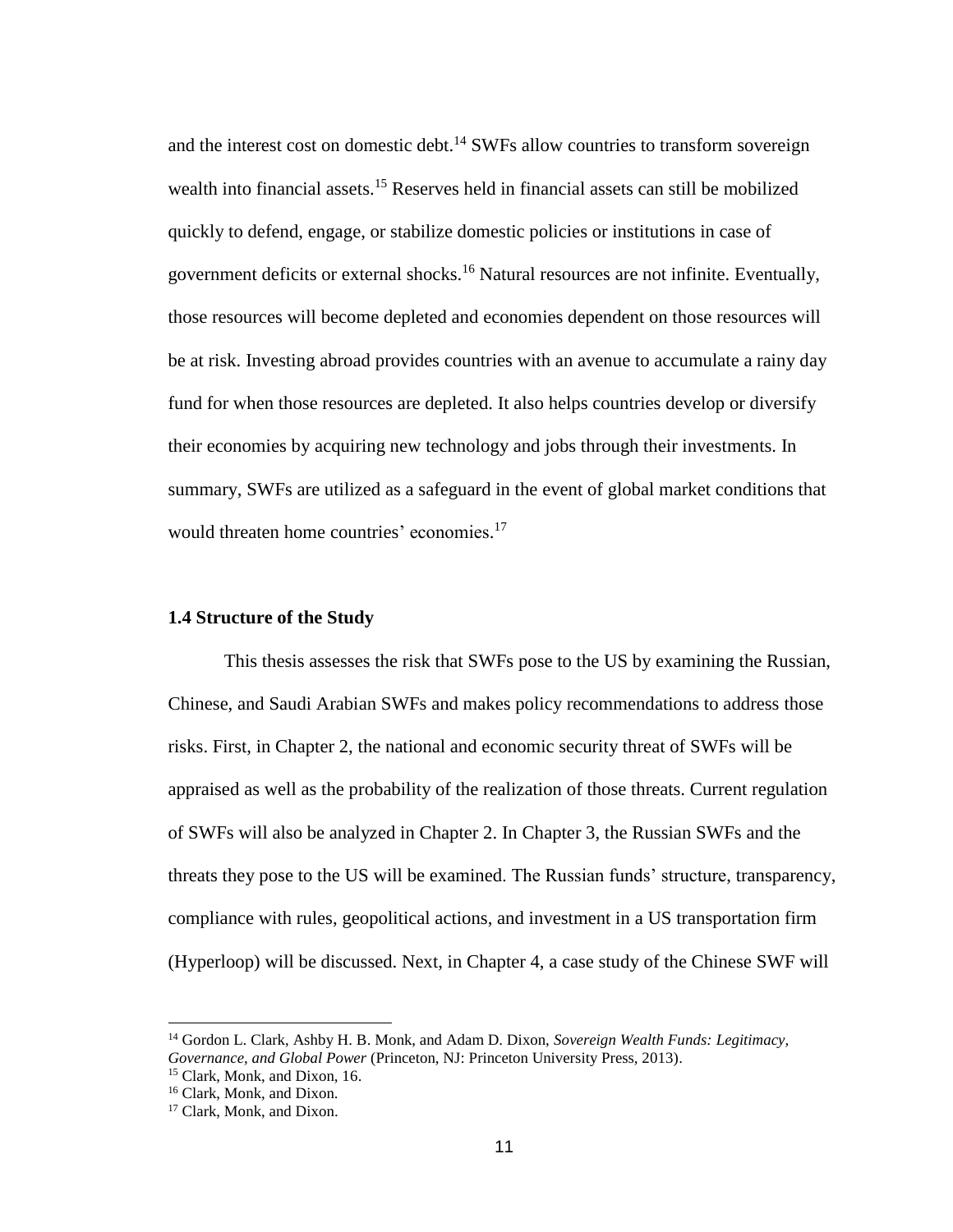and the interest cost on domestic debt.[14] SWFs allow countries to transform sovereign wealth into financial assets.[15] Reserves held in financial assets can still be mobilized quickly to defend, engage, or stabilize domestic policies or institutions in case of government deficits or external shocks.[16] Natural resources are not infinite. Eventually, those resources will become depleted and economies dependent on those resources will be at risk. Investing abroad provides countries with an avenue to accumulate a rainy day fund for when those resources are depleted. It also helps countries develop or diversify their economies by acquiring new technology and jobs through their investments. In summary, SWFs are utilized as a safeguard in the event of global market conditions that would threaten home countries' economies.[17]

### 1.4 Structure of the Study

This thesis assesses the risk that SWFs pose to the US by examining the Russian, Chinese, and Saudi Arabian SWFs and makes policy recommendations to address those risks. First, in Chapter 2, the national and economic security threat of SWFs will be appraised as well as the probability of the realization of those threats. Current regulation of SWFs will also be analyzed in Chapter 2. In Chapter 3, the Russian SWFs and the threats they pose to the US will be examined. The Russian funds' structure, transparency, compliance with rules, geopolitical actions, and investment in a US transportation firm (Hyperloop) will be discussed. Next, in Chapter 4, a case study of the Chinese SWF will

---

[14] Gordon L. Clark, Ashby H. B. Monk, and Adam D. Dixon, *Sovereign Wealth Funds: Legitimacy, Governance, and Global Power* (Princeton, NJ: Princeton University Press, 2013).

[15] Clark, Monk, and Dixon, 16.

[16] Clark, Monk, and Dixon.

[17] Clark, Monk, and Dixon.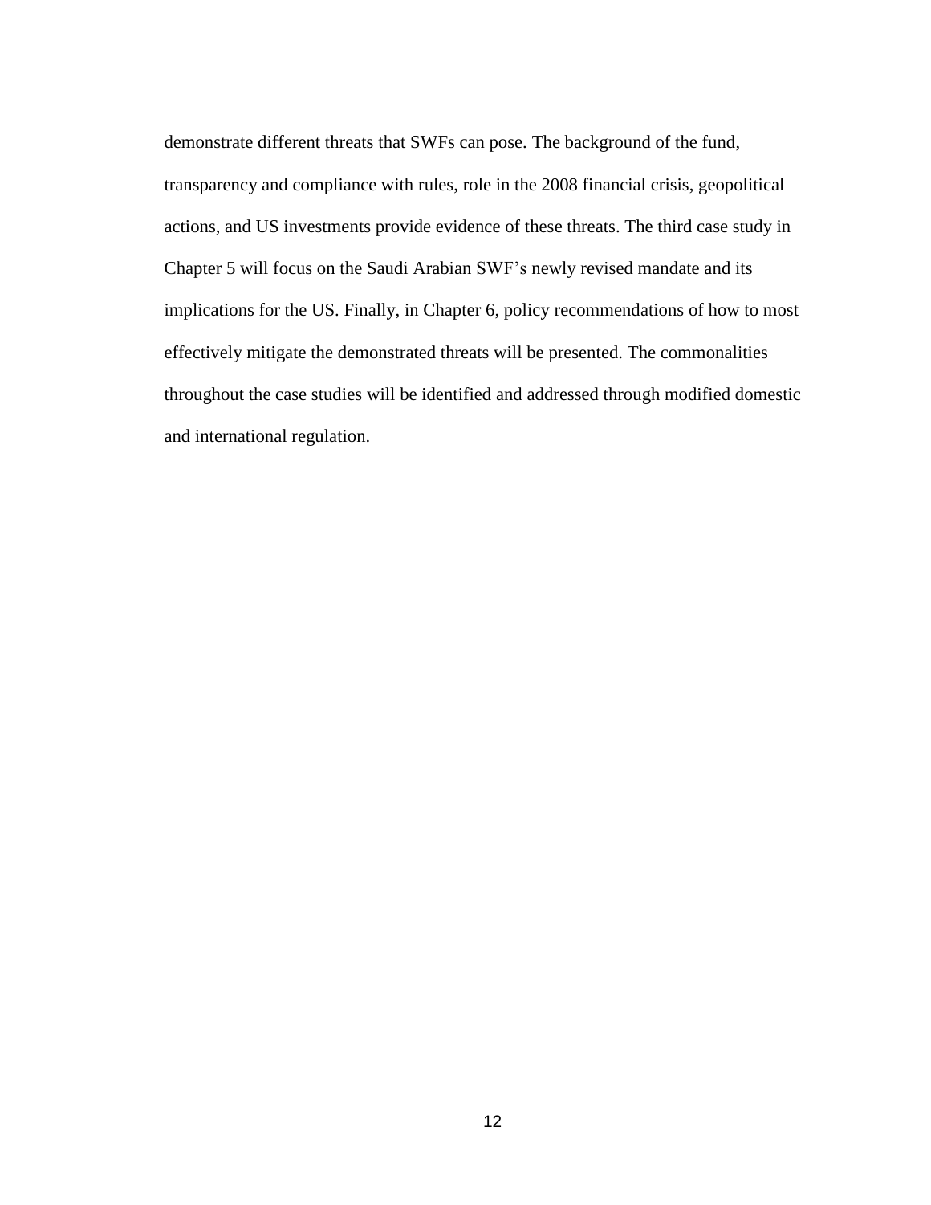demonstrate different threats that SWFs can pose. The background of the fund, transparency and compliance with rules, role in the 2008 financial crisis, geopolitical actions, and US investments provide evidence of these threats. The third case study in Chapter 5 will focus on the Saudi Arabian SWF's newly revised mandate and its implications for the US. Finally, in Chapter 6, policy recommendations of how to most effectively mitigate the demonstrated threats will be presented. The commonalities throughout the case studies will be identified and addressed through modified domestic and international regulation.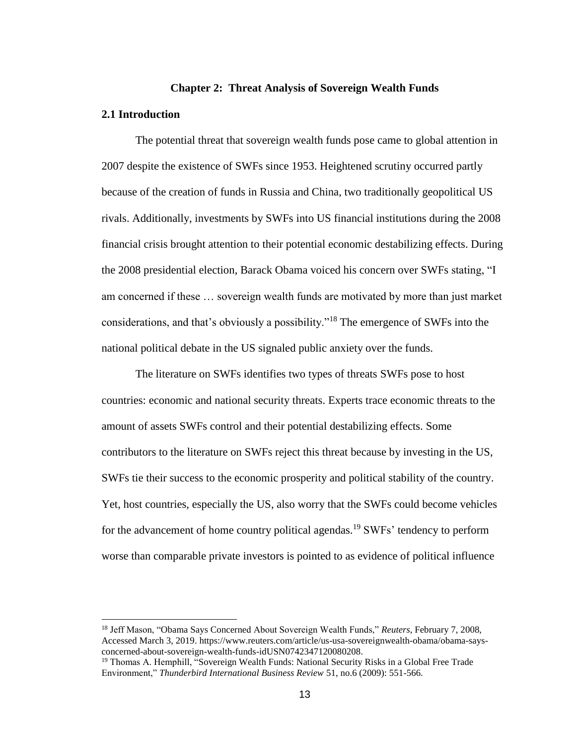# Chapter 2: Threat Analysis of Sovereign Wealth Funds

## 2.1 Introduction

The potential threat that sovereign wealth funds pose came to global attention in 2007 despite the existence of SWFs since 1953. Heightened scrutiny occurred partly because of the creation of funds in Russia and China, two traditionally geopolitical US rivals. Additionally, investments by SWFs into US financial institutions during the 2008 financial crisis brought attention to their potential economic destabilizing effects. During the 2008 presidential election, Barack Obama voiced his concern over SWFs stating, "I am concerned if these … sovereign wealth funds are motivated by more than just market considerations, and that's obviously a possibility."[18] The emergence of SWFs into the national political debate in the US signaled public anxiety over the funds.

The literature on SWFs identifies two types of threats SWFs pose to host countries: economic and national security threats. Experts trace economic threats to the amount of assets SWFs control and their potential destabilizing effects. Some contributors to the literature on SWFs reject this threat because by investing in the US, SWFs tie their success to the economic prosperity and political stability of the country. Yet, host countries, especially the US, also worry that the SWFs could become vehicles for the advancement of home country political agendas.[19] SWFs' tendency to perform worse than comparable private investors is pointed to as evidence of political influence

---

[18] Jeff Mason, "Obama Says Concerned About Sovereign Wealth Funds," *Reuters*, February 7, 2008, Accessed March 3, 2019. https://www.reuters.com/article/us-usa-sovereignwealth-obama/obama-says-concerned-about-sovereign-wealth-funds-idUSN0742347120080208.

[19] Thomas A. Hemphill, "Sovereign Wealth Funds: National Security Risks in a Global Free Trade Environment," *Thunderbird International Business Review* 51, no.6 (2009): 551-566.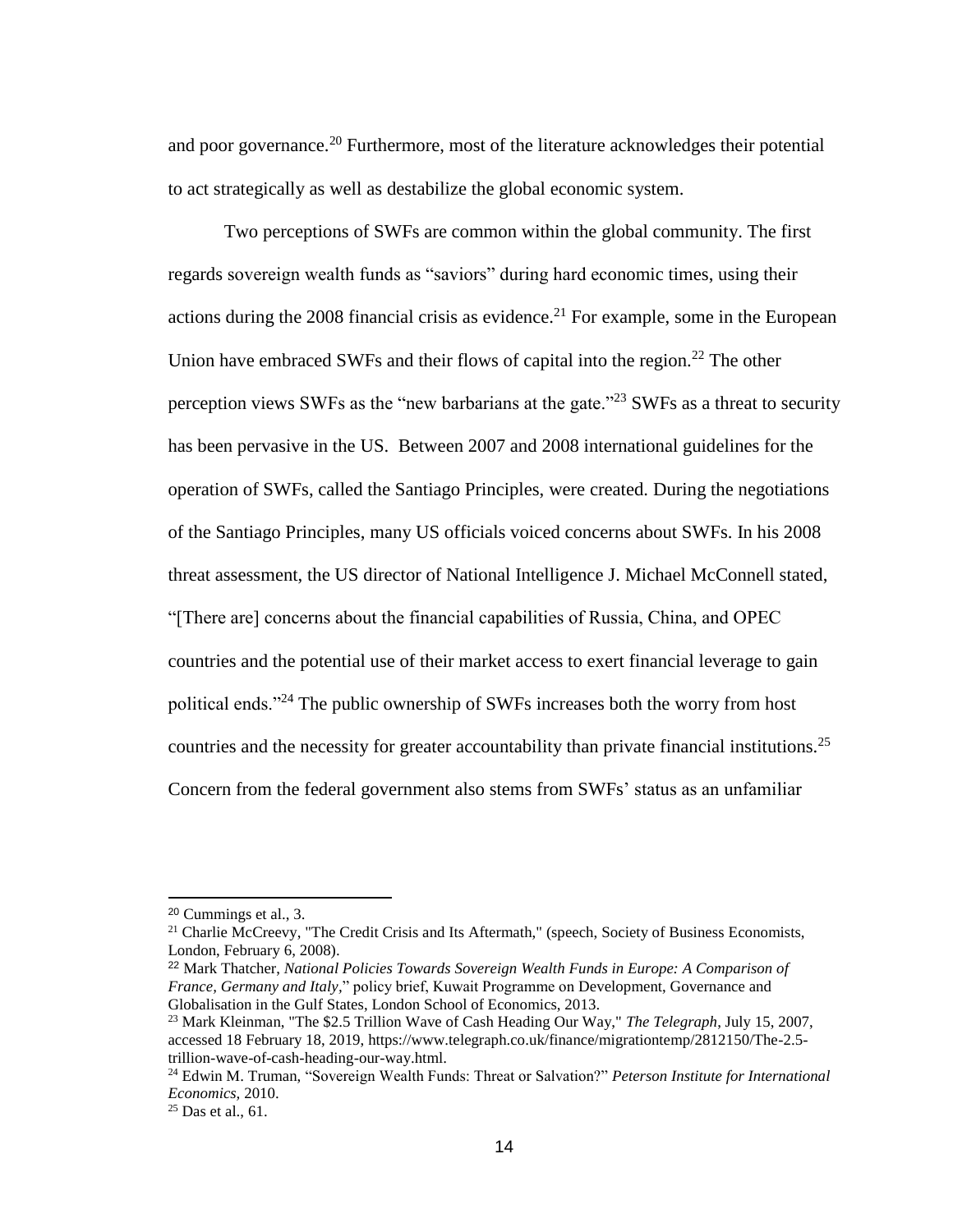and poor governance.[20] Furthermore, most of the literature acknowledges their potential to act strategically as well as destabilize the global economic system.

Two perceptions of SWFs are common within the global community. The first regards sovereign wealth funds as "saviors" during hard economic times, using their actions during the 2008 financial crisis as evidence.[21] For example, some in the European Union have embraced SWFs and their flows of capital into the region.[22] The other perception views SWFs as the "new barbarians at the gate."[23] SWFs as a threat to security has been pervasive in the US. Between 2007 and 2008 international guidelines for the operation of SWFs, called the Santiago Principles, were created. During the negotiations of the Santiago Principles, many US officials voiced concerns about SWFs. In his 2008 threat assessment, the US director of National Intelligence J. Michael McConnell stated, "[There are] concerns about the financial capabilities of Russia, China, and OPEC countries and the potential use of their market access to exert financial leverage to gain political ends."[24] The public ownership of SWFs increases both the worry from host countries and the necessity for greater accountability than private financial institutions.[25] Concern from the federal government also stems from SWFs' status as an unfamiliar

---

[20] Cummings et al., 3.

[21] Charlie McCreevy, "The Credit Crisis and Its Aftermath," (speech, Society of Business Economists, London, February 6, 2008).

[22] Mark Thatcher, *National Policies Towards Sovereign Wealth Funds in Europe: A Comparison of France, Germany and Italy*," policy brief, Kuwait Programme on Development, Governance and Globalisation in the Gulf States, London School of Economics, 2013.

[23] Mark Kleinman, "The $2.5 Trillion Wave of Cash Heading Our Way," *The Telegraph*, July 15, 2007, accessed 18 February 18, 2019, https://www.telegraph.co.uk/finance/migrationtemp/2812150/The-2.5-trillion-wave-of-cash-heading-our-way.html.

[24] Edwin M. Truman, "Sovereign Wealth Funds: Threat or Salvation?" *Peterson Institute for International Economics*, 2010.

[25] Das et al., 61.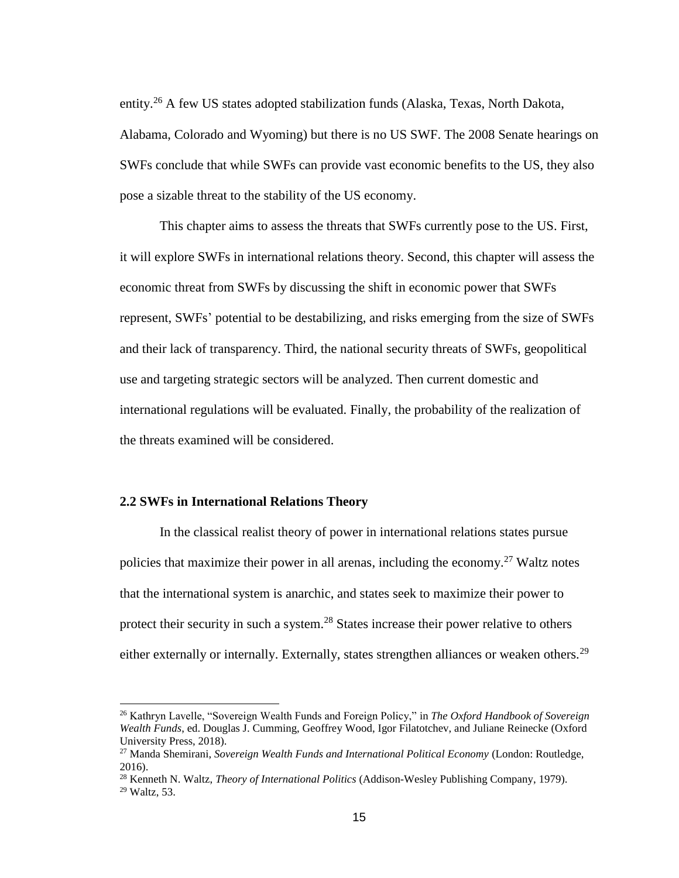entity.[26] A few US states adopted stabilization funds (Alaska, Texas, North Dakota, Alabama, Colorado and Wyoming) but there is no US SWF. The 2008 Senate hearings on SWFs conclude that while SWFs can provide vast economic benefits to the US, they also pose a sizable threat to the stability of the US economy.

This chapter aims to assess the threats that SWFs currently pose to the US. First, it will explore SWFs in international relations theory. Second, this chapter will assess the economic threat from SWFs by discussing the shift in economic power that SWFs represent, SWFs' potential to be destabilizing, and risks emerging from the size of SWFs and their lack of transparency. Third, the national security threats of SWFs, geopolitical use and targeting strategic sectors will be analyzed. Then current domestic and international regulations will be evaluated. Finally, the probability of the realization of the threats examined will be considered.

### 2.2 SWFs in International Relations Theory

In the classical realist theory of power in international relations states pursue policies that maximize their power in all arenas, including the economy.[27] Waltz notes that the international system is anarchic, and states seek to maximize their power to protect their security in such a system.[28] States increase their power relative to others either externally or internally. Externally, states strengthen alliances or weaken others.[29]

---

[26] Kathryn Lavelle, "Sovereign Wealth Funds and Foreign Policy," in *The Oxford Handbook of Sovereign Wealth Funds*, ed. Douglas J. Cumming, Geoffrey Wood, Igor Filatotchev, and Juliane Reinecke (Oxford University Press, 2018).

[27] Manda Shemirani, *Sovereign Wealth Funds and International Political Economy* (London: Routledge, 2016).

[28] Kenneth N. Waltz, *Theory of International Politics* (Addison-Wesley Publishing Company, 1979).

[29] Waltz, 53.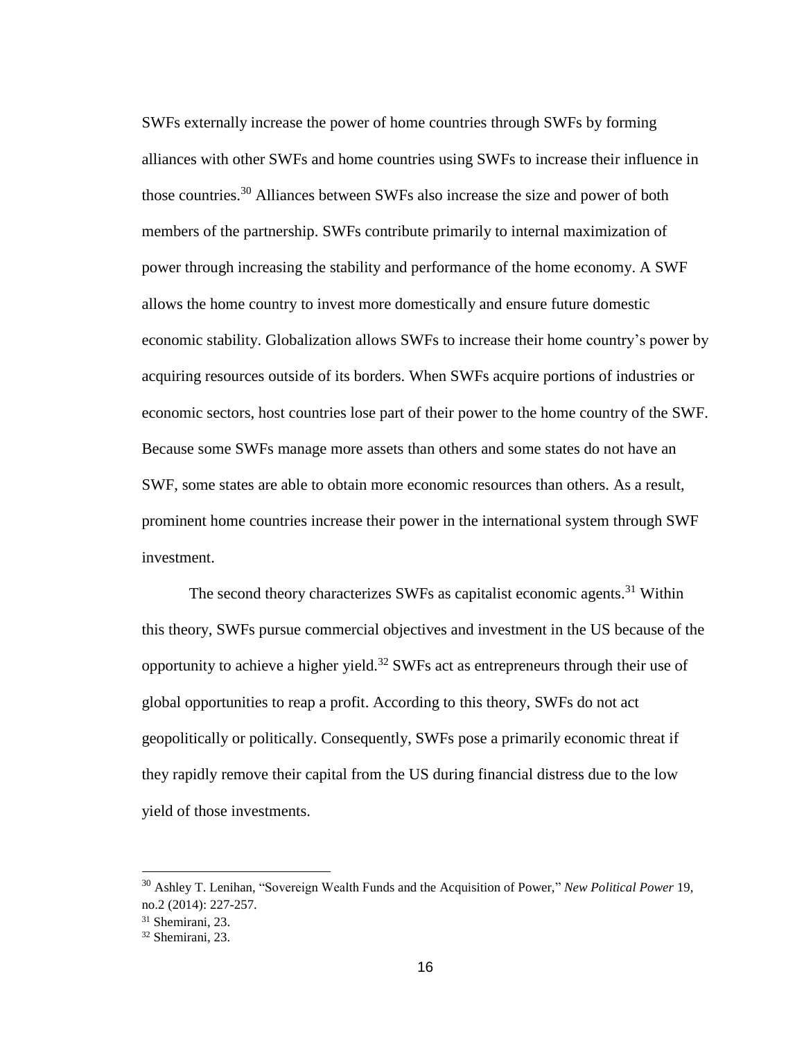SWFs externally increase the power of home countries through SWFs by forming alliances with other SWFs and home countries using SWFs to increase their influence in those countries.[30] Alliances between SWFs also increase the size and power of both members of the partnership. SWFs contribute primarily to internal maximization of power through increasing the stability and performance of the home economy. A SWF allows the home country to invest more domestically and ensure future domestic economic stability. Globalization allows SWFs to increase their home country's power by acquiring resources outside of its borders. When SWFs acquire portions of industries or economic sectors, host countries lose part of their power to the home country of the SWF. Because some SWFs manage more assets than others and some states do not have an SWF, some states are able to obtain more economic resources than others. As a result, prominent home countries increase their power in the international system through SWF investment.

The second theory characterizes SWFs as capitalist economic agents.[31] Within this theory, SWFs pursue commercial objectives and investment in the US because of the opportunity to achieve a higher yield.[32] SWFs act as entrepreneurs through their use of global opportunities to reap a profit. According to this theory, SWFs do not act geopolitically or politically. Consequently, SWFs pose a primarily economic threat if they rapidly remove their capital from the US during financial distress due to the low yield of those investments.

---

[30] Ashley T. Lenihan, "Sovereign Wealth Funds and the Acquisition of Power," *New Political Power* 19, no.2 (2014): 227-257.

[31] Shemirani, 23.

[32] Shemirani, 23.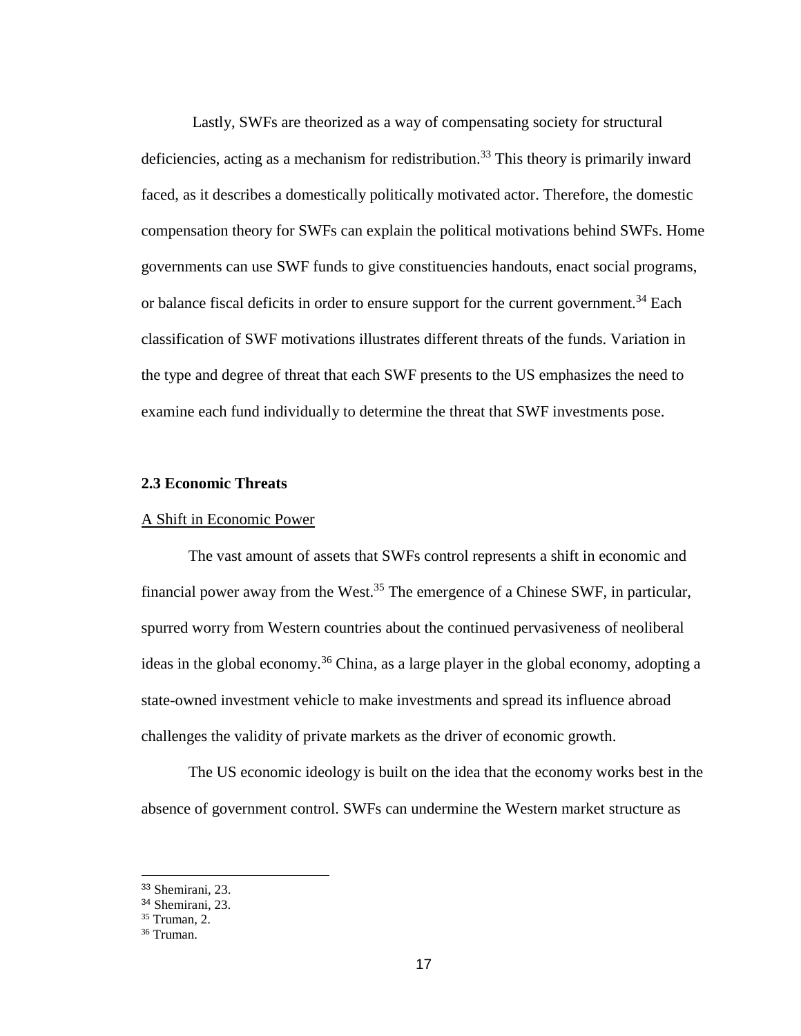Lastly, SWFs are theorized as a way of compensating society for structural deficiencies, acting as a mechanism for redistribution.[33] This theory is primarily inward faced, as it describes a domestically politically motivated actor. Therefore, the domestic compensation theory for SWFs can explain the political motivations behind SWFs. Home governments can use SWF funds to give constituencies handouts, enact social programs, or balance fiscal deficits in order to ensure support for the current government.[34] Each classification of SWF motivations illustrates different threats of the funds. Variation in the type and degree of threat that each SWF presents to the US emphasizes the need to examine each fund individually to determine the threat that SWF investments pose.

### 2.3 Economic Threats

A Shift in Economic Power

The vast amount of assets that SWFs control represents a shift in economic and financial power away from the West.[35] The emergence of a Chinese SWF, in particular, spurred worry from Western countries about the continued pervasiveness of neoliberal ideas in the global economy.[36] China, as a large player in the global economy, adopting a state-owned investment vehicle to make investments and spread its influence abroad challenges the validity of private markets as the driver of economic growth.

The US economic ideology is built on the idea that the economy works best in the absence of government control. SWFs can undermine the Western market structure as

---

[33] Shemirani, 23.
[34] Shemirani, 23.
[35] Truman, 2.
[36] Truman.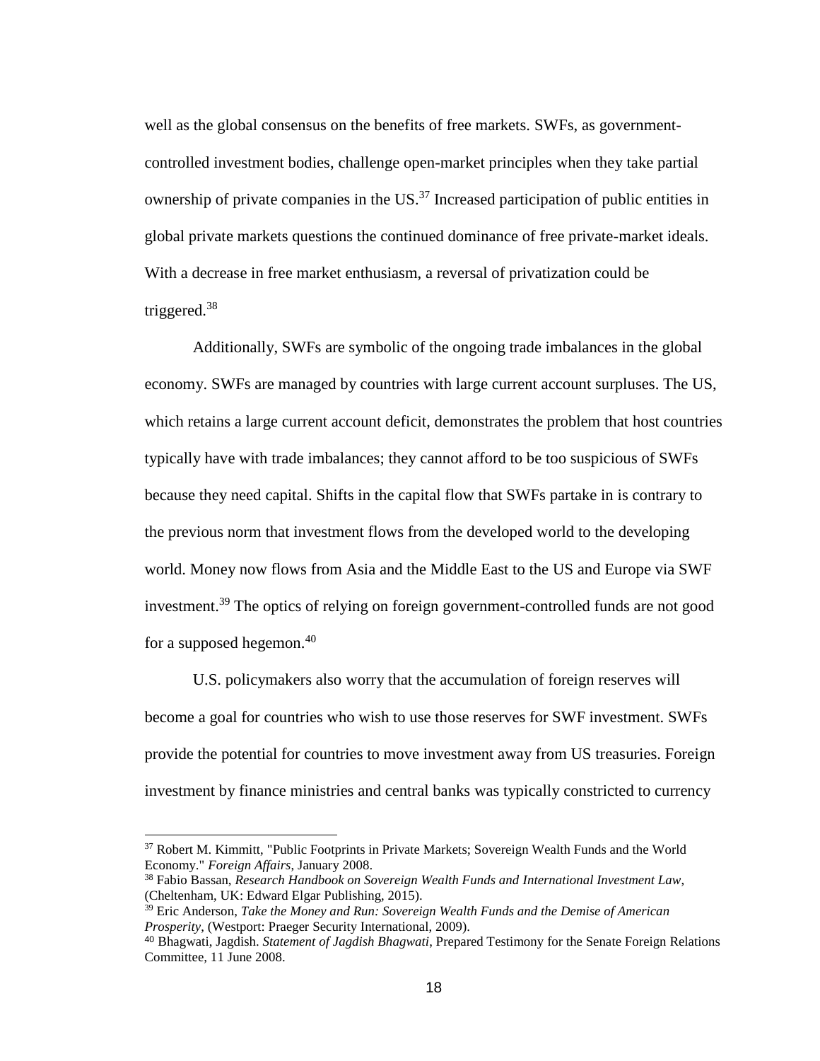well as the global consensus on the benefits of free markets. SWFs, as government-controlled investment bodies, challenge open-market principles when they take partial ownership of private companies in the US.[37] Increased participation of public entities in global private markets questions the continued dominance of free private-market ideals. With a decrease in free market enthusiasm, a reversal of privatization could be triggered.[38]

Additionally, SWFs are symbolic of the ongoing trade imbalances in the global economy. SWFs are managed by countries with large current account surpluses. The US, which retains a large current account deficit, demonstrates the problem that host countries typically have with trade imbalances; they cannot afford to be too suspicious of SWFs because they need capital. Shifts in the capital flow that SWFs partake in is contrary to the previous norm that investment flows from the developed world to the developing world. Money now flows from Asia and the Middle East to the US and Europe via SWF investment.[39] The optics of relying on foreign government-controlled funds are not good for a supposed hegemon.[40]

U.S. policymakers also worry that the accumulation of foreign reserves will become a goal for countries who wish to use those reserves for SWF investment. SWFs provide the potential for countries to move investment away from US treasuries. Foreign investment by finance ministries and central banks was typically constricted to currency

---

[37] Robert M. Kimmitt, "Public Footprints in Private Markets; Sovereign Wealth Funds and the World Economy." *Foreign Affairs*, January 2008.

[38] Fabio Bassan, *Research Handbook on Sovereign Wealth Funds and International Investment Law*, (Cheltenham, UK: Edward Elgar Publishing, 2015).

[39] Eric Anderson, *Take the Money and Run: Sovereign Wealth Funds and the Demise of American Prosperity*, (Westport: Praeger Security International, 2009).

[40] Bhagwati, Jagdish. *Statement of Jagdish Bhagwati*, Prepared Testimony for the Senate Foreign Relations Committee, 11 June 2008.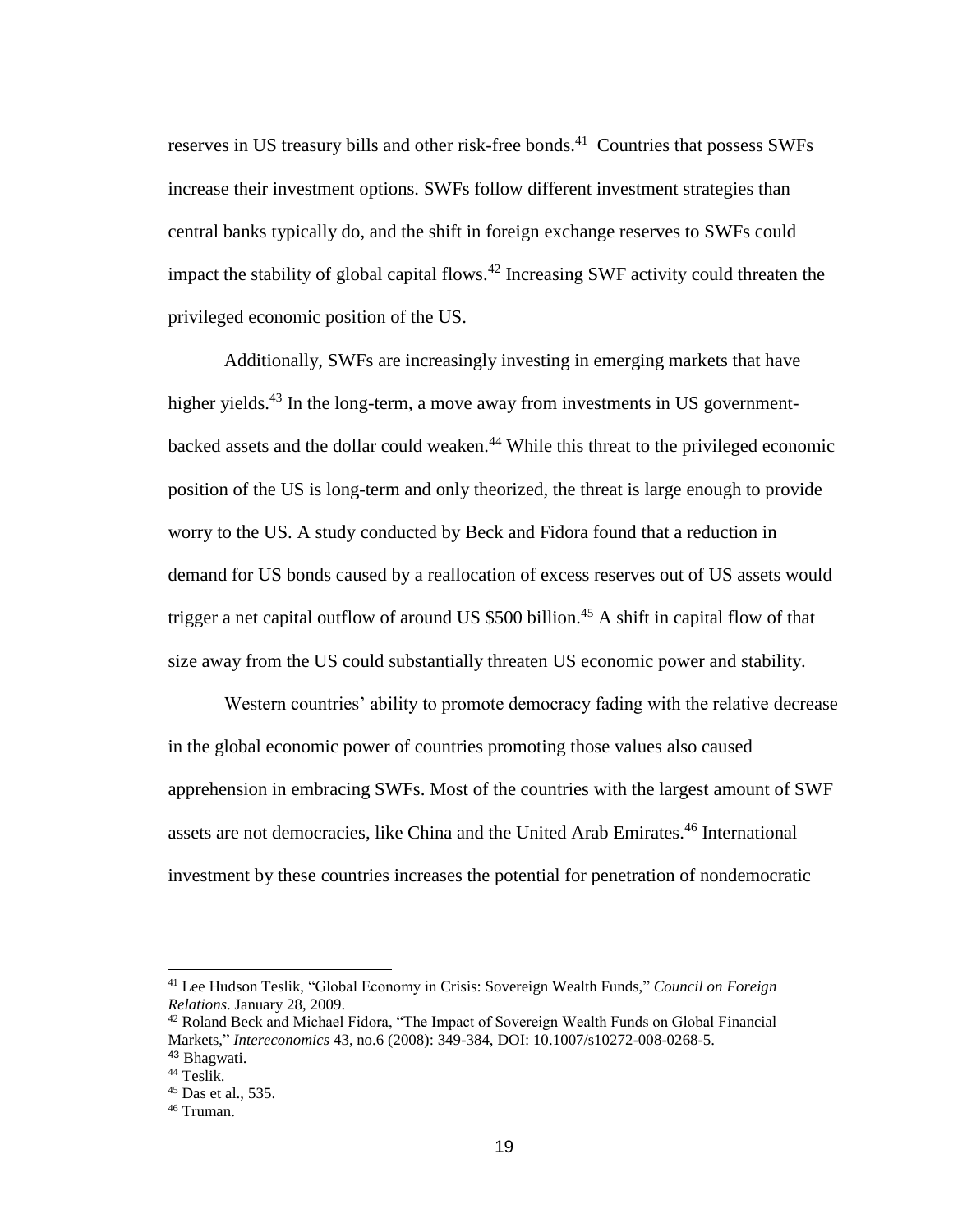reserves in US treasury bills and other risk-free bonds.[41] Countries that possess SWFs increase their investment options. SWFs follow different investment strategies than central banks typically do, and the shift in foreign exchange reserves to SWFs could impact the stability of global capital flows.[42] Increasing SWF activity could threaten the privileged economic position of the US.

Additionally, SWFs are increasingly investing in emerging markets that have higher yields.[43] In the long-term, a move away from investments in US government-backed assets and the dollar could weaken.[44] While this threat to the privileged economic position of the US is long-term and only theorized, the threat is large enough to provide worry to the US. A study conducted by Beck and Fidora found that a reduction in demand for US bonds caused by a reallocation of excess reserves out of US assets would trigger a net capital outflow of around US $500 billion.[45] A shift in capital flow of that size away from the US could substantially threaten US economic power and stability.

Western countries' ability to promote democracy fading with the relative decrease in the global economic power of countries promoting those values also caused apprehension in embracing SWFs. Most of the countries with the largest amount of SWF assets are not democracies, like China and the United Arab Emirates.[46] International investment by these countries increases the potential for penetration of nondemocratic

---

[41] Lee Hudson Teslik, "Global Economy in Crisis: Sovereign Wealth Funds," *Council on Foreign Relations*. January 28, 2009.

[42] Roland Beck and Michael Fidora, "The Impact of Sovereign Wealth Funds on Global Financial Markets," *Intereconomics* 43, no.6 (2008): 349-384, DOI: 10.1007/s10272-008-0268-5.

[43] Bhagwati.

[44] Teslik.

[45] Das et al., 535.

[46] Truman.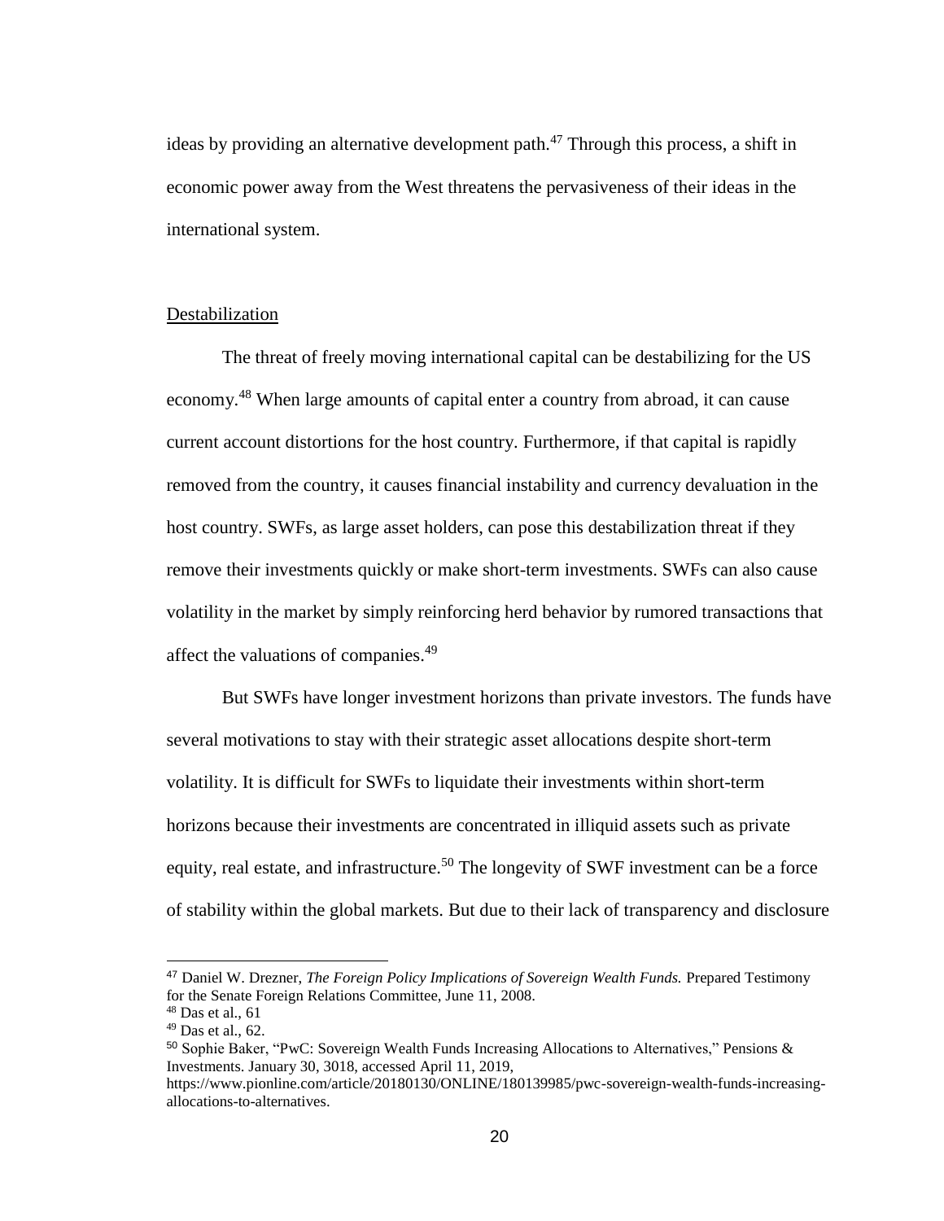ideas by providing an alternative development path.[47] Through this process, a shift in economic power away from the West threatens the pervasiveness of their ideas in the international system.

Destabilization

The threat of freely moving international capital can be destabilizing for the US economy.[48] When large amounts of capital enter a country from abroad, it can cause current account distortions for the host country. Furthermore, if that capital is rapidly removed from the country, it causes financial instability and currency devaluation in the host country. SWFs, as large asset holders, can pose this destabilization threat if they remove their investments quickly or make short-term investments. SWFs can also cause volatility in the market by simply reinforcing herd behavior by rumored transactions that affect the valuations of companies.[49]

But SWFs have longer investment horizons than private investors. The funds have several motivations to stay with their strategic asset allocations despite short-term volatility. It is difficult for SWFs to liquidate their investments within short-term horizons because their investments are concentrated in illiquid assets such as private equity, real estate, and infrastructure.[50] The longevity of SWF investment can be a force of stability within the global markets. But due to their lack of transparency and disclosure

---

[47] Daniel W. Drezner, *The Foreign Policy Implications of Sovereign Wealth Funds.* Prepared Testimony for the Senate Foreign Relations Committee, June 11, 2008.

[48] Das et al., 61

[49] Das et al., 62.

[50] Sophie Baker, "PwC: Sovereign Wealth Funds Increasing Allocations to Alternatives," Pensions & Investments. January 30, 3018, accessed April 11, 2019, https://www.pionline.com/article/20180130/ONLINE/180139985/pwc-sovereign-wealth-funds-increasing-allocations-to-alternatives.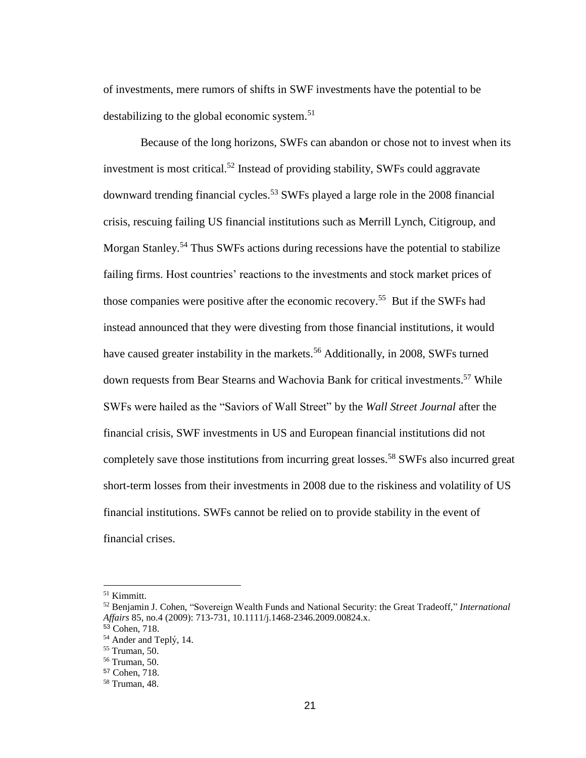of investments, mere rumors of shifts in SWF investments have the potential to be destabilizing to the global economic system.[51]

Because of the long horizons, SWFs can abandon or chose not to invest when its investment is most critical.[52] Instead of providing stability, SWFs could aggravate downward trending financial cycles.[53] SWFs played a large role in the 2008 financial crisis, rescuing failing US financial institutions such as Merrill Lynch, Citigroup, and Morgan Stanley.[54] Thus SWFs actions during recessions have the potential to stabilize failing firms. Host countries' reactions to the investments and stock market prices of those companies were positive after the economic recovery.[55] But if the SWFs had instead announced that they were divesting from those financial institutions, it would have caused greater instability in the markets.[56] Additionally, in 2008, SWFs turned down requests from Bear Stearns and Wachovia Bank for critical investments.[57] While SWFs were hailed as the "Saviors of Wall Street" by the *Wall Street Journal* after the financial crisis, SWF investments in US and European financial institutions did not completely save those institutions from incurring great losses.[58] SWFs also incurred great short-term losses from their investments in 2008 due to the riskiness and volatility of US financial institutions. SWFs cannot be relied on to provide stability in the event of financial crises.

---

[51] Kimmitt.

[52] Benjamin J. Cohen, "Sovereign Wealth Funds and National Security: the Great Tradeoff," *International Affairs* 85, no.4 (2009): 713-731, 10.1111/j.1468-2346.2009.00824.x.

[53] Cohen, 718.

[54] Ander and Teplý, 14.

[55] Truman, 50.

[56] Truman, 50.

[57] Cohen, 718.

[58] Truman, 48.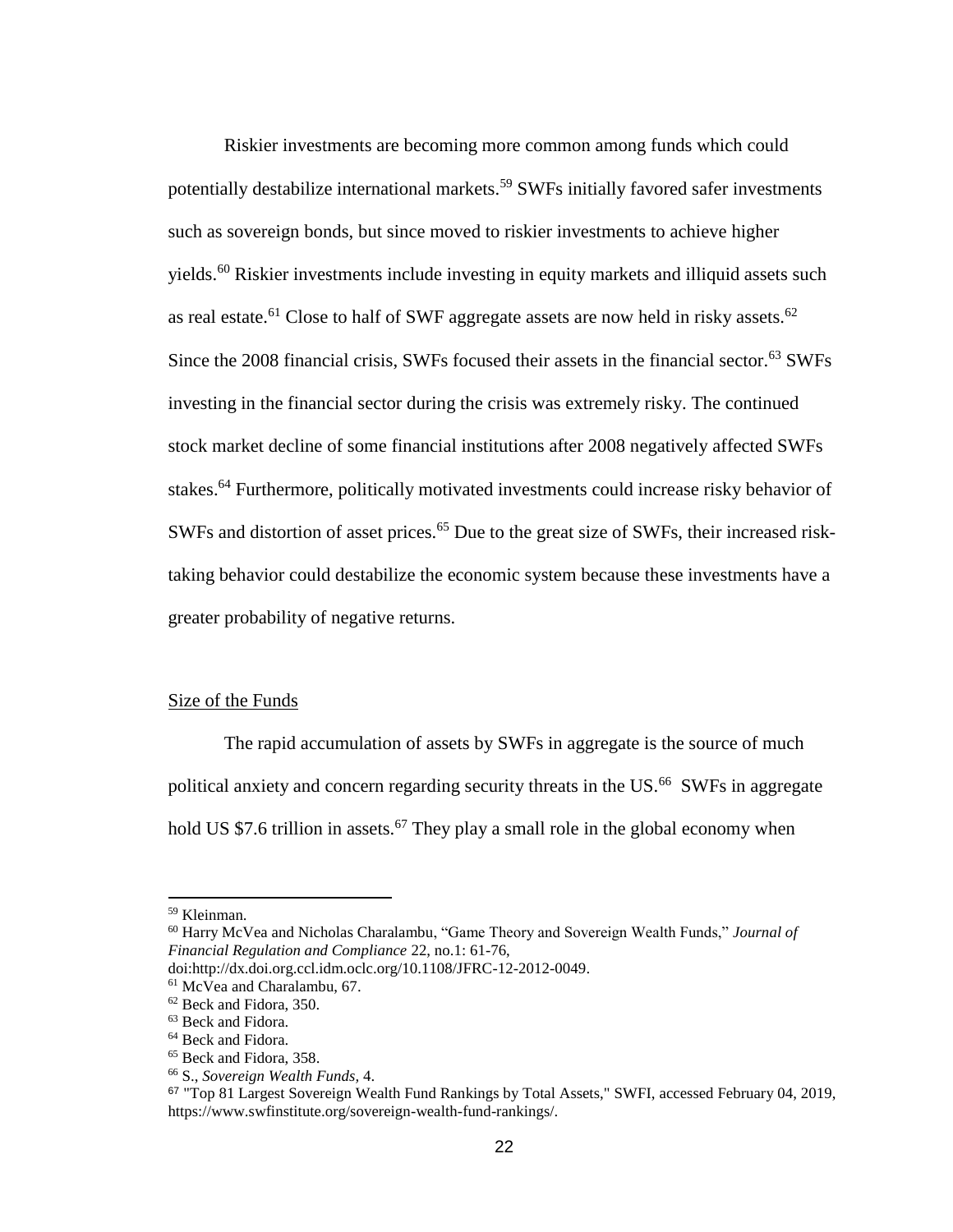Riskier investments are becoming more common among funds which could potentially destabilize international markets.[59] SWFs initially favored safer investments such as sovereign bonds, but since moved to riskier investments to achieve higher yields.[60] Riskier investments include investing in equity markets and illiquid assets such as real estate.[61] Close to half of SWF aggregate assets are now held in risky assets.[62] Since the 2008 financial crisis, SWFs focused their assets in the financial sector.[63] SWFs investing in the financial sector during the crisis was extremely risky. The continued stock market decline of some financial institutions after 2008 negatively affected SWFs stakes.[64] Furthermore, politically motivated investments could increase risky behavior of SWFs and distortion of asset prices.[65] Due to the great size of SWFs, their increased risk-taking behavior could destabilize the economic system because these investments have a greater probability of negative returns.

Size of the Funds

The rapid accumulation of assets by SWFs in aggregate is the source of much political anxiety and concern regarding security threats in the US.[66] SWFs in aggregate hold US $7.6 trillion in assets.[67] They play a small role in the global economy when

---

[59] Kleinman.

[60] Harry McVea and Nicholas Charalambu, "Game Theory and Sovereign Wealth Funds," *Journal of Financial Regulation and Compliance* 22, no.1: 61-76, doi:http://dx.doi.org.ccl.idm.oclc.org/10.1108/JFRC-12-2012-0049.

[61] McVea and Charalambu, 67.

[62] Beck and Fidora, 350.

[63] Beck and Fidora.

[64] Beck and Fidora.

[65] Beck and Fidora, 358.

[66] S., *Sovereign Wealth Funds*, 4.

[67] "Top 81 Largest Sovereign Wealth Fund Rankings by Total Assets," SWFI, accessed February 04, 2019, https://www.swfinstitute.org/sovereign-wealth-fund-rankings/.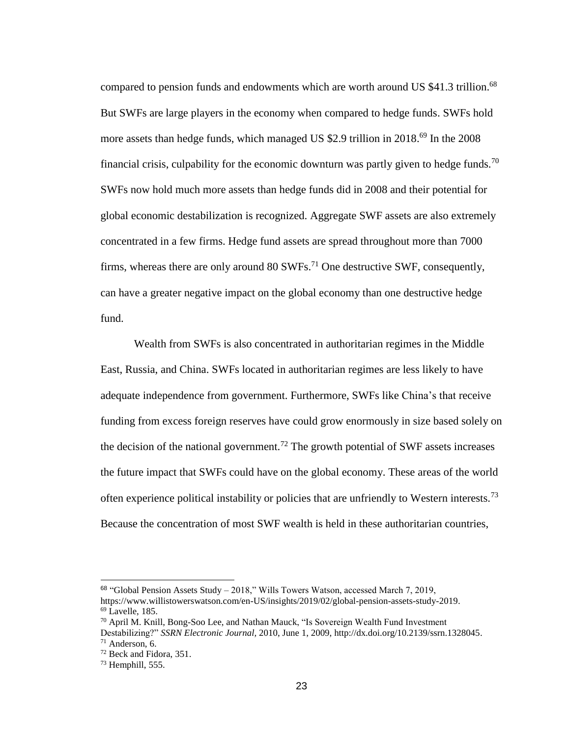compared to pension funds and endowments which are worth around US $41.3 trillion.[68] But SWFs are large players in the economy when compared to hedge funds. SWFs hold more assets than hedge funds, which managed US $2.9 trillion in 2018.[69] In the 2008 financial crisis, culpability for the economic downturn was partly given to hedge funds.[70] SWFs now hold much more assets than hedge funds did in 2008 and their potential for global economic destabilization is recognized. Aggregate SWF assets are also extremely concentrated in a few firms. Hedge fund assets are spread throughout more than 7000 firms, whereas there are only around 80 SWFs.[71] One destructive SWF, consequently, can have a greater negative impact on the global economy than one destructive hedge fund.

Wealth from SWFs is also concentrated in authoritarian regimes in the Middle East, Russia, and China. SWFs located in authoritarian regimes are less likely to have adequate independence from government. Furthermore, SWFs like China's that receive funding from excess foreign reserves have could grow enormously in size based solely on the decision of the national government.[72] The growth potential of SWF assets increases the future impact that SWFs could have on the global economy. These areas of the world often experience political instability or policies that are unfriendly to Western interests.[73] Because the concentration of most SWF wealth is held in these authoritarian countries,

---

[68] "Global Pension Assets Study – 2018," Wills Towers Watson, accessed March 7, 2019, https://www.willistowerswatson.com/en-US/insights/2019/02/global-pension-assets-study-2019.

[69] Lavelle, 185.

[70] April M. Knill, Bong-Soo Lee, and Nathan Mauck, "Is Sovereign Wealth Fund Investment Destabilizing?" *SSRN Electronic Journal*, 2010, June 1, 2009, http://dx.doi.org/10.2139/ssrn.1328045.

[71] Anderson, 6.

[72] Beck and Fidora, 351.

[73] Hemphill, 555.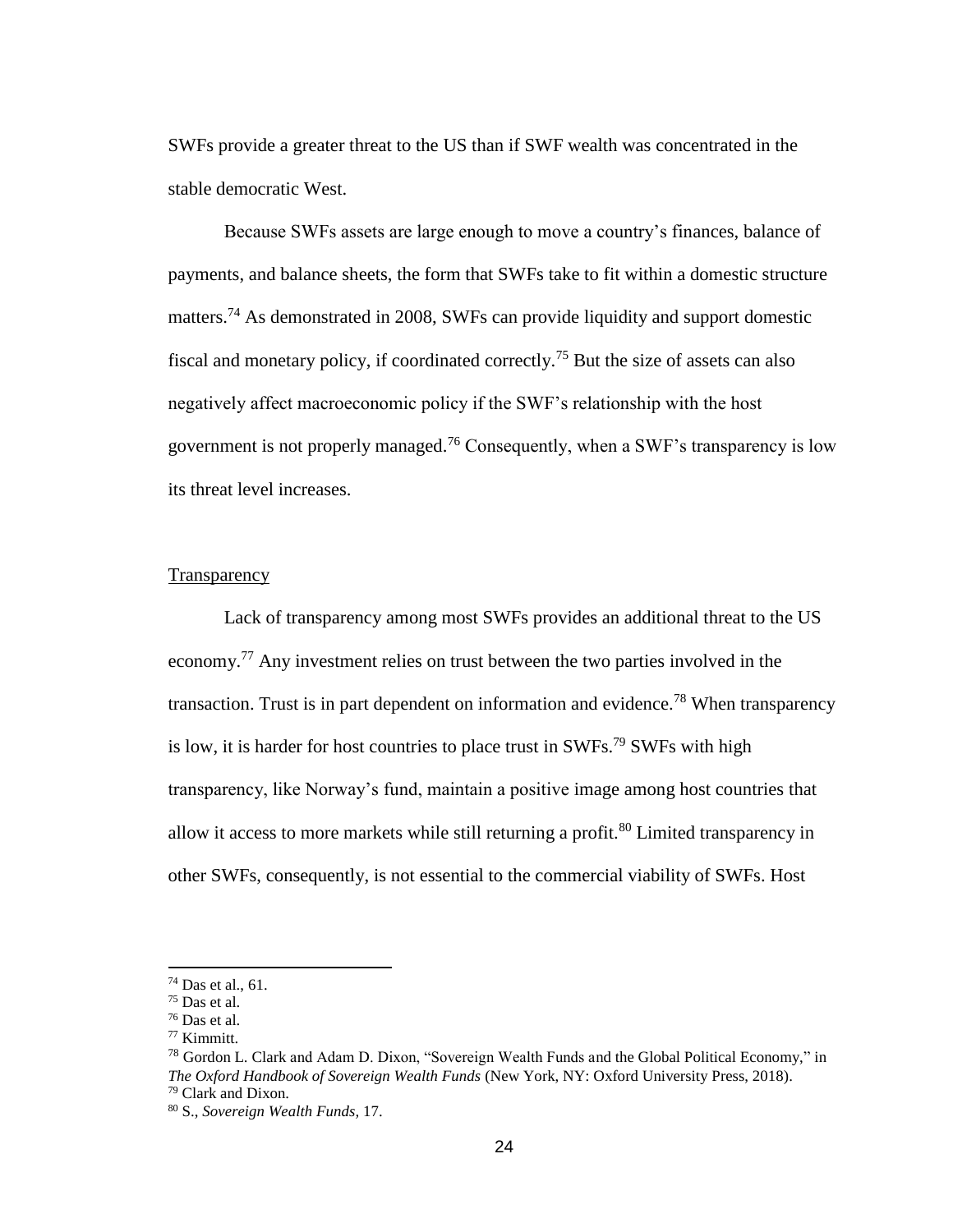SWFs provide a greater threat to the US than if SWF wealth was concentrated in the stable democratic West.

Because SWFs assets are large enough to move a country's finances, balance of payments, and balance sheets, the form that SWFs take to fit within a domestic structure matters.[74] As demonstrated in 2008, SWFs can provide liquidity and support domestic fiscal and monetary policy, if coordinated correctly.[75] But the size of assets can also negatively affect macroeconomic policy if the SWF's relationship with the host government is not properly managed.[76] Consequently, when a SWF's transparency is low its threat level increases.

Transparency

Lack of transparency among most SWFs provides an additional threat to the US economy.[77] Any investment relies on trust between the two parties involved in the transaction. Trust is in part dependent on information and evidence.[78] When transparency is low, it is harder for host countries to place trust in SWFs.[79] SWFs with high transparency, like Norway's fund, maintain a positive image among host countries that allow it access to more markets while still returning a profit.[80] Limited transparency in other SWFs, consequently, is not essential to the commercial viability of SWFs. Host

---

[74] Das et al., 61.
[75] Das et al.
[76] Das et al.
[77] Kimmitt.
[78] Gordon L. Clark and Adam D. Dixon, "Sovereign Wealth Funds and the Global Political Economy," in *The Oxford Handbook of Sovereign Wealth Funds* (New York, NY: Oxford University Press, 2018).
[79] Clark and Dixon.
[80] S., *Sovereign Wealth Funds*, 17.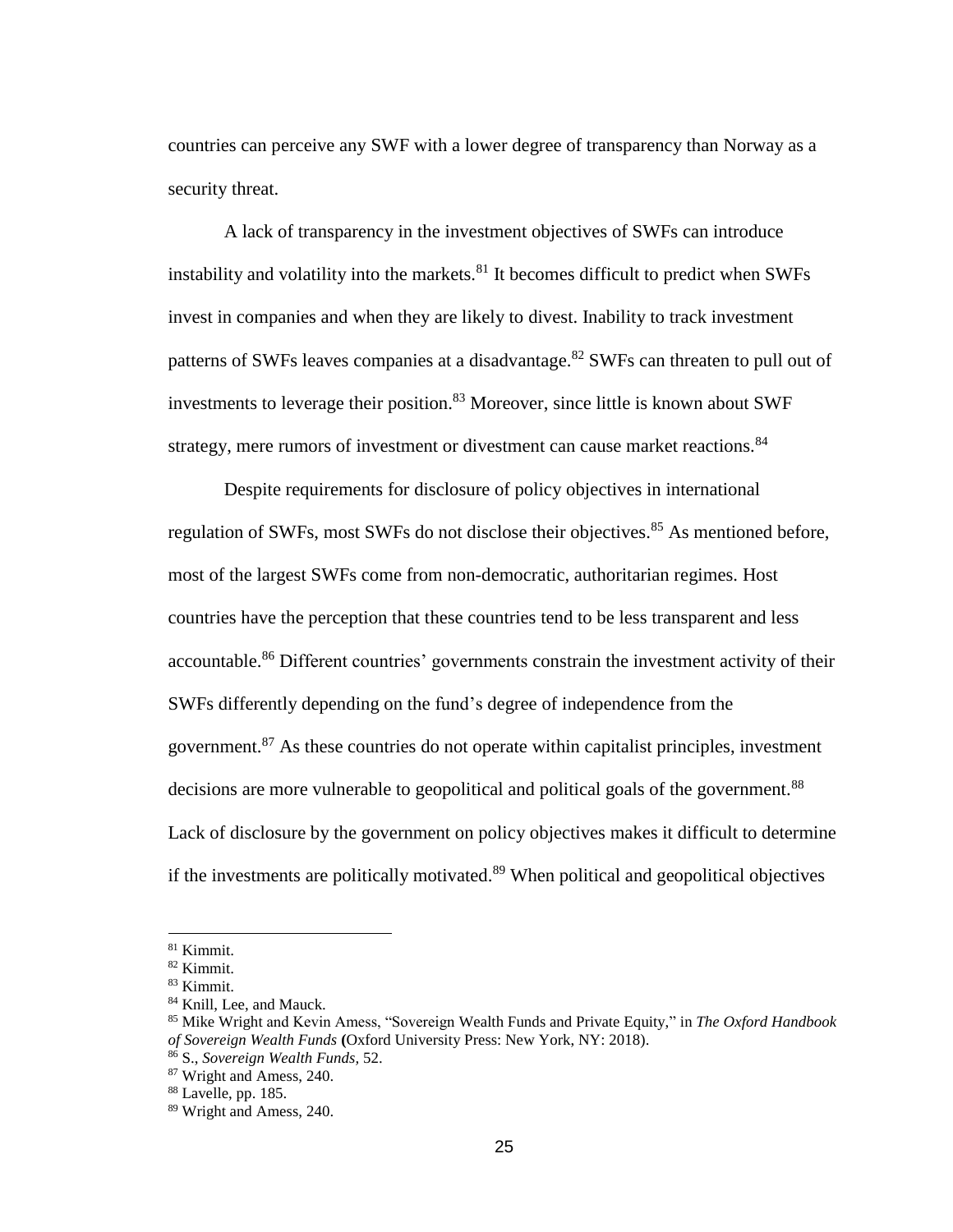countries can perceive any SWF with a lower degree of transparency than Norway as a security threat.

A lack of transparency in the investment objectives of SWFs can introduce instability and volatility into the markets.[81] It becomes difficult to predict when SWFs invest in companies and when they are likely to divest. Inability to track investment patterns of SWFs leaves companies at a disadvantage.[82] SWFs can threaten to pull out of investments to leverage their position.[83] Moreover, since little is known about SWF strategy, mere rumors of investment or divestment can cause market reactions.[84]

Despite requirements for disclosure of policy objectives in international regulation of SWFs, most SWFs do not disclose their objectives.[85] As mentioned before, most of the largest SWFs come from non-democratic, authoritarian regimes. Host countries have the perception that these countries tend to be less transparent and less accountable.[86] Different countries' governments constrain the investment activity of their SWFs differently depending on the fund's degree of independence from the government.[87] As these countries do not operate within capitalist principles, investment decisions are more vulnerable to geopolitical and political goals of the government.[88] Lack of disclosure by the government on policy objectives makes it difficult to determine if the investments are politically motivated.[89] When political and geopolitical objectives

---

[81] Kimmit.

[82] Kimmit.

[83] Kimmit.

[84] Knill, Lee, and Mauck.

[85] Mike Wright and Kevin Amess, "Sovereign Wealth Funds and Private Equity," in *The Oxford Handbook of Sovereign Wealth Funds* **(**Oxford University Press: New York, NY: 2018).

[86] S., *Sovereign Wealth Funds*, 52.

[87] Wright and Amess, 240.

[88] Lavelle, pp. 185.

[89] Wright and Amess, 240.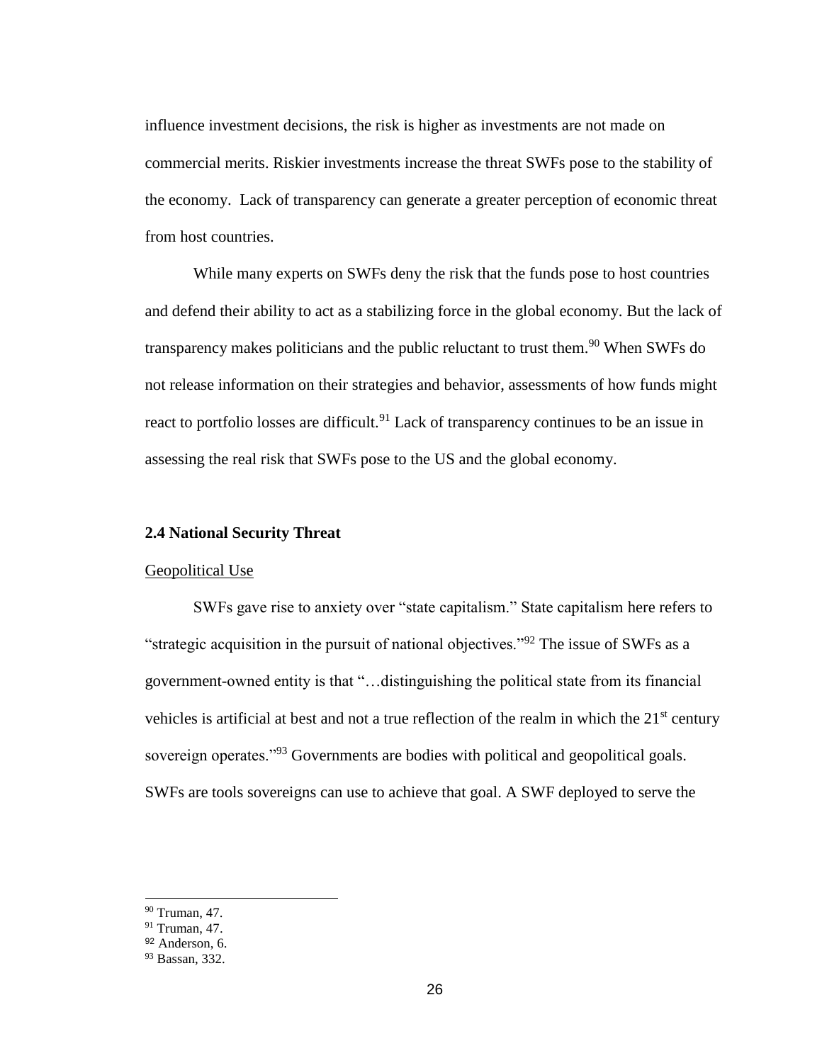influence investment decisions, the risk is higher as investments are not made on commercial merits. Riskier investments increase the threat SWFs pose to the stability of the economy.  Lack of transparency can generate a greater perception of economic threat from host countries.

While many experts on SWFs deny the risk that the funds pose to host countries and defend their ability to act as a stabilizing force in the global economy. But the lack of transparency makes politicians and the public reluctant to trust them.[90] When SWFs do not release information on their strategies and behavior, assessments of how funds might react to portfolio losses are difficult.[91] Lack of transparency continues to be an issue in assessing the real risk that SWFs pose to the US and the global economy.

### 2.4 National Security Threat

Geopolitical Use

SWFs gave rise to anxiety over "state capitalism." State capitalism here refers to "strategic acquisition in the pursuit of national objectives."[92] The issue of SWFs as a government-owned entity is that "…distinguishing the political state from its financial vehicles is artificial at best and not a true reflection of the realm in which the 21st century sovereign operates."[93] Governments are bodies with political and geopolitical goals. SWFs are tools sovereigns can use to achieve that goal. A SWF deployed to serve the

[90] Truman, 47.
[91] Truman, 47.
[92] Anderson, 6.
[93] Bassan, 332.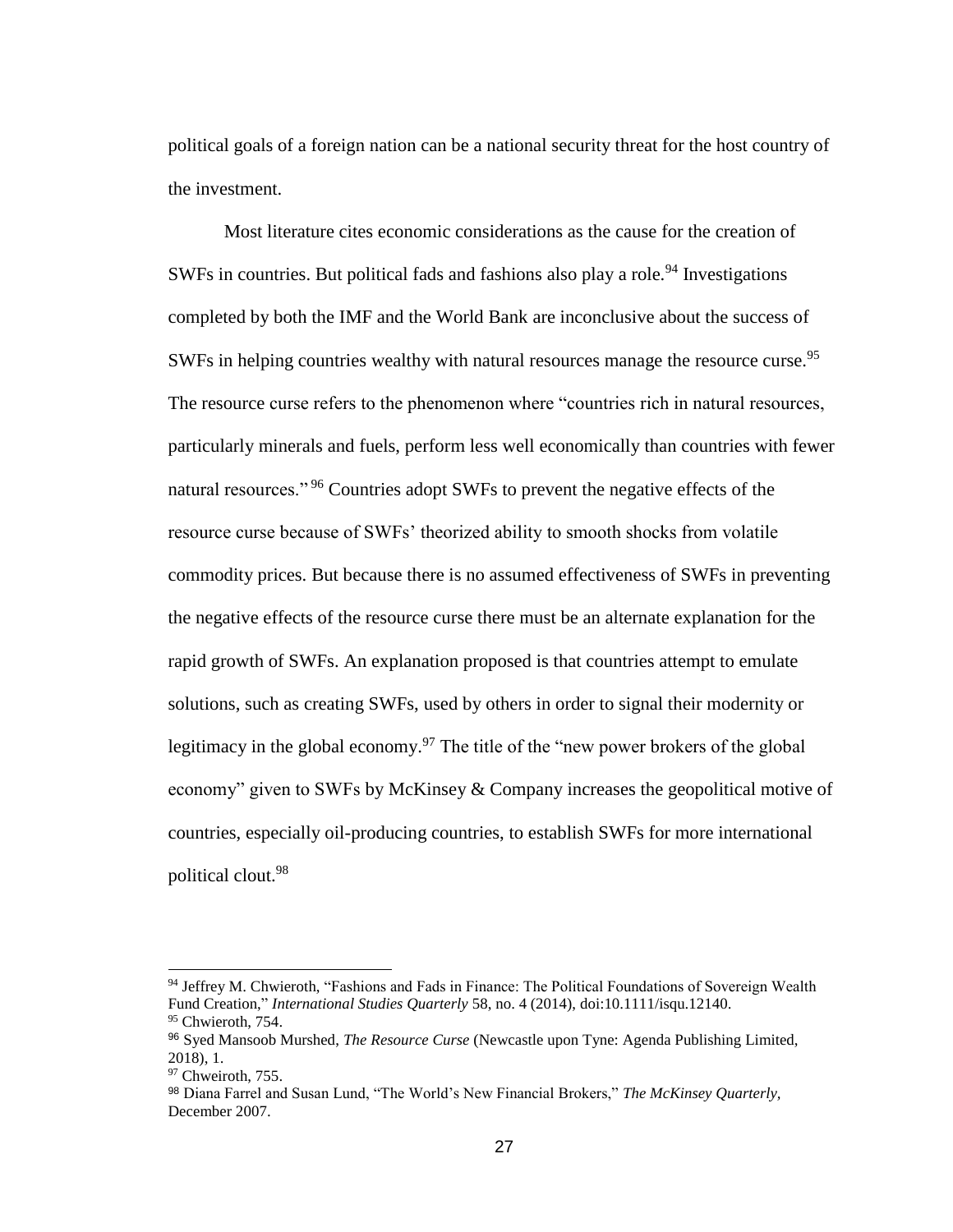political goals of a foreign nation can be a national security threat for the host country of the investment.

Most literature cites economic considerations as the cause for the creation of SWFs in countries. But political fads and fashions also play a role.[94] Investigations completed by both the IMF and the World Bank are inconclusive about the success of SWFs in helping countries wealthy with natural resources manage the resource curse.[95] The resource curse refers to the phenomenon where "countries rich in natural resources, particularly minerals and fuels, perform less well economically than countries with fewer natural resources."[96] Countries adopt SWFs to prevent the negative effects of the resource curse because of SWFs' theorized ability to smooth shocks from volatile commodity prices. But because there is no assumed effectiveness of SWFs in preventing the negative effects of the resource curse there must be an alternate explanation for the rapid growth of SWFs. An explanation proposed is that countries attempt to emulate solutions, such as creating SWFs, used by others in order to signal their modernity or legitimacy in the global economy.[97] The title of the "new power brokers of the global economy" given to SWFs by McKinsey & Company increases the geopolitical motive of countries, especially oil-producing countries, to establish SWFs for more international political clout.[98]

---

[94] Jeffrey M. Chwieroth, "Fashions and Fads in Finance: The Political Foundations of Sovereign Wealth Fund Creation," *International Studies Quarterly* 58, no. 4 (2014), doi:10.1111/isqu.12140.

[95] Chwieroth, 754.

[96] Syed Mansoob Murshed, *The Resource Curse* (Newcastle upon Tyne: Agenda Publishing Limited, 2018), 1.

[97] Chweiroth, 755.

[98] Diana Farrel and Susan Lund, "The World's New Financial Brokers," *The McKinsey Quarterly,* December 2007.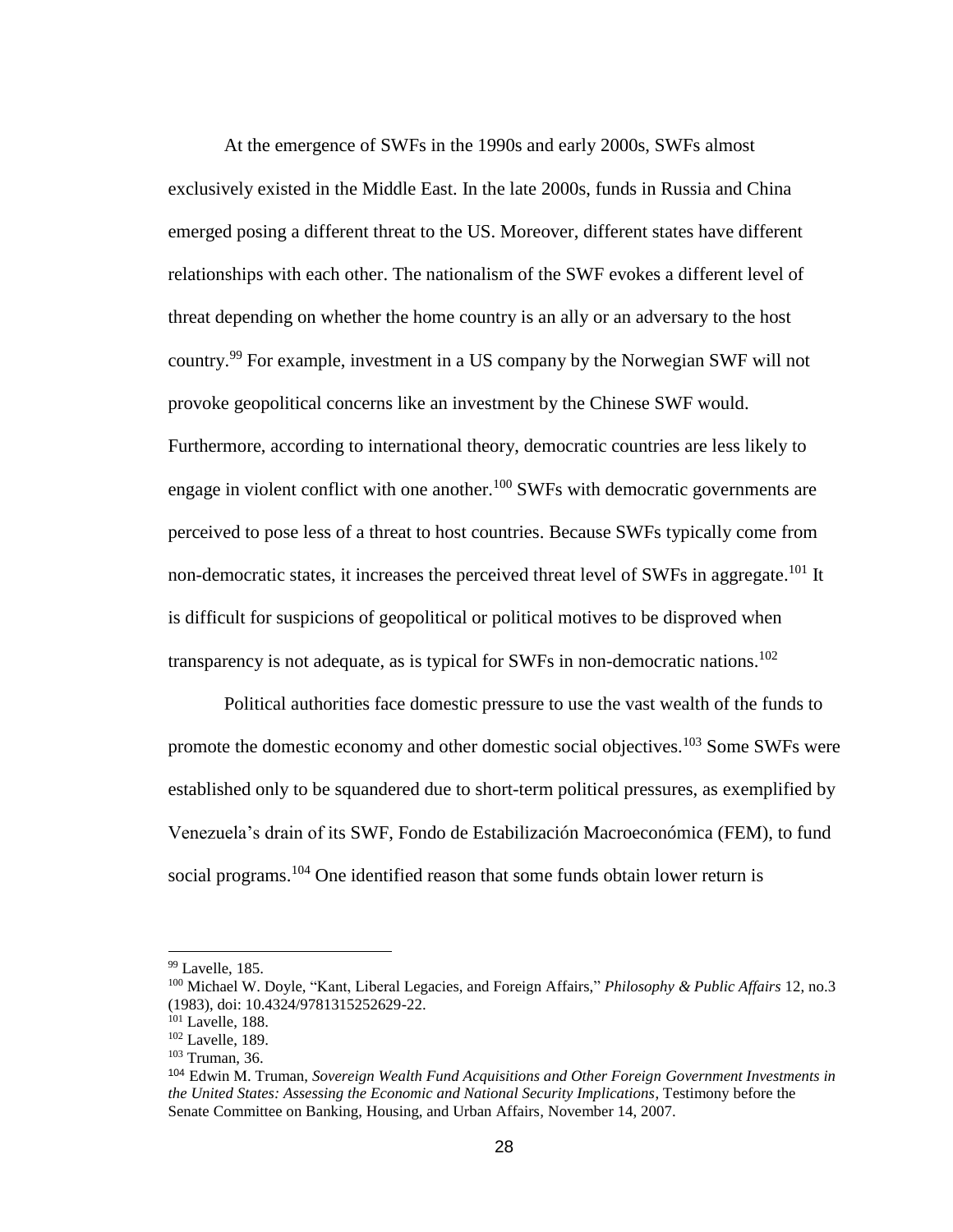At the emergence of SWFs in the 1990s and early 2000s, SWFs almost exclusively existed in the Middle East. In the late 2000s, funds in Russia and China emerged posing a different threat to the US. Moreover, different states have different relationships with each other. The nationalism of the SWF evokes a different level of threat depending on whether the home country is an ally or an adversary to the host country.[99] For example, investment in a US company by the Norwegian SWF will not provoke geopolitical concerns like an investment by the Chinese SWF would. Furthermore, according to international theory, democratic countries are less likely to engage in violent conflict with one another.[100] SWFs with democratic governments are perceived to pose less of a threat to host countries. Because SWFs typically come from non-democratic states, it increases the perceived threat level of SWFs in aggregate.[101] It is difficult for suspicions of geopolitical or political motives to be disproved when transparency is not adequate, as is typical for SWFs in non-democratic nations.[102]

Political authorities face domestic pressure to use the vast wealth of the funds to promote the domestic economy and other domestic social objectives.[103] Some SWFs were established only to be squandered due to short-term political pressures, as exemplified by Venezuela's drain of its SWF, Fondo de Estabilización Macroeconómica (FEM), to fund social programs.[104] One identified reason that some funds obtain lower return is

---

[99] Lavelle, 185.

[100] Michael W. Doyle, "Kant, Liberal Legacies, and Foreign Affairs," *Philosophy & Public Affairs* 12, no.3 (1983), doi: 10.4324/9781315252629-22.

[101] Lavelle, 188.

[102] Lavelle, 189.

[103] Truman, 36.

[104] Edwin M. Truman, *Sovereign Wealth Fund Acquisitions and Other Foreign Government Investments in the United States: Assessing the Economic and National Security Implications*, Testimony before the Senate Committee on Banking, Housing, and Urban Affairs, November 14, 2007.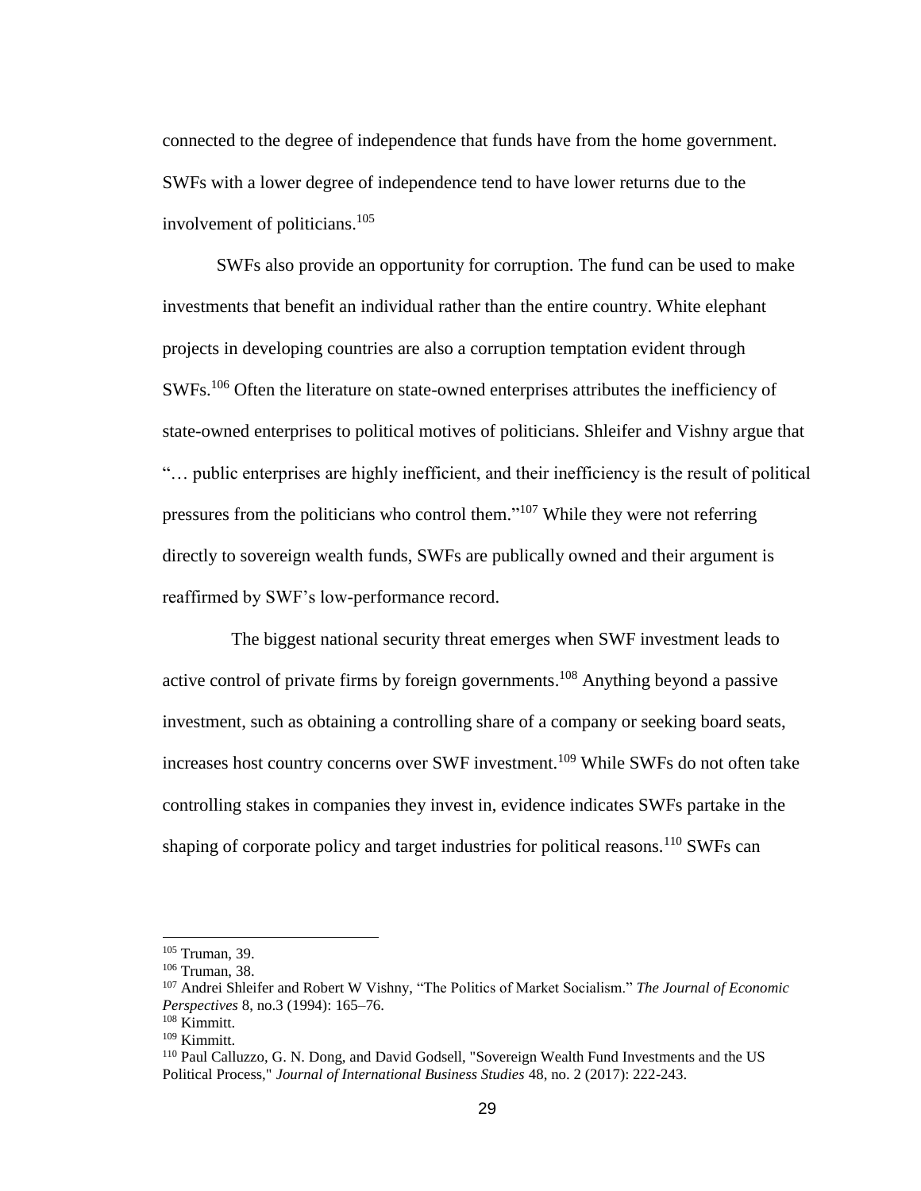connected to the degree of independence that funds have from the home government. SWFs with a lower degree of independence tend to have lower returns due to the involvement of politicians.[105]

SWFs also provide an opportunity for corruption. The fund can be used to make investments that benefit an individual rather than the entire country. White elephant projects in developing countries are also a corruption temptation evident through SWFs.[106] Often the literature on state-owned enterprises attributes the inefficiency of state-owned enterprises to political motives of politicians. Shleifer and Vishny argue that "… public enterprises are highly inefficient, and their inefficiency is the result of political pressures from the politicians who control them."[107] While they were not referring directly to sovereign wealth funds, SWFs are publically owned and their argument is reaffirmed by SWF's low-performance record.

The biggest national security threat emerges when SWF investment leads to active control of private firms by foreign governments.[108] Anything beyond a passive investment, such as obtaining a controlling share of a company or seeking board seats, increases host country concerns over SWF investment.[109] While SWFs do not often take controlling stakes in companies they invest in, evidence indicates SWFs partake in the shaping of corporate policy and target industries for political reasons.[110] SWFs can

---

[105] Truman, 39.

[106] Truman, 38.

[107] Andrei Shleifer and Robert W Vishny, "The Politics of Market Socialism." *The Journal of Economic Perspectives* 8, no.3 (1994): 165–76.

[108] Kimmitt.

[109] Kimmitt.

[110] Paul Calluzzo, G. N. Dong, and David Godsell, "Sovereign Wealth Fund Investments and the US Political Process," *Journal of International Business Studies* 48, no. 2 (2017): 222-243.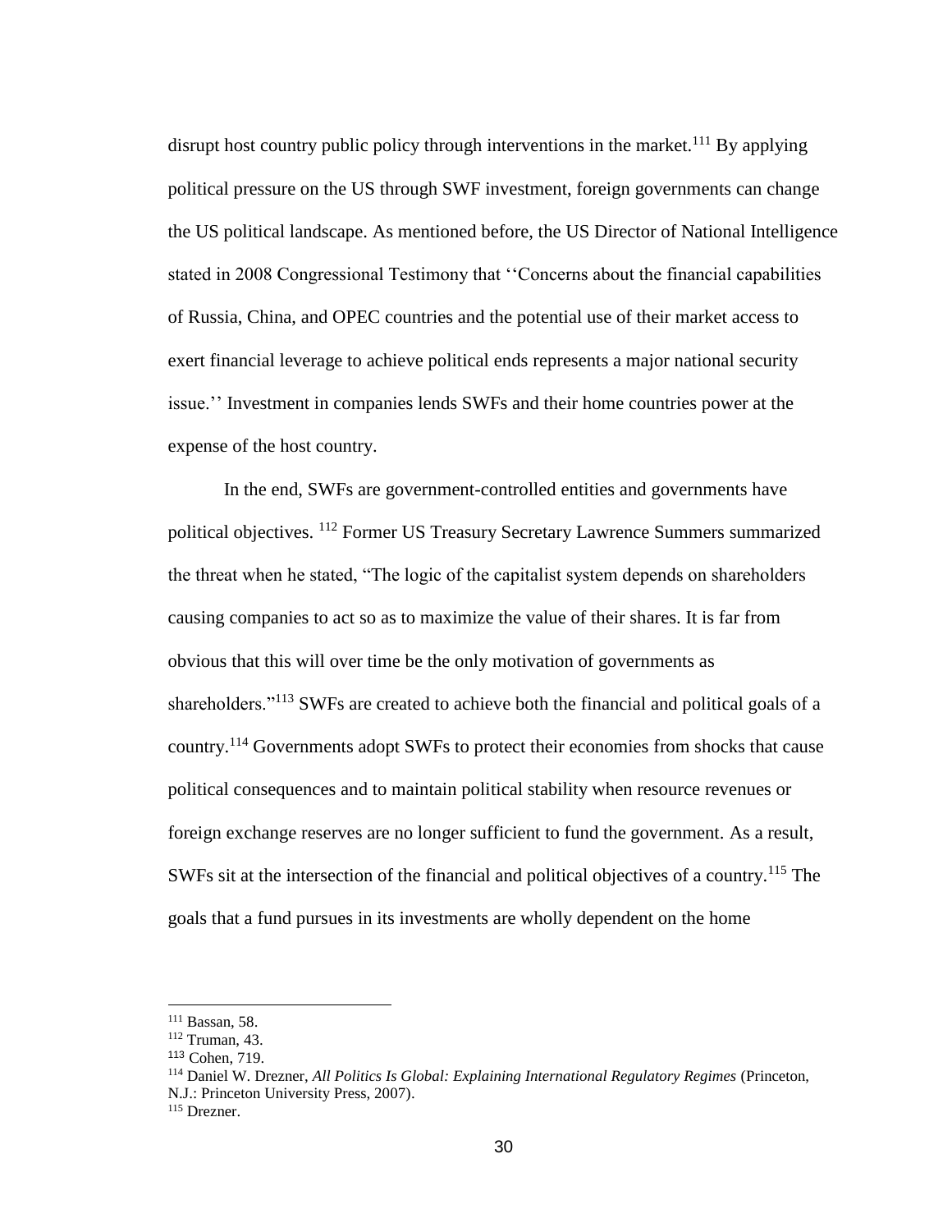disrupt host country public policy through interventions in the market.[111] By applying political pressure on the US through SWF investment, foreign governments can change the US political landscape. As mentioned before, the US Director of National Intelligence stated in 2008 Congressional Testimony that ''Concerns about the financial capabilities of Russia, China, and OPEC countries and the potential use of their market access to exert financial leverage to achieve political ends represents a major national security issue.'' Investment in companies lends SWFs and their home countries power at the expense of the host country.

In the end, SWFs are government-controlled entities and governments have political objectives. [112] Former US Treasury Secretary Lawrence Summers summarized the threat when he stated, "The logic of the capitalist system depends on shareholders causing companies to act so as to maximize the value of their shares. It is far from obvious that this will over time be the only motivation of governments as shareholders."[113] SWFs are created to achieve both the financial and political goals of a country.[114] Governments adopt SWFs to protect their economies from shocks that cause political consequences and to maintain political stability when resource revenues or foreign exchange reserves are no longer sufficient to fund the government. As a result, SWFs sit at the intersection of the financial and political objectives of a country.[115] The goals that a fund pursues in its investments are wholly dependent on the home

---

[111] Bassan, 58.

[112] Truman, 43.

[113] Cohen, 719.

[114] Daniel W. Drezner, *All Politics Is Global: Explaining International Regulatory Regimes* (Princeton, N.J.: Princeton University Press, 2007).

[115] Drezner.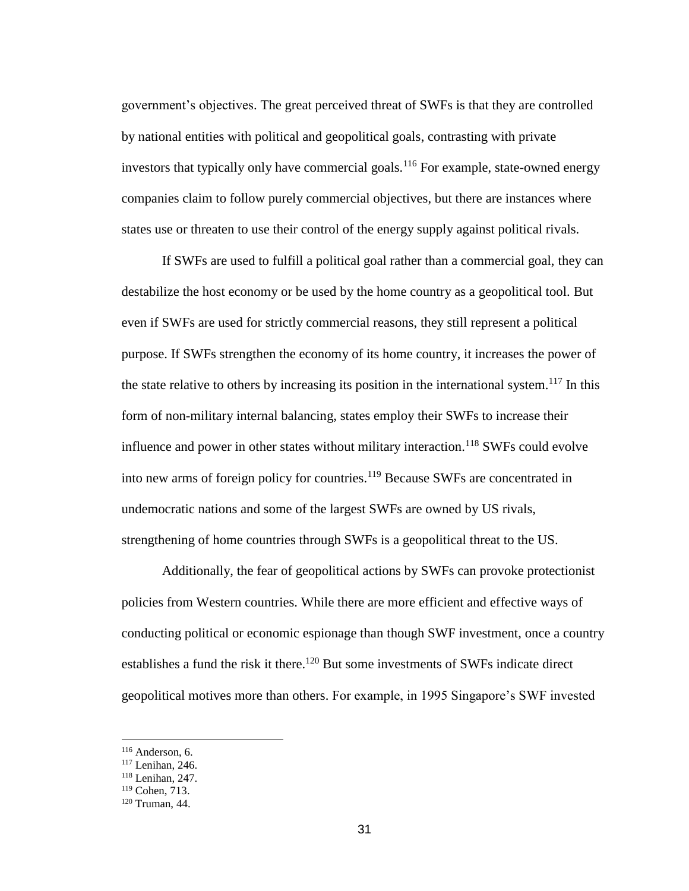government's objectives. The great perceived threat of SWFs is that they are controlled by national entities with political and geopolitical goals, contrasting with private investors that typically only have commercial goals.[116] For example, state-owned energy companies claim to follow purely commercial objectives, but there are instances where states use or threaten to use their control of the energy supply against political rivals.

If SWFs are used to fulfill a political goal rather than a commercial goal, they can destabilize the host economy or be used by the home country as a geopolitical tool. But even if SWFs are used for strictly commercial reasons, they still represent a political purpose. If SWFs strengthen the economy of its home country, it increases the power of the state relative to others by increasing its position in the international system.[117] In this form of non-military internal balancing, states employ their SWFs to increase their influence and power in other states without military interaction.[118] SWFs could evolve into new arms of foreign policy for countries.[119] Because SWFs are concentrated in undemocratic nations and some of the largest SWFs are owned by US rivals, strengthening of home countries through SWFs is a geopolitical threat to the US.

Additionally, the fear of geopolitical actions by SWFs can provoke protectionist policies from Western countries. While there are more efficient and effective ways of conducting political or economic espionage than though SWF investment, once a country establishes a fund the risk it there.[120] But some investments of SWFs indicate direct geopolitical motives more than others. For example, in 1995 Singapore's SWF invested

---

[116] Anderson, 6.
[117] Lenihan, 246.
[118] Lenihan, 247.
[119] Cohen, 713.
[120] Truman, 44.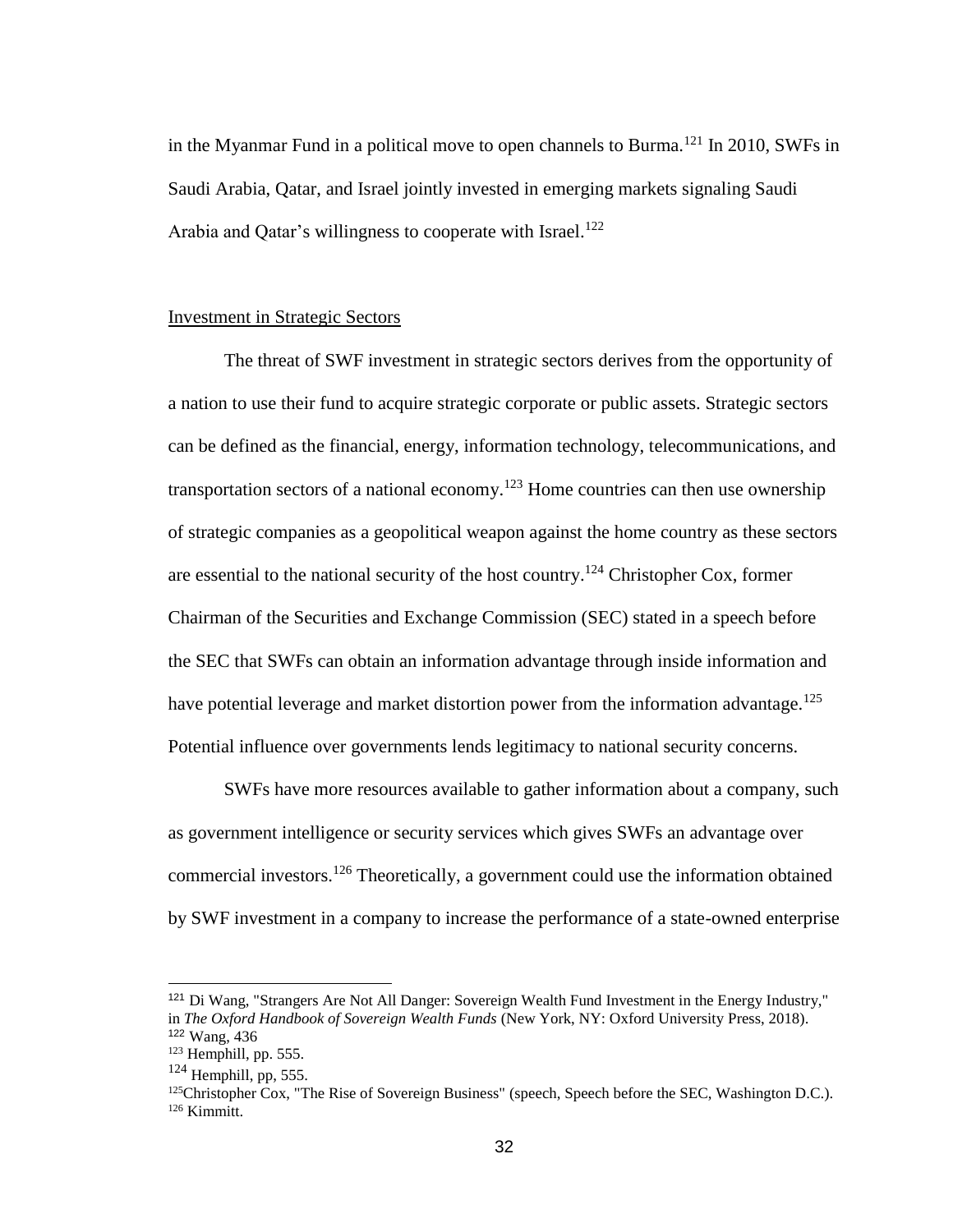in the Myanmar Fund in a political move to open channels to Burma.[121] In 2010, SWFs in Saudi Arabia, Qatar, and Israel jointly invested in emerging markets signaling Saudi Arabia and Qatar's willingness to cooperate with Israel.[122]

## Investment in Strategic Sectors

The threat of SWF investment in strategic sectors derives from the opportunity of a nation to use their fund to acquire strategic corporate or public assets. Strategic sectors can be defined as the financial, energy, information technology, telecommunications, and transportation sectors of a national economy.[123] Home countries can then use ownership of strategic companies as a geopolitical weapon against the home country as these sectors are essential to the national security of the host country.[124] Christopher Cox, former Chairman of the Securities and Exchange Commission (SEC) stated in a speech before the SEC that SWFs can obtain an information advantage through inside information and have potential leverage and market distortion power from the information advantage.[125] Potential influence over governments lends legitimacy to national security concerns.

SWFs have more resources available to gather information about a company, such as government intelligence or security services which gives SWFs an advantage over commercial investors.[126] Theoretically, a government could use the information obtained by SWF investment in a company to increase the performance of a state-owned enterprise

---

[121] Di Wang, "Strangers Are Not All Danger: Sovereign Wealth Fund Investment in the Energy Industry," in *The Oxford Handbook of Sovereign Wealth Funds* (New York, NY: Oxford University Press, 2018).
[122] Wang, 436
[123] Hemphill, pp. 555.
[124] Hemphill, pp, 555.
[125] Christopher Cox, "The Rise of Sovereign Business" (speech, Speech before the SEC, Washington D.C.).
[126] Kimmitt.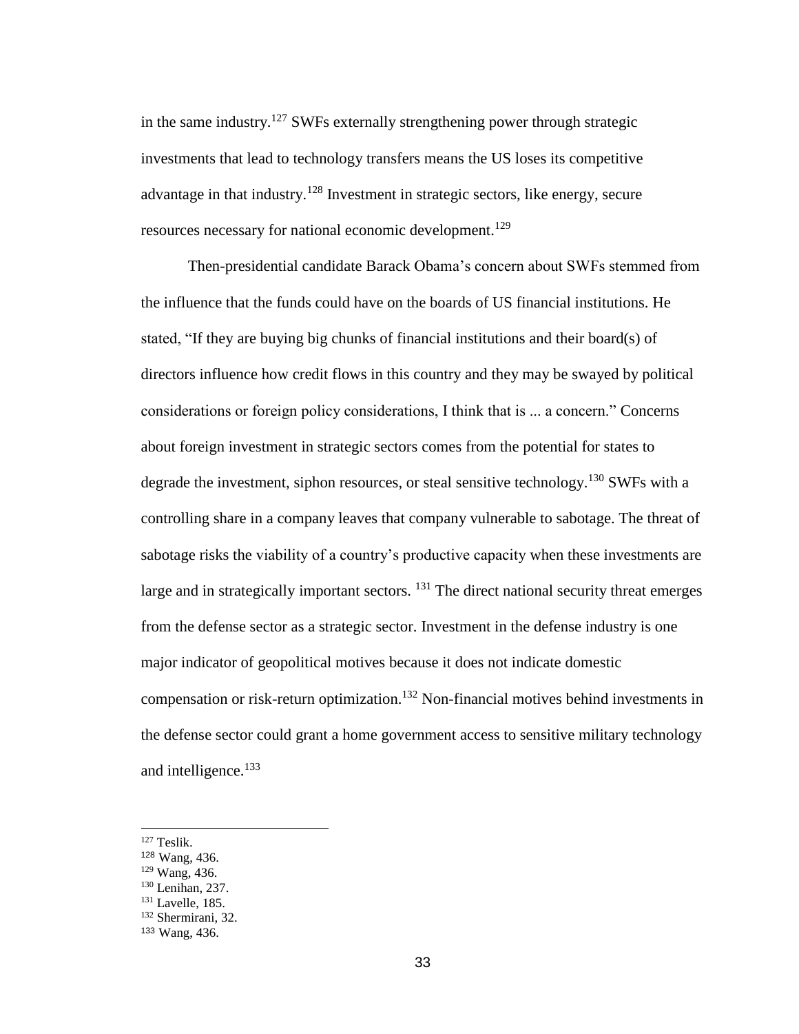in the same industry.[127] SWFs externally strengthening power through strategic investments that lead to technology transfers means the US loses its competitive advantage in that industry.[128] Investment in strategic sectors, like energy, secure resources necessary for national economic development.[129]

Then-presidential candidate Barack Obama's concern about SWFs stemmed from the influence that the funds could have on the boards of US financial institutions. He stated, "If they are buying big chunks of financial institutions and their board(s) of directors influence how credit flows in this country and they may be swayed by political considerations or foreign policy considerations, I think that is ... a concern." Concerns about foreign investment in strategic sectors comes from the potential for states to degrade the investment, siphon resources, or steal sensitive technology.[130] SWFs with a controlling share in a company leaves that company vulnerable to sabotage. The threat of sabotage risks the viability of a country's productive capacity when these investments are large and in strategically important sectors. [131] The direct national security threat emerges from the defense sector as a strategic sector. Investment in the defense industry is one major indicator of geopolitical motives because it does not indicate domestic compensation or risk-return optimization.[132] Non-financial motives behind investments in the defense sector could grant a home government access to sensitive military technology and intelligence.[133]

---

[127] Teslik.
[128] Wang, 436.
[129] Wang, 436.
[130] Lenihan, 237.
[131] Lavelle, 185.
[132] Shermirani, 32.
[133] Wang, 436.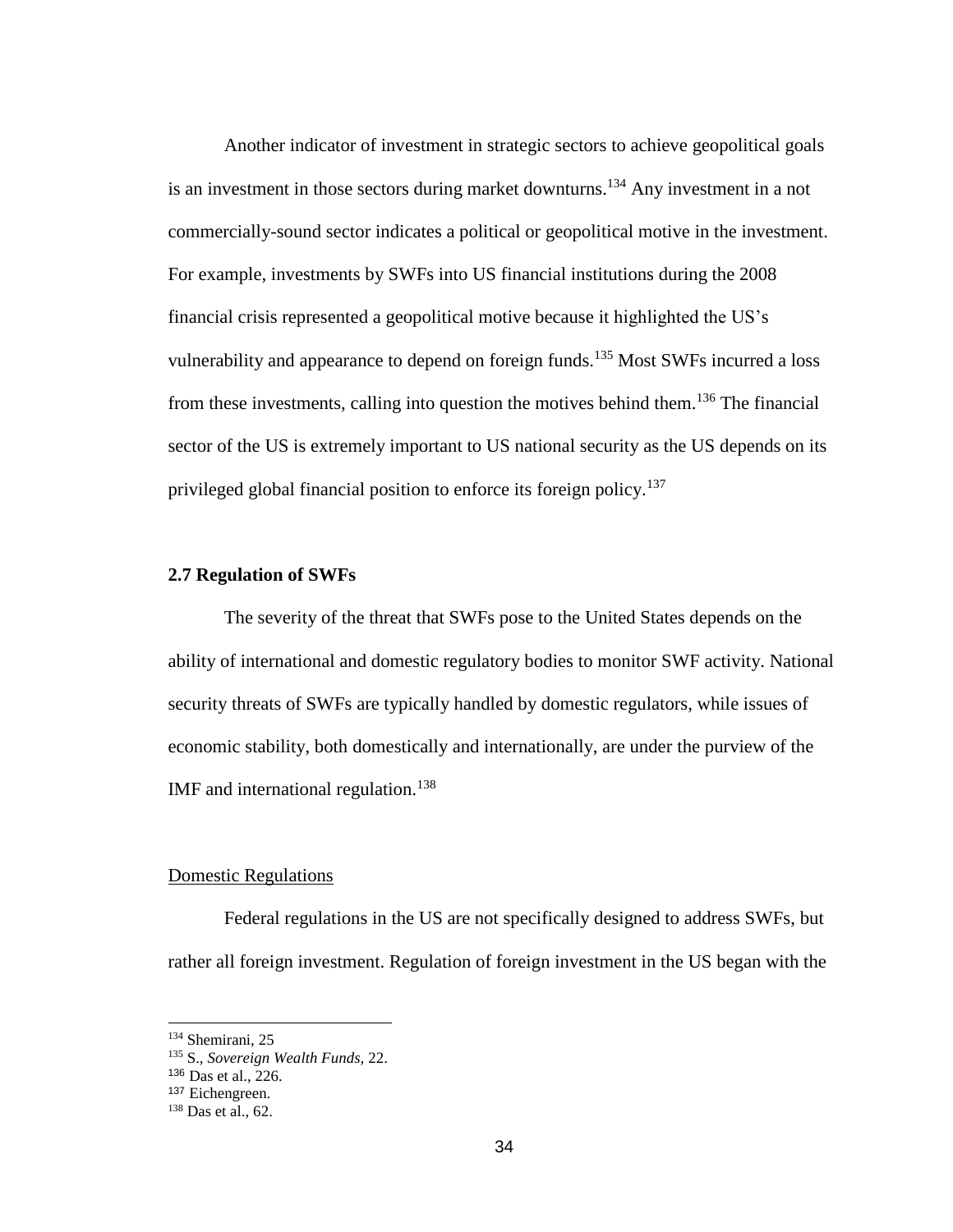Another indicator of investment in strategic sectors to achieve geopolitical goals is an investment in those sectors during market downturns.[134] Any investment in a not commercially-sound sector indicates a political or geopolitical motive in the investment. For example, investments by SWFs into US financial institutions during the 2008 financial crisis represented a geopolitical motive because it highlighted the US's vulnerability and appearance to depend on foreign funds.[135] Most SWFs incurred a loss from these investments, calling into question the motives behind them.[136] The financial sector of the US is extremely important to US national security as the US depends on its privileged global financial position to enforce its foreign policy.[137]

### 2.7 Regulation of SWFs

The severity of the threat that SWFs pose to the United States depends on the ability of international and domestic regulatory bodies to monitor SWF activity. National security threats of SWFs are typically handled by domestic regulators, while issues of economic stability, both domestically and internationally, are under the purview of the IMF and international regulation.[138]

#### Domestic Regulations

Federal regulations in the US are not specifically designed to address SWFs, but rather all foreign investment. Regulation of foreign investment in the US began with the

---

[134] Shemirani, 25

[135] S., *Sovereign Wealth Funds,* 22.

[136] Das et al., 226.

[137] Eichengreen.

[138] Das et al., 62.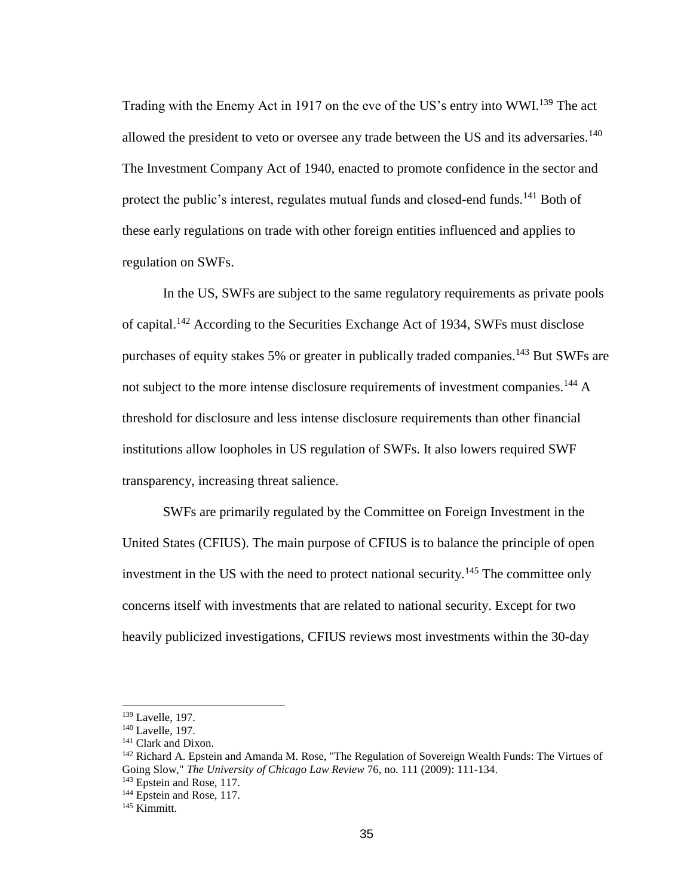Trading with the Enemy Act in 1917 on the eve of the US's entry into WWI.[139] The act allowed the president to veto or oversee any trade between the US and its adversaries.[140] The Investment Company Act of 1940, enacted to promote confidence in the sector and protect the public's interest, regulates mutual funds and closed-end funds.[141] Both of these early regulations on trade with other foreign entities influenced and applies to regulation on SWFs.

In the US, SWFs are subject to the same regulatory requirements as private pools of capital.[142] According to the Securities Exchange Act of 1934, SWFs must disclose purchases of equity stakes 5% or greater in publically traded companies.[143] But SWFs are not subject to the more intense disclosure requirements of investment companies.[144] A threshold for disclosure and less intense disclosure requirements than other financial institutions allow loopholes in US regulation of SWFs. It also lowers required SWF transparency, increasing threat salience.

SWFs are primarily regulated by the Committee on Foreign Investment in the United States (CFIUS). The main purpose of CFIUS is to balance the principle of open investment in the US with the need to protect national security.[145] The committee only concerns itself with investments that are related to national security. Except for two heavily publicized investigations, CFIUS reviews most investments within the 30-day

---

[139] Lavelle, 197.

[140] Lavelle, 197.

[141] Clark and Dixon.

[142] Richard A. Epstein and Amanda M. Rose, "The Regulation of Sovereign Wealth Funds: The Virtues of Going Slow," *The University of Chicago Law Review* 76, no. 111 (2009): 111-134.

[143] Epstein and Rose, 117.

[144] Epstein and Rose, 117.

[145] Kimmitt.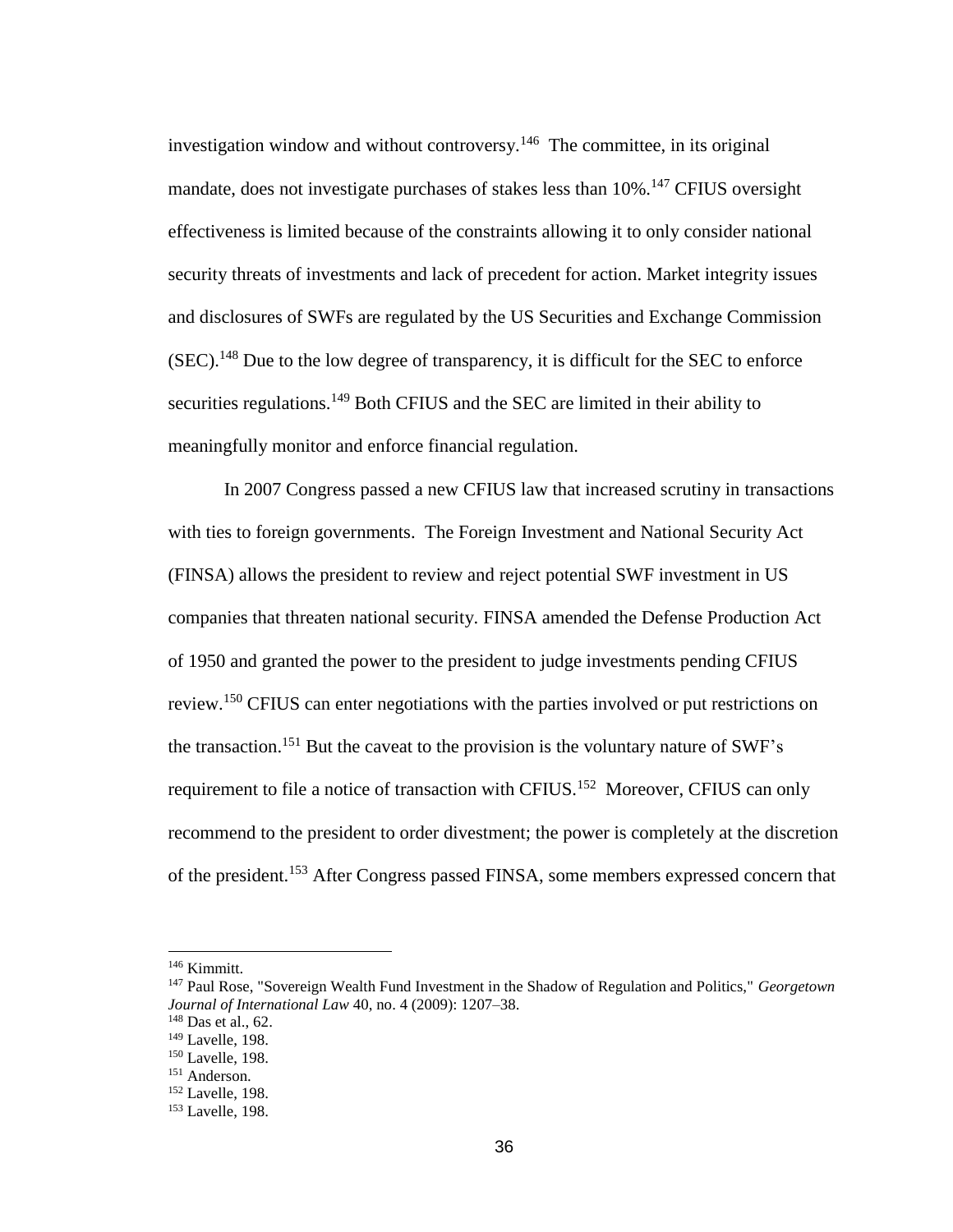investigation window and without controversy.[146] The committee, in its original mandate, does not investigate purchases of stakes less than 10%.[147] CFIUS oversight effectiveness is limited because of the constraints allowing it to only consider national security threats of investments and lack of precedent for action. Market integrity issues and disclosures of SWFs are regulated by the US Securities and Exchange Commission (SEC).[148] Due to the low degree of transparency, it is difficult for the SEC to enforce securities regulations.[149] Both CFIUS and the SEC are limited in their ability to meaningfully monitor and enforce financial regulation.

In 2007 Congress passed a new CFIUS law that increased scrutiny in transactions with ties to foreign governments. The Foreign Investment and National Security Act (FINSA) allows the president to review and reject potential SWF investment in US companies that threaten national security. FINSA amended the Defense Production Act of 1950 and granted the power to the president to judge investments pending CFIUS review.[150] CFIUS can enter negotiations with the parties involved or put restrictions on the transaction.[151] But the caveat to the provision is the voluntary nature of SWF's requirement to file a notice of transaction with CFIUS.[152] Moreover, CFIUS can only recommend to the president to order divestment; the power is completely at the discretion of the president.[153] After Congress passed FINSA, some members expressed concern that

---

[146] Kimmitt.

[147] Paul Rose, "Sovereign Wealth Fund Investment in the Shadow of Regulation and Politics," *Georgetown Journal of International Law* 40, no. 4 (2009): 1207–38.

[148] Das et al., 62.

[149] Lavelle, 198.

[150] Lavelle, 198.

[151] Anderson.

[152] Lavelle, 198.

[153] Lavelle, 198.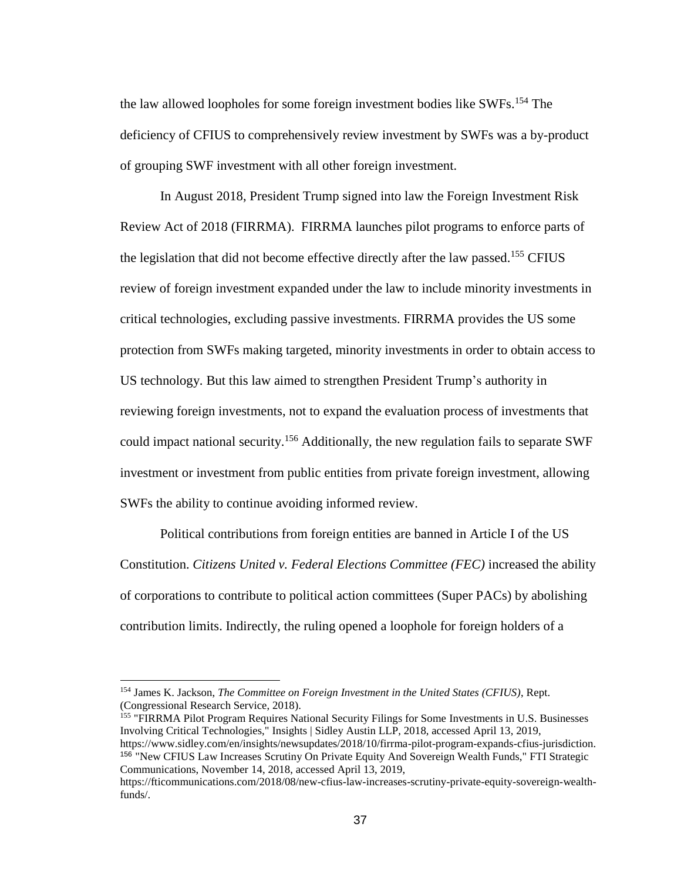the law allowed loopholes for some foreign investment bodies like SWFs.[154] The deficiency of CFIUS to comprehensively review investment by SWFs was a by-product of grouping SWF investment with all other foreign investment.

In August 2018, President Trump signed into law the Foreign Investment Risk Review Act of 2018 (FIRRMA). FIRRMA launches pilot programs to enforce parts of the legislation that did not become effective directly after the law passed.[155] CFIUS review of foreign investment expanded under the law to include minority investments in critical technologies, excluding passive investments. FIRRMA provides the US some protection from SWFs making targeted, minority investments in order to obtain access to US technology. But this law aimed to strengthen President Trump's authority in reviewing foreign investments, not to expand the evaluation process of investments that could impact national security.[156] Additionally, the new regulation fails to separate SWF investment or investment from public entities from private foreign investment, allowing SWFs the ability to continue avoiding informed review.

Political contributions from foreign entities are banned in Article I of the US Constitution. *Citizens United v. Federal Elections Committee (FEC)* increased the ability of corporations to contribute to political action committees (Super PACs) by abolishing contribution limits. Indirectly, the ruling opened a loophole for foreign holders of a

---

[154] James K. Jackson, *The Committee on Foreign Investment in the United States (CFIUS)*, Rept. (Congressional Research Service, 2018).

[155] "FIRRMA Pilot Program Requires National Security Filings for Some Investments in U.S. Businesses Involving Critical Technologies," Insights | Sidley Austin LLP, 2018, accessed April 13, 2019, https://www.sidley.com/en/insights/newsupdates/2018/10/firrma-pilot-program-expands-cfius-jurisdiction.

[156] "New CFIUS Law Increases Scrutiny On Private Equity And Sovereign Wealth Funds," FTI Strategic Communications, November 14, 2018, accessed April 13, 2019, https://fticommunications.com/2018/08/new-cfius-law-increases-scrutiny-private-equity-sovereign-wealth-funds/.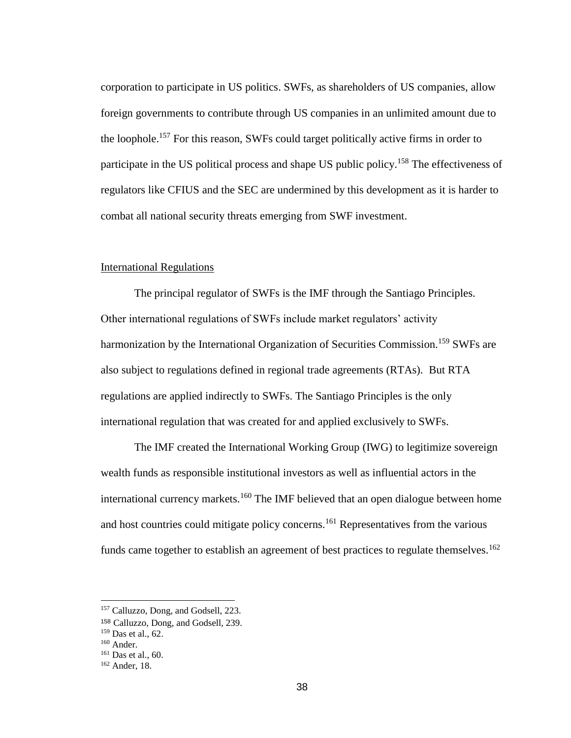corporation to participate in US politics. SWFs, as shareholders of US companies, allow foreign governments to contribute through US companies in an unlimited amount due to the loophole.[157] For this reason, SWFs could target politically active firms in order to participate in the US political process and shape US public policy.[158] The effectiveness of regulators like CFIUS and the SEC are undermined by this development as it is harder to combat all national security threats emerging from SWF investment.

International Regulations

The principal regulator of SWFs is the IMF through the Santiago Principles. Other international regulations of SWFs include market regulators' activity harmonization by the International Organization of Securities Commission.[159] SWFs are also subject to regulations defined in regional trade agreements (RTAs). But RTA regulations are applied indirectly to SWFs. The Santiago Principles is the only international regulation that was created for and applied exclusively to SWFs.

The IMF created the International Working Group (IWG) to legitimize sovereign wealth funds as responsible institutional investors as well as influential actors in the international currency markets.[160] The IMF believed that an open dialogue between home and host countries could mitigate policy concerns.[161] Representatives from the various funds came together to establish an agreement of best practices to regulate themselves.[162]

---

[157] Calluzzo, Dong, and Godsell, 223.
[158] Calluzzo, Dong, and Godsell, 239.
[159] Das et al., 62.
[160] Ander.
[161] Das et al., 60.
[162] Ander, 18.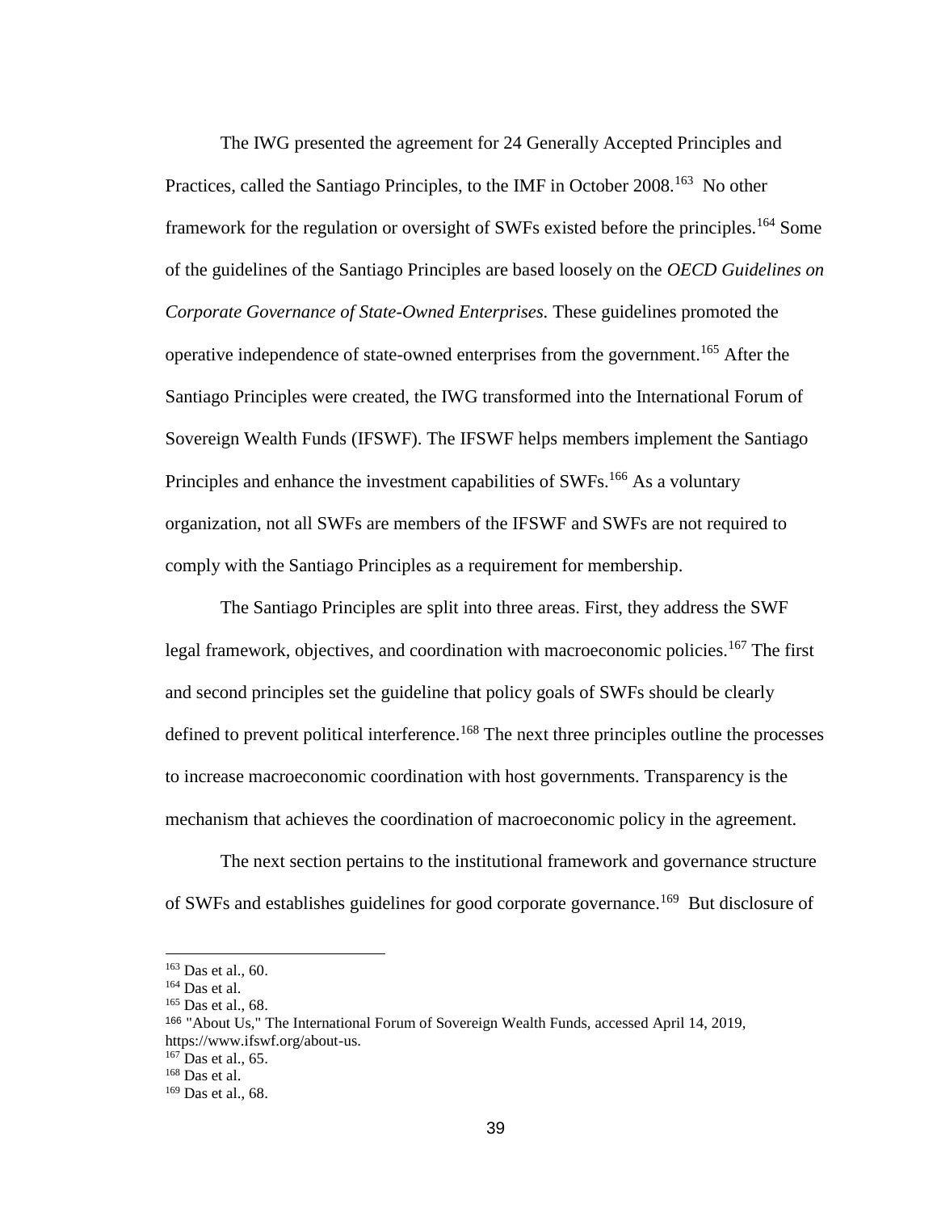The IWG presented the agreement for 24 Generally Accepted Principles and Practices, called the Santiago Principles, to the IMF in October 2008.[163] No other framework for the regulation or oversight of SWFs existed before the principles.[164] Some of the guidelines of the Santiago Principles are based loosely on the *OECD Guidelines on Corporate Governance of State-Owned Enterprises.* These guidelines promoted the operative independence of state-owned enterprises from the government.[165] After the Santiago Principles were created, the IWG transformed into the International Forum of Sovereign Wealth Funds (IFSWF). The IFSWF helps members implement the Santiago Principles and enhance the investment capabilities of SWFs.[166] As a voluntary organization, not all SWFs are members of the IFSWF and SWFs are not required to comply with the Santiago Principles as a requirement for membership.

The Santiago Principles are split into three areas. First, they address the SWF legal framework, objectives, and coordination with macroeconomic policies.[167] The first and second principles set the guideline that policy goals of SWFs should be clearly defined to prevent political interference.[168] The next three principles outline the processes to increase macroeconomic coordination with host governments. Transparency is the mechanism that achieves the coordination of macroeconomic policy in the agreement.

The next section pertains to the institutional framework and governance structure of SWFs and establishes guidelines for good corporate governance.[169] But disclosure of

---

[163] Das et al., 60.
[164] Das et al.
[165] Das et al., 68.
[166] "About Us," The International Forum of Sovereign Wealth Funds, accessed April 14, 2019, https://www.ifswf.org/about-us.
[167] Das et al., 65.
[168] Das et al.
[169] Das et al., 68.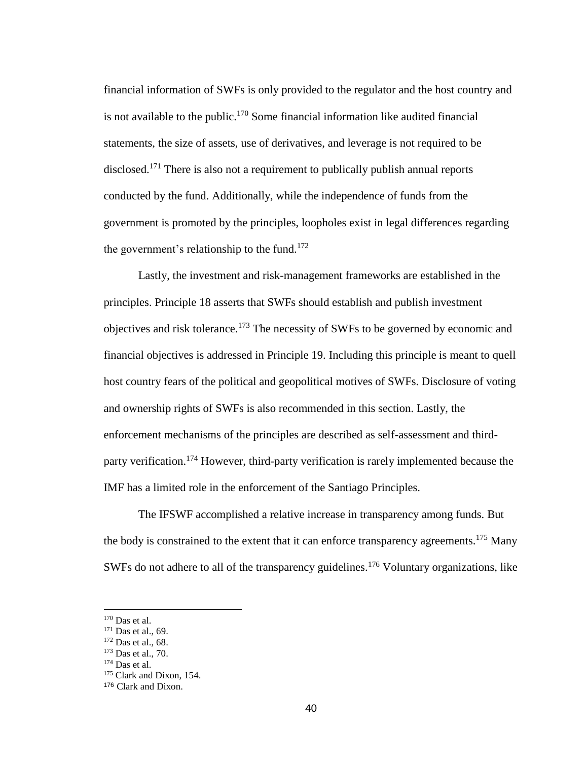financial information of SWFs is only provided to the regulator and the host country and is not available to the public.[170] Some financial information like audited financial statements, the size of assets, use of derivatives, and leverage is not required to be disclosed.[171] There is also not a requirement to publically publish annual reports conducted by the fund. Additionally, while the independence of funds from the government is promoted by the principles, loopholes exist in legal differences regarding the government's relationship to the fund.[172]

Lastly, the investment and risk-management frameworks are established in the principles. Principle 18 asserts that SWFs should establish and publish investment objectives and risk tolerance.[173] The necessity of SWFs to be governed by economic and financial objectives is addressed in Principle 19. Including this principle is meant to quell host country fears of the political and geopolitical motives of SWFs. Disclosure of voting and ownership rights of SWFs is also recommended in this section. Lastly, the enforcement mechanisms of the principles are described as self-assessment and third-party verification.[174] However, third-party verification is rarely implemented because the IMF has a limited role in the enforcement of the Santiago Principles.

The IFSWF accomplished a relative increase in transparency among funds. But the body is constrained to the extent that it can enforce transparency agreements.[175] Many SWFs do not adhere to all of the transparency guidelines.[176] Voluntary organizations, like

---

[170] Das et al.

[171] Das et al., 69.

[172] Das et al., 68.

[173] Das et al., 70.

[174] Das et al.

[175] Clark and Dixon, 154.

[176] Clark and Dixon.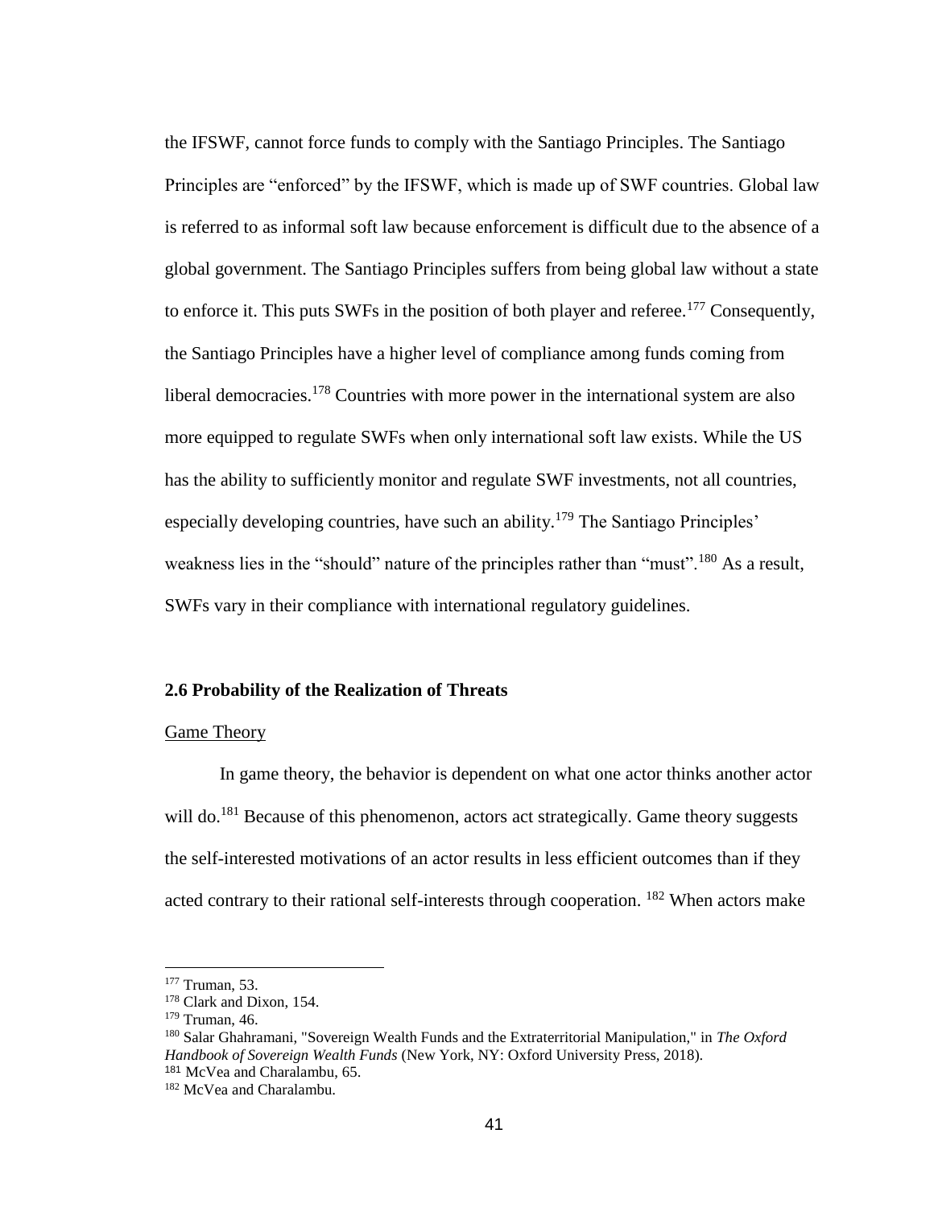the IFSWF, cannot force funds to comply with the Santiago Principles. The Santiago Principles are "enforced" by the IFSWF, which is made up of SWF countries. Global law is referred to as informal soft law because enforcement is difficult due to the absence of a global government. The Santiago Principles suffers from being global law without a state to enforce it. This puts SWFs in the position of both player and referee.[177] Consequently, the Santiago Principles have a higher level of compliance among funds coming from liberal democracies.[178] Countries with more power in the international system are also more equipped to regulate SWFs when only international soft law exists. While the US has the ability to sufficiently monitor and regulate SWF investments, not all countries, especially developing countries, have such an ability.[179] The Santiago Principles' weakness lies in the "should" nature of the principles rather than "must".[180] As a result, SWFs vary in their compliance with international regulatory guidelines.

### 2.6 Probability of the Realization of Threats

Game Theory

In game theory, the behavior is dependent on what one actor thinks another actor will do.[181] Because of this phenomenon, actors act strategically. Game theory suggests the self-interested motivations of an actor results in less efficient outcomes than if they acted contrary to their rational self-interests through cooperation. [182] When actors make

[177] Truman, 53.
[178] Clark and Dixon, 154.
[179] Truman, 46.
[180] Salar Ghahramani, "Sovereign Wealth Funds and the Extraterritorial Manipulation," in *The Oxford Handbook of Sovereign Wealth Funds* (New York, NY: Oxford University Press, 2018).
[181] McVea and Charalambu, 65.
[182] McVea and Charalambu.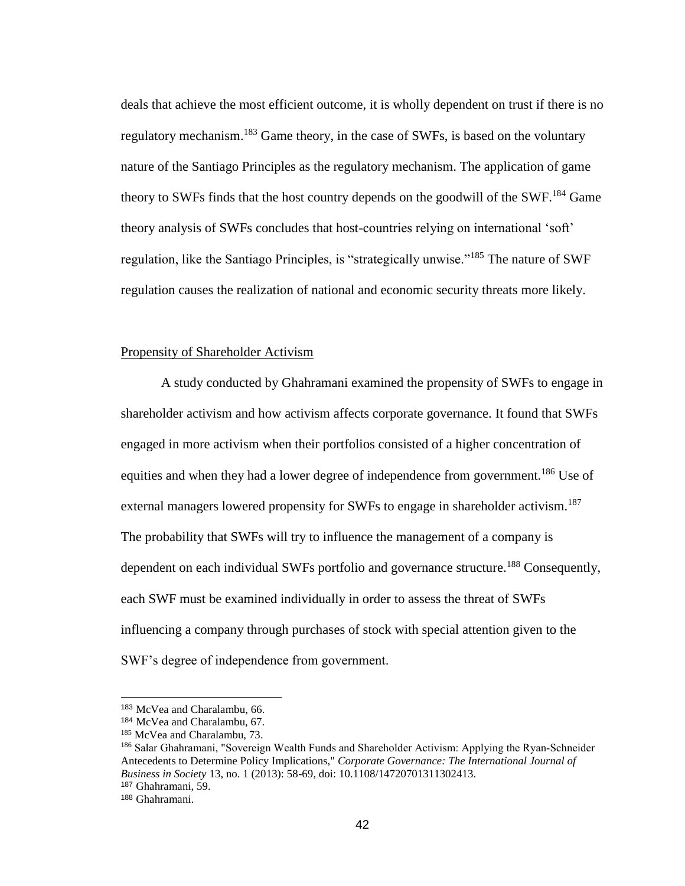deals that achieve the most efficient outcome, it is wholly dependent on trust if there is no regulatory mechanism.[183] Game theory, in the case of SWFs, is based on the voluntary nature of the Santiago Principles as the regulatory mechanism. The application of game theory to SWFs finds that the host country depends on the goodwill of the SWF.[184] Game theory analysis of SWFs concludes that host-countries relying on international 'soft' regulation, like the Santiago Principles, is "strategically unwise."[185] The nature of SWF regulation causes the realization of national and economic security threats more likely.

## Propensity of Shareholder Activism

A study conducted by Ghahramani examined the propensity of SWFs to engage in shareholder activism and how activism affects corporate governance. It found that SWFs engaged in more activism when their portfolios consisted of a higher concentration of equities and when they had a lower degree of independence from government.[186] Use of external managers lowered propensity for SWFs to engage in shareholder activism.[187] The probability that SWFs will try to influence the management of a company is dependent on each individual SWFs portfolio and governance structure.[188] Consequently, each SWF must be examined individually in order to assess the threat of SWFs influencing a company through purchases of stock with special attention given to the SWF's degree of independence from government.

---

[183] McVea and Charalambu, 66.

[184] McVea and Charalambu, 67.

[185] McVea and Charalambu, 73.

[186] Salar Ghahramani, "Sovereign Wealth Funds and Shareholder Activism: Applying the Ryan-Schneider Antecedents to Determine Policy Implications," *Corporate Governance: The International Journal of Business in Society* 13, no. 1 (2013): 58-69, doi: 10.1108/14720701311302413.

[187] Ghahramani, 59.

[188] Ghahramani.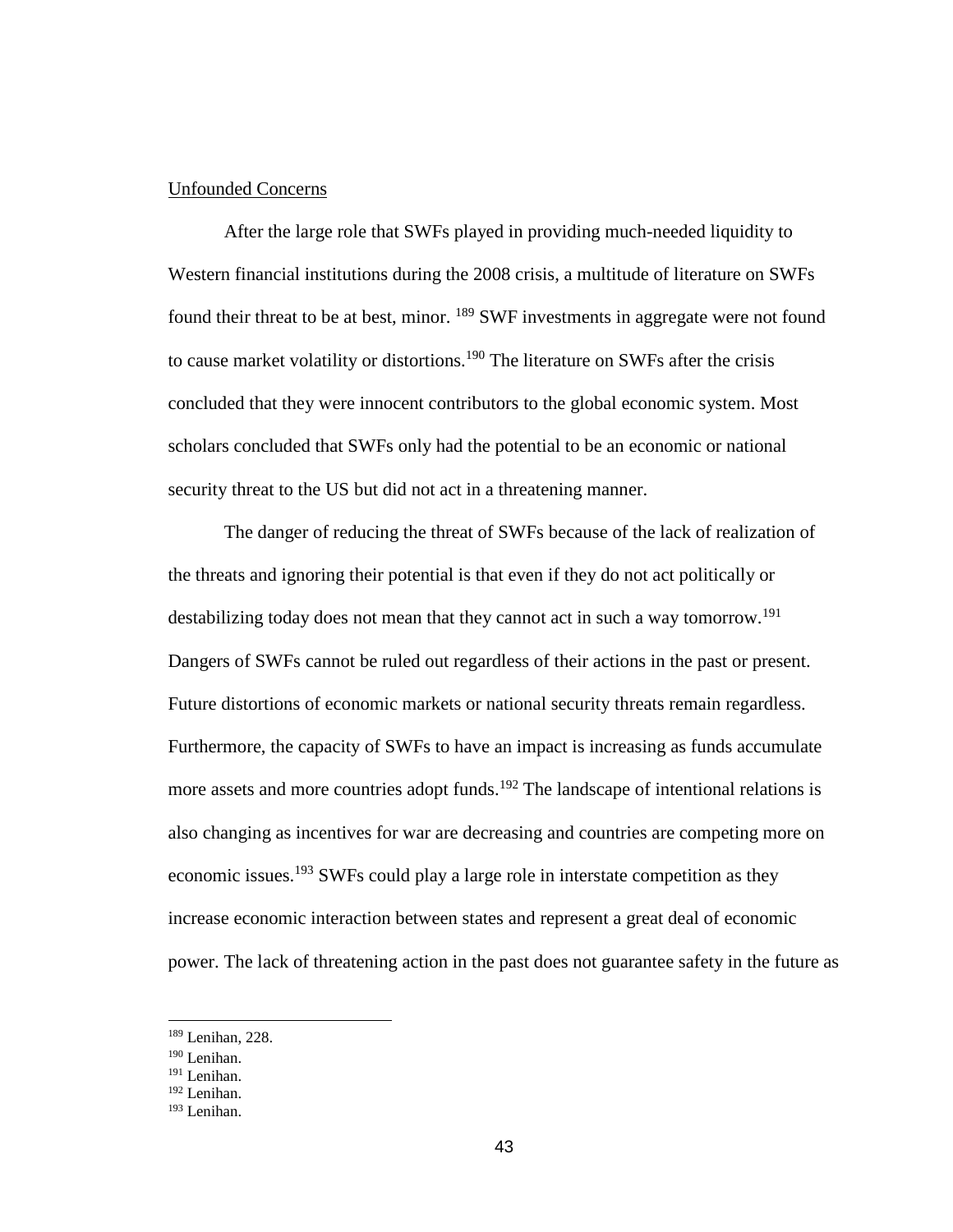Unfounded Concerns

After the large role that SWFs played in providing much-needed liquidity to Western financial institutions during the 2008 crisis, a multitude of literature on SWFs found their threat to be at best, minor. [189] SWF investments in aggregate were not found to cause market volatility or distortions.[190] The literature on SWFs after the crisis concluded that they were innocent contributors to the global economic system. Most scholars concluded that SWFs only had the potential to be an economic or national security threat to the US but did not act in a threatening manner.

The danger of reducing the threat of SWFs because of the lack of realization of the threats and ignoring their potential is that even if they do not act politically or destabilizing today does not mean that they cannot act in such a way tomorrow.[191] Dangers of SWFs cannot be ruled out regardless of their actions in the past or present. Future distortions of economic markets or national security threats remain regardless. Furthermore, the capacity of SWFs to have an impact is increasing as funds accumulate more assets and more countries adopt funds.[192] The landscape of intentional relations is also changing as incentives for war are decreasing and countries are competing more on economic issues.[193] SWFs could play a large role in interstate competition as they increase economic interaction between states and represent a great deal of economic power. The lack of threatening action in the past does not guarantee safety in the future as

[189] Lenihan, 228.
[190] Lenihan.
[191] Lenihan.
[192] Lenihan.
[193] Lenihan.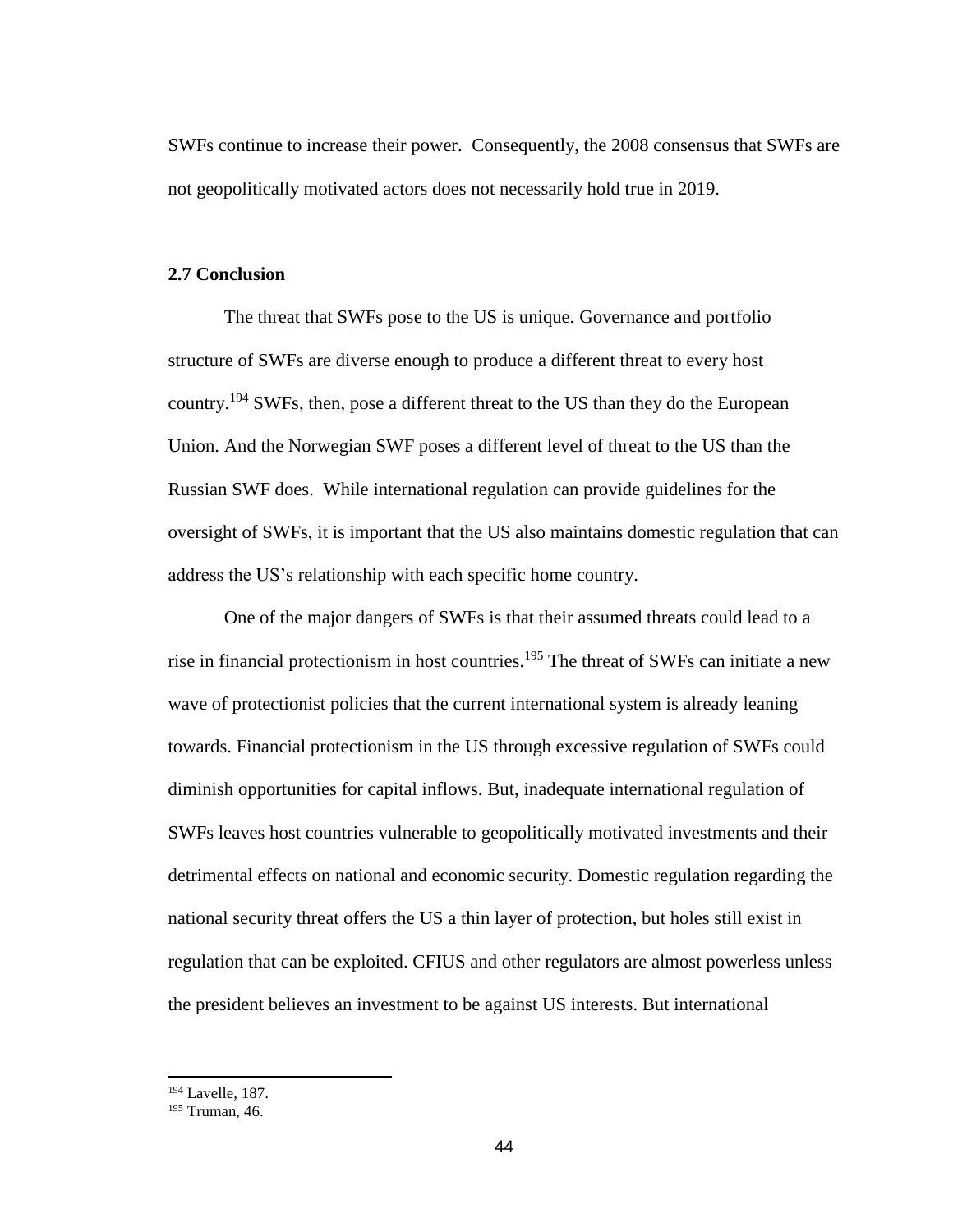SWFs continue to increase their power. Consequently, the 2008 consensus that SWFs are not geopolitically motivated actors does not necessarily hold true in 2019.

### 2.7 Conclusion

The threat that SWFs pose to the US is unique. Governance and portfolio structure of SWFs are diverse enough to produce a different threat to every host country.[194] SWFs, then, pose a different threat to the US than they do the European Union. And the Norwegian SWF poses a different level of threat to the US than the Russian SWF does. While international regulation can provide guidelines for the oversight of SWFs, it is important that the US also maintains domestic regulation that can address the US's relationship with each specific home country.

One of the major dangers of SWFs is that their assumed threats could lead to a rise in financial protectionism in host countries.[195] The threat of SWFs can initiate a new wave of protectionist policies that the current international system is already leaning towards. Financial protectionism in the US through excessive regulation of SWFs could diminish opportunities for capital inflows. But, inadequate international regulation of SWFs leaves host countries vulnerable to geopolitically motivated investments and their detrimental effects on national and economic security. Domestic regulation regarding the national security threat offers the US a thin layer of protection, but holes still exist in regulation that can be exploited. CFIUS and other regulators are almost powerless unless the president believes an investment to be against US interests. But international

---

[194] Lavelle, 187.

[195] Truman, 46.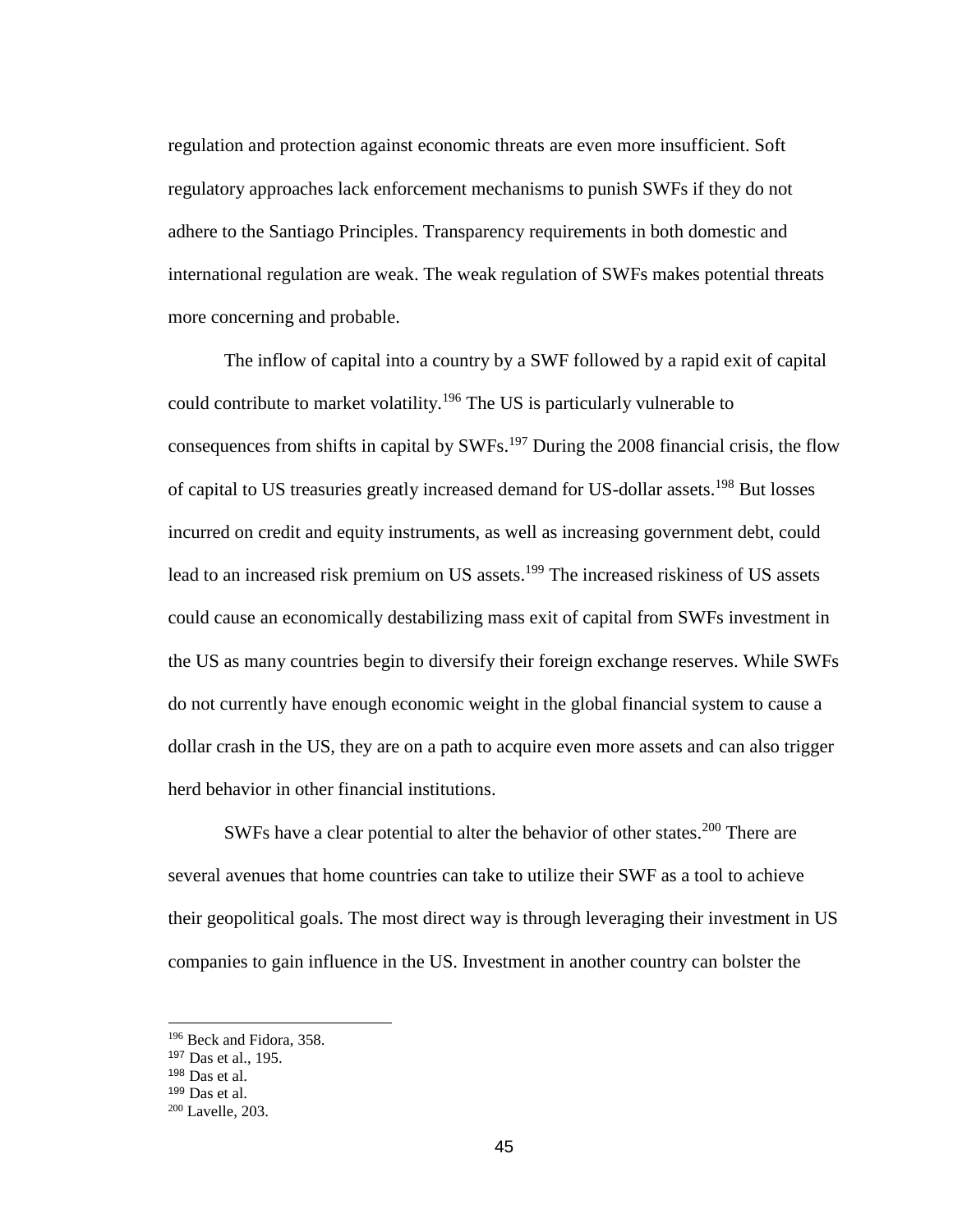regulation and protection against economic threats are even more insufficient. Soft regulatory approaches lack enforcement mechanisms to punish SWFs if they do not adhere to the Santiago Principles. Transparency requirements in both domestic and international regulation are weak. The weak regulation of SWFs makes potential threats more concerning and probable.

The inflow of capital into a country by a SWF followed by a rapid exit of capital could contribute to market volatility.[196] The US is particularly vulnerable to consequences from shifts in capital by SWFs.[197] During the 2008 financial crisis, the flow of capital to US treasuries greatly increased demand for US-dollar assets.[198] But losses incurred on credit and equity instruments, as well as increasing government debt, could lead to an increased risk premium on US assets.[199] The increased riskiness of US assets could cause an economically destabilizing mass exit of capital from SWFs investment in the US as many countries begin to diversify their foreign exchange reserves. While SWFs do not currently have enough economic weight in the global financial system to cause a dollar crash in the US, they are on a path to acquire even more assets and can also trigger herd behavior in other financial institutions.

SWFs have a clear potential to alter the behavior of other states.[200] There are several avenues that home countries can take to utilize their SWF as a tool to achieve their geopolitical goals. The most direct way is through leveraging their investment in US companies to gain influence in the US. Investment in another country can bolster the

---

[196] Beck and Fidora, 358.
[197] Das et al., 195.
[198] Das et al.
[199] Das et al.
[200] Lavelle, 203.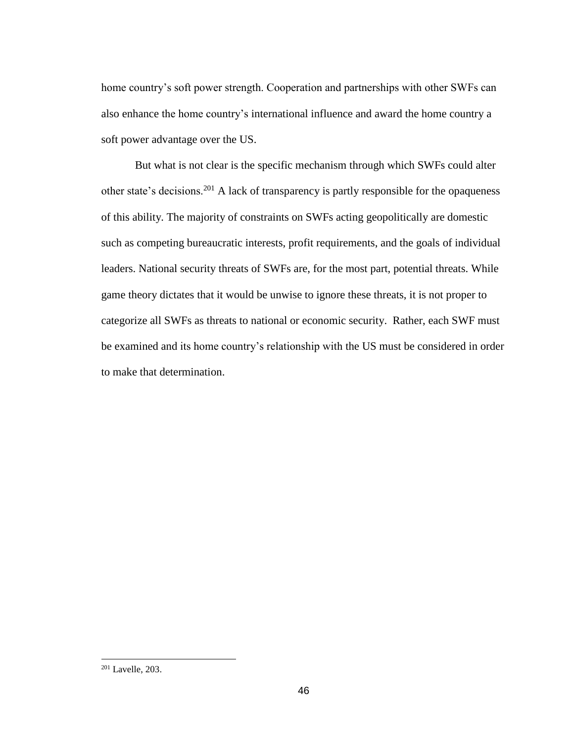home country's soft power strength. Cooperation and partnerships with other SWFs can also enhance the home country's international influence and award the home country a soft power advantage over the US.

But what is not clear is the specific mechanism through which SWFs could alter other state's decisions.[201] A lack of transparency is partly responsible for the opaqueness of this ability. The majority of constraints on SWFs acting geopolitically are domestic such as competing bureaucratic interests, profit requirements, and the goals of individual leaders. National security threats of SWFs are, for the most part, potential threats. While game theory dictates that it would be unwise to ignore these threats, it is not proper to categorize all SWFs as threats to national or economic security. Rather, each SWF must be examined and its home country's relationship with the US must be considered in order to make that determination.

---

[201] Lavelle, 203.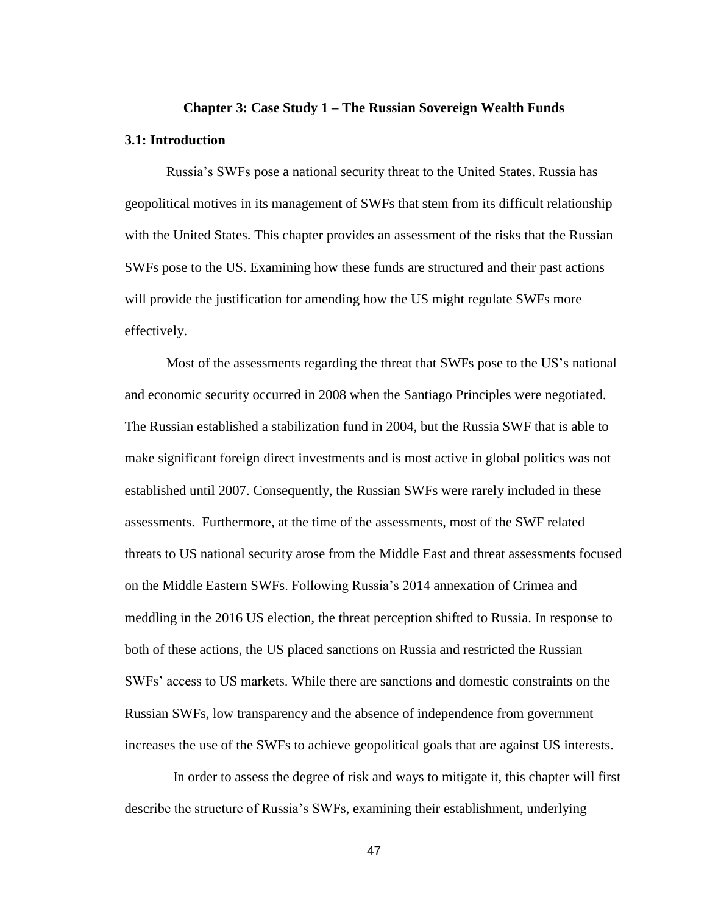## Chapter 3: Case Study 1 – The Russian Sovereign Wealth Funds

### 3.1: Introduction

Russia's SWFs pose a national security threat to the United States. Russia has geopolitical motives in its management of SWFs that stem from its difficult relationship with the United States. This chapter provides an assessment of the risks that the Russian SWFs pose to the US. Examining how these funds are structured and their past actions will provide the justification for amending how the US might regulate SWFs more effectively.

Most of the assessments regarding the threat that SWFs pose to the US's national and economic security occurred in 2008 when the Santiago Principles were negotiated. The Russian established a stabilization fund in 2004, but the Russia SWF that is able to make significant foreign direct investments and is most active in global politics was not established until 2007. Consequently, the Russian SWFs were rarely included in these assessments. Furthermore, at the time of the assessments, most of the SWF related threats to US national security arose from the Middle East and threat assessments focused on the Middle Eastern SWFs. Following Russia's 2014 annexation of Crimea and meddling in the 2016 US election, the threat perception shifted to Russia. In response to both of these actions, the US placed sanctions on Russia and restricted the Russian SWFs' access to US markets. While there are sanctions and domestic constraints on the Russian SWFs, low transparency and the absence of independence from government increases the use of the SWFs to achieve geopolitical goals that are against US interests.

In order to assess the degree of risk and ways to mitigate it, this chapter will first describe the structure of Russia's SWFs, examining their establishment, underlying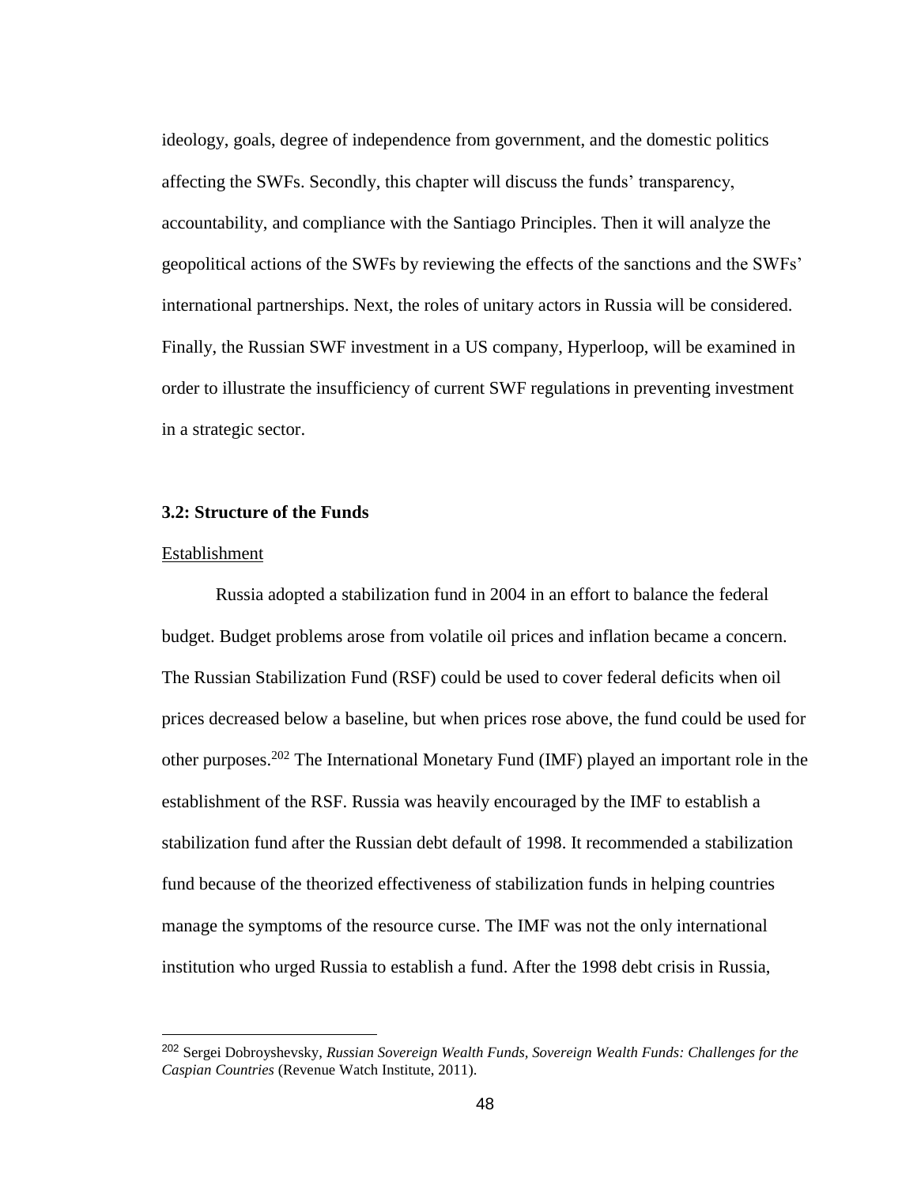ideology, goals, degree of independence from government, and the domestic politics affecting the SWFs. Secondly, this chapter will discuss the funds' transparency, accountability, and compliance with the Santiago Principles. Then it will analyze the geopolitical actions of the SWFs by reviewing the effects of the sanctions and the SWFs' international partnerships. Next, the roles of unitary actors in Russia will be considered. Finally, the Russian SWF investment in a US company, Hyperloop, will be examined in order to illustrate the insufficiency of current SWF regulations in preventing investment in a strategic sector.

### 3.2: Structure of the Funds

Establishment

Russia adopted a stabilization fund in 2004 in an effort to balance the federal budget. Budget problems arose from volatile oil prices and inflation became a concern. The Russian Stabilization Fund (RSF) could be used to cover federal deficits when oil prices decreased below a baseline, but when prices rose above, the fund could be used for other purposes.[202] The International Monetary Fund (IMF) played an important role in the establishment of the RSF. Russia was heavily encouraged by the IMF to establish a stabilization fund after the Russian debt default of 1998. It recommended a stabilization fund because of the theorized effectiveness of stabilization funds in helping countries manage the symptoms of the resource curse. The IMF was not the only international institution who urged Russia to establish a fund. After the 1998 debt crisis in Russia,

---

[202] Sergei Dobroyshevsky, *Russian Sovereign Wealth Funds, Sovereign Wealth Funds: Challenges for the Caspian Countries* (Revenue Watch Institute, 2011).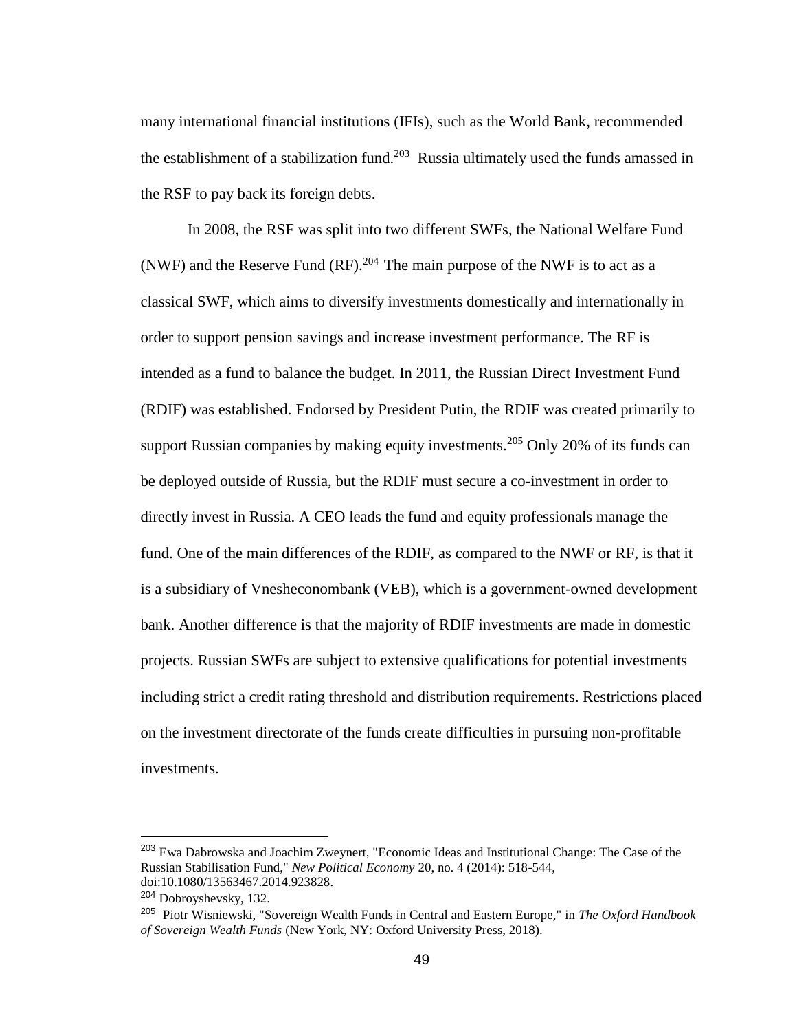many international financial institutions (IFIs), such as the World Bank, recommended the establishment of a stabilization fund.[203] Russia ultimately used the funds amassed in the RSF to pay back its foreign debts.

In 2008, the RSF was split into two different SWFs, the National Welfare Fund (NWF) and the Reserve Fund (RF).[204] The main purpose of the NWF is to act as a classical SWF, which aims to diversify investments domestically and internationally in order to support pension savings and increase investment performance. The RF is intended as a fund to balance the budget. In 2011, the Russian Direct Investment Fund (RDIF) was established. Endorsed by President Putin, the RDIF was created primarily to support Russian companies by making equity investments.[205] Only 20% of its funds can be deployed outside of Russia, but the RDIF must secure a co-investment in order to directly invest in Russia. A CEO leads the fund and equity professionals manage the fund. One of the main differences of the RDIF, as compared to the NWF or RF, is that it is a subsidiary of Vnesheconombank (VEB), which is a government-owned development bank. Another difference is that the majority of RDIF investments are made in domestic projects. Russian SWFs are subject to extensive qualifications for potential investments including strict a credit rating threshold and distribution requirements. Restrictions placed on the investment directorate of the funds create difficulties in pursuing non-profitable investments.

---

[203] Ewa Dabrowska and Joachim Zweynert, "Economic Ideas and Institutional Change: The Case of the Russian Stabilisation Fund," *New Political Economy* 20, no. 4 (2014): 518-544, doi:10.1080/13563467.2014.923828.

[204] Dobroyshevsky, 132.

[205] Piotr Wisniewski, "Sovereign Wealth Funds in Central and Eastern Europe," in *The Oxford Handbook of Sovereign Wealth Funds* (New York, NY: Oxford University Press, 2018).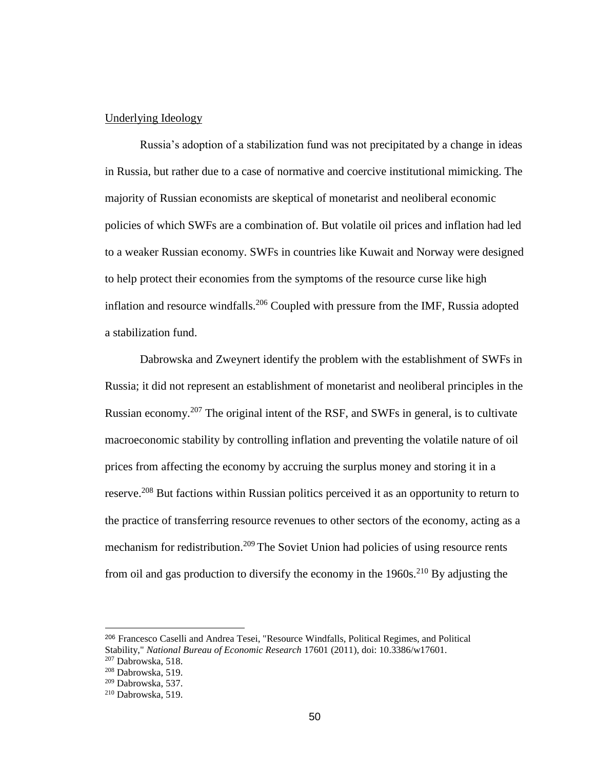Underlying Ideology

Russia's adoption of a stabilization fund was not precipitated by a change in ideas in Russia, but rather due to a case of normative and coercive institutional mimicking. The majority of Russian economists are skeptical of monetarist and neoliberal economic policies of which SWFs are a combination of. But volatile oil prices and inflation had led to a weaker Russian economy. SWFs in countries like Kuwait and Norway were designed to help protect their economies from the symptoms of the resource curse like high inflation and resource windfalls.[206] Coupled with pressure from the IMF, Russia adopted a stabilization fund.

Dabrowska and Zweynert identify the problem with the establishment of SWFs in Russia; it did not represent an establishment of monetarist and neoliberal principles in the Russian economy.[207] The original intent of the RSF, and SWFs in general, is to cultivate macroeconomic stability by controlling inflation and preventing the volatile nature of oil prices from affecting the economy by accruing the surplus money and storing it in a reserve.[208] But factions within Russian politics perceived it as an opportunity to return to the practice of transferring resource revenues to other sectors of the economy, acting as a mechanism for redistribution.[209] The Soviet Union had policies of using resource rents from oil and gas production to diversify the economy in the 1960s.[210] By adjusting the

---

[206] Francesco Caselli and Andrea Tesei, "Resource Windfalls, Political Regimes, and Political Stability," *National Bureau of Economic Research* 17601 (2011), doi: 10.3386/w17601.
[207] Dabrowska, 518.
[208] Dabrowska, 519.
[209] Dabrowska, 537.
[210] Dabrowska, 519.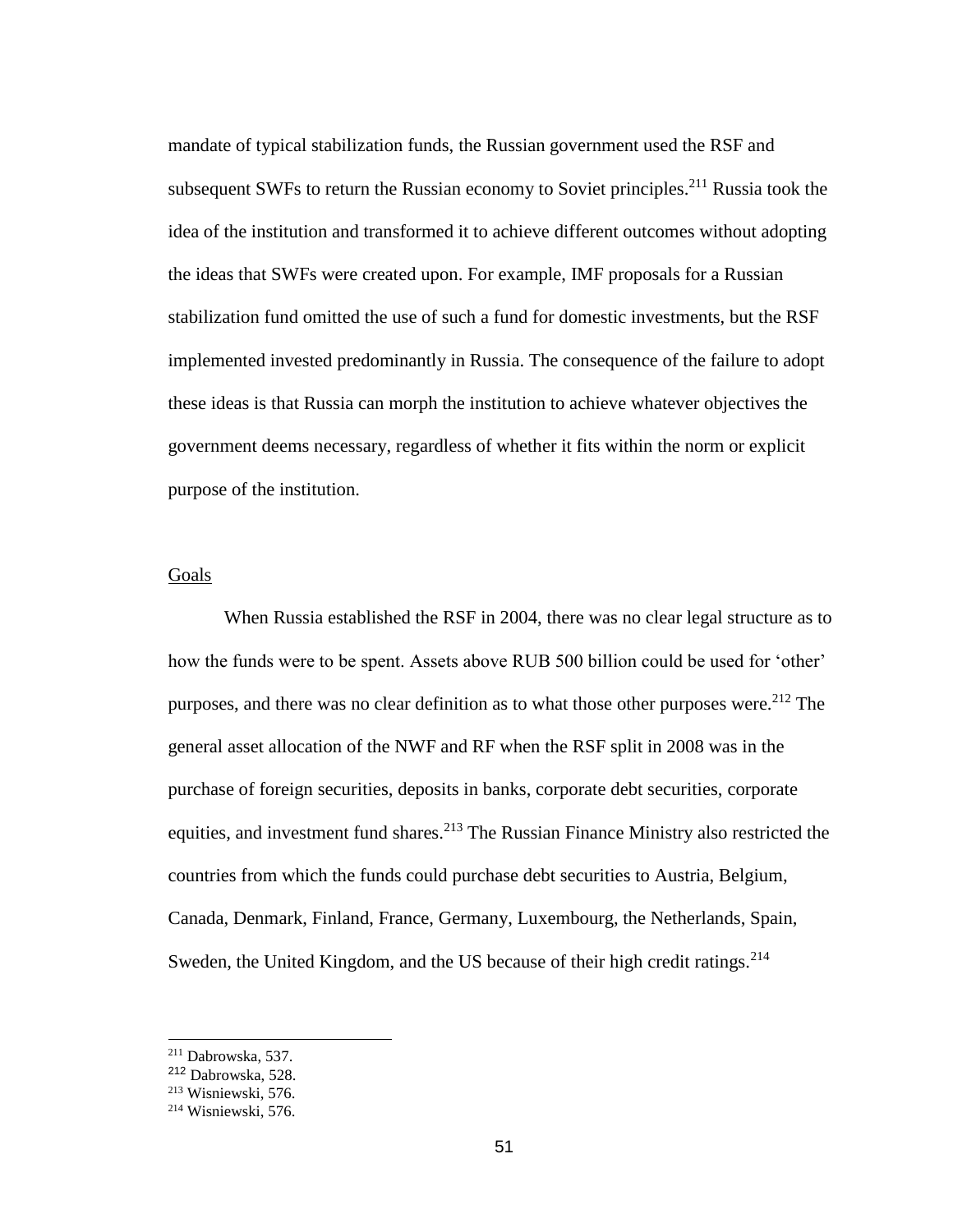mandate of typical stabilization funds, the Russian government used the RSF and subsequent SWFs to return the Russian economy to Soviet principles.[211] Russia took the idea of the institution and transformed it to achieve different outcomes without adopting the ideas that SWFs were created upon. For example, IMF proposals for a Russian stabilization fund omitted the use of such a fund for domestic investments, but the RSF implemented invested predominantly in Russia. The consequence of the failure to adopt these ideas is that Russia can morph the institution to achieve whatever objectives the government deems necessary, regardless of whether it fits within the norm or explicit purpose of the institution.

Goals

When Russia established the RSF in 2004, there was no clear legal structure as to how the funds were to be spent. Assets above RUB 500 billion could be used for 'other' purposes, and there was no clear definition as to what those other purposes were.[212] The general asset allocation of the NWF and RF when the RSF split in 2008 was in the purchase of foreign securities, deposits in banks, corporate debt securities, corporate equities, and investment fund shares.[213] The Russian Finance Ministry also restricted the countries from which the funds could purchase debt securities to Austria, Belgium, Canada, Denmark, Finland, France, Germany, Luxembourg, the Netherlands, Spain, Sweden, the United Kingdom, and the US because of their high credit ratings.[214]

[211] Dabrowska, 537.
[212] Dabrowska, 528.
[213] Wisniewski, 576.
[214] Wisniewski, 576.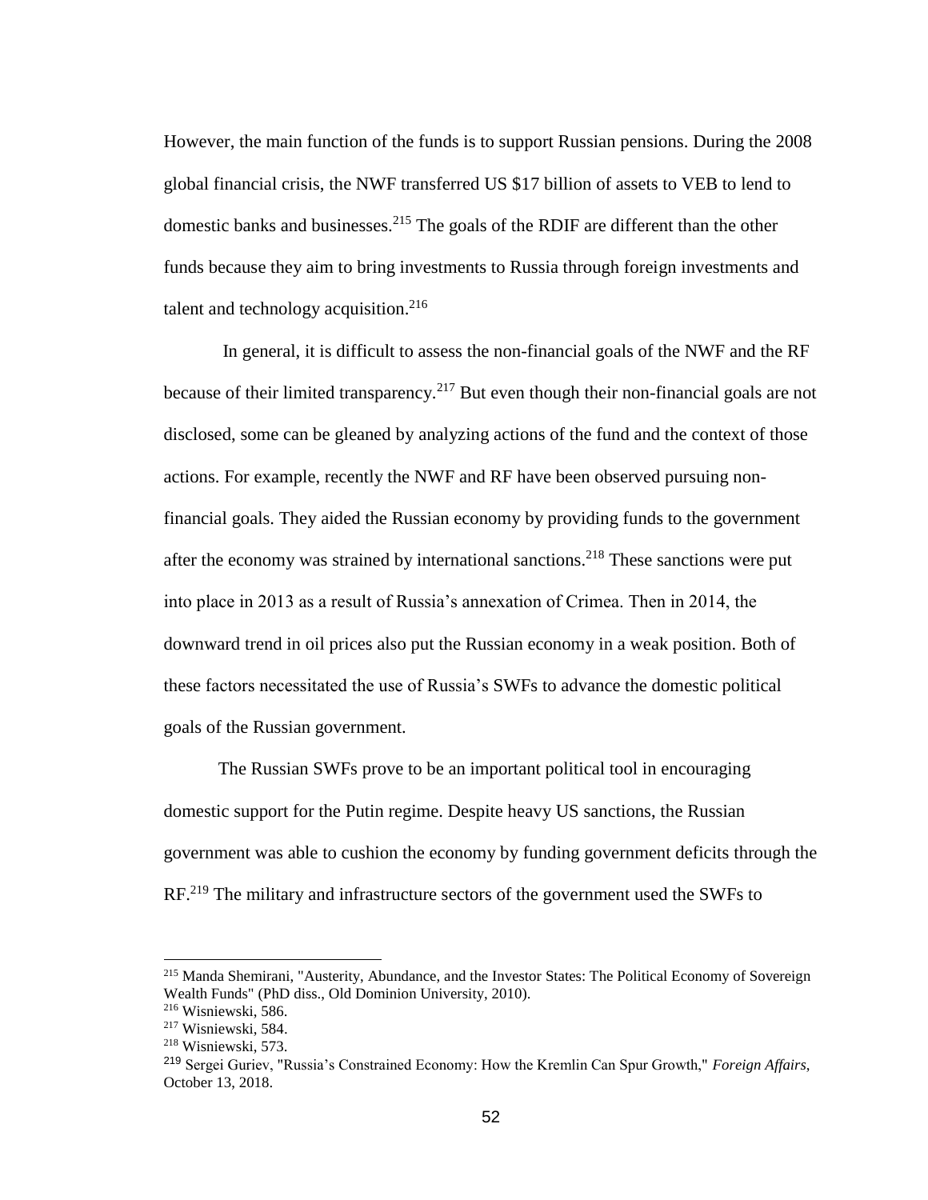However, the main function of the funds is to support Russian pensions. During the 2008 global financial crisis, the NWF transferred US $17 billion of assets to VEB to lend to domestic banks and businesses.[215] The goals of the RDIF are different than the other funds because they aim to bring investments to Russia through foreign investments and talent and technology acquisition.[216]

In general, it is difficult to assess the non-financial goals of the NWF and the RF because of their limited transparency.[217] But even though their non-financial goals are not disclosed, some can be gleaned by analyzing actions of the fund and the context of those actions. For example, recently the NWF and RF have been observed pursuing non-financial goals. They aided the Russian economy by providing funds to the government after the economy was strained by international sanctions.[218] These sanctions were put into place in 2013 as a result of Russia's annexation of Crimea. Then in 2014, the downward trend in oil prices also put the Russian economy in a weak position. Both of these factors necessitated the use of Russia's SWFs to advance the domestic political goals of the Russian government.

The Russian SWFs prove to be an important political tool in encouraging domestic support for the Putin regime. Despite heavy US sanctions, the Russian government was able to cushion the economy by funding government deficits through the RF.[219] The military and infrastructure sectors of the government used the SWFs to

---

[215] Manda Shemirani, "Austerity, Abundance, and the Investor States: The Political Economy of Sovereign Wealth Funds" (PhD diss., Old Dominion University, 2010).

[216] Wisniewski, 586.

[217] Wisniewski, 584.

[218] Wisniewski, 573.

[219] Sergei Guriev, "Russia's Constrained Economy: How the Kremlin Can Spur Growth," *Foreign Affairs*, October 13, 2018.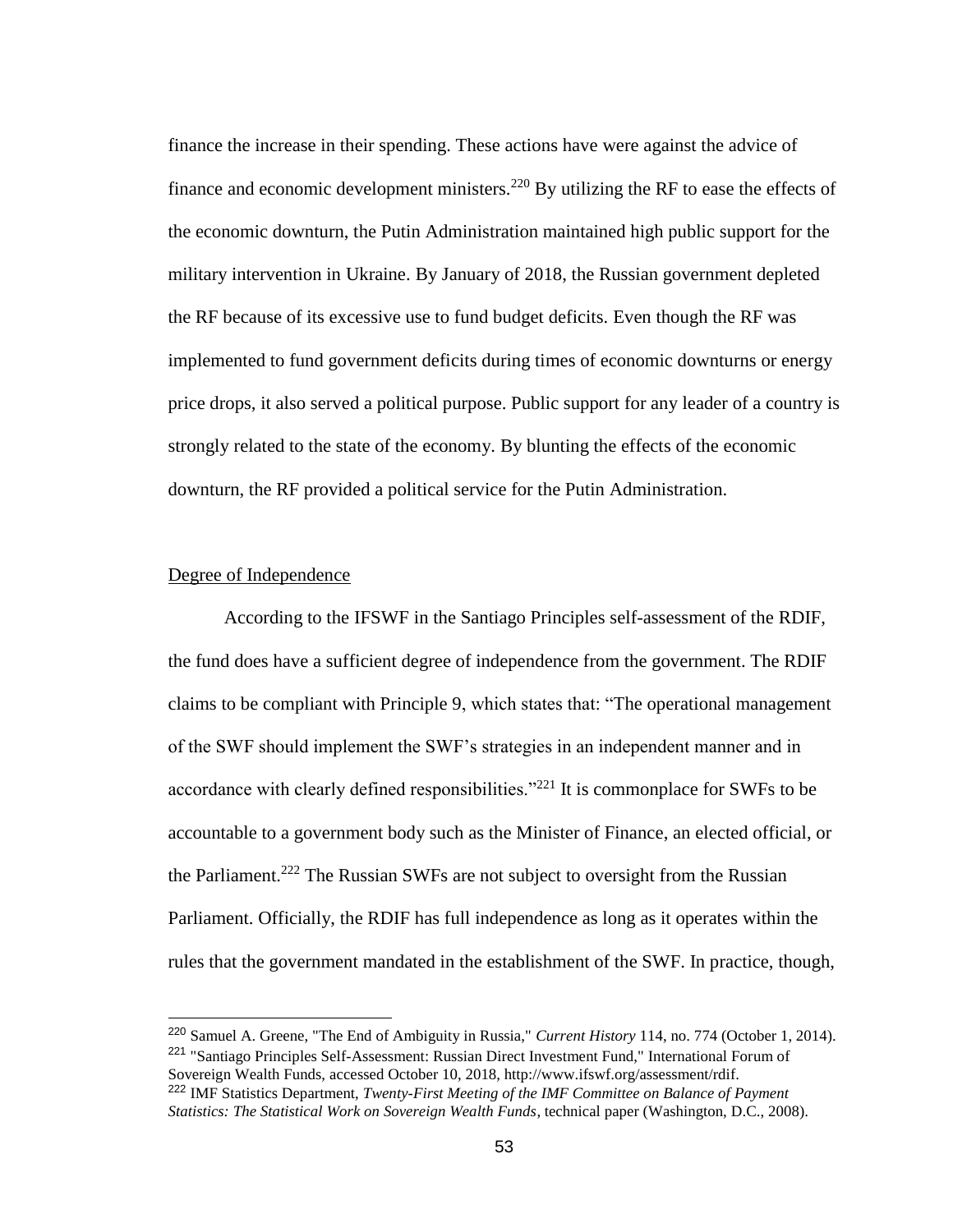finance the increase in their spending. These actions have were against the advice of finance and economic development ministers.[220] By utilizing the RF to ease the effects of the economic downturn, the Putin Administration maintained high public support for the military intervention in Ukraine. By January of 2018, the Russian government depleted the RF because of its excessive use to fund budget deficits. Even though the RF was implemented to fund government deficits during times of economic downturns or energy price drops, it also served a political purpose. Public support for any leader of a country is strongly related to the state of the economy. By blunting the effects of the economic downturn, the RF provided a political service for the Putin Administration.

Degree of Independence

According to the IFSWF in the Santiago Principles self-assessment of the RDIF, the fund does have a sufficient degree of independence from the government. The RDIF claims to be compliant with Principle 9, which states that: "The operational management of the SWF should implement the SWF's strategies in an independent manner and in accordance with clearly defined responsibilities."[221] It is commonplace for SWFs to be accountable to a government body such as the Minister of Finance, an elected official, or the Parliament.[222] The Russian SWFs are not subject to oversight from the Russian Parliament. Officially, the RDIF has full independence as long as it operates within the rules that the government mandated in the establishment of the SWF. In practice, though,

---

[220] Samuel A. Greene, "The End of Ambiguity in Russia," *Current History* 114, no. 774 (October 1, 2014).

[221] "Santiago Principles Self-Assessment: Russian Direct Investment Fund," International Forum of Sovereign Wealth Funds, accessed October 10, 2018, http://www.ifswf.org/assessment/rdif.

[222] IMF Statistics Department, *Twenty-First Meeting of the IMF Committee on Balance of Payment Statistics: The Statistical Work on Sovereign Wealth Funds*, technical paper (Washington, D.C., 2008).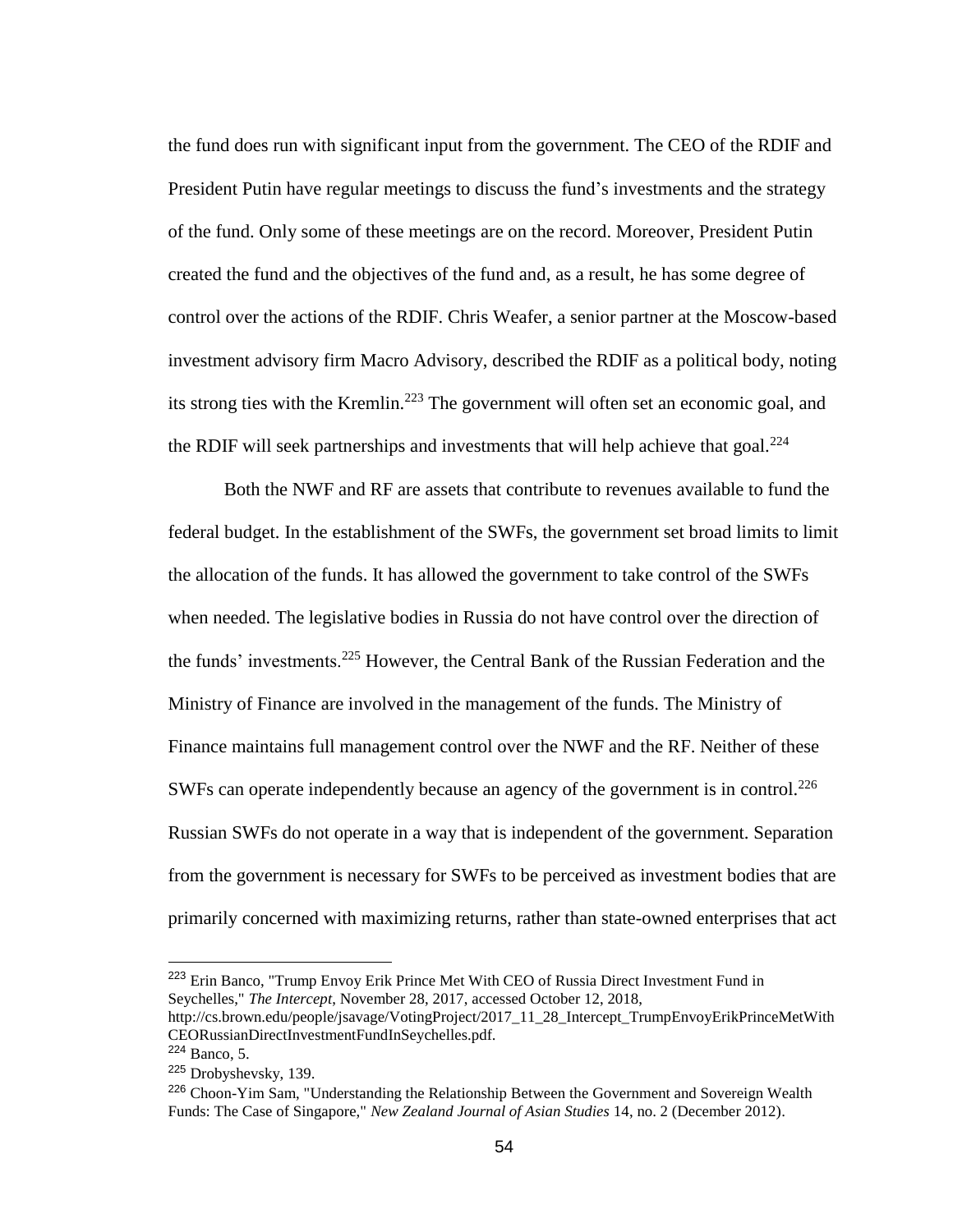the fund does run with significant input from the government. The CEO of the RDIF and President Putin have regular meetings to discuss the fund's investments and the strategy of the fund. Only some of these meetings are on the record. Moreover, President Putin created the fund and the objectives of the fund and, as a result, he has some degree of control over the actions of the RDIF. Chris Weafer, a senior partner at the Moscow-based investment advisory firm Macro Advisory, described the RDIF as a political body, noting its strong ties with the Kremlin.[223] The government will often set an economic goal, and the RDIF will seek partnerships and investments that will help achieve that goal.[224]

Both the NWF and RF are assets that contribute to revenues available to fund the federal budget. In the establishment of the SWFs, the government set broad limits to limit the allocation of the funds. It has allowed the government to take control of the SWFs when needed. The legislative bodies in Russia do not have control over the direction of the funds' investments.[225] However, the Central Bank of the Russian Federation and the Ministry of Finance are involved in the management of the funds. The Ministry of Finance maintains full management control over the NWF and the RF. Neither of these SWFs can operate independently because an agency of the government is in control.[226] Russian SWFs do not operate in a way that is independent of the government. Separation from the government is necessary for SWFs to be perceived as investment bodies that are primarily concerned with maximizing returns, rather than state-owned enterprises that act

---

[223] Erin Banco, "Trump Envoy Erik Prince Met With CEO of Russia Direct Investment Fund in Seychelles," *The Intercept*, November 28, 2017, accessed October 12, 2018, http://cs.brown.edu/people/jsavage/VotingProject/2017_11_28_Intercept_TrumpEnvoyErikPrinceMetWithCEORussianDirectInvestmentFundInSeychelles.pdf.

[224] Banco, 5.

[225] Drobyshevsky, 139.

[226] Choon-Yim Sam, "Understanding the Relationship Between the Government and Sovereign Wealth Funds: The Case of Singapore," *New Zealand Journal of Asian Studies* 14, no. 2 (December 2012).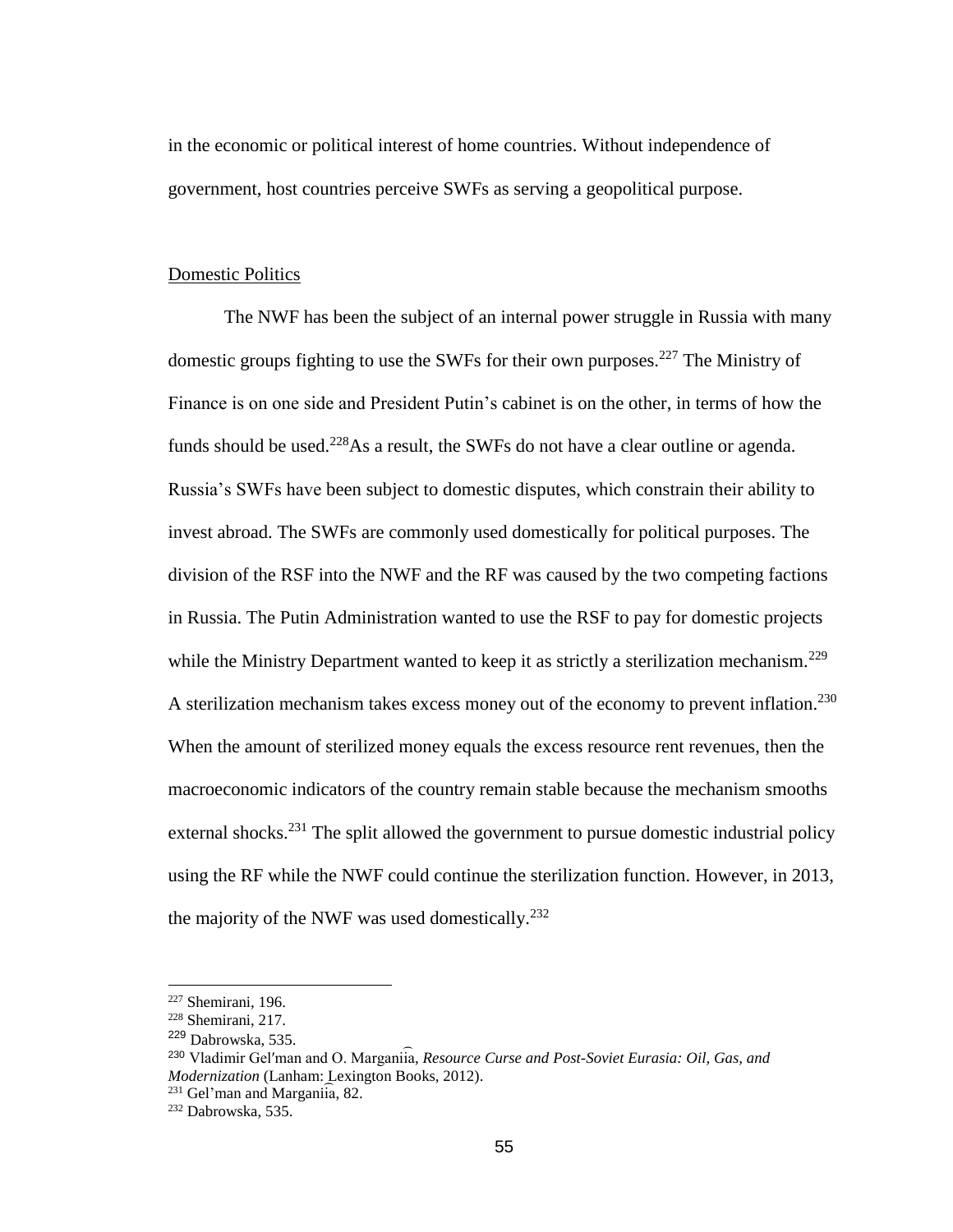in the economic or political interest of home countries. Without independence of government, host countries perceive SWFs as serving a geopolitical purpose.

## Domestic Politics

The NWF has been the subject of an internal power struggle in Russia with many domestic groups fighting to use the SWFs for their own purposes.[227] The Ministry of Finance is on one side and President Putin's cabinet is on the other, in terms of how the funds should be used.[228]As a result, the SWFs do not have a clear outline or agenda. Russia's SWFs have been subject to domestic disputes, which constrain their ability to invest abroad. The SWFs are commonly used domestically for political purposes. The division of the RSF into the NWF and the RF was caused by the two competing factions in Russia. The Putin Administration wanted to use the RSF to pay for domestic projects while the Ministry Department wanted to keep it as strictly a sterilization mechanism.[229] A sterilization mechanism takes excess money out of the economy to prevent inflation.[230] When the amount of sterilized money equals the excess resource rent revenues, then the macroeconomic indicators of the country remain stable because the mechanism smooths external shocks.[231] The split allowed the government to pursue domestic industrial policy using the RF while the NWF could continue the sterilization function. However, in 2013, the majority of the NWF was used domestically.[232]

---

[227] Shemirani, 196.

[228] Shemirani, 217.

[229] Dabrowska, 535.

[230] Vladimir Gel′man and O. Marganiia, *Resource Curse and Post-Soviet Eurasia: Oil, Gas, and Modernization* (Lanham: Lexington Books, 2012).

[231] Gel'man and Marganiia, 82.

[232] Dabrowska, 535.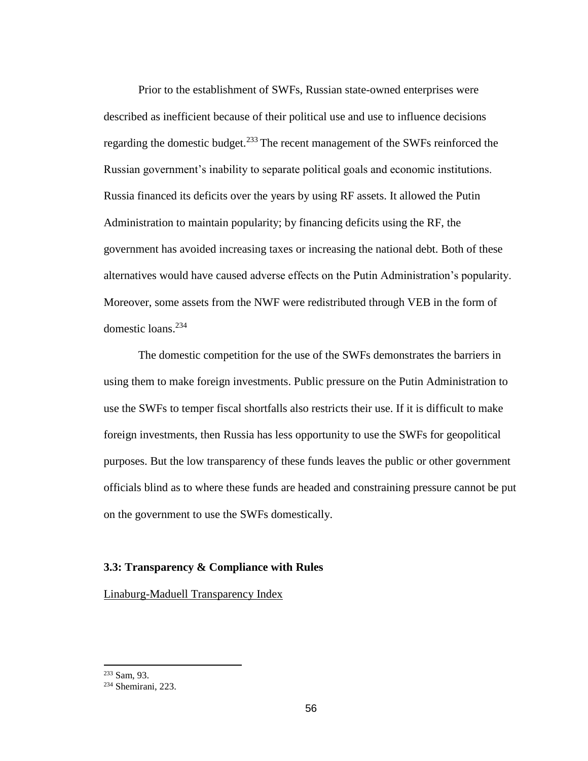Prior to the establishment of SWFs, Russian state-owned enterprises were described as inefficient because of their political use and use to influence decisions regarding the domestic budget.[233] The recent management of the SWFs reinforced the Russian government's inability to separate political goals and economic institutions. Russia financed its deficits over the years by using RF assets. It allowed the Putin Administration to maintain popularity; by financing deficits using the RF, the government has avoided increasing taxes or increasing the national debt. Both of these alternatives would have caused adverse effects on the Putin Administration's popularity. Moreover, some assets from the NWF were redistributed through VEB in the form of domestic loans.[234]

The domestic competition for the use of the SWFs demonstrates the barriers in using them to make foreign investments. Public pressure on the Putin Administration to use the SWFs to temper fiscal shortfalls also restricts their use. If it is difficult to make foreign investments, then Russia has less opportunity to use the SWFs for geopolitical purposes. But the low transparency of these funds leaves the public or other government officials blind as to where these funds are headed and constraining pressure cannot be put on the government to use the SWFs domestically.

### 3.3: Transparency & Compliance with Rules

Linaburg-Maduell Transparency Index

---

[233] Sam, 93.

[234] Shemirani, 223.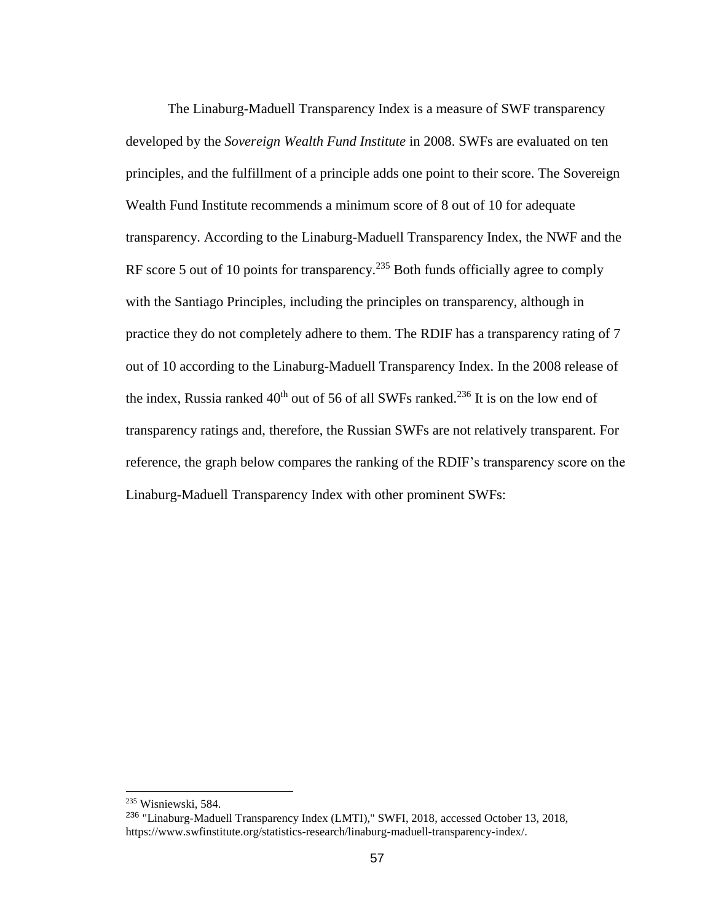The Linaburg-Maduell Transparency Index is a measure of SWF transparency developed by the *Sovereign Wealth Fund Institute* in 2008. SWFs are evaluated on ten principles, and the fulfillment of a principle adds one point to their score. The Sovereign Wealth Fund Institute recommends a minimum score of 8 out of 10 for adequate transparency. According to the Linaburg-Maduell Transparency Index, the NWF and the RF score 5 out of 10 points for transparency.[235] Both funds officially agree to comply with the Santiago Principles, including the principles on transparency, although in practice they do not completely adhere to them. The RDIF has a transparency rating of 7 out of 10 according to the Linaburg-Maduell Transparency Index. In the 2008 release of the index, Russia ranked 40th out of 56 of all SWFs ranked.[236] It is on the low end of transparency ratings and, therefore, the Russian SWFs are not relatively transparent. For reference, the graph below compares the ranking of the RDIF's transparency score on the Linaburg-Maduell Transparency Index with other prominent SWFs:

---

[235] Wisniewski, 584.

[236] "Linaburg-Maduell Transparency Index (LMTI)," SWFI, 2018, accessed October 13, 2018, https://www.swfinstitute.org/statistics-research/linaburg-maduell-transparency-index/.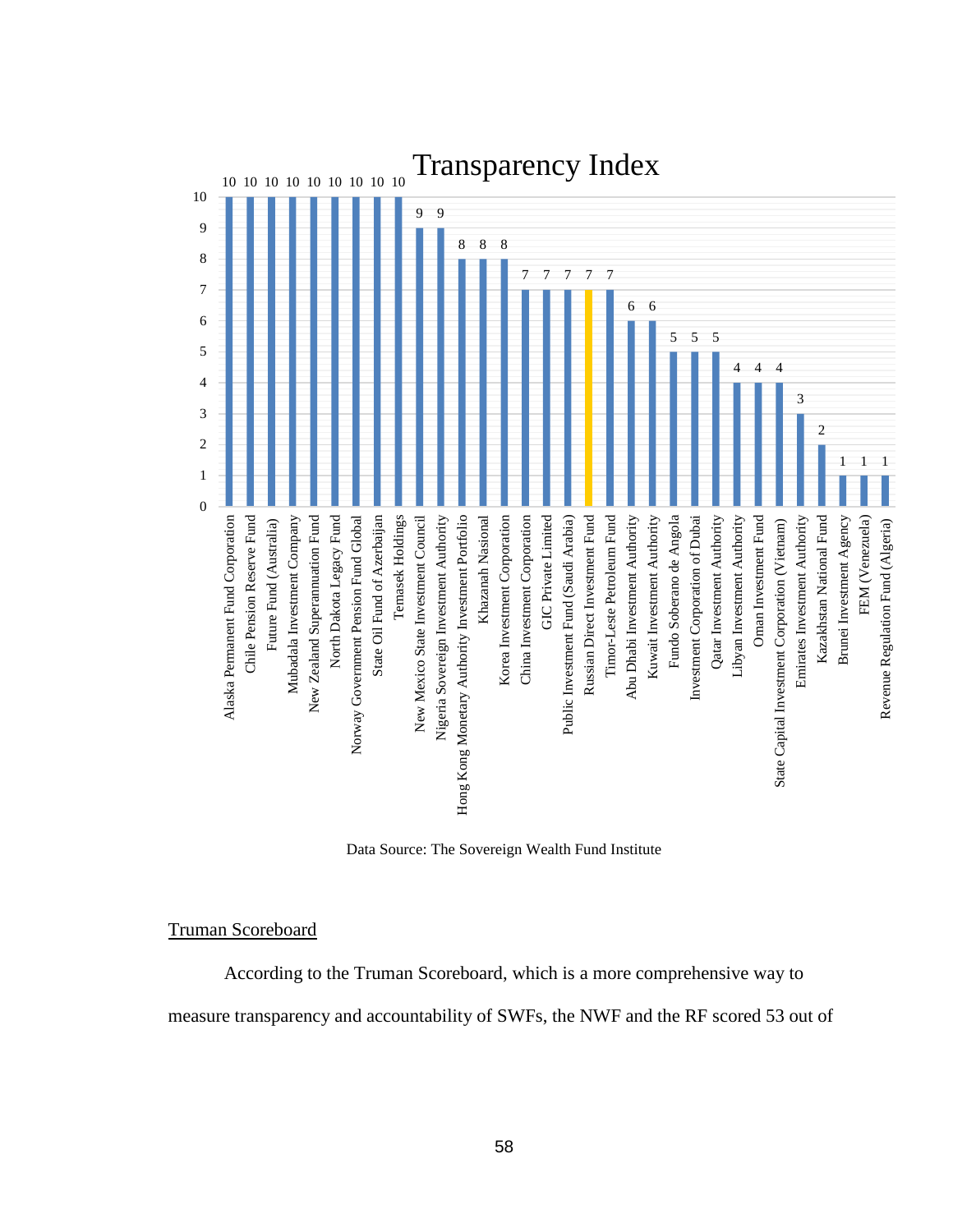**Transparency Index**

| Fund | Transparency Index |
|---|---|
| Alaska Permanent Fund Corporation | 10 |
| Chile Pension Reserve Fund | 10 |
| Future Fund (Australia) | 10 |
| Mubadala Investment Company | 10 |
| New Zealand Superannuation Fund | 10 |
| North Dakota Legacy Fund | 10 |
| Norway Government Pension Fund Global | 10 |
| State Oil Fund of Azerbaijan | 10 |
| Temasek Holdings | 10 |
| New Mexico State Investment Council | 9 |
| Nigeria Sovereign Investment Authority | 9 |
| Hong Kong Monetary Authority Investment Portfolio | 8 |
| Khazanah Nasional | 8 |
| Korea Investment Corporation | 8 |
| China Investment Corporation | 7 |
| GIC Private Limited | 7 |
| Public Investment Fund (Saudi Arabia) | 7 |
| Russian Direct Investment Fund | 7 |
| Timor-Leste Petroleum Fund | 7 |
| Abu Dhabi Investment Authority | 6 |
| Kuwait Investment Authority | 6 |
| Fundo Soberano de Angola | 5 |
| Investment Corporation of Dubai | 5 |
| Qatar Investment Authority | 5 |
| Libyan Investment Authority | 4 |
| Oman Investment Fund | 4 |
| State Capital Investment Corporation (Vietnam) | 4 |
| Emirates Investment Authority | 3 |
| Kazakhstan National Fund | 2 |
| Brunei Investment Agency | 1 |
| FEM (Venezuela) | 1 |
| Revenue Regulation Fund (Algeria) | 1 |

Data Source: The Sovereign Wealth Fund Institute

## Truman Scoreboard

According to the Truman Scoreboard, which is a more comprehensive way to measure transparency and accountability of SWFs, the NWF and the RF scored 53 out of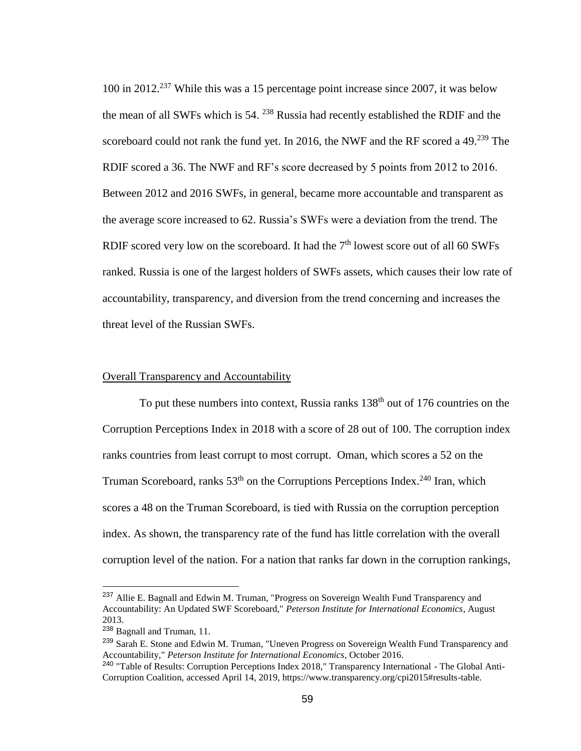100 in 2012.[237] While this was a 15 percentage point increase since 2007, it was below the mean of all SWFs which is 54. [238] Russia had recently established the RDIF and the scoreboard could not rank the fund yet. In 2016, the NWF and the RF scored a 49.[239] The RDIF scored a 36. The NWF and RF's score decreased by 5 points from 2012 to 2016. Between 2012 and 2016 SWFs, in general, became more accountable and transparent as the average score increased to 62. Russia's SWFs were a deviation from the trend. The RDIF scored very low on the scoreboard. It had the 7th lowest score out of all 60 SWFs ranked. Russia is one of the largest holders of SWFs assets, which causes their low rate of accountability, transparency, and diversion from the trend concerning and increases the threat level of the Russian SWFs.

## Overall Transparency and Accountability

To put these numbers into context, Russia ranks 138th out of 176 countries on the Corruption Perceptions Index in 2018 with a score of 28 out of 100. The corruption index ranks countries from least corrupt to most corrupt. Oman, which scores a 52 on the Truman Scoreboard, ranks 53th on the Corruptions Perceptions Index.[240] Iran, which scores a 48 on the Truman Scoreboard, is tied with Russia on the corruption perception index. As shown, the transparency rate of the fund has little correlation with the overall corruption level of the nation. For a nation that ranks far down in the corruption rankings,

---

[237] Allie E. Bagnall and Edwin M. Truman, "Progress on Sovereign Wealth Fund Transparency and Accountability: An Updated SWF Scoreboard," *Peterson Institute for International Economics*, August 2013.

[238] Bagnall and Truman, 11.

[239] Sarah E. Stone and Edwin M. Truman, "Uneven Progress on Sovereign Wealth Fund Transparency and Accountability," *Peterson Institute for International Economics*, October 2016.

[240] "Table of Results: Corruption Perceptions Index 2018," Transparency International - The Global Anti-Corruption Coalition, accessed April 14, 2019, https://www.transparency.org/cpi2015#results-table.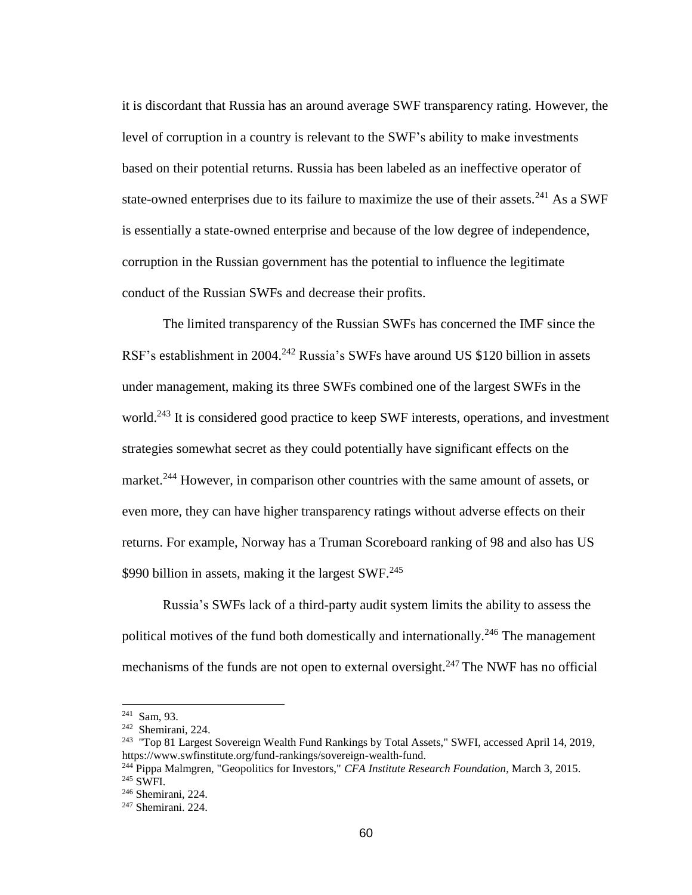it is discordant that Russia has an around average SWF transparency rating. However, the level of corruption in a country is relevant to the SWF's ability to make investments based on their potential returns. Russia has been labeled as an ineffective operator of state-owned enterprises due to its failure to maximize the use of their assets.[241] As a SWF is essentially a state-owned enterprise and because of the low degree of independence, corruption in the Russian government has the potential to influence the legitimate conduct of the Russian SWFs and decrease their profits.

The limited transparency of the Russian SWFs has concerned the IMF since the RSF's establishment in 2004.[242] Russia's SWFs have around US $120 billion in assets under management, making its three SWFs combined one of the largest SWFs in the world.[243] It is considered good practice to keep SWF interests, operations, and investment strategies somewhat secret as they could potentially have significant effects on the market.[244] However, in comparison other countries with the same amount of assets, or even more, they can have higher transparency ratings without adverse effects on their returns. For example, Norway has a Truman Scoreboard ranking of 98 and also has US $990 billion in assets, making it the largest SWF.[245]

Russia's SWFs lack of a third-party audit system limits the ability to assess the political motives of the fund both domestically and internationally.[246] The management mechanisms of the funds are not open to external oversight.[247] The NWF has no official

---

[241] Sam, 93.

[242] Shemirani, 224.

[243] "Top 81 Largest Sovereign Wealth Fund Rankings by Total Assets," SWFI, accessed April 14, 2019, https://www.swfinstitute.org/fund-rankings/sovereign-wealth-fund.

[244] Pippa Malmgren, "Geopolitics for Investors," *CFA Institute Research Foundation*, March 3, 2015.

[245] SWFI.

[246] Shemirani, 224.

[247] Shemirani. 224.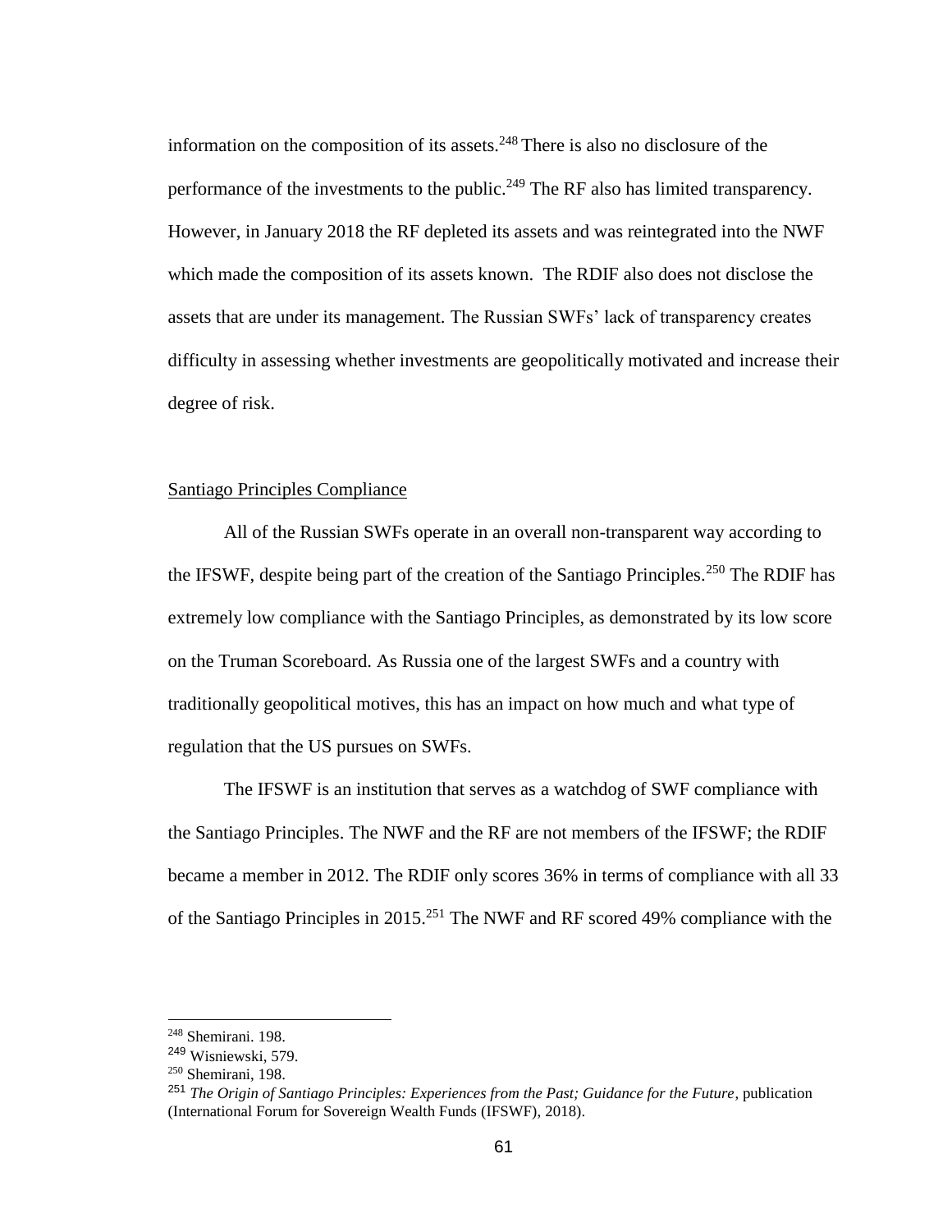information on the composition of its assets.[248] There is also no disclosure of the performance of the investments to the public.[249] The RF also has limited transparency. However, in January 2018 the RF depleted its assets and was reintegrated into the NWF which made the composition of its assets known. The RDIF also does not disclose the assets that are under its management. The Russian SWFs' lack of transparency creates difficulty in assessing whether investments are geopolitically motivated and increase their degree of risk.

<u>Santiago Principles Compliance</u>

All of the Russian SWFs operate in an overall non-transparent way according to the IFSWF, despite being part of the creation of the Santiago Principles.[250] The RDIF has extremely low compliance with the Santiago Principles, as demonstrated by its low score on the Truman Scoreboard. As Russia one of the largest SWFs and a country with traditionally geopolitical motives, this has an impact on how much and what type of regulation that the US pursues on SWFs.

The IFSWF is an institution that serves as a watchdog of SWF compliance with the Santiago Principles. The NWF and the RF are not members of the IFSWF; the RDIF became a member in 2012. The RDIF only scores 36% in terms of compliance with all 33 of the Santiago Principles in 2015.[251] The NWF and RF scored 49% compliance with the

---

[248] Shemirani. 198.

[249] Wisniewski, 579.

[250] Shemirani, 198.

[251] *The Origin of Santiago Principles: Experiences from the Past; Guidance for the Future*, publication (International Forum for Sovereign Wealth Funds (IFSWF), 2018).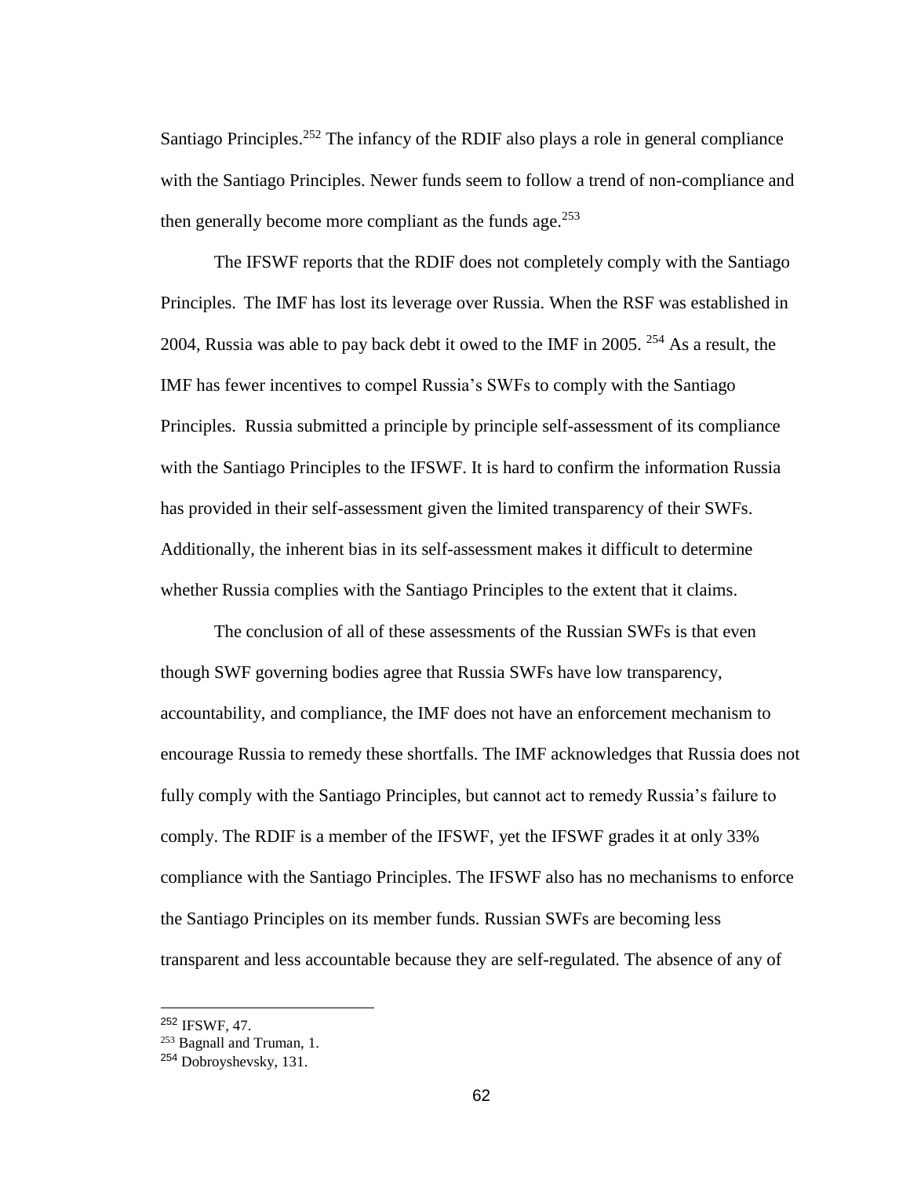Santiago Principles.[252] The infancy of the RDIF also plays a role in general compliance with the Santiago Principles. Newer funds seem to follow a trend of non-compliance and then generally become more compliant as the funds age.[253]

The IFSWF reports that the RDIF does not completely comply with the Santiago Principles. The IMF has lost its leverage over Russia. When the RSF was established in 2004, Russia was able to pay back debt it owed to the IMF in 2005. [254] As a result, the IMF has fewer incentives to compel Russia's SWFs to comply with the Santiago Principles. Russia submitted a principle by principle self-assessment of its compliance with the Santiago Principles to the IFSWF. It is hard to confirm the information Russia has provided in their self-assessment given the limited transparency of their SWFs. Additionally, the inherent bias in its self-assessment makes it difficult to determine whether Russia complies with the Santiago Principles to the extent that it claims.

The conclusion of all of these assessments of the Russian SWFs is that even though SWF governing bodies agree that Russia SWFs have low transparency, accountability, and compliance, the IMF does not have an enforcement mechanism to encourage Russia to remedy these shortfalls. The IMF acknowledges that Russia does not fully comply with the Santiago Principles, but cannot act to remedy Russia's failure to comply. The RDIF is a member of the IFSWF, yet the IFSWF grades it at only 33% compliance with the Santiago Principles. The IFSWF also has no mechanisms to enforce the Santiago Principles on its member funds. Russian SWFs are becoming less transparent and less accountable because they are self-regulated. The absence of any of

---

[252] IFSWF, 47.

[253] Bagnall and Truman, 1.

[254] Dobroyshevsky, 131.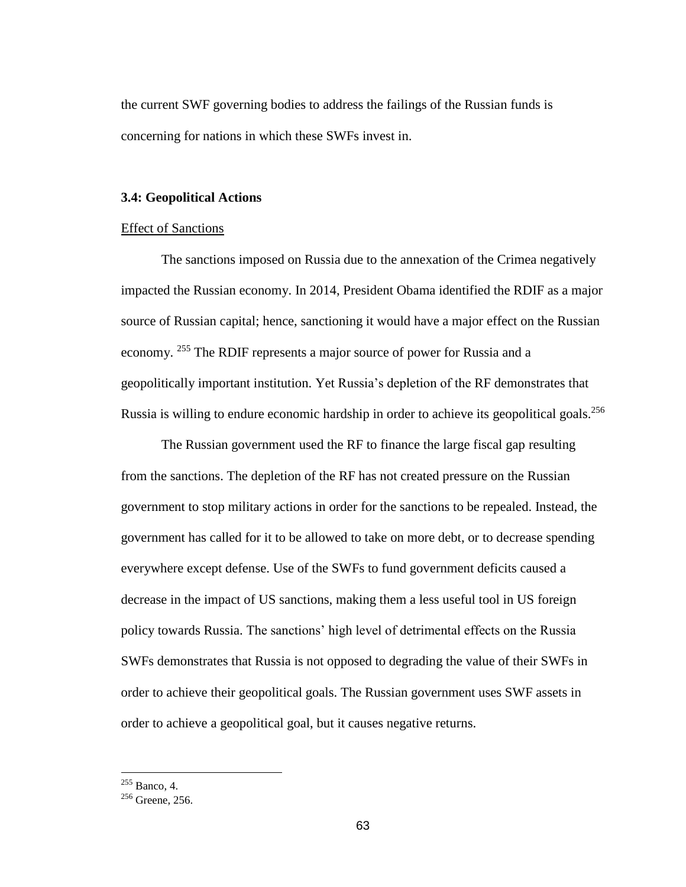the current SWF governing bodies to address the failings of the Russian funds is concerning for nations in which these SWFs invest in.

### 3.4: Geopolitical Actions

Effect of Sanctions

The sanctions imposed on Russia due to the annexation of the Crimea negatively impacted the Russian economy. In 2014, President Obama identified the RDIF as a major source of Russian capital; hence, sanctioning it would have a major effect on the Russian economy. [255] The RDIF represents a major source of power for Russia and a geopolitically important institution. Yet Russia's depletion of the RF demonstrates that Russia is willing to endure economic hardship in order to achieve its geopolitical goals.[256]

The Russian government used the RF to finance the large fiscal gap resulting from the sanctions. The depletion of the RF has not created pressure on the Russian government to stop military actions in order for the sanctions to be repealed. Instead, the government has called for it to be allowed to take on more debt, or to decrease spending everywhere except defense. Use of the SWFs to fund government deficits caused a decrease in the impact of US sanctions, making them a less useful tool in US foreign policy towards Russia. The sanctions' high level of detrimental effects on the Russia SWFs demonstrates that Russia is not opposed to degrading the value of their SWFs in order to achieve their geopolitical goals. The Russian government uses SWF assets in order to achieve a geopolitical goal, but it causes negative returns.

---

[255] Banco, 4.

[256] Greene, 256.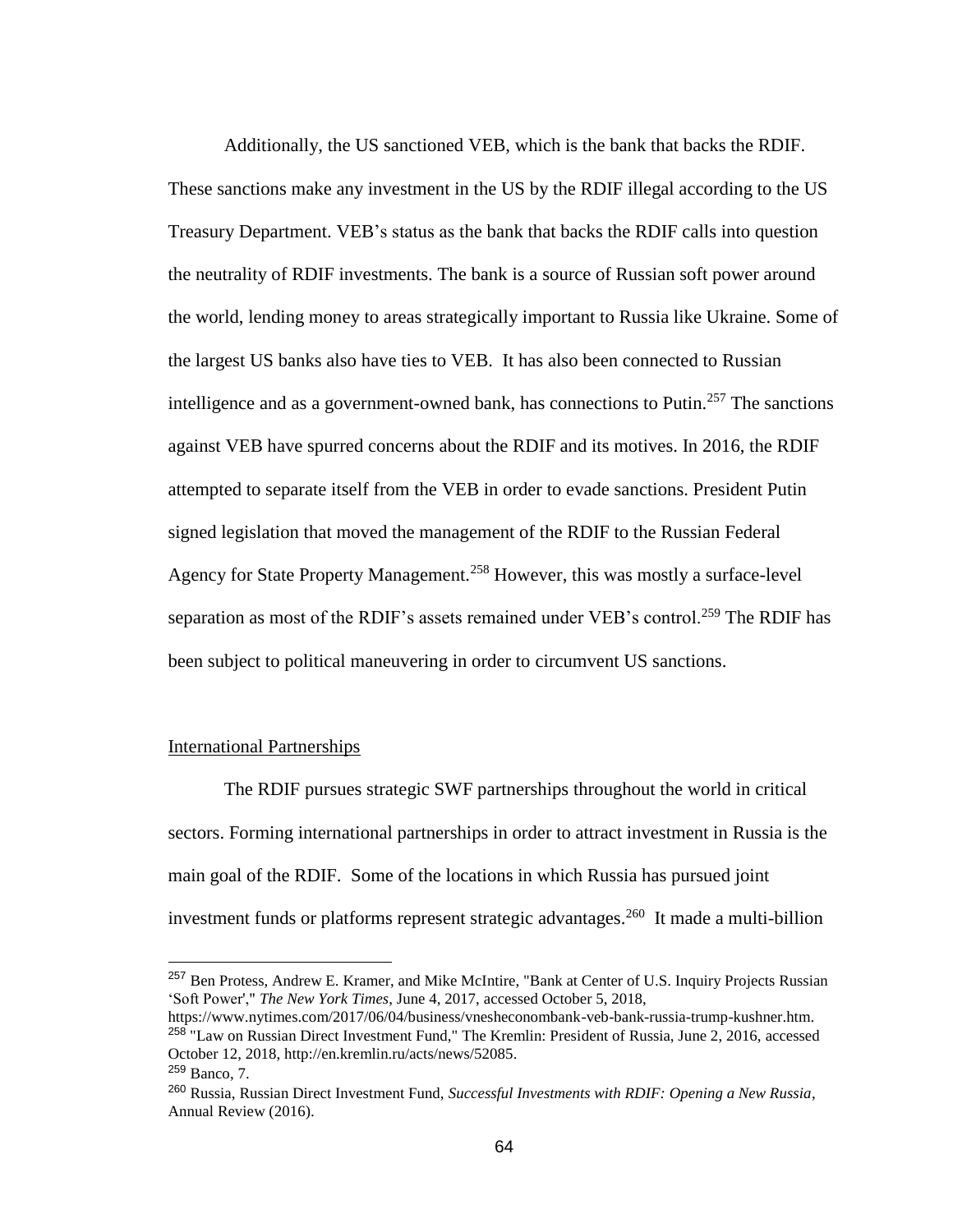Additionally, the US sanctioned VEB, which is the bank that backs the RDIF. These sanctions make any investment in the US by the RDIF illegal according to the US Treasury Department. VEB's status as the bank that backs the RDIF calls into question the neutrality of RDIF investments. The bank is a source of Russian soft power around the world, lending money to areas strategically important to Russia like Ukraine. Some of the largest US banks also have ties to VEB. It has also been connected to Russian intelligence and as a government-owned bank, has connections to Putin.[257] The sanctions against VEB have spurred concerns about the RDIF and its motives. In 2016, the RDIF attempted to separate itself from the VEB in order to evade sanctions. President Putin signed legislation that moved the management of the RDIF to the Russian Federal Agency for State Property Management.[258] However, this was mostly a surface-level separation as most of the RDIF's assets remained under VEB's control.[259] The RDIF has been subject to political maneuvering in order to circumvent US sanctions.

International Partnerships

The RDIF pursues strategic SWF partnerships throughout the world in critical sectors. Forming international partnerships in order to attract investment in Russia is the main goal of the RDIF. Some of the locations in which Russia has pursued joint investment funds or platforms represent strategic advantages.[260] It made a multi-billion

---

[257] Ben Protess, Andrew E. Kramer, and Mike McIntire, "Bank at Center of U.S. Inquiry Projects Russian 'Soft Power'," *The New York Times*, June 4, 2017, accessed October 5, 2018, https://www.nytimes.com/2017/06/04/business/vnesheconombank-veb-bank-russia-trump-kushner.htm.

[258] "Law on Russian Direct Investment Fund," The Kremlin: President of Russia, June 2, 2016, accessed October 12, 2018, http://en.kremlin.ru/acts/news/52085.

[259] Banco, 7.

[260] Russia, Russian Direct Investment Fund, *Successful Investments with RDIF: Opening a New Russia*, Annual Review (2016).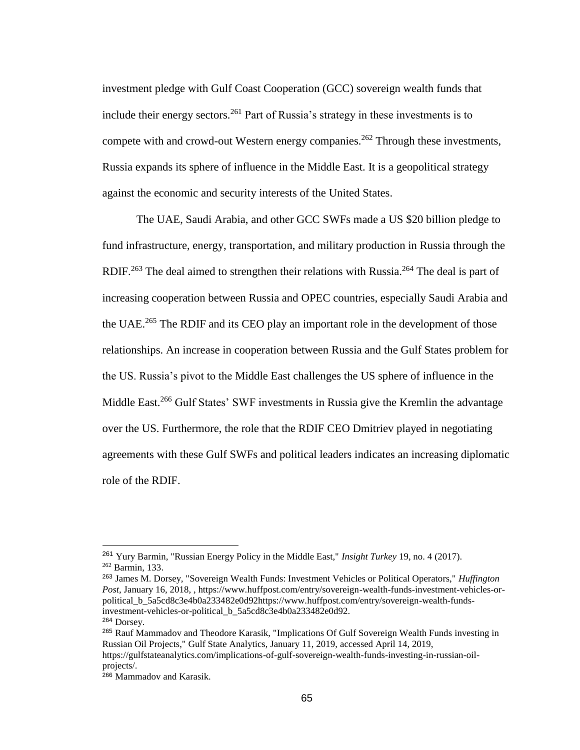investment pledge with Gulf Coast Cooperation (GCC) sovereign wealth funds that include their energy sectors.[261] Part of Russia's strategy in these investments is to compete with and crowd-out Western energy companies.[262] Through these investments, Russia expands its sphere of influence in the Middle East. It is a geopolitical strategy against the economic and security interests of the United States.

The UAE, Saudi Arabia, and other GCC SWFs made a US $20 billion pledge to fund infrastructure, energy, transportation, and military production in Russia through the RDIF.[263] The deal aimed to strengthen their relations with Russia.[264] The deal is part of increasing cooperation between Russia and OPEC countries, especially Saudi Arabia and the UAE.[265] The RDIF and its CEO play an important role in the development of those relationships. An increase in cooperation between Russia and the Gulf States problem for the US. Russia's pivot to the Middle East challenges the US sphere of influence in the Middle East.[266] Gulf States' SWF investments in Russia give the Kremlin the advantage over the US. Furthermore, the role that the RDIF CEO Dmitriev played in negotiating agreements with these Gulf SWFs and political leaders indicates an increasing diplomatic role of the RDIF.

---

[261] Yury Barmin, "Russian Energy Policy in the Middle East," *Insight Turkey* 19, no. 4 (2017).

[262] Barmin, 133.

[263] James M. Dorsey, "Sovereign Wealth Funds: Investment Vehicles or Political Operators," *Huffington Post*, January 16, 2018, , https://www.huffpost.com/entry/sovereign-wealth-funds-investment-vehicles-or-political_b_5a5cd8c3e4b0a233482e0d92https://www.huffpost.com/entry/sovereign-wealth-funds-investment-vehicles-or-political_b_5a5cd8c3e4b0a233482e0d92.

[264] Dorsey.

[265] Rauf Mammadov and Theodore Karasik, "Implications Of Gulf Sovereign Wealth Funds investing in Russian Oil Projects," Gulf State Analytics, January 11, 2019, accessed April 14, 2019, https://gulfstateanalytics.com/implications-of-gulf-sovereign-wealth-funds-investing-in-russian-oil-projects/.

[266] Mammadov and Karasik.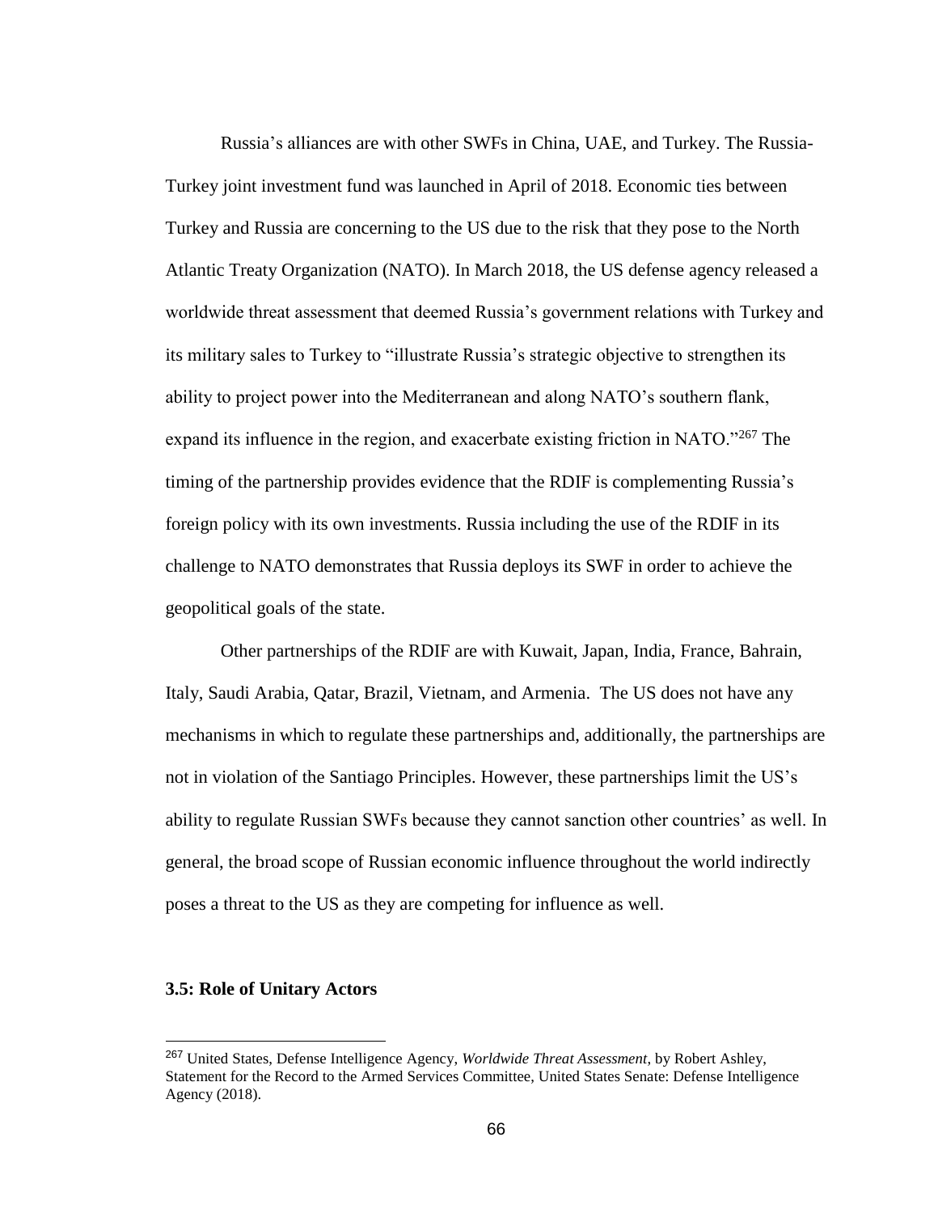Russia's alliances are with other SWFs in China, UAE, and Turkey. The Russia-Turkey joint investment fund was launched in April of 2018. Economic ties between Turkey and Russia are concerning to the US due to the risk that they pose to the North Atlantic Treaty Organization (NATO). In March 2018, the US defense agency released a worldwide threat assessment that deemed Russia's government relations with Turkey and its military sales to Turkey to "illustrate Russia's strategic objective to strengthen its ability to project power into the Mediterranean and along NATO's southern flank, expand its influence in the region, and exacerbate existing friction in NATO."[267] The timing of the partnership provides evidence that the RDIF is complementing Russia's foreign policy with its own investments. Russia including the use of the RDIF in its challenge to NATO demonstrates that Russia deploys its SWF in order to achieve the geopolitical goals of the state.

Other partnerships of the RDIF are with Kuwait, Japan, India, France, Bahrain, Italy, Saudi Arabia, Qatar, Brazil, Vietnam, and Armenia. The US does not have any mechanisms in which to regulate these partnerships and, additionally, the partnerships are not in violation of the Santiago Principles. However, these partnerships limit the US's ability to regulate Russian SWFs because they cannot sanction other countries' as well. In general, the broad scope of Russian economic influence throughout the world indirectly poses a threat to the US as they are competing for influence as well.

### 3.5: Role of Unitary Actors

[267] United States, Defense Intelligence Agency, *Worldwide Threat Assessment*, by Robert Ashley, Statement for the Record to the Armed Services Committee, United States Senate: Defense Intelligence Agency (2018).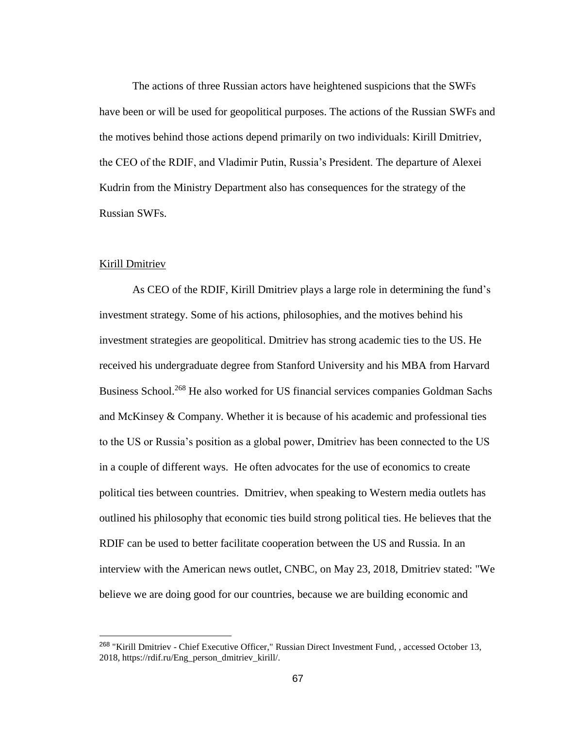The actions of three Russian actors have heightened suspicions that the SWFs have been or will be used for geopolitical purposes. The actions of the Russian SWFs and the motives behind those actions depend primarily on two individuals: Kirill Dmitriev, the CEO of the RDIF, and Vladimir Putin, Russia's President. The departure of Alexei Kudrin from the Ministry Department also has consequences for the strategy of the Russian SWFs.

## Kirill Dmitriev

As CEO of the RDIF, Kirill Dmitriev plays a large role in determining the fund's investment strategy. Some of his actions, philosophies, and the motives behind his investment strategies are geopolitical. Dmitriev has strong academic ties to the US. He received his undergraduate degree from Stanford University and his MBA from Harvard Business School.[268] He also worked for US financial services companies Goldman Sachs and McKinsey & Company. Whether it is because of his academic and professional ties to the US or Russia's position as a global power, Dmitriev has been connected to the US in a couple of different ways. He often advocates for the use of economics to create political ties between countries. Dmitriev, when speaking to Western media outlets has outlined his philosophy that economic ties build strong political ties. He believes that the RDIF can be used to better facilitate cooperation between the US and Russia. In an interview with the American news outlet, CNBC, on May 23, 2018, Dmitriev stated: "We believe we are doing good for our countries, because we are building economic and

---

[268] "Kirill Dmitriev - Chief Executive Officer," Russian Direct Investment Fund, , accessed October 13, 2018, https://rdif.ru/Eng_person_dmitriev_kirill/.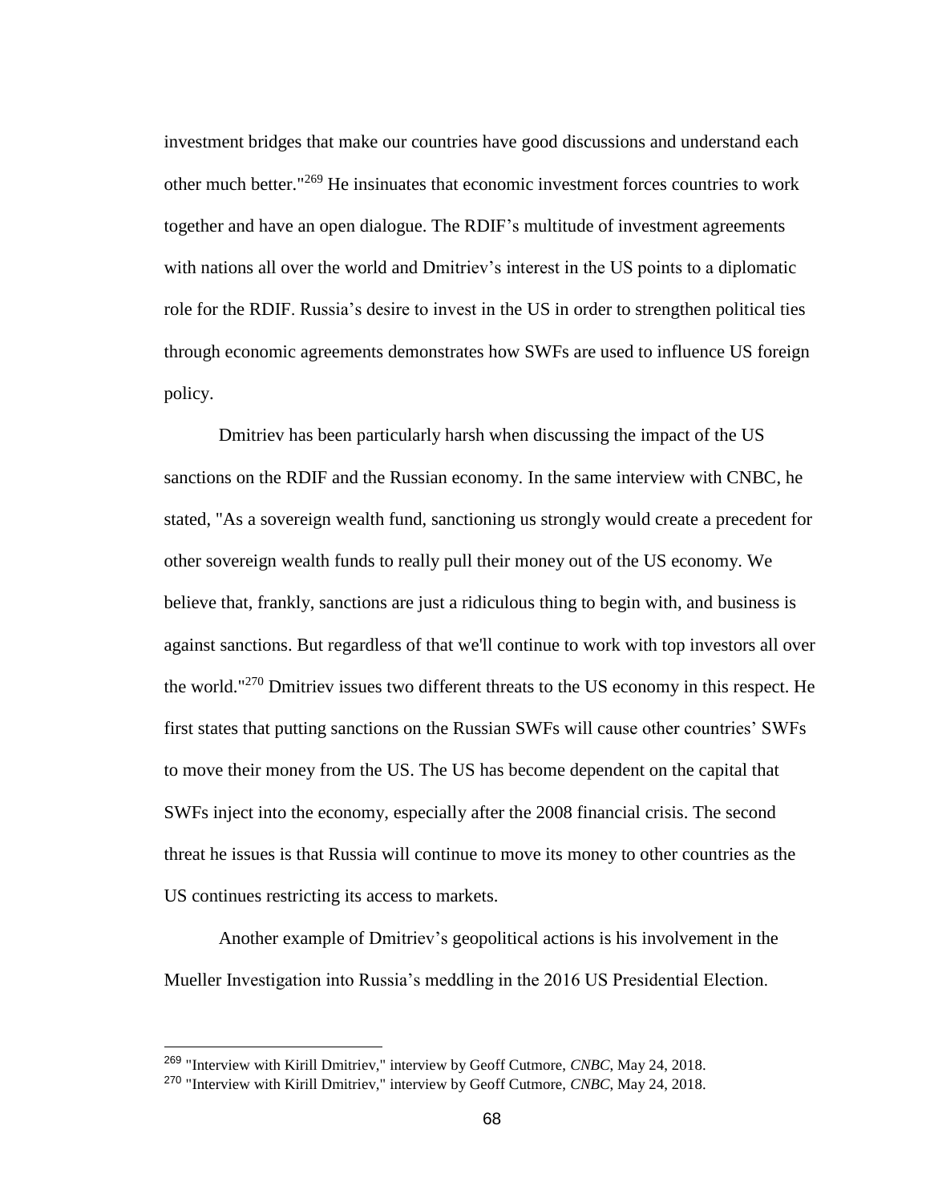investment bridges that make our countries have good discussions and understand each other much better."[269] He insinuates that economic investment forces countries to work together and have an open dialogue. The RDIF's multitude of investment agreements with nations all over the world and Dmitriev's interest in the US points to a diplomatic role for the RDIF. Russia's desire to invest in the US in order to strengthen political ties through economic agreements demonstrates how SWFs are used to influence US foreign policy.

Dmitriev has been particularly harsh when discussing the impact of the US sanctions on the RDIF and the Russian economy. In the same interview with CNBC, he stated, "As a sovereign wealth fund, sanctioning us strongly would create a precedent for other sovereign wealth funds to really pull their money out of the US economy. We believe that, frankly, sanctions are just a ridiculous thing to begin with, and business is against sanctions. But regardless of that we'll continue to work with top investors all over the world."[270] Dmitriev issues two different threats to the US economy in this respect. He first states that putting sanctions on the Russian SWFs will cause other countries' SWFs to move their money from the US. The US has become dependent on the capital that SWFs inject into the economy, especially after the 2008 financial crisis. The second threat he issues is that Russia will continue to move its money to other countries as the US continues restricting its access to markets.

Another example of Dmitriev's geopolitical actions is his involvement in the Mueller Investigation into Russia's meddling in the 2016 US Presidential Election.

---

[269] "Interview with Kirill Dmitriev," interview by Geoff Cutmore, *CNBC*, May 24, 2018.

[270] "Interview with Kirill Dmitriev," interview by Geoff Cutmore, *CNBC*, May 24, 2018.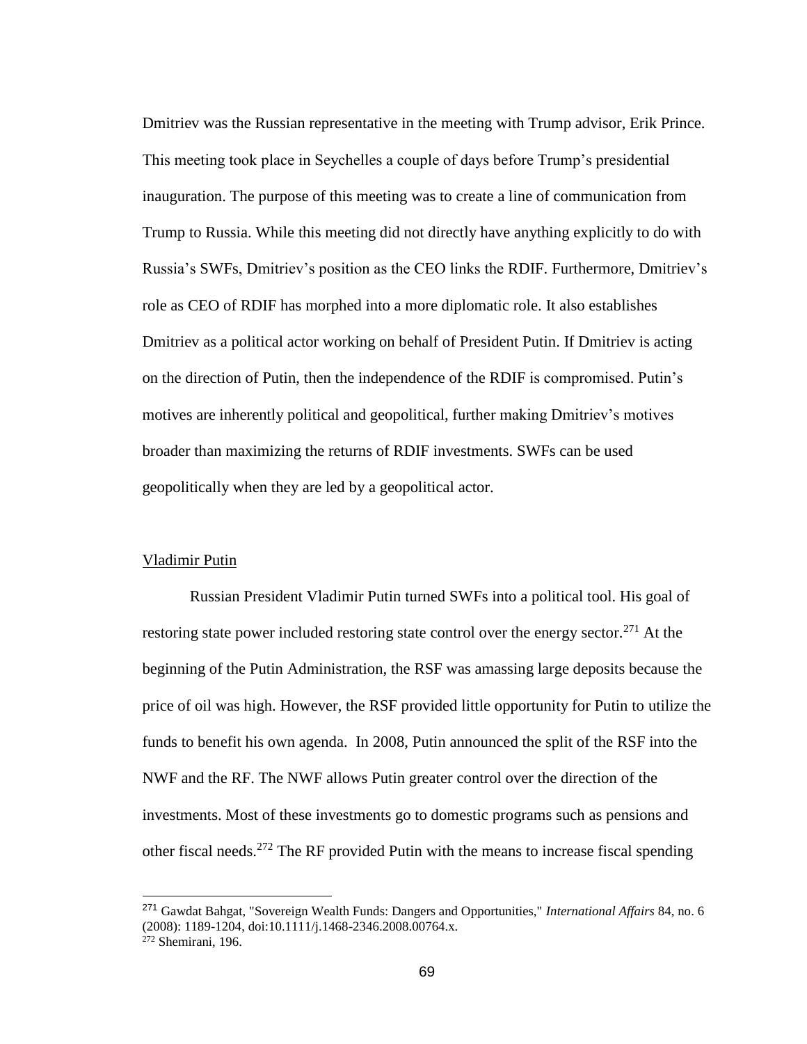Dmitriev was the Russian representative in the meeting with Trump advisor, Erik Prince. This meeting took place in Seychelles a couple of days before Trump's presidential inauguration. The purpose of this meeting was to create a line of communication from Trump to Russia. While this meeting did not directly have anything explicitly to do with Russia's SWFs, Dmitriev's position as the CEO links the RDIF. Furthermore, Dmitriev's role as CEO of RDIF has morphed into a more diplomatic role. It also establishes Dmitriev as a political actor working on behalf of President Putin. If Dmitriev is acting on the direction of Putin, then the independence of the RDIF is compromised. Putin's motives are inherently political and geopolitical, further making Dmitriev's motives broader than maximizing the returns of RDIF investments. SWFs can be used geopolitically when they are led by a geopolitical actor.

### Vladimir Putin

Russian President Vladimir Putin turned SWFs into a political tool. His goal of restoring state power included restoring state control over the energy sector.[271] At the beginning of the Putin Administration, the RSF was amassing large deposits because the price of oil was high. However, the RSF provided little opportunity for Putin to utilize the funds to benefit his own agenda. In 2008, Putin announced the split of the RSF into the NWF and the RF. The NWF allows Putin greater control over the direction of the investments. Most of these investments go to domestic programs such as pensions and other fiscal needs.[272] The RF provided Putin with the means to increase fiscal spending

---

[271] Gawdat Bahgat, "Sovereign Wealth Funds: Dangers and Opportunities," *International Affairs* 84, no. 6 (2008): 1189-1204, doi:10.1111/j.1468-2346.2008.00764.x.

[272] Shemirani, 196.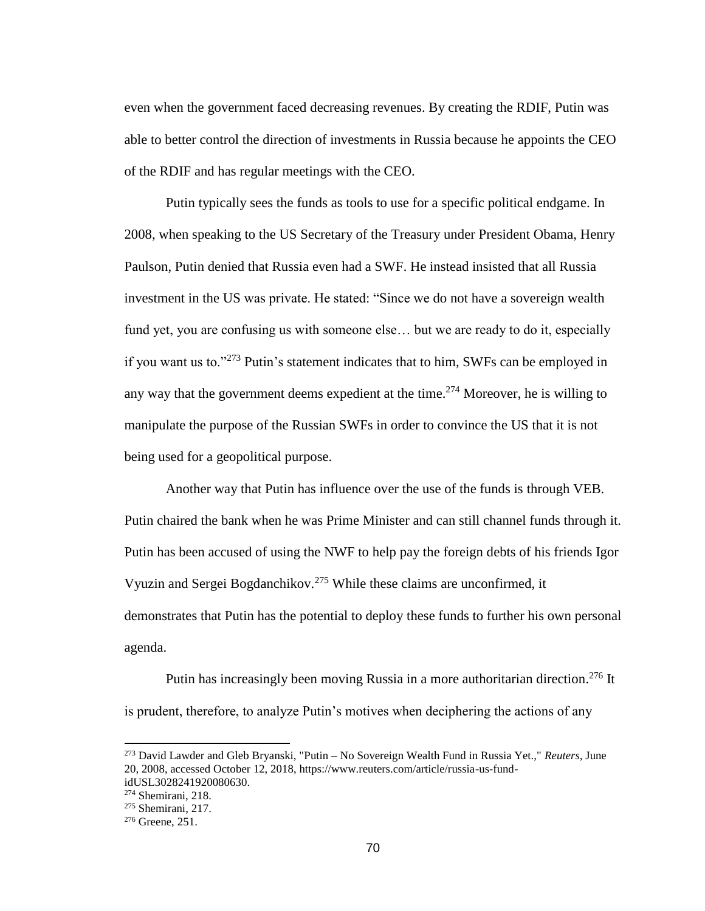even when the government faced decreasing revenues. By creating the RDIF, Putin was able to better control the direction of investments in Russia because he appoints the CEO of the RDIF and has regular meetings with the CEO.

Putin typically sees the funds as tools to use for a specific political endgame. In 2008, when speaking to the US Secretary of the Treasury under President Obama, Henry Paulson, Putin denied that Russia even had a SWF. He instead insisted that all Russia investment in the US was private. He stated: "Since we do not have a sovereign wealth fund yet, you are confusing us with someone else… but we are ready to do it, especially if you want us to."[273] Putin's statement indicates that to him, SWFs can be employed in any way that the government deems expedient at the time.[274] Moreover, he is willing to manipulate the purpose of the Russian SWFs in order to convince the US that it is not being used for a geopolitical purpose.

Another way that Putin has influence over the use of the funds is through VEB. Putin chaired the bank when he was Prime Minister and can still channel funds through it. Putin has been accused of using the NWF to help pay the foreign debts of his friends Igor Vyuzin and Sergei Bogdanchikov.[275] While these claims are unconfirmed, it demonstrates that Putin has the potential to deploy these funds to further his own personal agenda.

Putin has increasingly been moving Russia in a more authoritarian direction.[276] It is prudent, therefore, to analyze Putin's motives when deciphering the actions of any

---

[273] David Lawder and Gleb Bryanski, "Putin – No Sovereign Wealth Fund in Russia Yet.," *Reuters*, June 20, 2008, accessed October 12, 2018, https://www.reuters.com/article/russia-us-fund-idUSL3028241920080630.

[274] Shemirani, 218.

[275] Shemirani, 217.

[276] Greene, 251.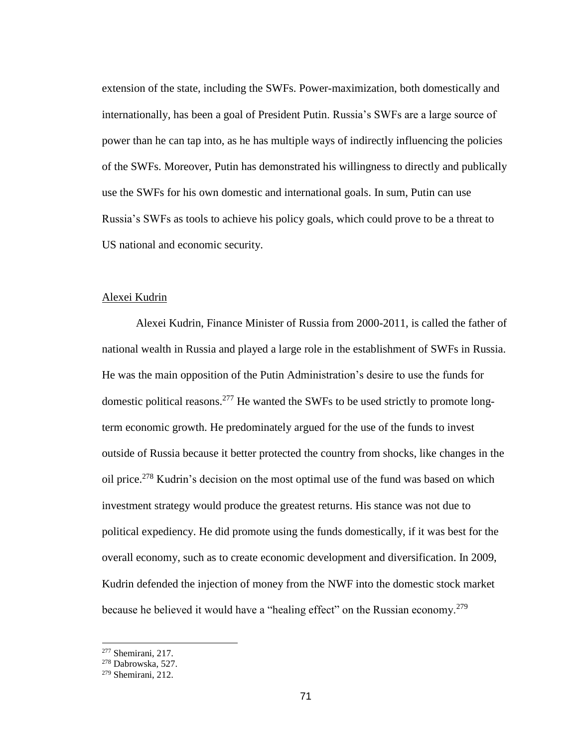extension of the state, including the SWFs. Power-maximization, both domestically and internationally, has been a goal of President Putin. Russia's SWFs are a large source of power than he can tap into, as he has multiple ways of indirectly influencing the policies of the SWFs. Moreover, Putin has demonstrated his willingness to directly and publically use the SWFs for his own domestic and international goals. In sum, Putin can use Russia's SWFs as tools to achieve his policy goals, which could prove to be a threat to US national and economic security.

### Alexei Kudrin

Alexei Kudrin, Finance Minister of Russia from 2000-2011, is called the father of national wealth in Russia and played a large role in the establishment of SWFs in Russia. He was the main opposition of the Putin Administration's desire to use the funds for domestic political reasons.[277] He wanted the SWFs to be used strictly to promote long-term economic growth. He predominately argued for the use of the funds to invest outside of Russia because it better protected the country from shocks, like changes in the oil price.[278] Kudrin's decision on the most optimal use of the fund was based on which investment strategy would produce the greatest returns. His stance was not due to political expediency. He did promote using the funds domestically, if it was best for the overall economy, such as to create economic development and diversification. In 2009, Kudrin defended the injection of money from the NWF into the domestic stock market because he believed it would have a "healing effect" on the Russian economy.[279]

---

[277] Shemirani, 217.
[278] Dabrowska, 527.
[279] Shemirani, 212.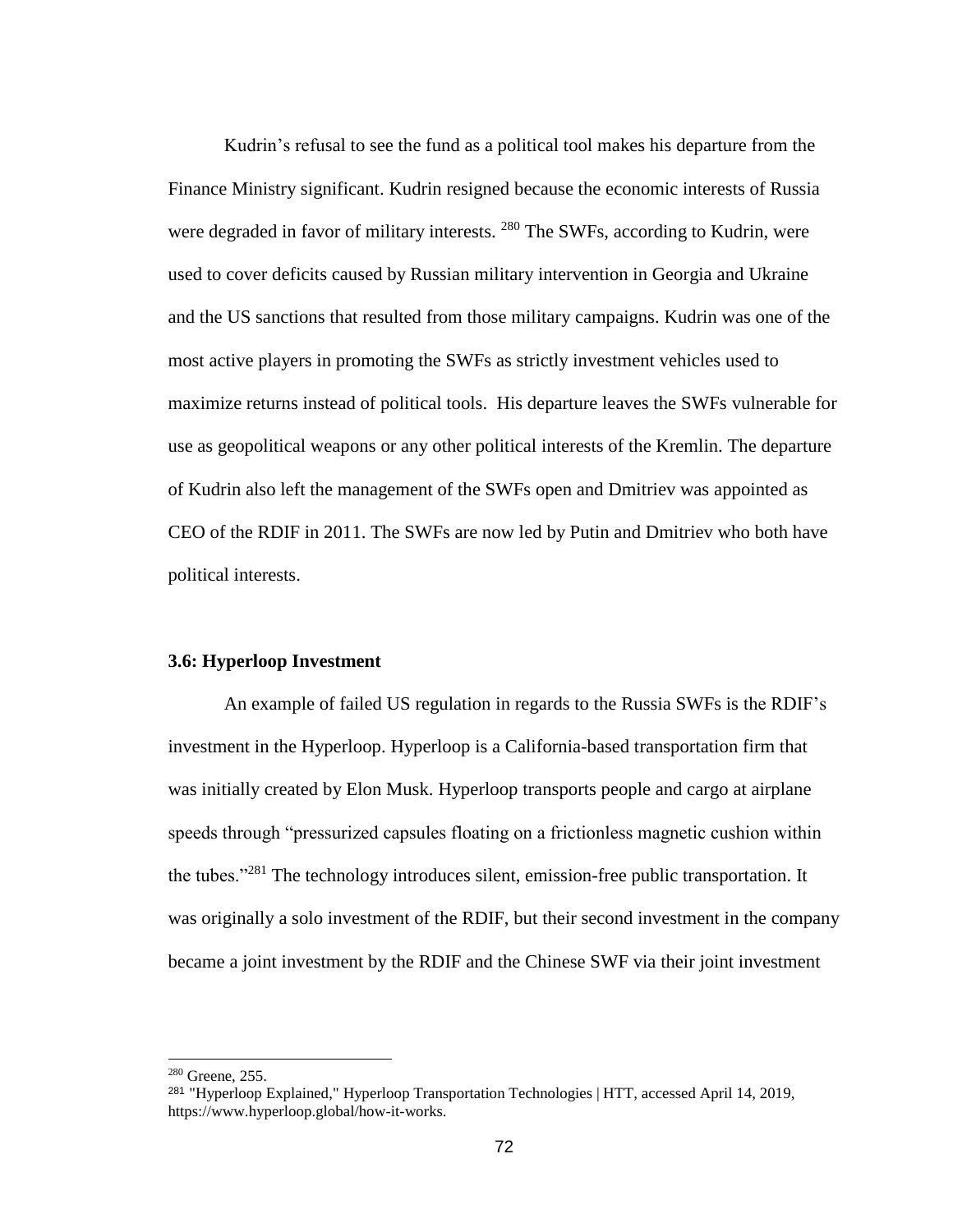Kudrin's refusal to see the fund as a political tool makes his departure from the Finance Ministry significant. Kudrin resigned because the economic interests of Russia were degraded in favor of military interests. [280] The SWFs, according to Kudrin, were used to cover deficits caused by Russian military intervention in Georgia and Ukraine and the US sanctions that resulted from those military campaigns. Kudrin was one of the most active players in promoting the SWFs as strictly investment vehicles used to maximize returns instead of political tools. His departure leaves the SWFs vulnerable for use as geopolitical weapons or any other political interests of the Kremlin. The departure of Kudrin also left the management of the SWFs open and Dmitriev was appointed as CEO of the RDIF in 2011. The SWFs are now led by Putin and Dmitriev who both have political interests.

### 3.6: Hyperloop Investment

An example of failed US regulation in regards to the Russia SWFs is the RDIF's investment in the Hyperloop. Hyperloop is a California-based transportation firm that was initially created by Elon Musk. Hyperloop transports people and cargo at airplane speeds through "pressurized capsules floating on a frictionless magnetic cushion within the tubes."[281] The technology introduces silent, emission-free public transportation. It was originally a solo investment of the RDIF, but their second investment in the company became a joint investment by the RDIF and the Chinese SWF via their joint investment

---

[280] Greene, 255.

[281] "Hyperloop Explained," Hyperloop Transportation Technologies | HTT, accessed April 14, 2019, https://www.hyperloop.global/how-it-works.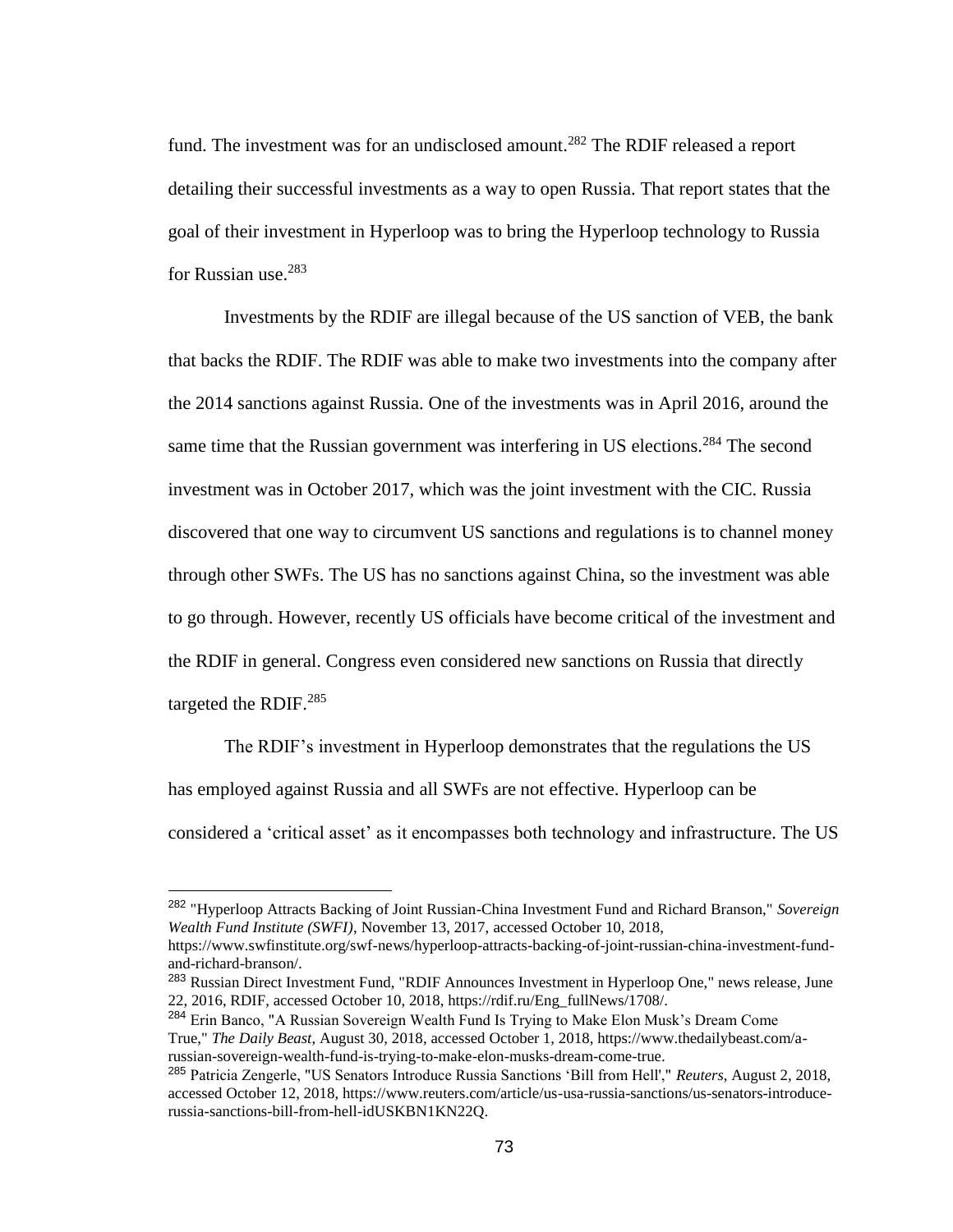fund. The investment was for an undisclosed amount.[282] The RDIF released a report detailing their successful investments as a way to open Russia. That report states that the goal of their investment in Hyperloop was to bring the Hyperloop technology to Russia for Russian use.[283]

Investments by the RDIF are illegal because of the US sanction of VEB, the bank that backs the RDIF. The RDIF was able to make two investments into the company after the 2014 sanctions against Russia. One of the investments was in April 2016, around the same time that the Russian government was interfering in US elections.[284] The second investment was in October 2017, which was the joint investment with the CIC. Russia discovered that one way to circumvent US sanctions and regulations is to channel money through other SWFs. The US has no sanctions against China, so the investment was able to go through. However, recently US officials have become critical of the investment and the RDIF in general. Congress even considered new sanctions on Russia that directly targeted the RDIF.[285]

The RDIF's investment in Hyperloop demonstrates that the regulations the US has employed against Russia and all SWFs are not effective. Hyperloop can be considered a 'critical asset' as it encompasses both technology and infrastructure. The US

---

[282] "Hyperloop Attracts Backing of Joint Russian-China Investment Fund and Richard Branson," *Sovereign Wealth Fund Institute (SWFI)*, November 13, 2017, accessed October 10, 2018, https://www.swfinstitute.org/swf-news/hyperloop-attracts-backing-of-joint-russian-china-investment-fund-and-richard-branson/.

[283] Russian Direct Investment Fund, "RDIF Announces Investment in Hyperloop One," news release, June 22, 2016, RDIF, accessed October 10, 2018, https://rdif.ru/Eng_fullNews/1708/.

[284] Erin Banco, "A Russian Sovereign Wealth Fund Is Trying to Make Elon Musk's Dream Come True," *The Daily Beast*, August 30, 2018, accessed October 1, 2018, https://www.thedailybeast.com/a-russian-sovereign-wealth-fund-is-trying-to-make-elon-musks-dream-come-true.

[285] Patricia Zengerle, "US Senators Introduce Russia Sanctions 'Bill from Hell'," *Reuters*, August 2, 2018, accessed October 12, 2018, https://www.reuters.com/article/us-usa-russia-sanctions/us-senators-introduce-russia-sanctions-bill-from-hell-idUSKBN1KN22Q.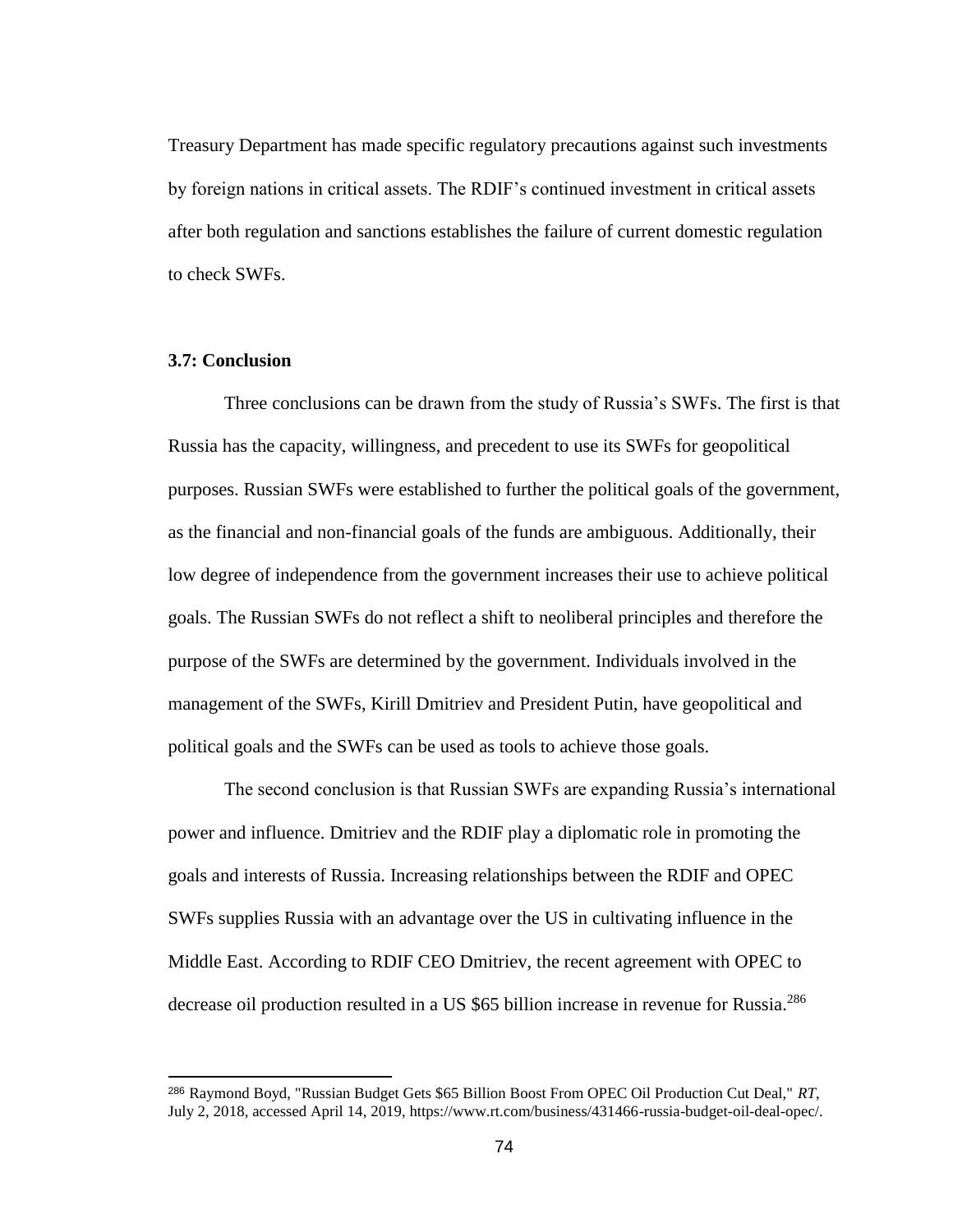Treasury Department has made specific regulatory precautions against such investments by foreign nations in critical assets. The RDIF's continued investment in critical assets after both regulation and sanctions establishes the failure of current domestic regulation to check SWFs.

### 3.7: Conclusion

Three conclusions can be drawn from the study of Russia's SWFs. The first is that Russia has the capacity, willingness, and precedent to use its SWFs for geopolitical purposes. Russian SWFs were established to further the political goals of the government, as the financial and non-financial goals of the funds are ambiguous. Additionally, their low degree of independence from the government increases their use to achieve political goals. The Russian SWFs do not reflect a shift to neoliberal principles and therefore the purpose of the SWFs are determined by the government. Individuals involved in the management of the SWFs, Kirill Dmitriev and President Putin, have geopolitical and political goals and the SWFs can be used as tools to achieve those goals.

The second conclusion is that Russian SWFs are expanding Russia's international power and influence. Dmitriev and the RDIF play a diplomatic role in promoting the goals and interests of Russia. Increasing relationships between the RDIF and OPEC SWFs supplies Russia with an advantage over the US in cultivating influence in the Middle East. According to RDIF CEO Dmitriev, the recent agreement with OPEC to decrease oil production resulted in a US $65 billion increase in revenue for Russia.[286]

---

[286] Raymond Boyd, "Russian Budget Gets $65 Billion Boost From OPEC Oil Production Cut Deal," *RT*, July 2, 2018, accessed April 14, 2019, https://www.rt.com/business/431466-russia-budget-oil-deal-opec/.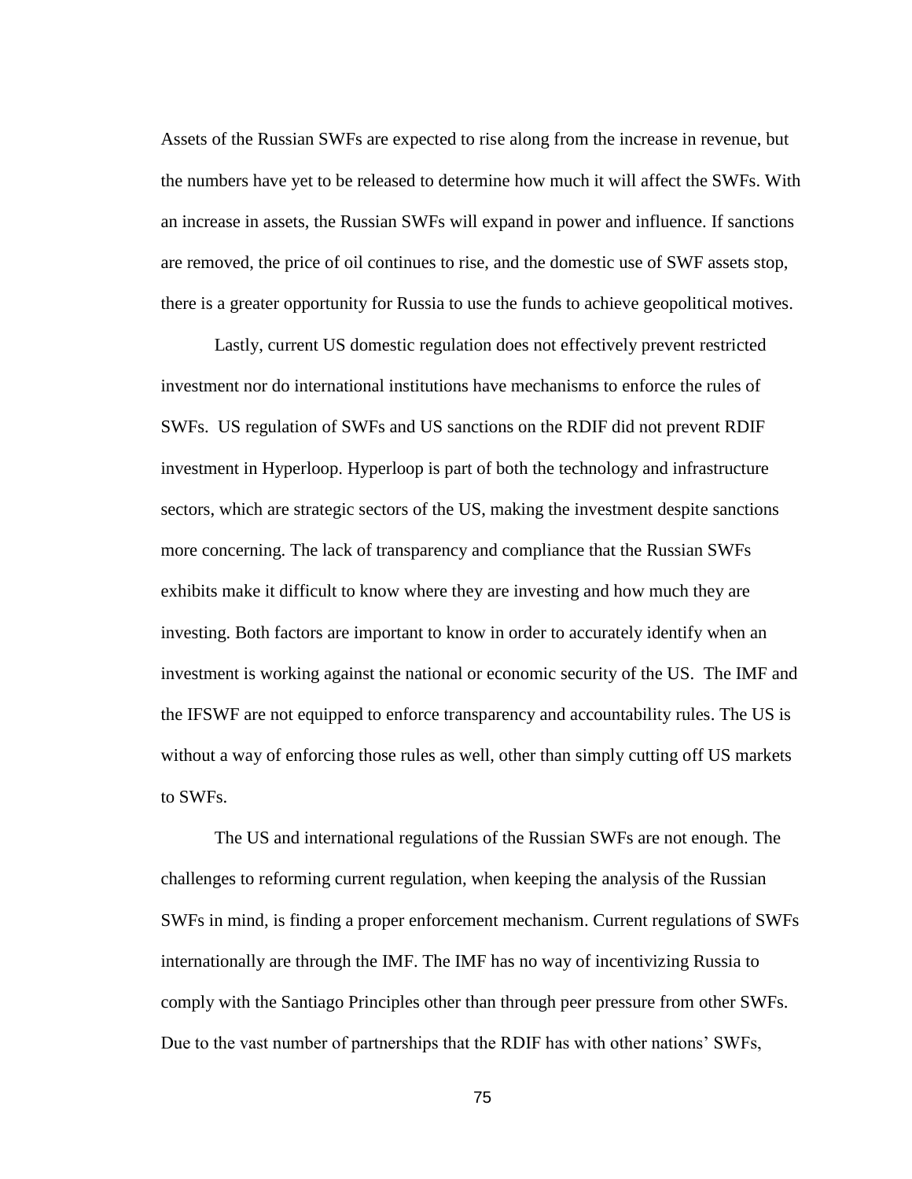Assets of the Russian SWFs are expected to rise along from the increase in revenue, but the numbers have yet to be released to determine how much it will affect the SWFs. With an increase in assets, the Russian SWFs will expand in power and influence. If sanctions are removed, the price of oil continues to rise, and the domestic use of SWF assets stop, there is a greater opportunity for Russia to use the funds to achieve geopolitical motives.

Lastly, current US domestic regulation does not effectively prevent restricted investment nor do international institutions have mechanisms to enforce the rules of SWFs. US regulation of SWFs and US sanctions on the RDIF did not prevent RDIF investment in Hyperloop. Hyperloop is part of both the technology and infrastructure sectors, which are strategic sectors of the US, making the investment despite sanctions more concerning. The lack of transparency and compliance that the Russian SWFs exhibits make it difficult to know where they are investing and how much they are investing. Both factors are important to know in order to accurately identify when an investment is working against the national or economic security of the US. The IMF and the IFSWF are not equipped to enforce transparency and accountability rules. The US is without a way of enforcing those rules as well, other than simply cutting off US markets to SWFs.

The US and international regulations of the Russian SWFs are not enough. The challenges to reforming current regulation, when keeping the analysis of the Russian SWFs in mind, is finding a proper enforcement mechanism. Current regulations of SWFs internationally are through the IMF. The IMF has no way of incentivizing Russia to comply with the Santiago Principles other than through peer pressure from other SWFs. Due to the vast number of partnerships that the RDIF has with other nations' SWFs,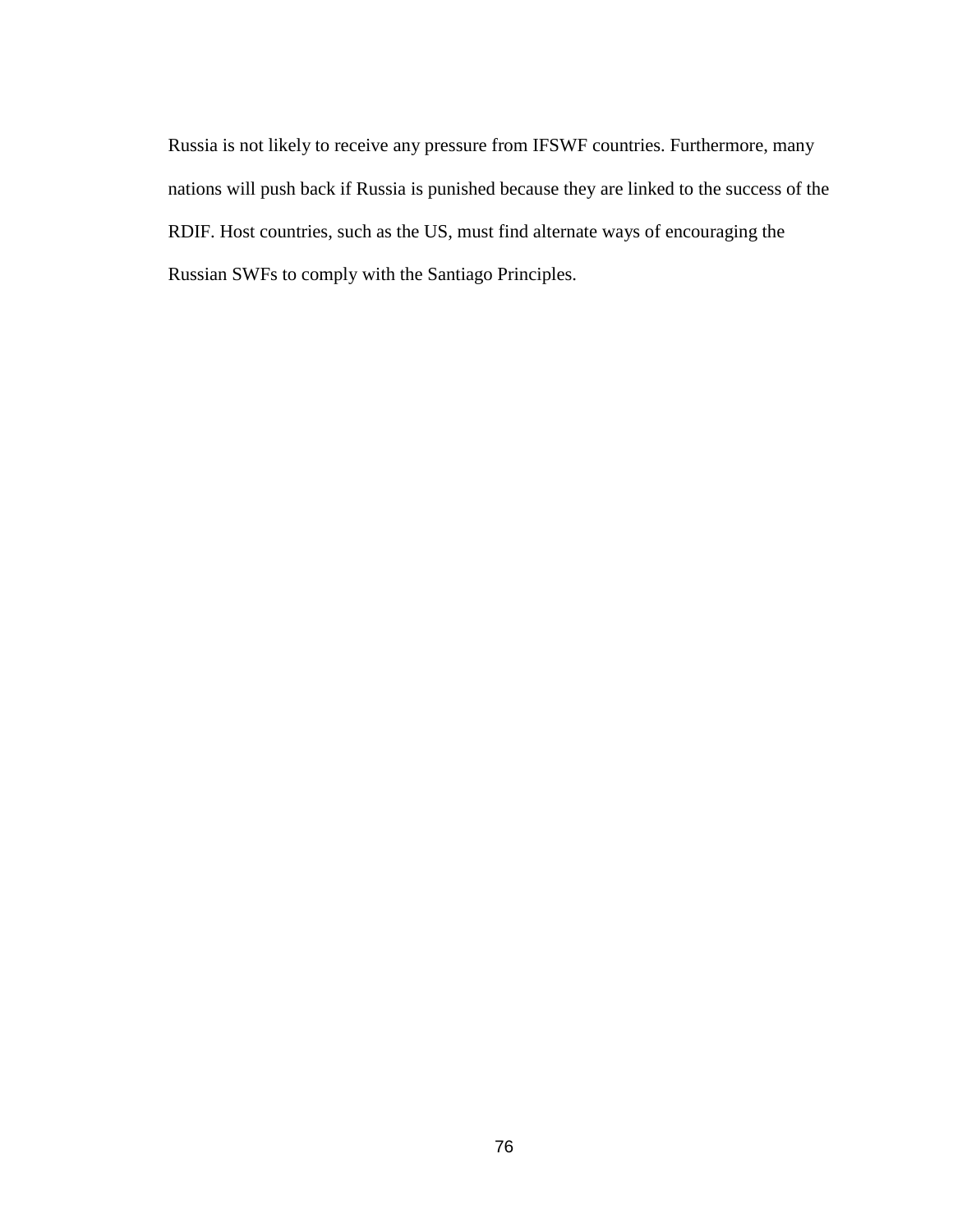Russia is not likely to receive any pressure from IFSWF countries. Furthermore, many nations will push back if Russia is punished because they are linked to the success of the RDIF. Host countries, such as the US, must find alternate ways of encouraging the Russian SWFs to comply with the Santiago Principles.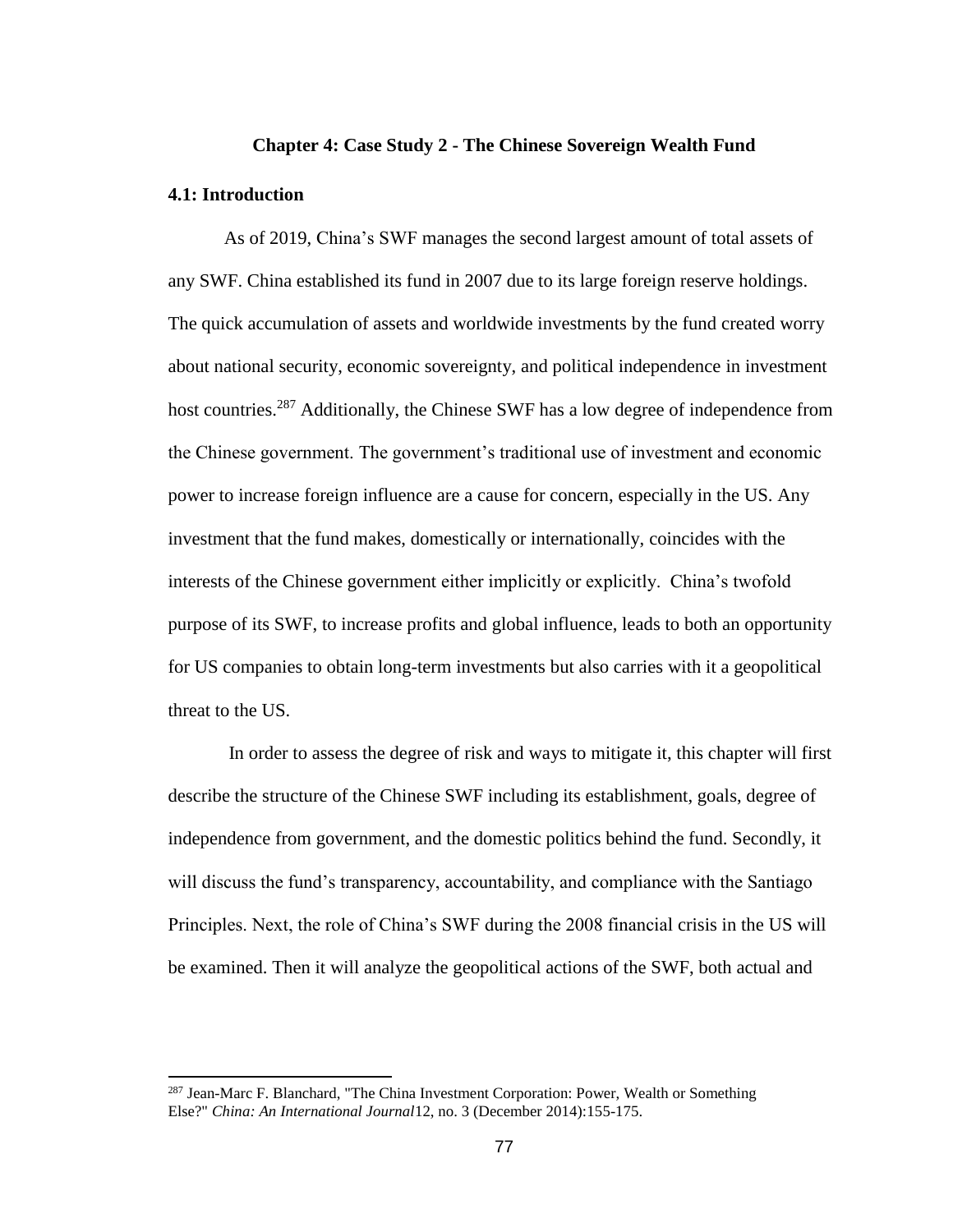## Chapter 4: Case Study 2 - The Chinese Sovereign Wealth Fund

### 4.1: Introduction

As of 2019, China's SWF manages the second largest amount of total assets of any SWF. China established its fund in 2007 due to its large foreign reserve holdings. The quick accumulation of assets and worldwide investments by the fund created worry about national security, economic sovereignty, and political independence in investment host countries.[287] Additionally, the Chinese SWF has a low degree of independence from the Chinese government. The government's traditional use of investment and economic power to increase foreign influence are a cause for concern, especially in the US. Any investment that the fund makes, domestically or internationally, coincides with the interests of the Chinese government either implicitly or explicitly. China's twofold purpose of its SWF, to increase profits and global influence, leads to both an opportunity for US companies to obtain long-term investments but also carries with it a geopolitical threat to the US.

In order to assess the degree of risk and ways to mitigate it, this chapter will first describe the structure of the Chinese SWF including its establishment, goals, degree of independence from government, and the domestic politics behind the fund. Secondly, it will discuss the fund's transparency, accountability, and compliance with the Santiago Principles. Next, the role of China's SWF during the 2008 financial crisis in the US will be examined. Then it will analyze the geopolitical actions of the SWF, both actual and

---

[287] Jean-Marc F. Blanchard, "The China Investment Corporation: Power, Wealth or Something Else?" *China: An International Journal*12, no. 3 (December 2014):155-175.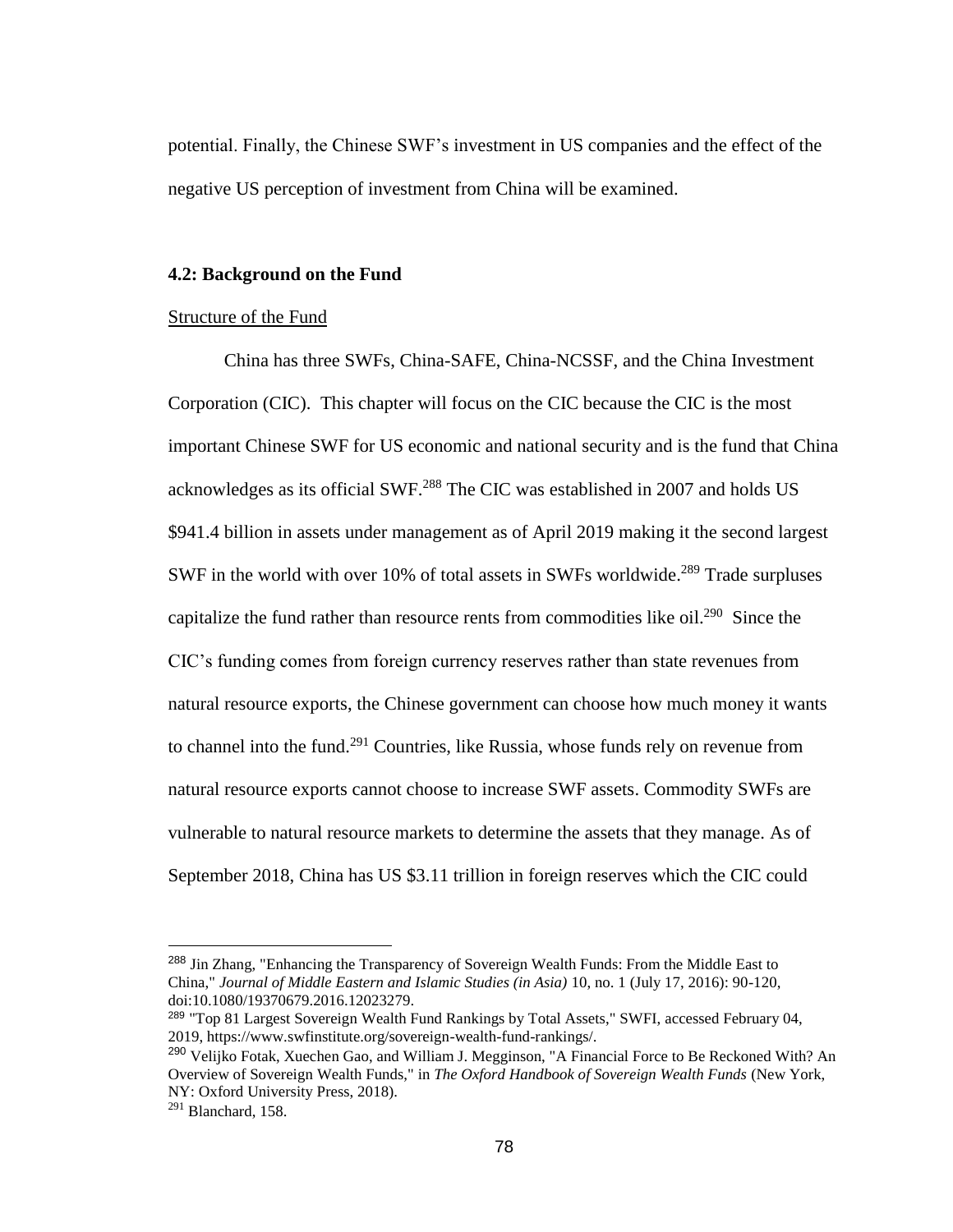potential. Finally, the Chinese SWF's investment in US companies and the effect of the negative US perception of investment from China will be examined.

### 4.2: Background on the Fund

<u>Structure of the Fund</u>

China has three SWFs, China-SAFE, China-NCSSF, and the China Investment Corporation (CIC). This chapter will focus on the CIC because the CIC is the most important Chinese SWF for US economic and national security and is the fund that China acknowledges as its official SWF.[288] The CIC was established in 2007 and holds US $941.4 billion in assets under management as of April 2019 making it the second largest SWF in the world with over 10% of total assets in SWFs worldwide.[289] Trade surpluses capitalize the fund rather than resource rents from commodities like oil.[290] Since the CIC's funding comes from foreign currency reserves rather than state revenues from natural resource exports, the Chinese government can choose how much money it wants to channel into the fund.[291] Countries, like Russia, whose funds rely on revenue from natural resource exports cannot choose to increase SWF assets. Commodity SWFs are vulnerable to natural resource markets to determine the assets that they manage. As of September 2018, China has US $3.11 trillion in foreign reserves which the CIC could

---

[288] Jin Zhang, "Enhancing the Transparency of Sovereign Wealth Funds: From the Middle East to China," *Journal of Middle Eastern and Islamic Studies (in Asia)* 10, no. 1 (July 17, 2016): 90-120, doi:10.1080/19370679.2016.12023279.

[289] "Top 81 Largest Sovereign Wealth Fund Rankings by Total Assets," SWFI, accessed February 04, 2019, https://www.swfinstitute.org/sovereign-wealth-fund-rankings/.

[290] Velijko Fotak, Xuechen Gao, and William J. Megginson, "A Financial Force to Be Reckoned With? An Overview of Sovereign Wealth Funds," in *The Oxford Handbook of Sovereign Wealth Funds* (New York, NY: Oxford University Press, 2018).

[291] Blanchard, 158.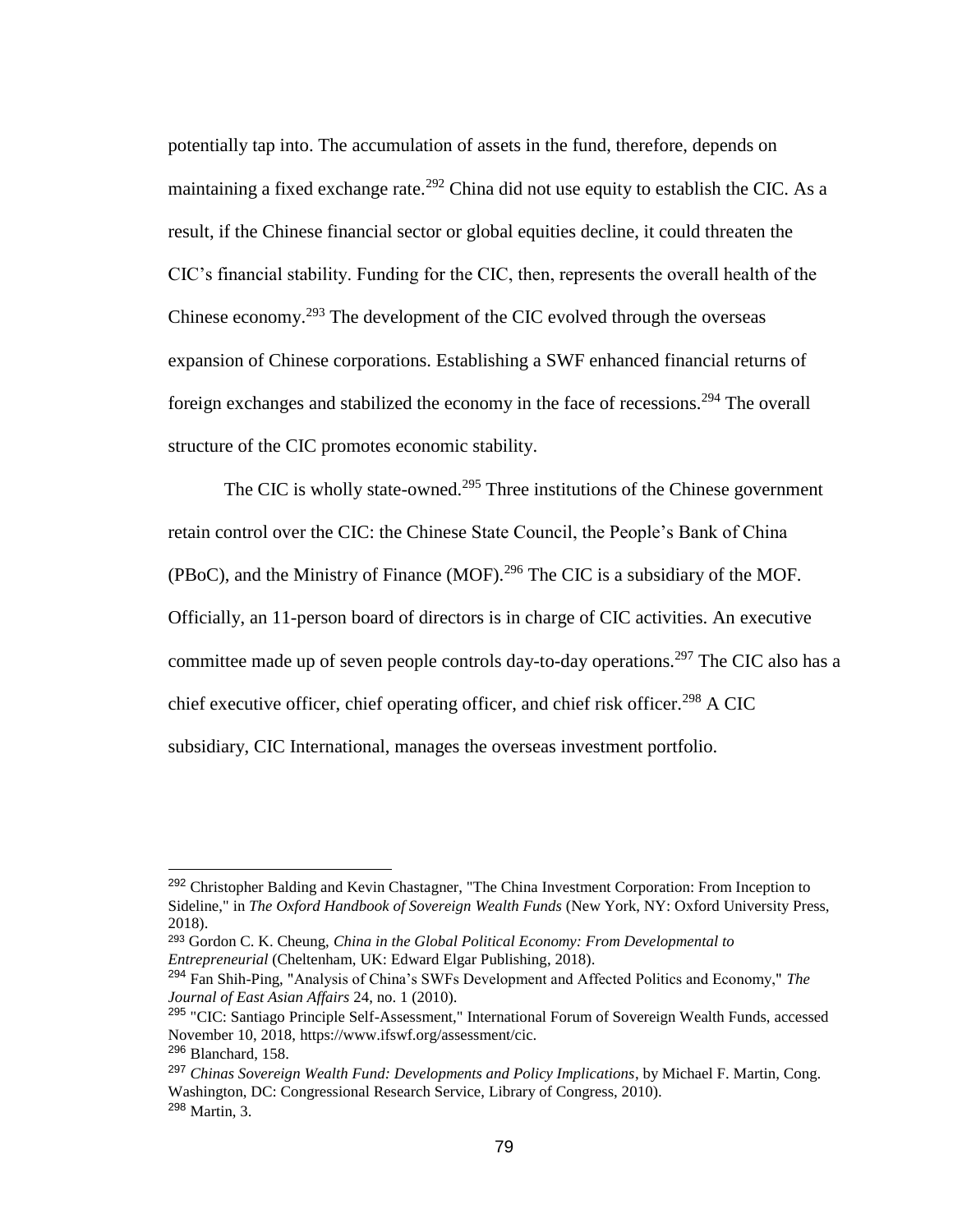potentially tap into. The accumulation of assets in the fund, therefore, depends on maintaining a fixed exchange rate.[292] China did not use equity to establish the CIC. As a result, if the Chinese financial sector or global equities decline, it could threaten the CIC's financial stability. Funding for the CIC, then, represents the overall health of the Chinese economy.[293] The development of the CIC evolved through the overseas expansion of Chinese corporations. Establishing a SWF enhanced financial returns of foreign exchanges and stabilized the economy in the face of recessions.[294] The overall structure of the CIC promotes economic stability.

The CIC is wholly state-owned.[295] Three institutions of the Chinese government retain control over the CIC: the Chinese State Council, the People's Bank of China (PBoC), and the Ministry of Finance (MOF).[296] The CIC is a subsidiary of the MOF. Officially, an 11-person board of directors is in charge of CIC activities. An executive committee made up of seven people controls day-to-day operations.[297] The CIC also has a chief executive officer, chief operating officer, and chief risk officer.[298] A CIC subsidiary, CIC International, manages the overseas investment portfolio.

---

[292] Christopher Balding and Kevin Chastagner, "The China Investment Corporation: From Inception to Sideline," in *The Oxford Handbook of Sovereign Wealth Funds* (New York, NY: Oxford University Press, 2018).

[293] Gordon C. K. Cheung, *China in the Global Political Economy: From Developmental to Entrepreneurial* (Cheltenham, UK: Edward Elgar Publishing, 2018).

[294] Fan Shih-Ping, "Analysis of China's SWFs Development and Affected Politics and Economy," *The Journal of East Asian Affairs* 24, no. 1 (2010).

[295] "CIC: Santiago Principle Self-Assessment," International Forum of Sovereign Wealth Funds, accessed November 10, 2018, https://www.ifswf.org/assessment/cic.

[296] Blanchard, 158.

[297] *Chinas Sovereign Wealth Fund: Developments and Policy Implications*, by Michael F. Martin, Cong. Washington, DC: Congressional Research Service, Library of Congress, 2010).

[298] Martin, 3.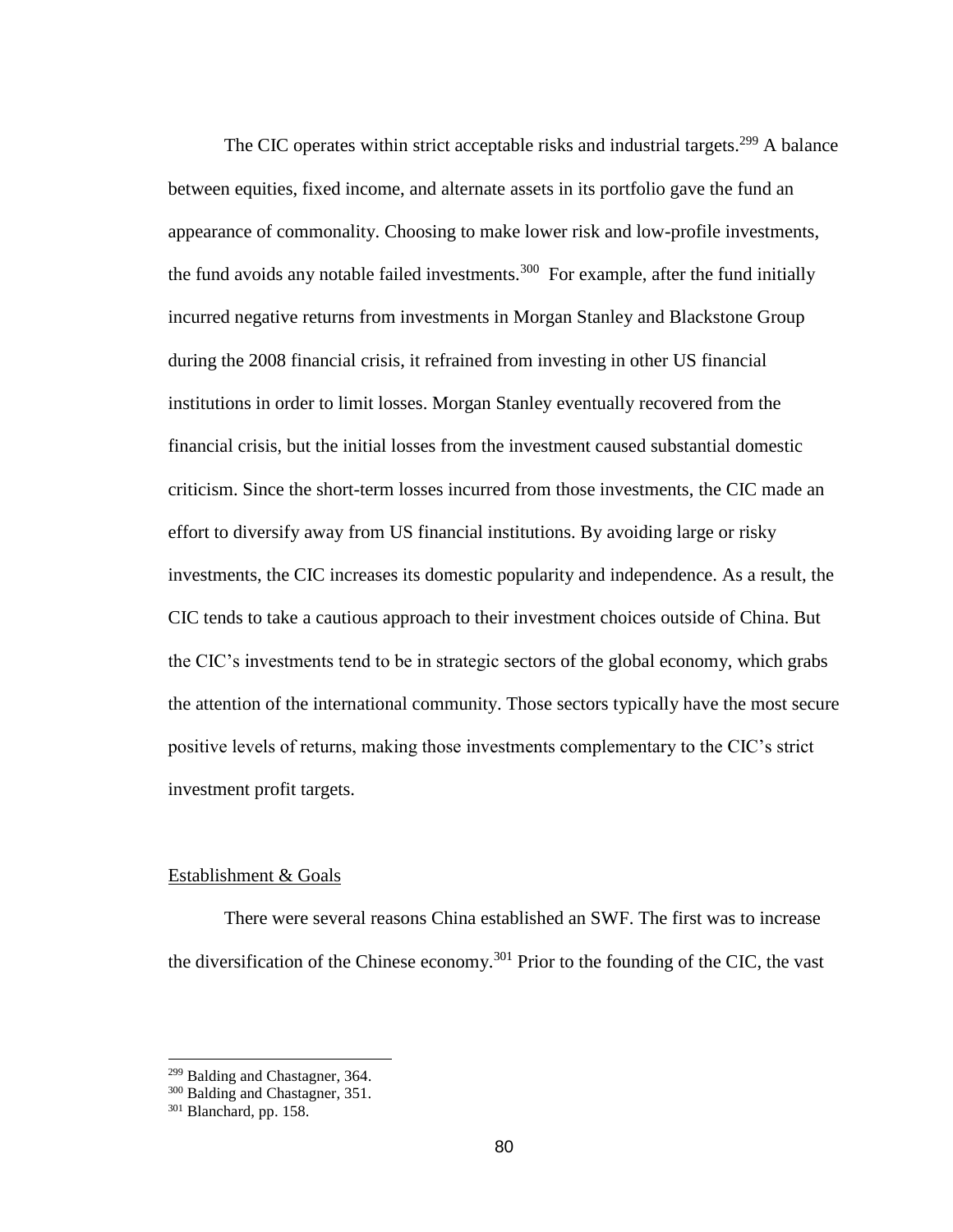The CIC operates within strict acceptable risks and industrial targets.[299] A balance between equities, fixed income, and alternate assets in its portfolio gave the fund an appearance of commonality. Choosing to make lower risk and low-profile investments, the fund avoids any notable failed investments.[300] For example, after the fund initially incurred negative returns from investments in Morgan Stanley and Blackstone Group during the 2008 financial crisis, it refrained from investing in other US financial institutions in order to limit losses. Morgan Stanley eventually recovered from the financial crisis, but the initial losses from the investment caused substantial domestic criticism. Since the short-term losses incurred from those investments, the CIC made an effort to diversify away from US financial institutions. By avoiding large or risky investments, the CIC increases its domestic popularity and independence. As a result, the CIC tends to take a cautious approach to their investment choices outside of China. But the CIC's investments tend to be in strategic sectors of the global economy, which grabs the attention of the international community. Those sectors typically have the most secure positive levels of returns, making those investments complementary to the CIC's strict investment profit targets.

<u>Establishment & Goals</u>

There were several reasons China established an SWF. The first was to increase the diversification of the Chinese economy.[301] Prior to the founding of the CIC, the vast

---

[299] Balding and Chastagner, 364.
[300] Balding and Chastagner, 351.
[301] Blanchard, pp. 158.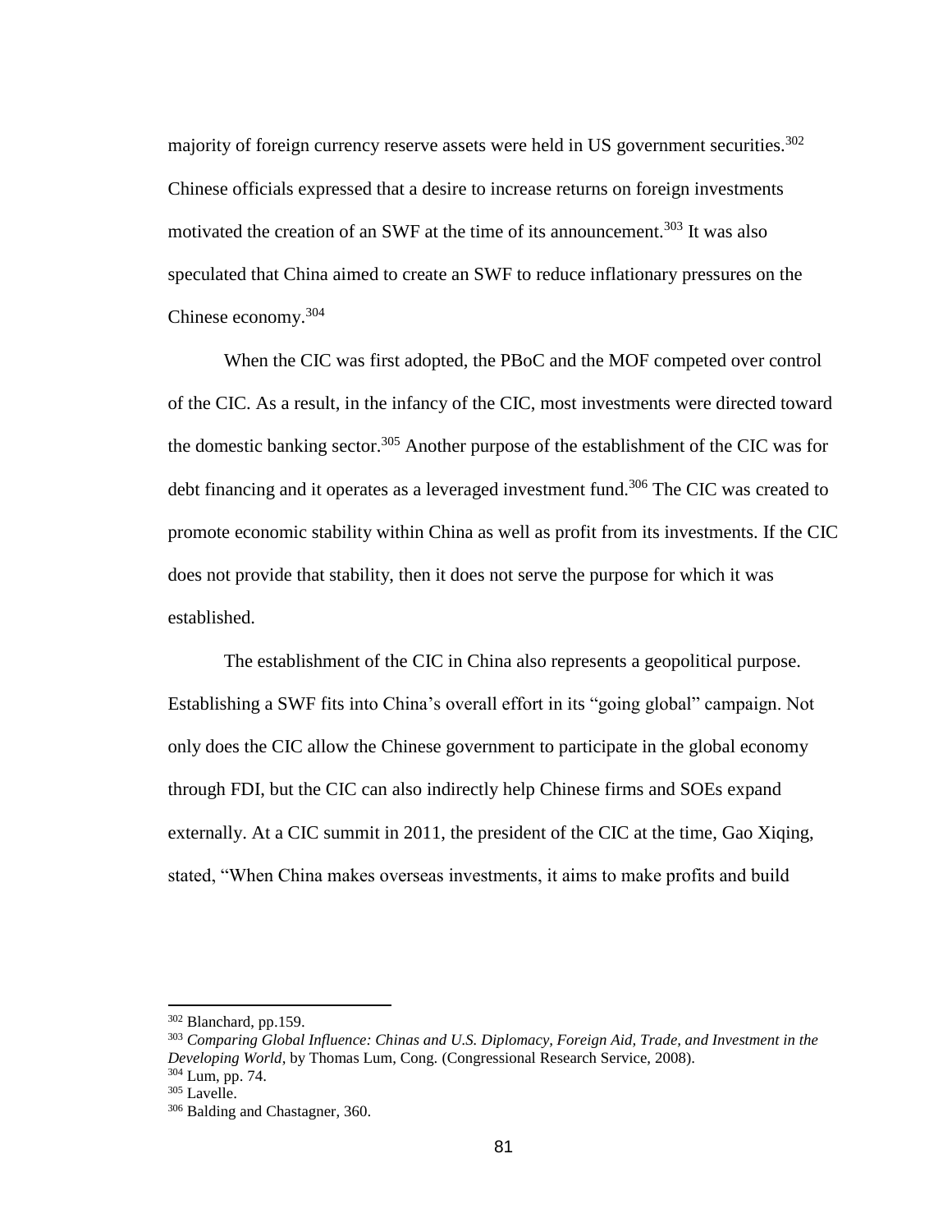majority of foreign currency reserve assets were held in US government securities.[302] Chinese officials expressed that a desire to increase returns on foreign investments motivated the creation of an SWF at the time of its announcement.[303] It was also speculated that China aimed to create an SWF to reduce inflationary pressures on the Chinese economy.[304]

When the CIC was first adopted, the PBoC and the MOF competed over control of the CIC. As a result, in the infancy of the CIC, most investments were directed toward the domestic banking sector.[305] Another purpose of the establishment of the CIC was for debt financing and it operates as a leveraged investment fund.[306] The CIC was created to promote economic stability within China as well as profit from its investments. If the CIC does not provide that stability, then it does not serve the purpose for which it was established.

The establishment of the CIC in China also represents a geopolitical purpose. Establishing a SWF fits into China's overall effort in its "going global" campaign. Not only does the CIC allow the Chinese government to participate in the global economy through FDI, but the CIC can also indirectly help Chinese firms and SOEs expand externally. At a CIC summit in 2011, the president of the CIC at the time, Gao Xiqing, stated, "When China makes overseas investments, it aims to make profits and build

---

[302] Blanchard, pp.159.

[303] *Comparing Global Influence: Chinas and U.S. Diplomacy, Foreign Aid, Trade, and Investment in the Developing World*, by Thomas Lum, Cong. (Congressional Research Service, 2008).

[304] Lum, pp. 74.

[305] Lavelle.

[306] Balding and Chastagner, 360.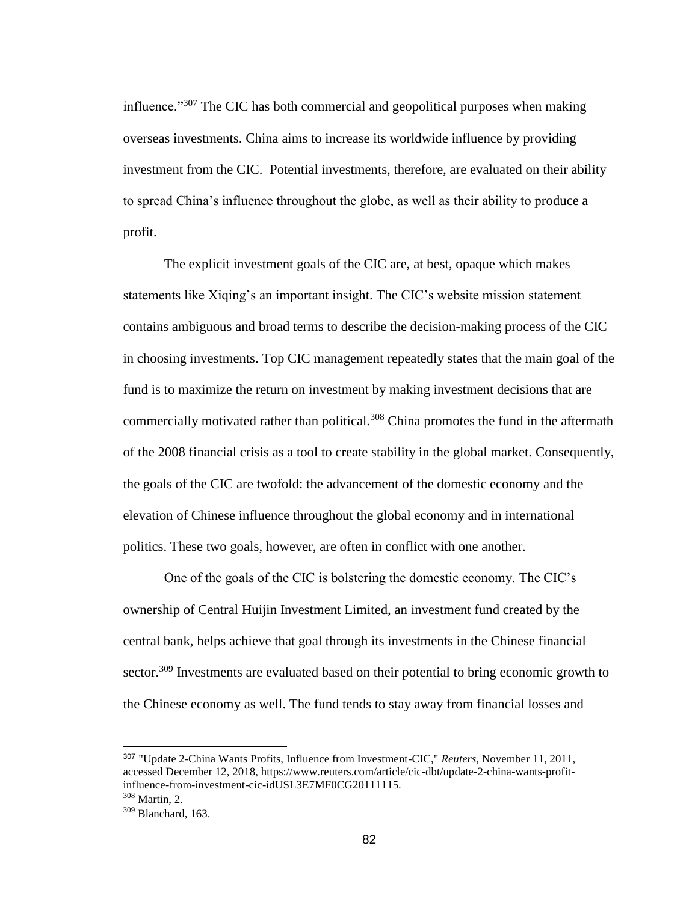influence."[307] The CIC has both commercial and geopolitical purposes when making overseas investments. China aims to increase its worldwide influence by providing investment from the CIC. Potential investments, therefore, are evaluated on their ability to spread China's influence throughout the globe, as well as their ability to produce a profit.

The explicit investment goals of the CIC are, at best, opaque which makes statements like Xiqing's an important insight. The CIC's website mission statement contains ambiguous and broad terms to describe the decision-making process of the CIC in choosing investments. Top CIC management repeatedly states that the main goal of the fund is to maximize the return on investment by making investment decisions that are commercially motivated rather than political.[308] China promotes the fund in the aftermath of the 2008 financial crisis as a tool to create stability in the global market. Consequently, the goals of the CIC are twofold: the advancement of the domestic economy and the elevation of Chinese influence throughout the global economy and in international politics. These two goals, however, are often in conflict with one another.

One of the goals of the CIC is bolstering the domestic economy. The CIC's ownership of Central Huijin Investment Limited, an investment fund created by the central bank, helps achieve that goal through its investments in the Chinese financial sector.[309] Investments are evaluated based on their potential to bring economic growth to the Chinese economy as well. The fund tends to stay away from financial losses and

---

[307] "Update 2-China Wants Profits, Influence from Investment-CIC," *Reuters*, November 11, 2011, accessed December 12, 2018, https://www.reuters.com/article/cic-dbt/update-2-china-wants-profit-influence-from-investment-cic-idUSL3E7MF0CG20111115.

[308] Martin, 2.

[309] Blanchard, 163.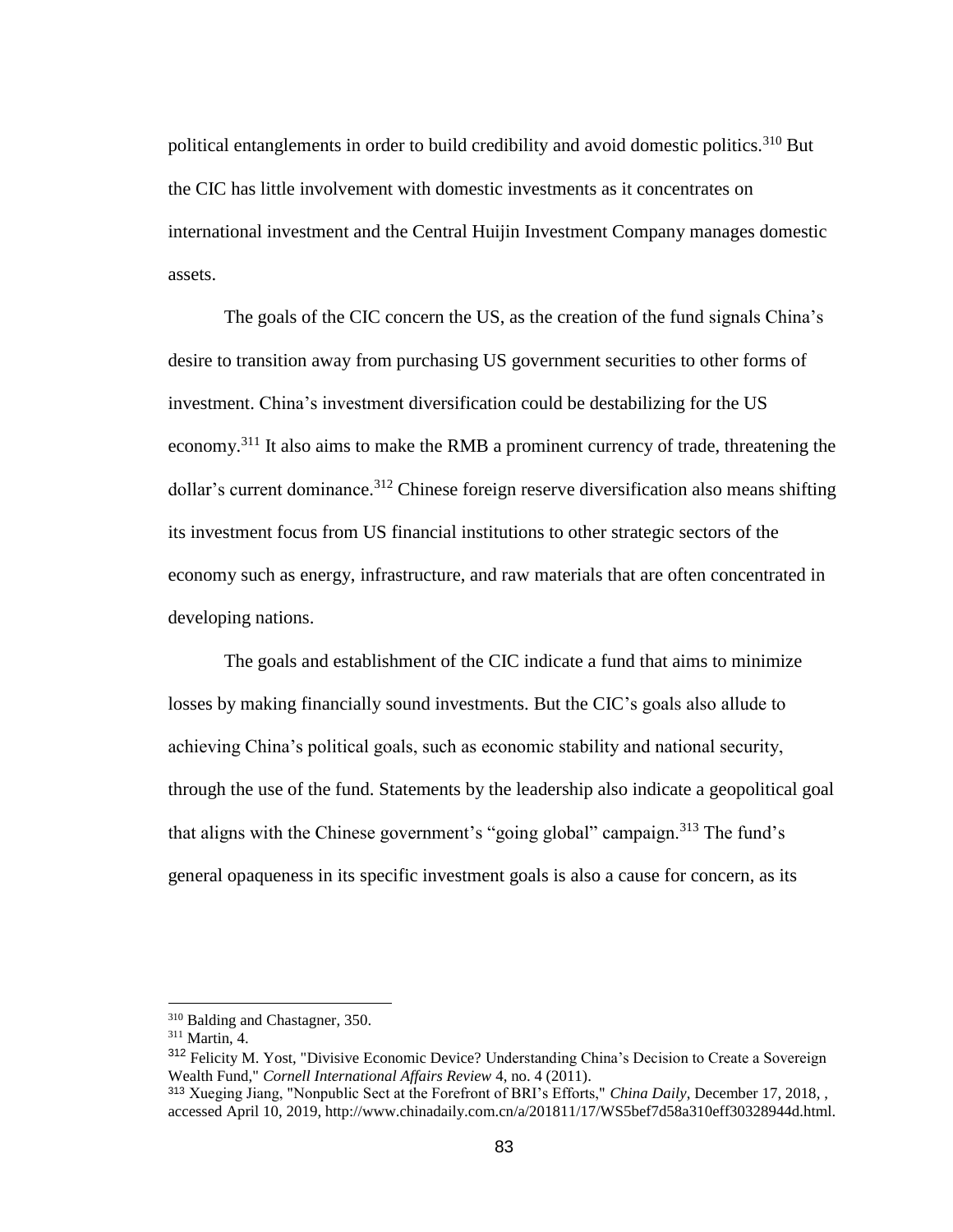political entanglements in order to build credibility and avoid domestic politics.[310] But the CIC has little involvement with domestic investments as it concentrates on international investment and the Central Huijin Investment Company manages domestic assets.

The goals of the CIC concern the US, as the creation of the fund signals China's desire to transition away from purchasing US government securities to other forms of investment. China's investment diversification could be destabilizing for the US economy.[311] It also aims to make the RMB a prominent currency of trade, threatening the dollar's current dominance.[312] Chinese foreign reserve diversification also means shifting its investment focus from US financial institutions to other strategic sectors of the economy such as energy, infrastructure, and raw materials that are often concentrated in developing nations.

The goals and establishment of the CIC indicate a fund that aims to minimize losses by making financially sound investments. But the CIC's goals also allude to achieving China's political goals, such as economic stability and national security, through the use of the fund. Statements by the leadership also indicate a geopolitical goal that aligns with the Chinese government's "going global" campaign.[313] The fund's general opaqueness in its specific investment goals is also a cause for concern, as its

---

[310] Balding and Chastagner, 350.

[311] Martin, 4.

[312] Felicity M. Yost, "Divisive Economic Device? Understanding China's Decision to Create a Sovereign Wealth Fund," *Cornell International Affairs Review* 4, no. 4 (2011).

[313] Xueging Jiang, "Nonpublic Sect at the Forefront of BRI's Efforts," *China Daily*, December 17, 2018, , accessed April 10, 2019, http://www.chinadaily.com.cn/a/201811/17/WS5bef7d58a310eff30328944d.html.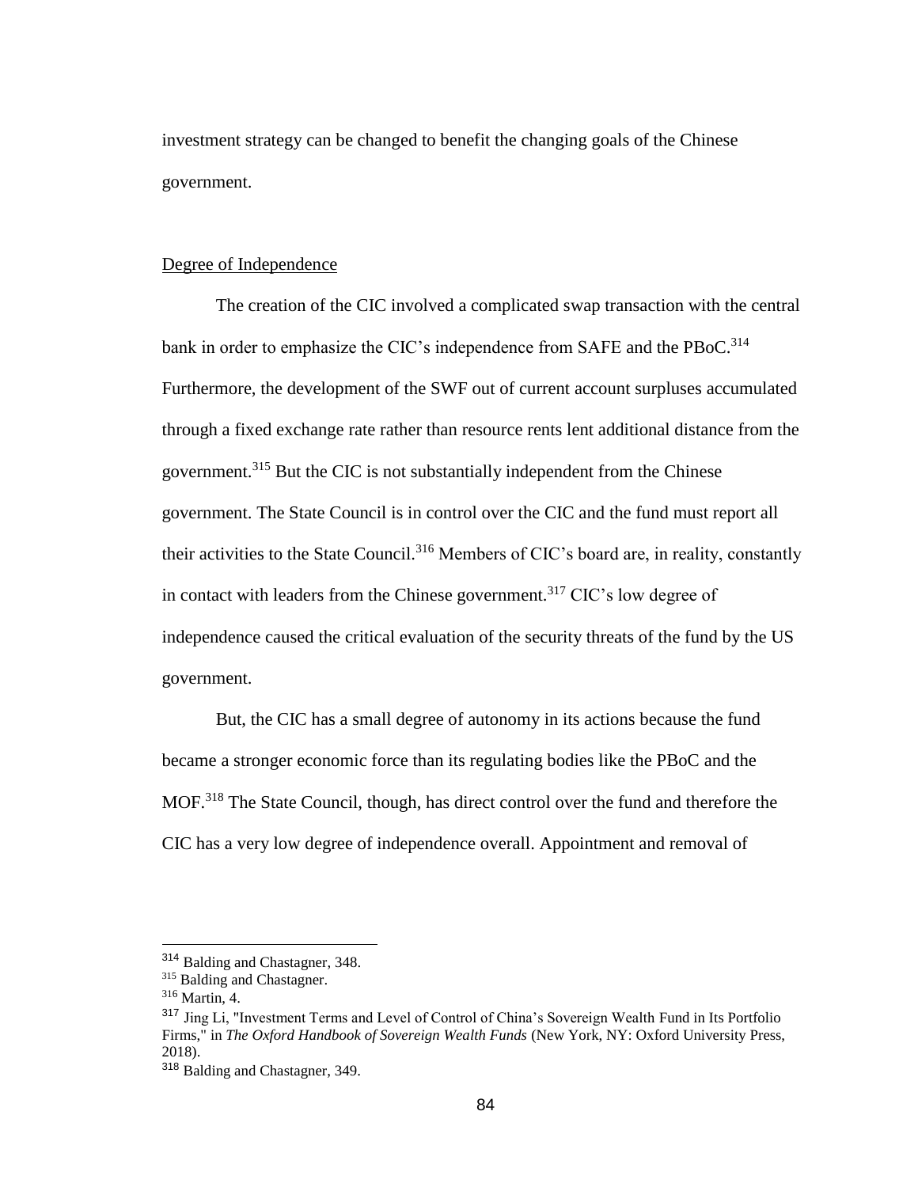investment strategy can be changed to benefit the changing goals of the Chinese government.

Degree of Independence

The creation of the CIC involved a complicated swap transaction with the central bank in order to emphasize the CIC's independence from SAFE and the PBoC.[314] Furthermore, the development of the SWF out of current account surpluses accumulated through a fixed exchange rate rather than resource rents lent additional distance from the government.[315] But the CIC is not substantially independent from the Chinese government. The State Council is in control over the CIC and the fund must report all their activities to the State Council.[316] Members of CIC's board are, in reality, constantly in contact with leaders from the Chinese government.[317] CIC's low degree of independence caused the critical evaluation of the security threats of the fund by the US government.

But, the CIC has a small degree of autonomy in its actions because the fund became a stronger economic force than its regulating bodies like the PBoC and the MOF.[318] The State Council, though, has direct control over the fund and therefore the CIC has a very low degree of independence overall. Appointment and removal of

---

[314] Balding and Chastagner, 348.

[315] Balding and Chastagner.

[316] Martin, 4.

[317] Jing Li, "Investment Terms and Level of Control of China's Sovereign Wealth Fund in Its Portfolio Firms," in *The Oxford Handbook of Sovereign Wealth Funds* (New York, NY: Oxford University Press, 2018).

[318] Balding and Chastagner, 349.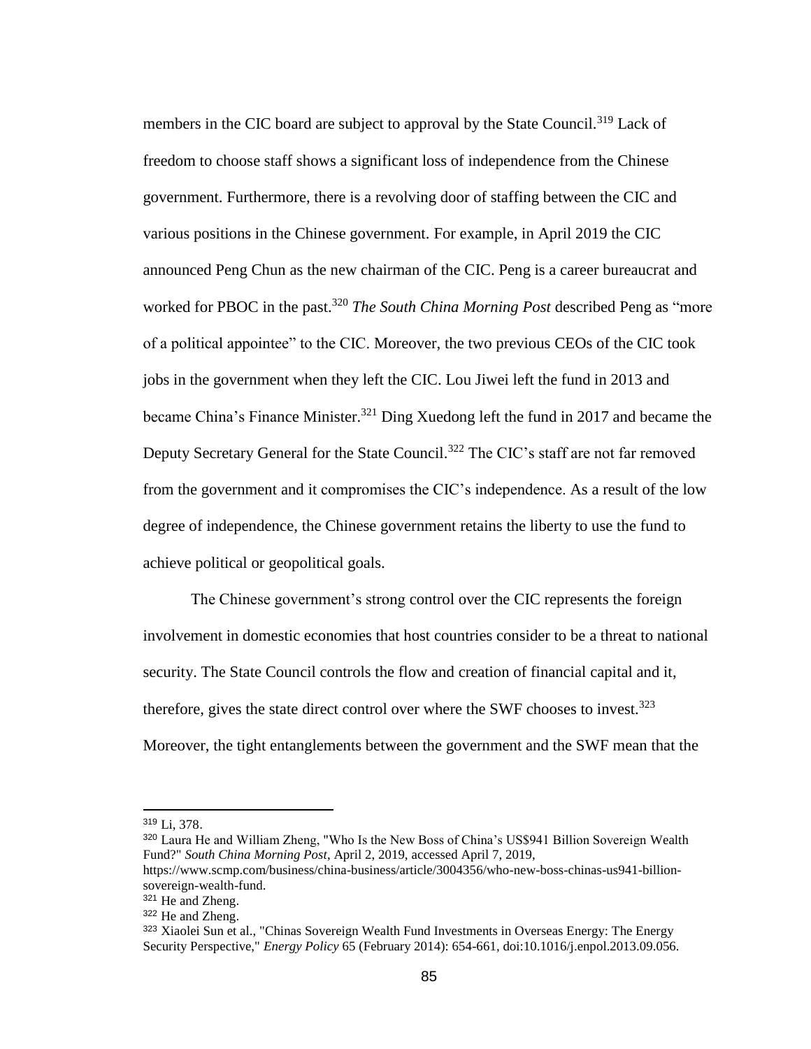members in the CIC board are subject to approval by the State Council.[319] Lack of freedom to choose staff shows a significant loss of independence from the Chinese government. Furthermore, there is a revolving door of staffing between the CIC and various positions in the Chinese government. For example, in April 2019 the CIC announced Peng Chun as the new chairman of the CIC. Peng is a career bureaucrat and worked for PBOC in the past.[320] *The South China Morning Post* described Peng as "more of a political appointee" to the CIC. Moreover, the two previous CEOs of the CIC took jobs in the government when they left the CIC. Lou Jiwei left the fund in 2013 and became China's Finance Minister.[321] Ding Xuedong left the fund in 2017 and became the Deputy Secretary General for the State Council.[322] The CIC's staff are not far removed from the government and it compromises the CIC's independence. As a result of the low degree of independence, the Chinese government retains the liberty to use the fund to achieve political or geopolitical goals.

The Chinese government's strong control over the CIC represents the foreign involvement in domestic economies that host countries consider to be a threat to national security. The State Council controls the flow and creation of financial capital and it, therefore, gives the state direct control over where the SWF chooses to invest.[323] Moreover, the tight entanglements between the government and the SWF mean that the

---

[319] Li, 378.

[320] Laura He and William Zheng, "Who Is the New Boss of China's US$941 Billion Sovereign Wealth Fund?" *South China Morning Post*, April 2, 2019, accessed April 7, 2019, https://www.scmp.com/business/china-business/article/3004356/who-new-boss-chinas-us941-billion-sovereign-wealth-fund.

[321] He and Zheng.

[322] He and Zheng.

[323] Xiaolei Sun et al., "Chinas Sovereign Wealth Fund Investments in Overseas Energy: The Energy Security Perspective," *Energy Policy* 65 (February 2014): 654-661, doi:10.1016/j.enpol.2013.09.056.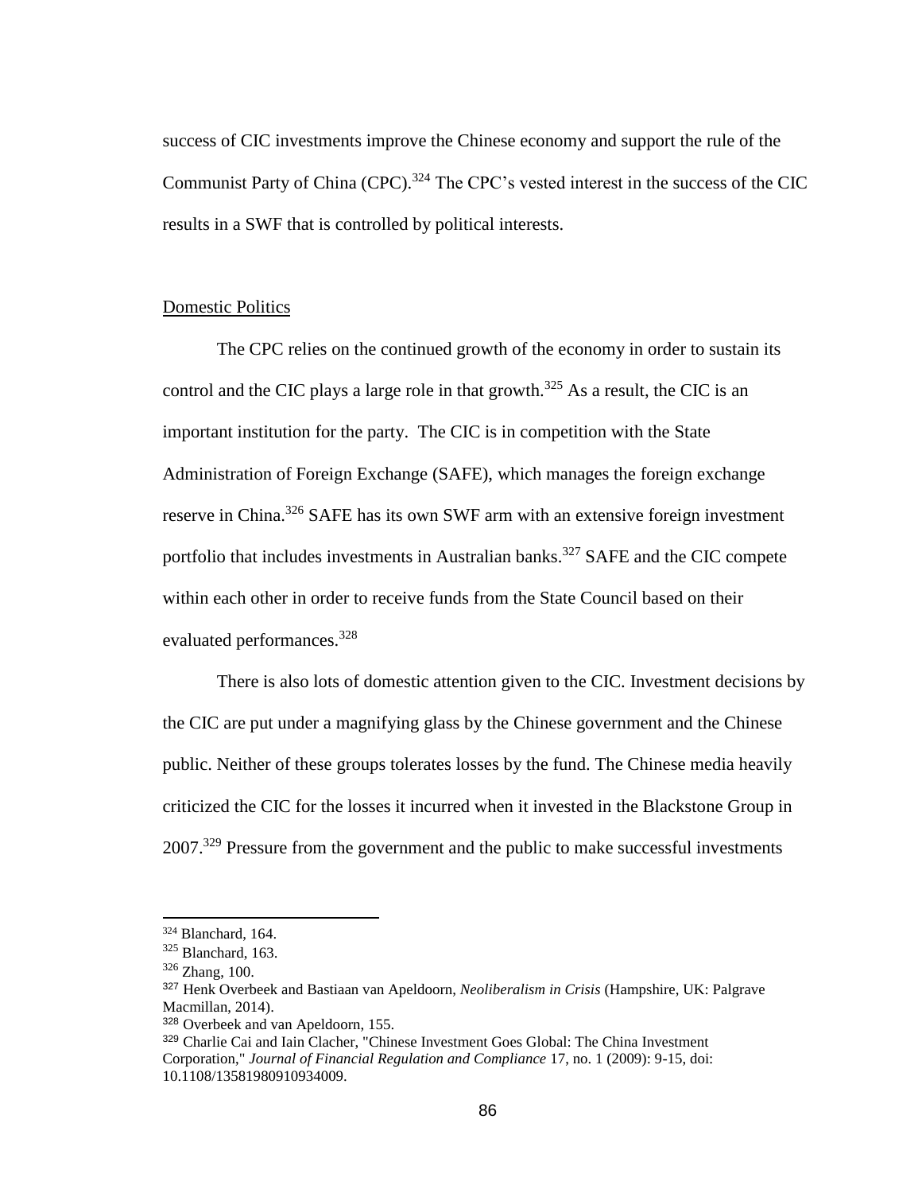success of CIC investments improve the Chinese economy and support the rule of the Communist Party of China (CPC).[324] The CPC's vested interest in the success of the CIC results in a SWF that is controlled by political interests.

Domestic Politics

The CPC relies on the continued growth of the economy in order to sustain its control and the CIC plays a large role in that growth.[325] As a result, the CIC is an important institution for the party. The CIC is in competition with the State Administration of Foreign Exchange (SAFE), which manages the foreign exchange reserve in China.[326] SAFE has its own SWF arm with an extensive foreign investment portfolio that includes investments in Australian banks.[327] SAFE and the CIC compete within each other in order to receive funds from the State Council based on their evaluated performances.[328]

There is also lots of domestic attention given to the CIC. Investment decisions by the CIC are put under a magnifying glass by the Chinese government and the Chinese public. Neither of these groups tolerates losses by the fund. The Chinese media heavily criticized the CIC for the losses it incurred when it invested in the Blackstone Group in 2007.[329] Pressure from the government and the public to make successful investments

---

[324] Blanchard, 164.

[325] Blanchard, 163.

[326] Zhang, 100.

[327] Henk Overbeek and Bastiaan van Apeldoorn, *Neoliberalism in Crisis* (Hampshire, UK: Palgrave Macmillan, 2014).

[328] Overbeek and van Apeldoorn, 155.

[329] Charlie Cai and Iain Clacher, "Chinese Investment Goes Global: The China Investment Corporation," *Journal of Financial Regulation and Compliance* 17, no. 1 (2009): 9-15, doi: 10.1108/13581980910934009.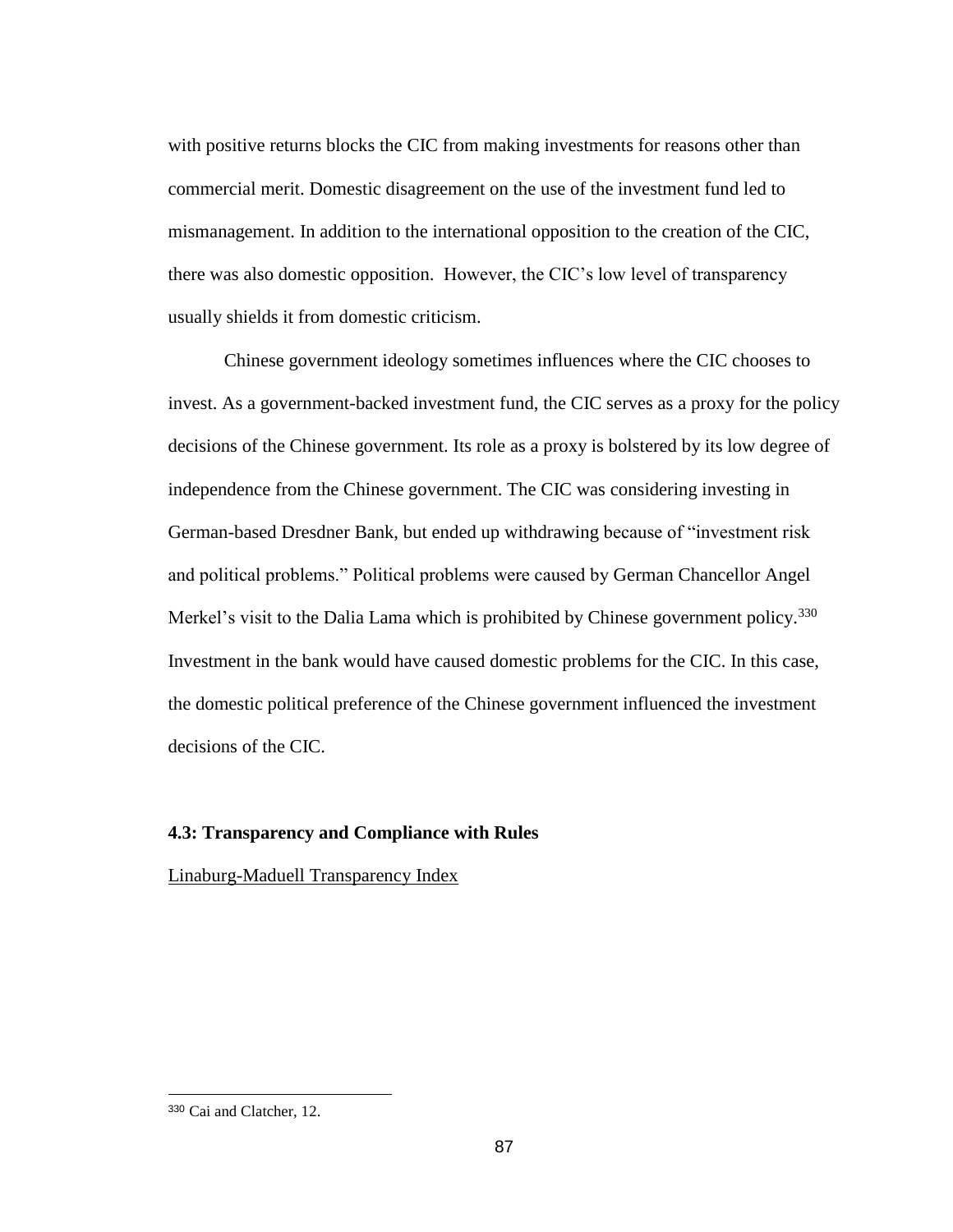with positive returns blocks the CIC from making investments for reasons other than commercial merit. Domestic disagreement on the use of the investment fund led to mismanagement. In addition to the international opposition to the creation of the CIC, there was also domestic opposition.  However, the CIC's low level of transparency usually shields it from domestic criticism.

Chinese government ideology sometimes influences where the CIC chooses to invest. As a government-backed investment fund, the CIC serves as a proxy for the policy decisions of the Chinese government. Its role as a proxy is bolstered by its low degree of independence from the Chinese government. The CIC was considering investing in German-based Dresdner Bank, but ended up withdrawing because of "investment risk and political problems." Political problems were caused by German Chancellor Angel Merkel's visit to the Dalia Lama which is prohibited by Chinese government policy.[330] Investment in the bank would have caused domestic problems for the CIC. In this case, the domestic political preference of the Chinese government influenced the investment decisions of the CIC.

### 4.3: Transparency and Compliance with Rules

Linaburg-Maduell Transparency Index

---

[330] Cai and Clatcher, 12.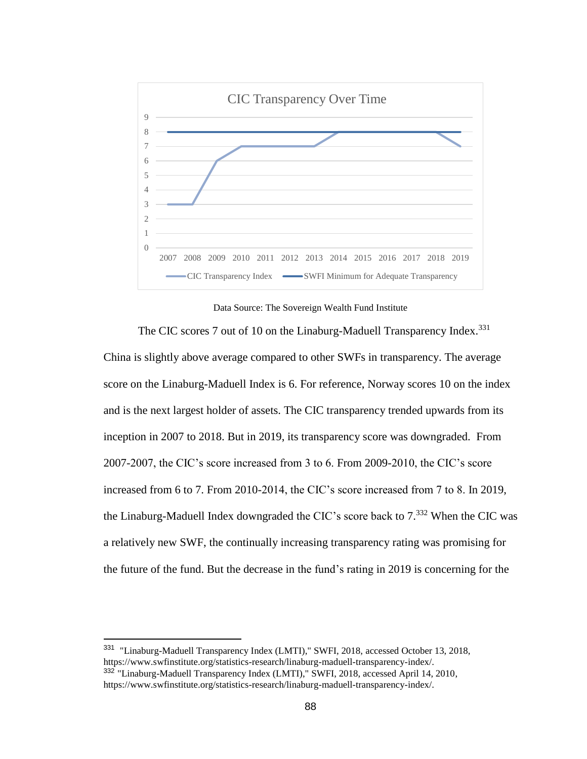CIC Transparency Over Time

Data Source: The Sovereign Wealth Fund Institute

The CIC scores 7 out of 10 on the Linaburg-Maduell Transparency Index.[331] China is slightly above average compared to other SWFs in transparency. The average score on the Linaburg-Maduell Index is 6. For reference, Norway scores 10 on the index and is the next largest holder of assets. The CIC transparency trended upwards from its inception in 2007 to 2018. But in 2019, its transparency score was downgraded. From 2007-2007, the CIC's score increased from 3 to 6. From 2009-2010, the CIC's score increased from 6 to 7. From 2010-2014, the CIC's score increased from 7 to 8. In 2019, the Linaburg-Maduell Index downgraded the CIC's score back to 7.[332] When the CIC was a relatively new SWF, the continually increasing transparency rating was promising for the future of the fund. But the decrease in the fund's rating in 2019 is concerning for the

---

[331] "Linaburg-Maduell Transparency Index (LMTI)," SWFI, 2018, accessed October 13, 2018, https://www.swfinstitute.org/statistics-research/linaburg-maduell-transparency-index/.

[332] "Linaburg-Maduell Transparency Index (LMTI)," SWFI, 2018, accessed April 14, 2010, https://www.swfinstitute.org/statistics-research/linaburg-maduell-transparency-index/.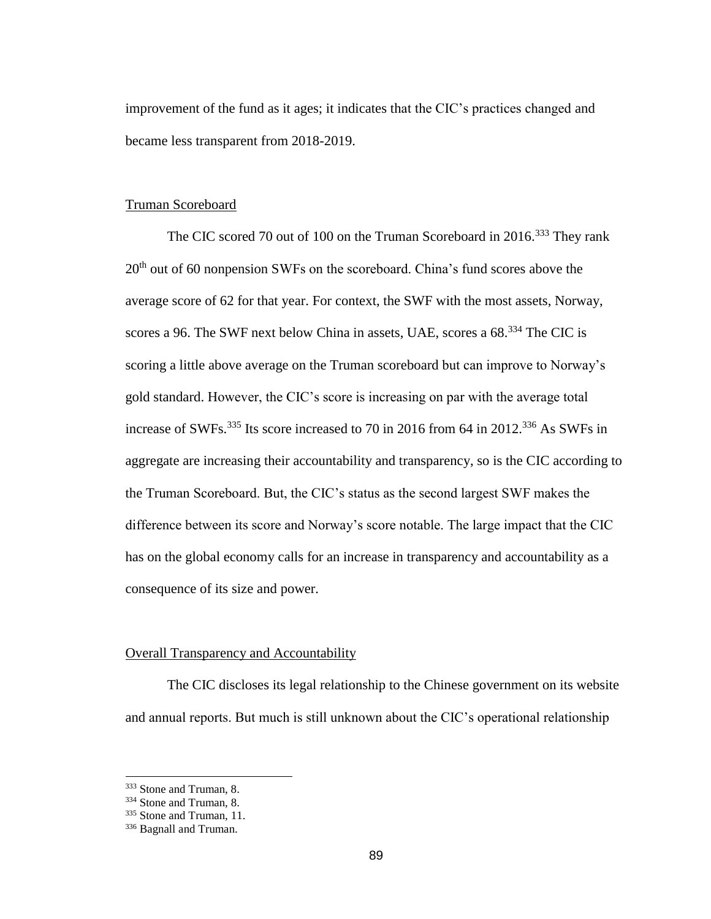improvement of the fund as it ages; it indicates that the CIC's practices changed and became less transparent from 2018-2019.

### Truman Scoreboard

The CIC scored 70 out of 100 on the Truman Scoreboard in 2016.[333] They rank 20th out of 60 nonpension SWFs on the scoreboard. China's fund scores above the average score of 62 for that year. For context, the SWF with the most assets, Norway, scores a 96. The SWF next below China in assets, UAE, scores a 68.[334] The CIC is scoring a little above average on the Truman scoreboard but can improve to Norway's gold standard. However, the CIC's score is increasing on par with the average total increase of SWFs.[335] Its score increased to 70 in 2016 from 64 in 2012.[336] As SWFs in aggregate are increasing their accountability and transparency, so is the CIC according to the Truman Scoreboard. But, the CIC's status as the second largest SWF makes the difference between its score and Norway's score notable. The large impact that the CIC has on the global economy calls for an increase in transparency and accountability as a consequence of its size and power.

### Overall Transparency and Accountability

The CIC discloses its legal relationship to the Chinese government on its website and annual reports. But much is still unknown about the CIC's operational relationship

---

[333] Stone and Truman, 8.
[334] Stone and Truman, 8.
[335] Stone and Truman, 11.
[336] Bagnall and Truman.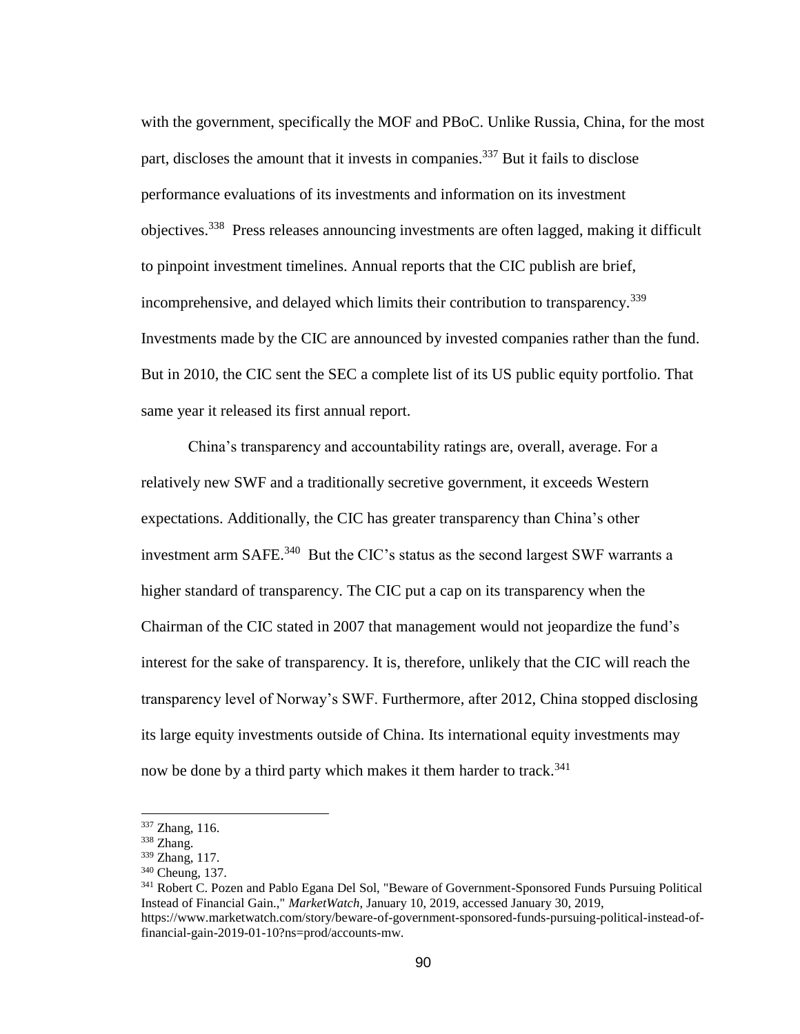with the government, specifically the MOF and PBoC. Unlike Russia, China, for the most part, discloses the amount that it invests in companies.[337] But it fails to disclose performance evaluations of its investments and information on its investment objectives.[338] Press releases announcing investments are often lagged, making it difficult to pinpoint investment timelines. Annual reports that the CIC publish are brief, incomprehensive, and delayed which limits their contribution to transparency.[339] Investments made by the CIC are announced by invested companies rather than the fund. But in 2010, the CIC sent the SEC a complete list of its US public equity portfolio. That same year it released its first annual report.

China's transparency and accountability ratings are, overall, average. For a relatively new SWF and a traditionally secretive government, it exceeds Western expectations. Additionally, the CIC has greater transparency than China's other investment arm SAFE.[340] But the CIC's status as the second largest SWF warrants a higher standard of transparency. The CIC put a cap on its transparency when the Chairman of the CIC stated in 2007 that management would not jeopardize the fund's interest for the sake of transparency. It is, therefore, unlikely that the CIC will reach the transparency level of Norway's SWF. Furthermore, after 2012, China stopped disclosing its large equity investments outside of China. Its international equity investments may now be done by a third party which makes it them harder to track.[341]

---

[337] Zhang, 116.

[338] Zhang.

[339] Zhang, 117.

[340] Cheung, 137.

[341] Robert C. Pozen and Pablo Egana Del Sol, "Beware of Government-Sponsored Funds Pursuing Political Instead of Financial Gain.," *MarketWatch*, January 10, 2019, accessed January 30, 2019, https://www.marketwatch.com/story/beware-of-government-sponsored-funds-pursuing-political-instead-of-financial-gain-2019-01-10?ns=prod/accounts-mw.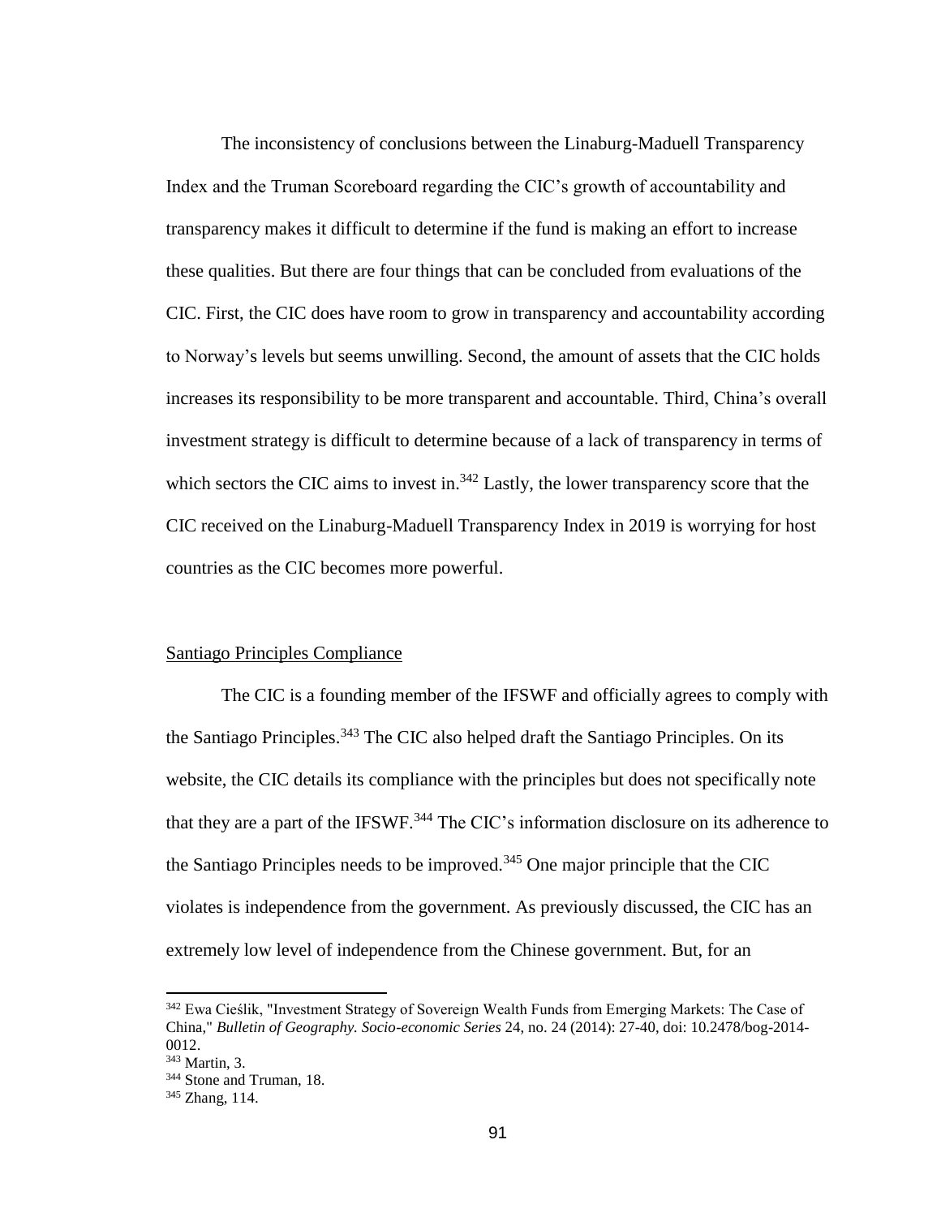The inconsistency of conclusions between the Linaburg-Maduell Transparency Index and the Truman Scoreboard regarding the CIC's growth of accountability and transparency makes it difficult to determine if the fund is making an effort to increase these qualities. But there are four things that can be concluded from evaluations of the CIC. First, the CIC does have room to grow in transparency and accountability according to Norway's levels but seems unwilling. Second, the amount of assets that the CIC holds increases its responsibility to be more transparent and accountable. Third, China's overall investment strategy is difficult to determine because of a lack of transparency in terms of which sectors the CIC aims to invest in.[342] Lastly, the lower transparency score that the CIC received on the Linaburg-Maduell Transparency Index in 2019 is worrying for host countries as the CIC becomes more powerful.

Santiago Principles Compliance

The CIC is a founding member of the IFSWF and officially agrees to comply with the Santiago Principles.[343] The CIC also helped draft the Santiago Principles. On its website, the CIC details its compliance with the principles but does not specifically note that they are a part of the IFSWF.[344] The CIC's information disclosure on its adherence to the Santiago Principles needs to be improved.[345] One major principle that the CIC violates is independence from the government. As previously discussed, the CIC has an extremely low level of independence from the Chinese government. But, for an

---

[342] Ewa Cieślik, "Investment Strategy of Sovereign Wealth Funds from Emerging Markets: The Case of China," *Bulletin of Geography. Socio-economic Series* 24, no. 24 (2014): 27-40, doi: 10.2478/bog-2014-0012.

[343] Martin, 3.

[344] Stone and Truman, 18.

[345] Zhang, 114.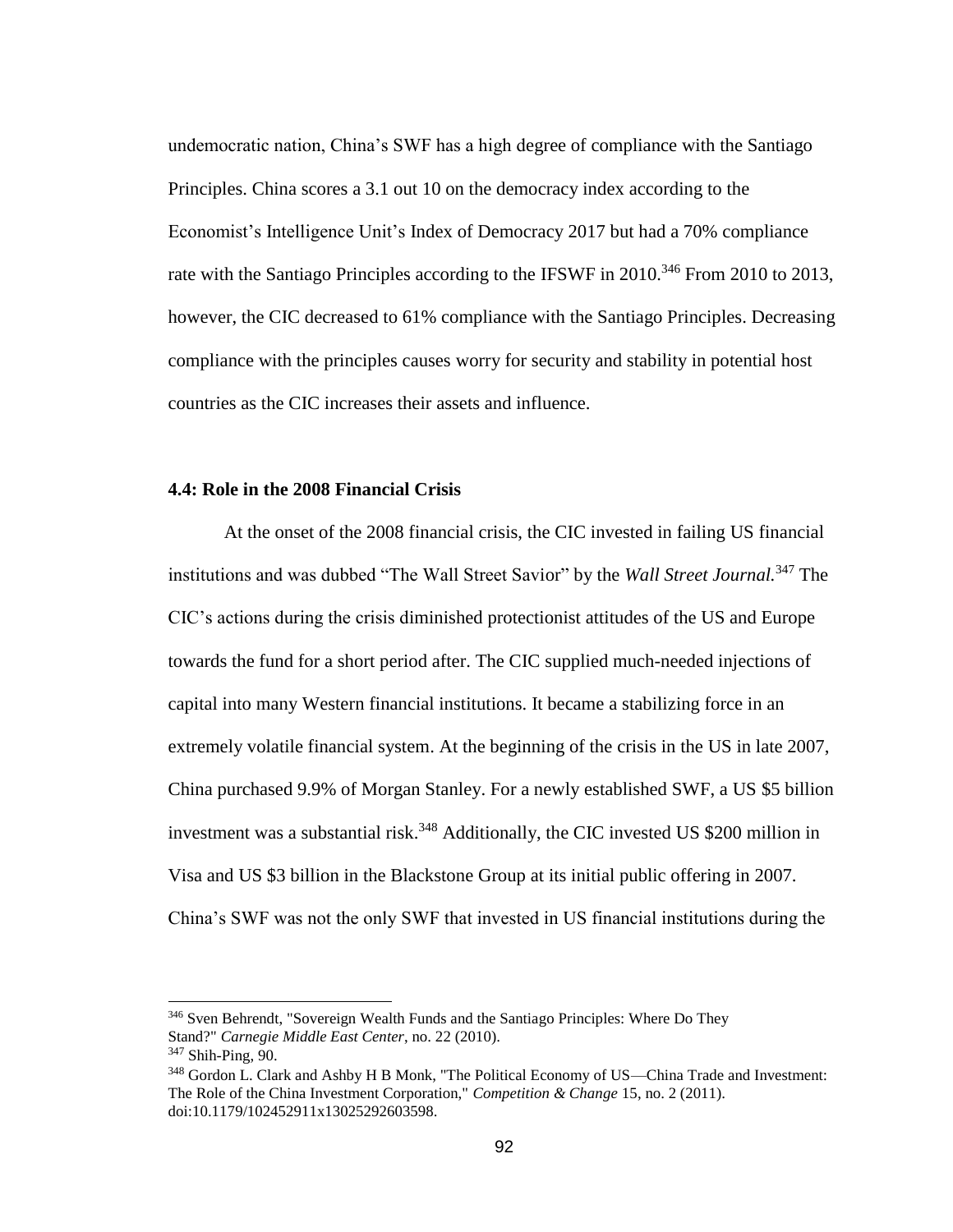undemocratic nation, China's SWF has a high degree of compliance with the Santiago Principles. China scores a 3.1 out 10 on the democracy index according to the Economist's Intelligence Unit's Index of Democracy 2017 but had a 70% compliance rate with the Santiago Principles according to the IFSWF in 2010.[346] From 2010 to 2013, however, the CIC decreased to 61% compliance with the Santiago Principles. Decreasing compliance with the principles causes worry for security and stability in potential host countries as the CIC increases their assets and influence.

### 4.4: Role in the 2008 Financial Crisis

At the onset of the 2008 financial crisis, the CIC invested in failing US financial institutions and was dubbed "The Wall Street Savior" by the *Wall Street Journal.*[347] The CIC's actions during the crisis diminished protectionist attitudes of the US and Europe towards the fund for a short period after. The CIC supplied much-needed injections of capital into many Western financial institutions. It became a stabilizing force in an extremely volatile financial system. At the beginning of the crisis in the US in late 2007, China purchased 9.9% of Morgan Stanley. For a newly established SWF, a US $5 billion investment was a substantial risk.[348] Additionally, the CIC invested US $200 million in Visa and US $3 billion in the Blackstone Group at its initial public offering in 2007. China's SWF was not the only SWF that invested in US financial institutions during the

---

[346] Sven Behrendt, "Sovereign Wealth Funds and the Santiago Principles: Where Do They Stand?" *Carnegie Middle East Center*, no. 22 (2010).

[347] Shih-Ping, 90.

[348] Gordon L. Clark and Ashby H B Monk, "The Political Economy of US—China Trade and Investment: The Role of the China Investment Corporation," *Competition & Change* 15, no. 2 (2011). doi:10.1179/102452911x13025292603598.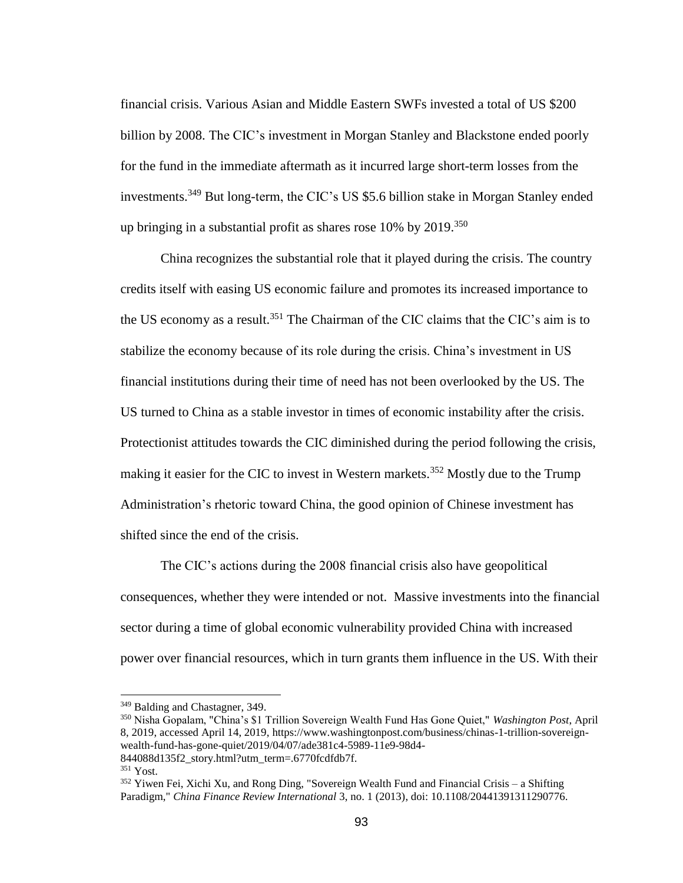financial crisis. Various Asian and Middle Eastern SWFs invested a total of US $200 billion by 2008. The CIC's investment in Morgan Stanley and Blackstone ended poorly for the fund in the immediate aftermath as it incurred large short-term losses from the investments.[349] But long-term, the CIC's US $5.6 billion stake in Morgan Stanley ended up bringing in a substantial profit as shares rose 10% by 2019.[350]

China recognizes the substantial role that it played during the crisis. The country credits itself with easing US economic failure and promotes its increased importance to the US economy as a result.[351] The Chairman of the CIC claims that the CIC's aim is to stabilize the economy because of its role during the crisis. China's investment in US financial institutions during their time of need has not been overlooked by the US. The US turned to China as a stable investor in times of economic instability after the crisis. Protectionist attitudes towards the CIC diminished during the period following the crisis, making it easier for the CIC to invest in Western markets.[352] Mostly due to the Trump Administration's rhetoric toward China, the good opinion of Chinese investment has shifted since the end of the crisis.

The CIC's actions during the 2008 financial crisis also have geopolitical consequences, whether they were intended or not. Massive investments into the financial sector during a time of global economic vulnerability provided China with increased power over financial resources, which in turn grants them influence in the US. With their

---

[349] Balding and Chastagner, 349.

[350] Nisha Gopalam, "China's $1 Trillion Sovereign Wealth Fund Has Gone Quiet," *Washington Post*, April 8, 2019, accessed April 14, 2019, https://www.washingtonpost.com/business/chinas-1-trillion-sovereign-wealth-fund-has-gone-quiet/2019/04/07/ade381c4-5989-11e9-98d4-844088d135f2_story.html?utm_term=.6770fcdfdb7f.

[351] Yost.

[352] Yiwen Fei, Xichi Xu, and Rong Ding, "Sovereign Wealth Fund and Financial Crisis – a Shifting Paradigm," *China Finance Review International* 3, no. 1 (2013), doi: 10.1108/20441391311290776.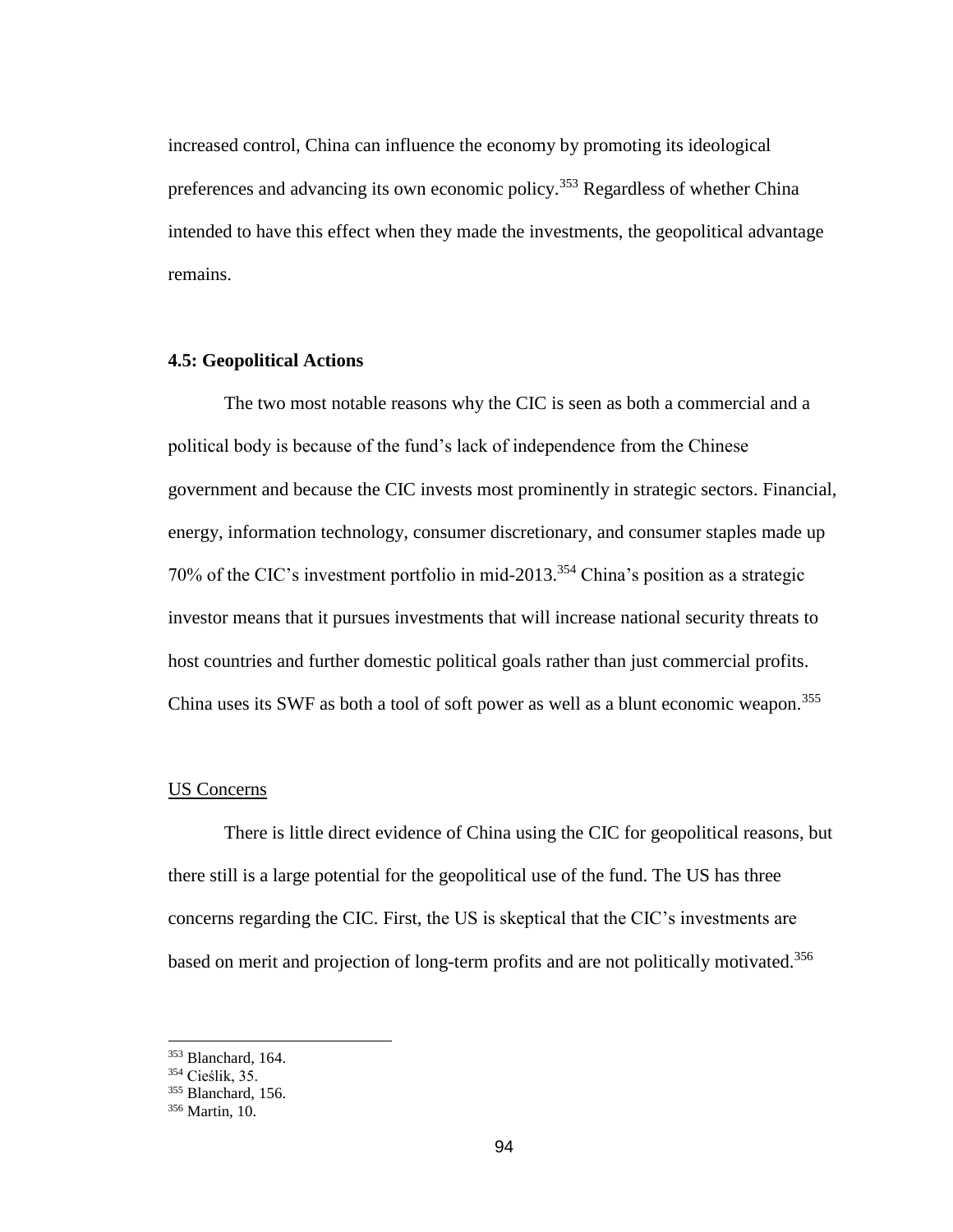increased control, China can influence the economy by promoting its ideological preferences and advancing its own economic policy.[353] Regardless of whether China intended to have this effect when they made the investments, the geopolitical advantage remains.

### 4.5: Geopolitical Actions

The two most notable reasons why the CIC is seen as both a commercial and a political body is because of the fund's lack of independence from the Chinese government and because the CIC invests most prominently in strategic sectors. Financial, energy, information technology, consumer discretionary, and consumer staples made up 70% of the CIC's investment portfolio in mid-2013.[354] China's position as a strategic investor means that it pursues investments that will increase national security threats to host countries and further domestic political goals rather than just commercial profits. China uses its SWF as both a tool of soft power as well as a blunt economic weapon.[355]

#### US Concerns

There is little direct evidence of China using the CIC for geopolitical reasons, but there still is a large potential for the geopolitical use of the fund. The US has three concerns regarding the CIC. First, the US is skeptical that the CIC's investments are based on merit and projection of long-term profits and are not politically motivated.[356]

---

[353] Blanchard, 164.
[354] Cieślik, 35.
[355] Blanchard, 156.
[356] Martin, 10.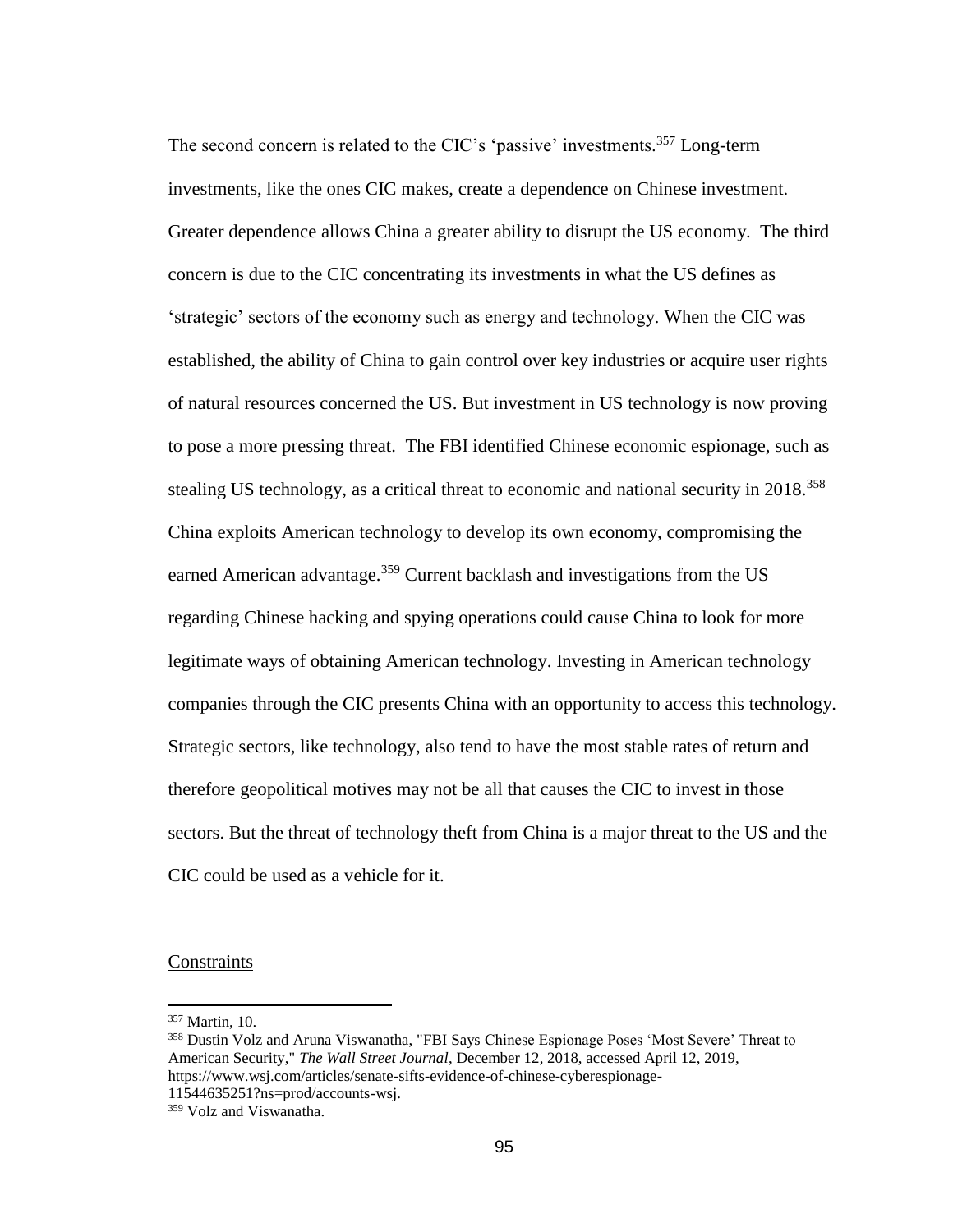The second concern is related to the CIC's 'passive' investments.[357] Long-term investments, like the ones CIC makes, create a dependence on Chinese investment. Greater dependence allows China a greater ability to disrupt the US economy. The third concern is due to the CIC concentrating its investments in what the US defines as 'strategic' sectors of the economy such as energy and technology. When the CIC was established, the ability of China to gain control over key industries or acquire user rights of natural resources concerned the US. But investment in US technology is now proving to pose a more pressing threat. The FBI identified Chinese economic espionage, such as stealing US technology, as a critical threat to economic and national security in 2018.[358] China exploits American technology to develop its own economy, compromising the earned American advantage.[359] Current backlash and investigations from the US regarding Chinese hacking and spying operations could cause China to look for more legitimate ways of obtaining American technology. Investing in American technology companies through the CIC presents China with an opportunity to access this technology. Strategic sectors, like technology, also tend to have the most stable rates of return and therefore geopolitical motives may not be all that causes the CIC to invest in those sectors. But the threat of technology theft from China is a major threat to the US and the CIC could be used as a vehicle for it.

<u>Constraints</u>

---

[357] Martin, 10.

[358] Dustin Volz and Aruna Viswanatha, "FBI Says Chinese Espionage Poses 'Most Severe' Threat to American Security," *The Wall Street Journal*, December 12, 2018, accessed April 12, 2019, https://www.wsj.com/articles/senate-sifts-evidence-of-chinese-cyberespionage-11544635251?ns=prod/accounts-wsj.

[359] Volz and Viswanatha.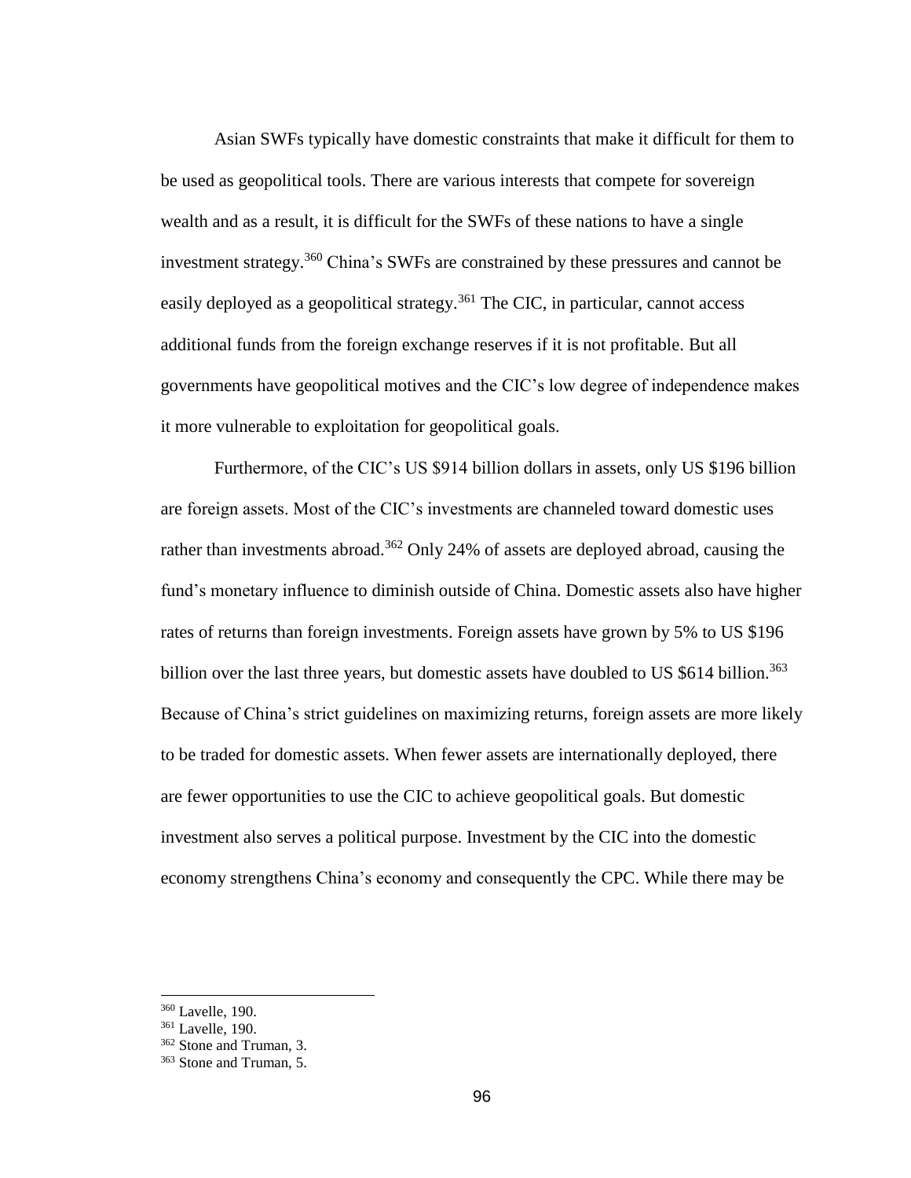Asian SWFs typically have domestic constraints that make it difficult for them to be used as geopolitical tools. There are various interests that compete for sovereign wealth and as a result, it is difficult for the SWFs of these nations to have a single investment strategy.[360] China's SWFs are constrained by these pressures and cannot be easily deployed as a geopolitical strategy.[361] The CIC, in particular, cannot access additional funds from the foreign exchange reserves if it is not profitable. But all governments have geopolitical motives and the CIC's low degree of independence makes it more vulnerable to exploitation for geopolitical goals.

Furthermore, of the CIC's US $914 billion dollars in assets, only US $196 billion are foreign assets. Most of the CIC's investments are channeled toward domestic uses rather than investments abroad.[362] Only 24% of assets are deployed abroad, causing the fund's monetary influence to diminish outside of China. Domestic assets also have higher rates of returns than foreign investments. Foreign assets have grown by 5% to US $196 billion over the last three years, but domestic assets have doubled to US $614 billion.[363] Because of China's strict guidelines on maximizing returns, foreign assets are more likely to be traded for domestic assets. When fewer assets are internationally deployed, there are fewer opportunities to use the CIC to achieve geopolitical goals. But domestic investment also serves a political purpose. Investment by the CIC into the domestic economy strengthens China's economy and consequently the CPC. While there may be

---

[360] Lavelle, 190.

[361] Lavelle, 190.

[362] Stone and Truman, 3.

[363] Stone and Truman, 5.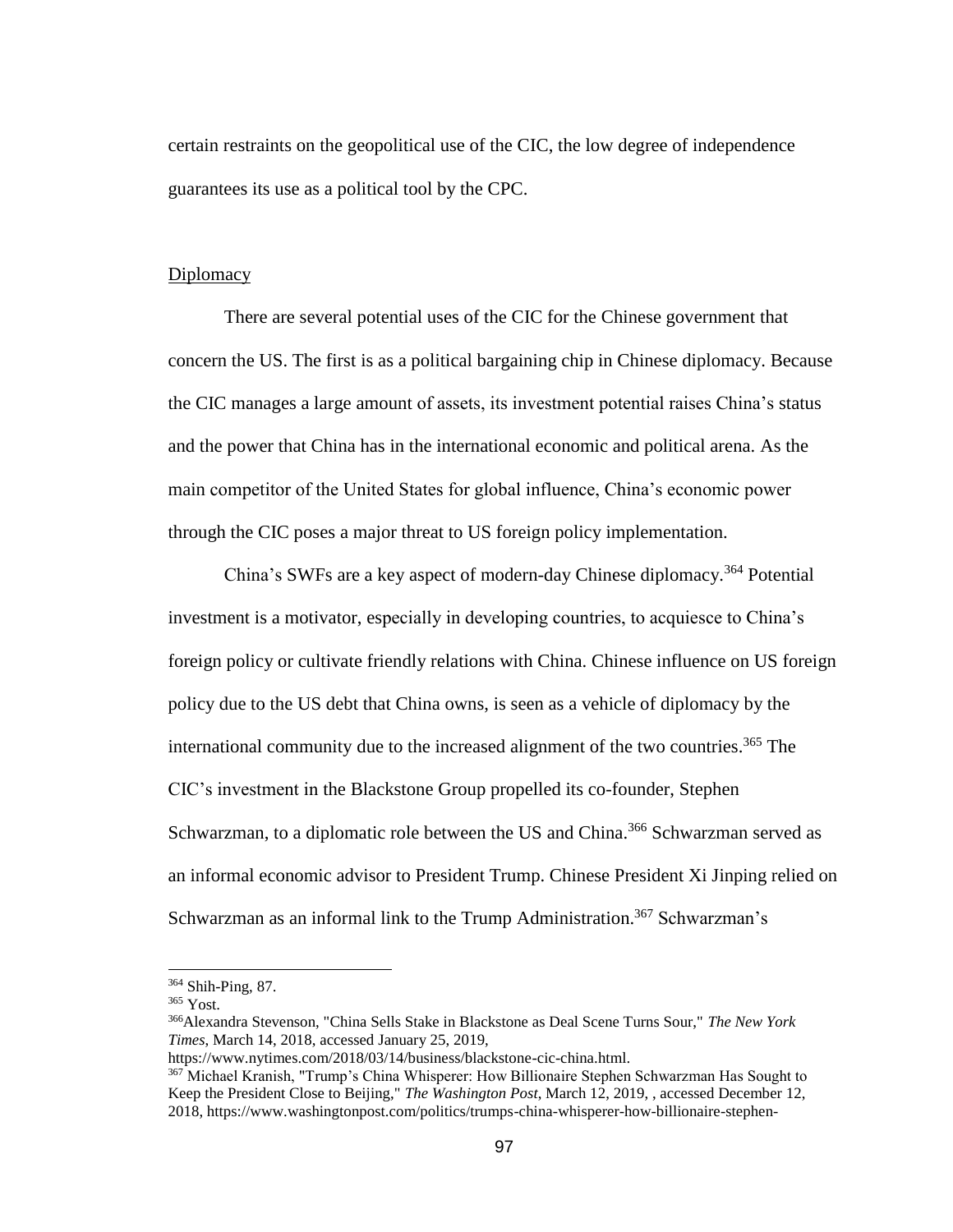certain restraints on the geopolitical use of the CIC, the low degree of independence guarantees its use as a political tool by the CPC.

## Diplomacy

There are several potential uses of the CIC for the Chinese government that concern the US. The first is as a political bargaining chip in Chinese diplomacy. Because the CIC manages a large amount of assets, its investment potential raises China's status and the power that China has in the international economic and political arena. As the main competitor of the United States for global influence, China's economic power through the CIC poses a major threat to US foreign policy implementation.

China's SWFs are a key aspect of modern-day Chinese diplomacy.[364] Potential investment is a motivator, especially in developing countries, to acquiesce to China's foreign policy or cultivate friendly relations with China. Chinese influence on US foreign policy due to the US debt that China owns, is seen as a vehicle of diplomacy by the international community due to the increased alignment of the two countries.[365] The CIC's investment in the Blackstone Group propelled its co-founder, Stephen Schwarzman, to a diplomatic role between the US and China.[366] Schwarzman served as an informal economic advisor to President Trump. Chinese President Xi Jinping relied on Schwarzman as an informal link to the Trump Administration.[367] Schwarzman's

---

[364] Shih-Ping, 87.

[365] Yost.

[366] Alexandra Stevenson, "China Sells Stake in Blackstone as Deal Scene Turns Sour," *The New York Times*, March 14, 2018, accessed January 25, 2019, https://www.nytimes.com/2018/03/14/business/blackstone-cic-china.html.

[367] Michael Kranish, "Trump's China Whisperer: How Billionaire Stephen Schwarzman Has Sought to Keep the President Close to Beijing," *The Washington Post*, March 12, 2019, , accessed December 12, 2018, https://www.washingtonpost.com/politics/trumps-china-whisperer-how-billionaire-stephen-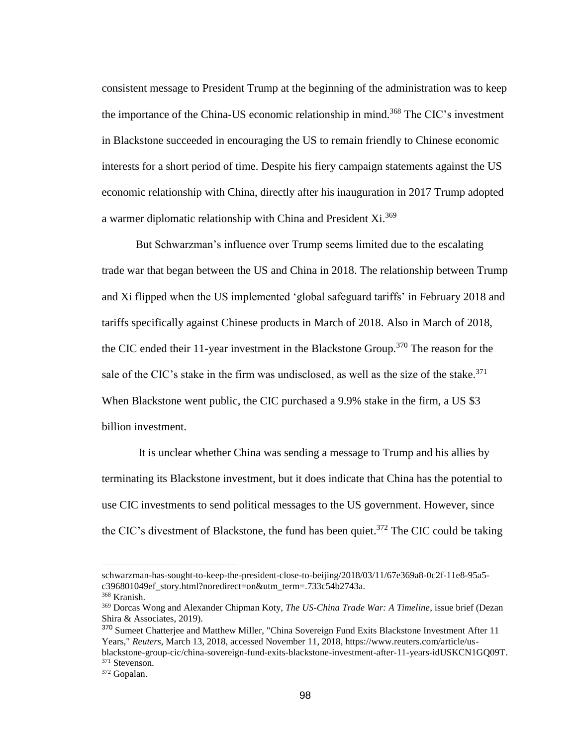consistent message to President Trump at the beginning of the administration was to keep the importance of the China-US economic relationship in mind.[368] The CIC's investment in Blackstone succeeded in encouraging the US to remain friendly to Chinese economic interests for a short period of time. Despite his fiery campaign statements against the US economic relationship with China, directly after his inauguration in 2017 Trump adopted a warmer diplomatic relationship with China and President Xi.[369]

But Schwarzman's influence over Trump seems limited due to the escalating trade war that began between the US and China in 2018. The relationship between Trump and Xi flipped when the US implemented 'global safeguard tariffs' in February 2018 and tariffs specifically against Chinese products in March of 2018. Also in March of 2018, the CIC ended their 11-year investment in the Blackstone Group.[370] The reason for the sale of the CIC's stake in the firm was undisclosed, as well as the size of the stake.[371] When Blackstone went public, the CIC purchased a 9.9% stake in the firm, a US $3 billion investment.

It is unclear whether China was sending a message to Trump and his allies by terminating its Blackstone investment, but it does indicate that China has the potential to use CIC investments to send political messages to the US government. However, since the CIC's divestment of Blackstone, the fund has been quiet.[372] The CIC could be taking

---

schwarzman-has-sought-to-keep-the-president-close-to-beijing/2018/03/11/67e369a8-0c2f-11e8-95a5-c396801049ef_story.html?noredirect=on&utm_term=.733c54b2743a.

[368] Kranish.

[369] Dorcas Wong and Alexander Chipman Koty, *The US-China Trade War: A Timeline*, issue brief (Dezan Shira & Associates, 2019).

[370] Sumeet Chatterjee and Matthew Miller, "China Sovereign Fund Exits Blackstone Investment After 11 Years," *Reuters*, March 13, 2018, accessed November 11, 2018, https://www.reuters.com/article/us-blackstone-group-cic/china-sovereign-fund-exits-blackstone-investment-after-11-years-idUSKCN1GQ09T.

[371] Stevenson.

[372] Gopalan.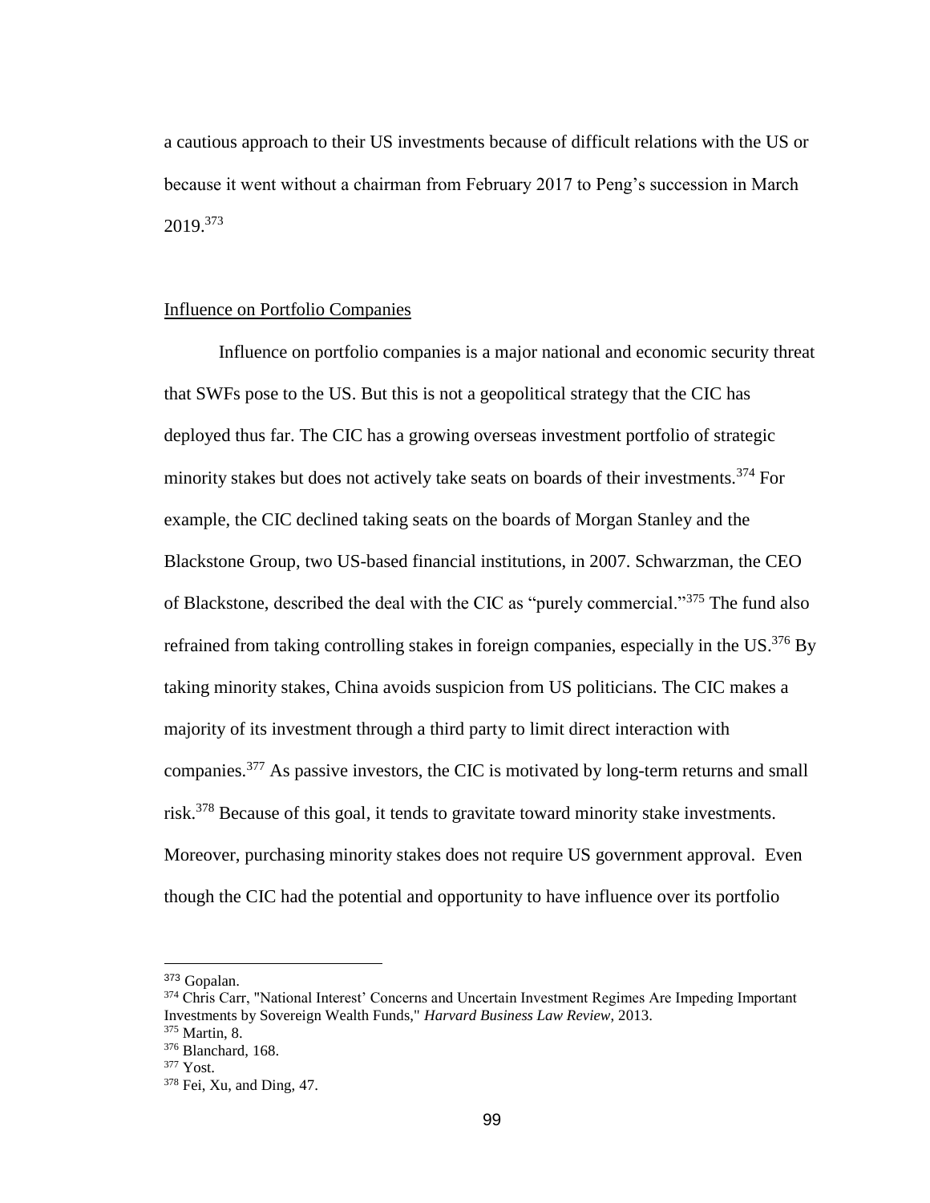a cautious approach to their US investments because of difficult relations with the US or because it went without a chairman from February 2017 to Peng's succession in March 2019.[373]

Influence on Portfolio Companies

Influence on portfolio companies is a major national and economic security threat that SWFs pose to the US. But this is not a geopolitical strategy that the CIC has deployed thus far. The CIC has a growing overseas investment portfolio of strategic minority stakes but does not actively take seats on boards of their investments.[374] For example, the CIC declined taking seats on the boards of Morgan Stanley and the Blackstone Group, two US-based financial institutions, in 2007. Schwarzman, the CEO of Blackstone, described the deal with the CIC as "purely commercial."[375] The fund also refrained from taking controlling stakes in foreign companies, especially in the US.[376] By taking minority stakes, China avoids suspicion from US politicians. The CIC makes a majority of its investment through a third party to limit direct interaction with companies.[377] As passive investors, the CIC is motivated by long-term returns and small risk.[378] Because of this goal, it tends to gravitate toward minority stake investments. Moreover, purchasing minority stakes does not require US government approval. Even though the CIC had the potential and opportunity to have influence over its portfolio

---

[373] Gopalan.

[374] Chris Carr, "National Interest' Concerns and Uncertain Investment Regimes Are Impeding Important Investments by Sovereign Wealth Funds," *Harvard Business Law Review*, 2013.

[375] Martin, 8.

[376] Blanchard, 168.

[377] Yost.

[378] Fei, Xu, and Ding, 47.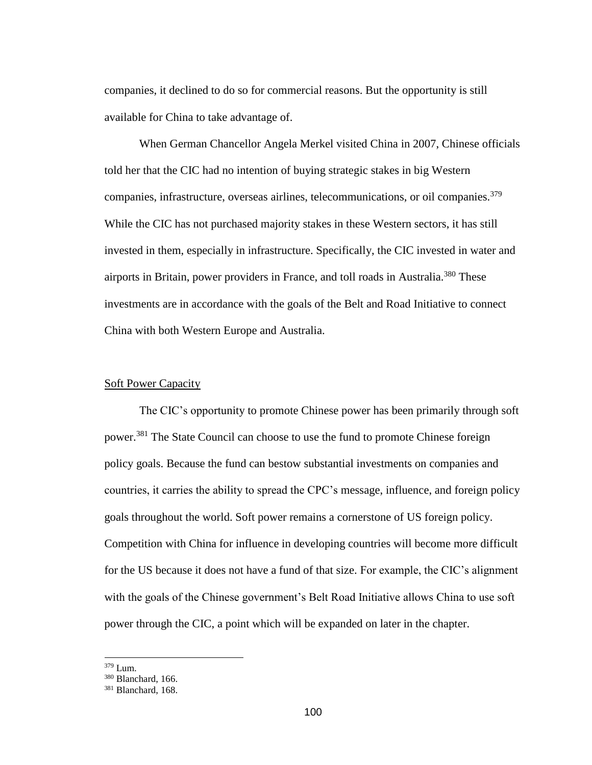companies, it declined to do so for commercial reasons. But the opportunity is still available for China to take advantage of.

When German Chancellor Angela Merkel visited China in 2007, Chinese officials told her that the CIC had no intention of buying strategic stakes in big Western companies, infrastructure, overseas airlines, telecommunications, or oil companies.[379] While the CIC has not purchased majority stakes in these Western sectors, it has still invested in them, especially in infrastructure. Specifically, the CIC invested in water and airports in Britain, power providers in France, and toll roads in Australia.[380] These investments are in accordance with the goals of the Belt and Road Initiative to connect China with both Western Europe and Australia.

## Soft Power Capacity

The CIC's opportunity to promote Chinese power has been primarily through soft power.[381] The State Council can choose to use the fund to promote Chinese foreign policy goals. Because the fund can bestow substantial investments on companies and countries, it carries the ability to spread the CPC's message, influence, and foreign policy goals throughout the world. Soft power remains a cornerstone of US foreign policy. Competition with China for influence in developing countries will become more difficult for the US because it does not have a fund of that size. For example, the CIC's alignment with the goals of the Chinese government's Belt Road Initiative allows China to use soft power through the CIC, a point which will be expanded on later in the chapter.

---

[379] Lum.

[380] Blanchard, 166.

[381] Blanchard, 168.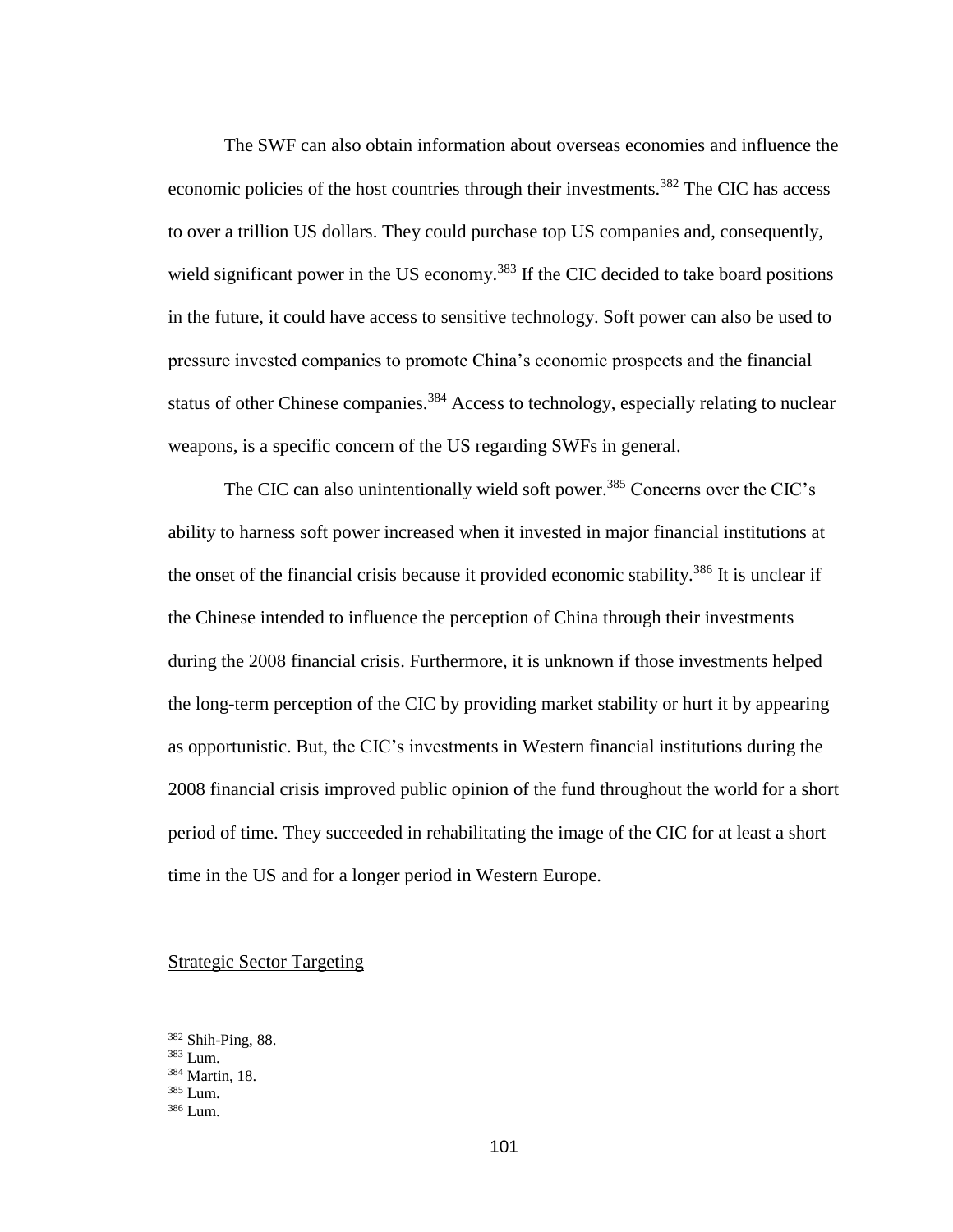The SWF can also obtain information about overseas economies and influence the economic policies of the host countries through their investments.[382] The CIC has access to over a trillion US dollars. They could purchase top US companies and, consequently, wield significant power in the US economy.[383] If the CIC decided to take board positions in the future, it could have access to sensitive technology. Soft power can also be used to pressure invested companies to promote China's economic prospects and the financial status of other Chinese companies.[384] Access to technology, especially relating to nuclear weapons, is a specific concern of the US regarding SWFs in general.

The CIC can also unintentionally wield soft power.[385] Concerns over the CIC's ability to harness soft power increased when it invested in major financial institutions at the onset of the financial crisis because it provided economic stability.[386] It is unclear if the Chinese intended to influence the perception of China through their investments during the 2008 financial crisis. Furthermore, it is unknown if those investments helped the long-term perception of the CIC by providing market stability or hurt it by appearing as opportunistic. But, the CIC's investments in Western financial institutions during the 2008 financial crisis improved public opinion of the fund throughout the world for a short period of time. They succeeded in rehabilitating the image of the CIC for at least a short time in the US and for a longer period in Western Europe.

<u>Strategic Sector Targeting</u>

---

[382] Shih-Ping, 88.

[383] Lum.

[384] Martin, 18.

[385] Lum.

[386] Lum.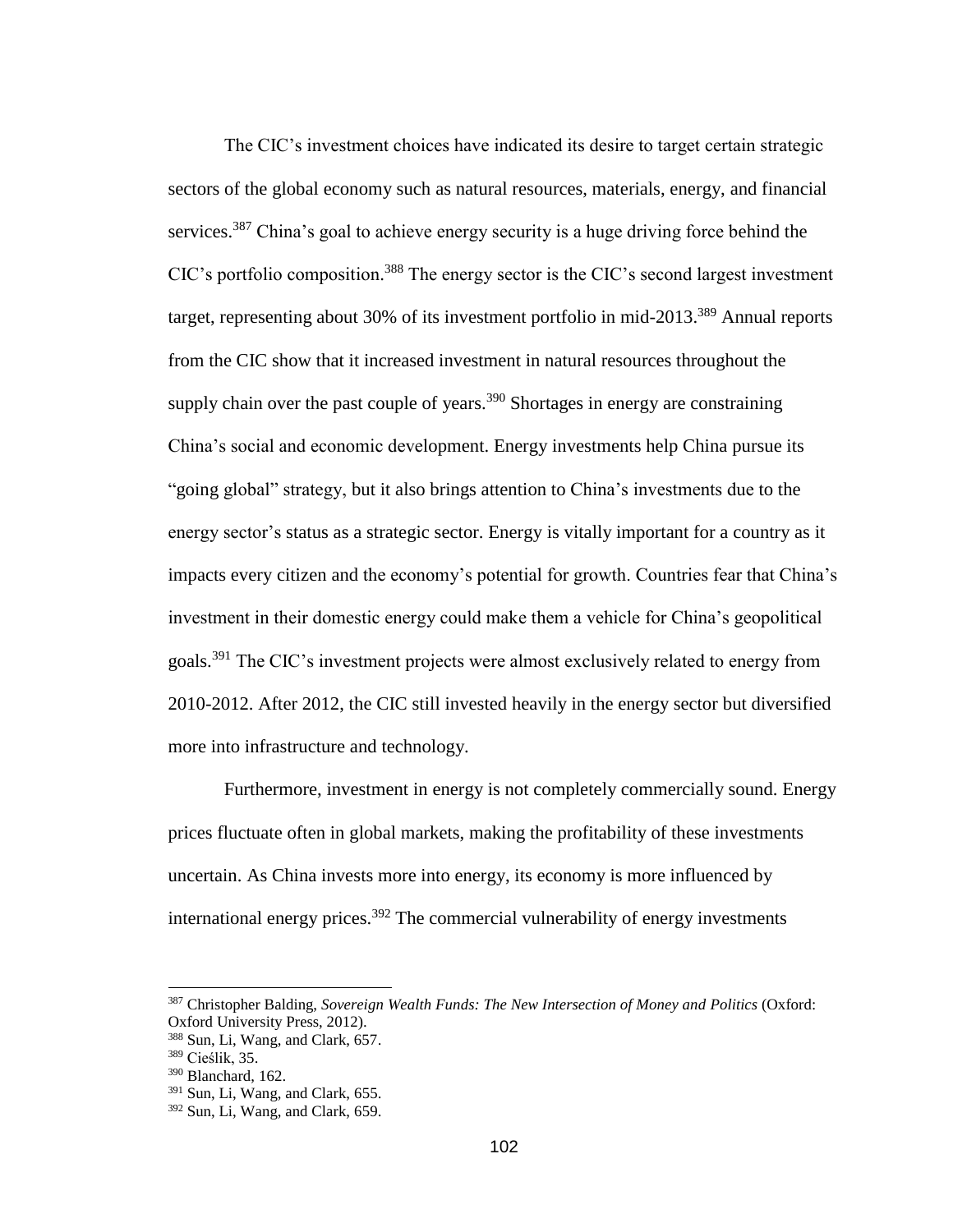The CIC's investment choices have indicated its desire to target certain strategic sectors of the global economy such as natural resources, materials, energy, and financial services.[387] China's goal to achieve energy security is a huge driving force behind the CIC's portfolio composition.[388] The energy sector is the CIC's second largest investment target, representing about 30% of its investment portfolio in mid-2013.[389] Annual reports from the CIC show that it increased investment in natural resources throughout the supply chain over the past couple of years.[390] Shortages in energy are constraining China's social and economic development. Energy investments help China pursue its "going global" strategy, but it also brings attention to China's investments due to the energy sector's status as a strategic sector. Energy is vitally important for a country as it impacts every citizen and the economy's potential for growth. Countries fear that China's investment in their domestic energy could make them a vehicle for China's geopolitical goals.[391] The CIC's investment projects were almost exclusively related to energy from 2010-2012. After 2012, the CIC still invested heavily in the energy sector but diversified more into infrastructure and technology.

Furthermore, investment in energy is not completely commercially sound. Energy prices fluctuate often in global markets, making the profitability of these investments uncertain. As China invests more into energy, its economy is more influenced by international energy prices.[392] The commercial vulnerability of energy investments

---

[387] Christopher Balding, *Sovereign Wealth Funds: The New Intersection of Money and Politics* (Oxford: Oxford University Press, 2012).

[388] Sun, Li, Wang, and Clark, 657.

[389] Cieślik, 35.

[390] Blanchard, 162.

[391] Sun, Li, Wang, and Clark, 655.

[392] Sun, Li, Wang, and Clark, 659.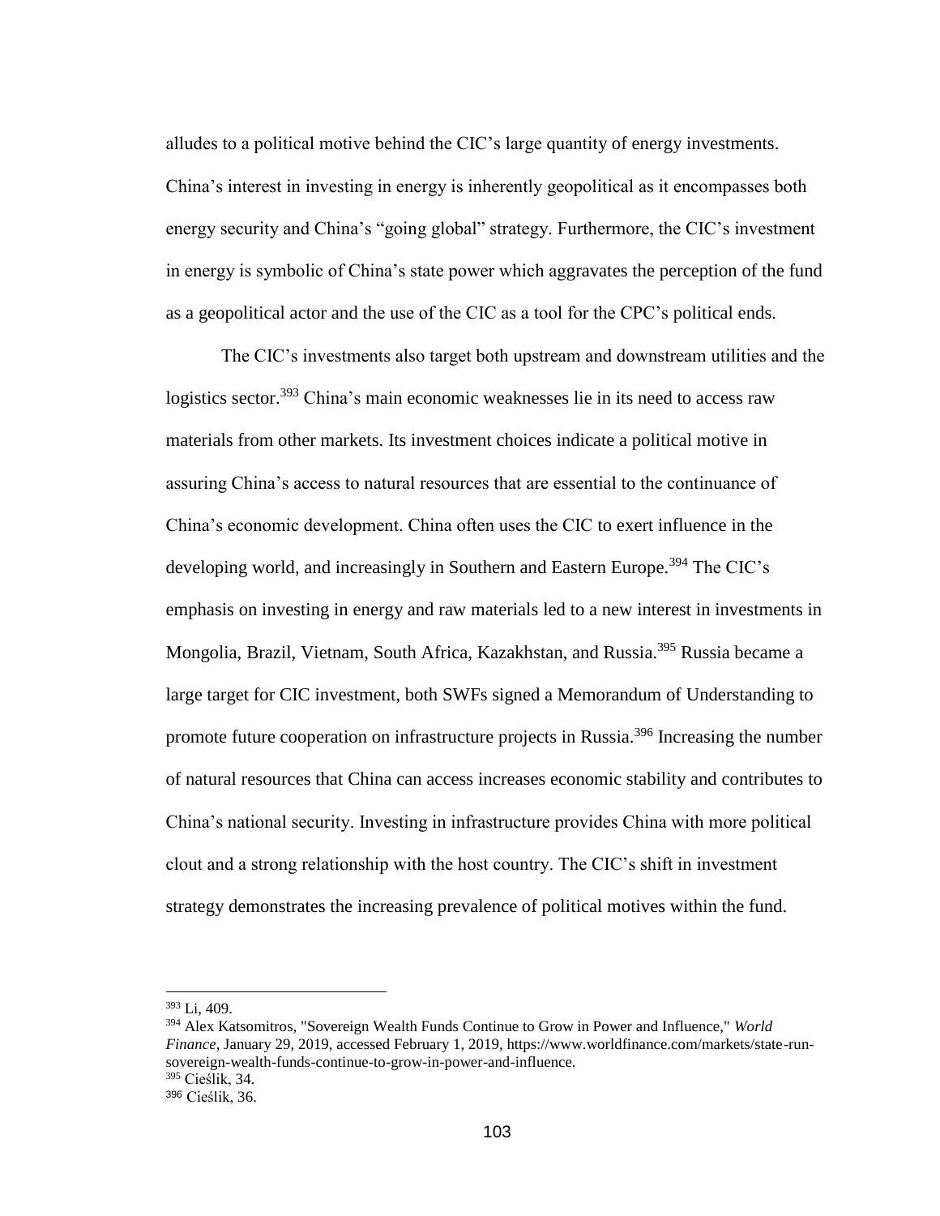alludes to a political motive behind the CIC's large quantity of energy investments. China's interest in investing in energy is inherently geopolitical as it encompasses both energy security and China's "going global" strategy. Furthermore, the CIC's investment in energy is symbolic of China's state power which aggravates the perception of the fund as a geopolitical actor and the use of the CIC as a tool for the CPC's political ends.

The CIC's investments also target both upstream and downstream utilities and the logistics sector.[393] China's main economic weaknesses lie in its need to access raw materials from other markets. Its investment choices indicate a political motive in assuring China's access to natural resources that are essential to the continuance of China's economic development. China often uses the CIC to exert influence in the developing world, and increasingly in Southern and Eastern Europe.[394] The CIC's emphasis on investing in energy and raw materials led to a new interest in investments in Mongolia, Brazil, Vietnam, South Africa, Kazakhstan, and Russia.[395] Russia became a large target for CIC investment, both SWFs signed a Memorandum of Understanding to promote future cooperation on infrastructure projects in Russia.[396] Increasing the number of natural resources that China can access increases economic stability and contributes to China's national security. Investing in infrastructure provides China with more political clout and a strong relationship with the host country. The CIC's shift in investment strategy demonstrates the increasing prevalence of political motives within the fund.

---

[393] Li, 409.

[394] Alex Katsomitros, "Sovereign Wealth Funds Continue to Grow in Power and Influence," *World Finance*, January 29, 2019, accessed February 1, 2019, https://www.worldfinance.com/markets/state-run-sovereign-wealth-funds-continue-to-grow-in-power-and-influence.

[395] Cieślik, 34.

[396] Cieślik, 36.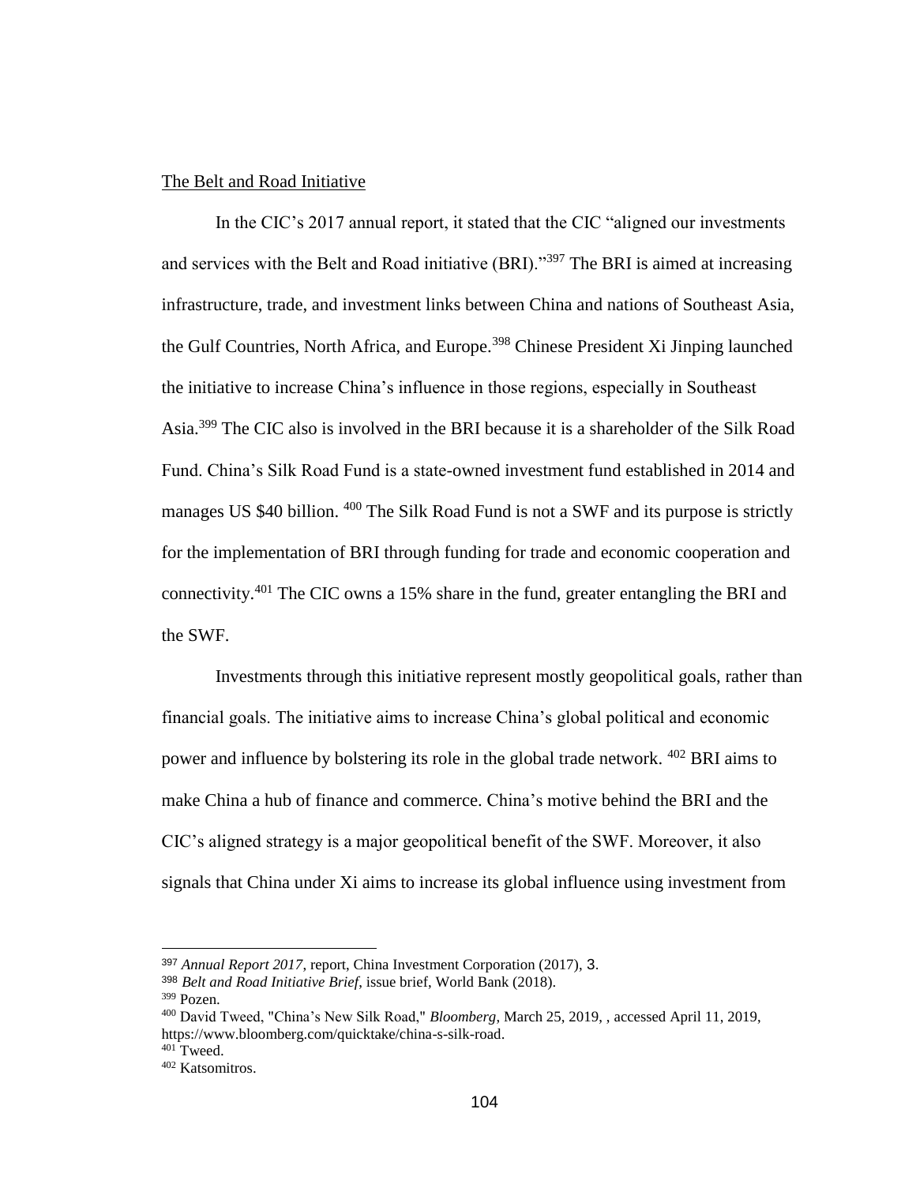The Belt and Road Initiative

In the CIC's 2017 annual report, it stated that the CIC "aligned our investments and services with the Belt and Road initiative (BRI)."[397] The BRI is aimed at increasing infrastructure, trade, and investment links between China and nations of Southeast Asia, the Gulf Countries, North Africa, and Europe.[398] Chinese President Xi Jinping launched the initiative to increase China's influence in those regions, especially in Southeast Asia.[399] The CIC also is involved in the BRI because it is a shareholder of the Silk Road Fund. China's Silk Road Fund is a state-owned investment fund established in 2014 and manages US $40 billion. [400] The Silk Road Fund is not a SWF and its purpose is strictly for the implementation of BRI through funding for trade and economic cooperation and connectivity.[401] The CIC owns a 15% share in the fund, greater entangling the BRI and the SWF.

Investments through this initiative represent mostly geopolitical goals, rather than financial goals. The initiative aims to increase China's global political and economic power and influence by bolstering its role in the global trade network. [402] BRI aims to make China a hub of finance and commerce. China's motive behind the BRI and the CIC's aligned strategy is a major geopolitical benefit of the SWF. Moreover, it also signals that China under Xi aims to increase its global influence using investment from

---

[397] *Annual Report 2017*, report, China Investment Corporation (2017), 3.

[398] *Belt and Road Initiative Brief*, issue brief, World Bank (2018).

[399] Pozen.

[400] David Tweed, "China's New Silk Road," *Bloomberg*, March 25, 2019, , accessed April 11, 2019, https://www.bloomberg.com/quicktake/china-s-silk-road.

[401] Tweed.

[402] Katsomitros.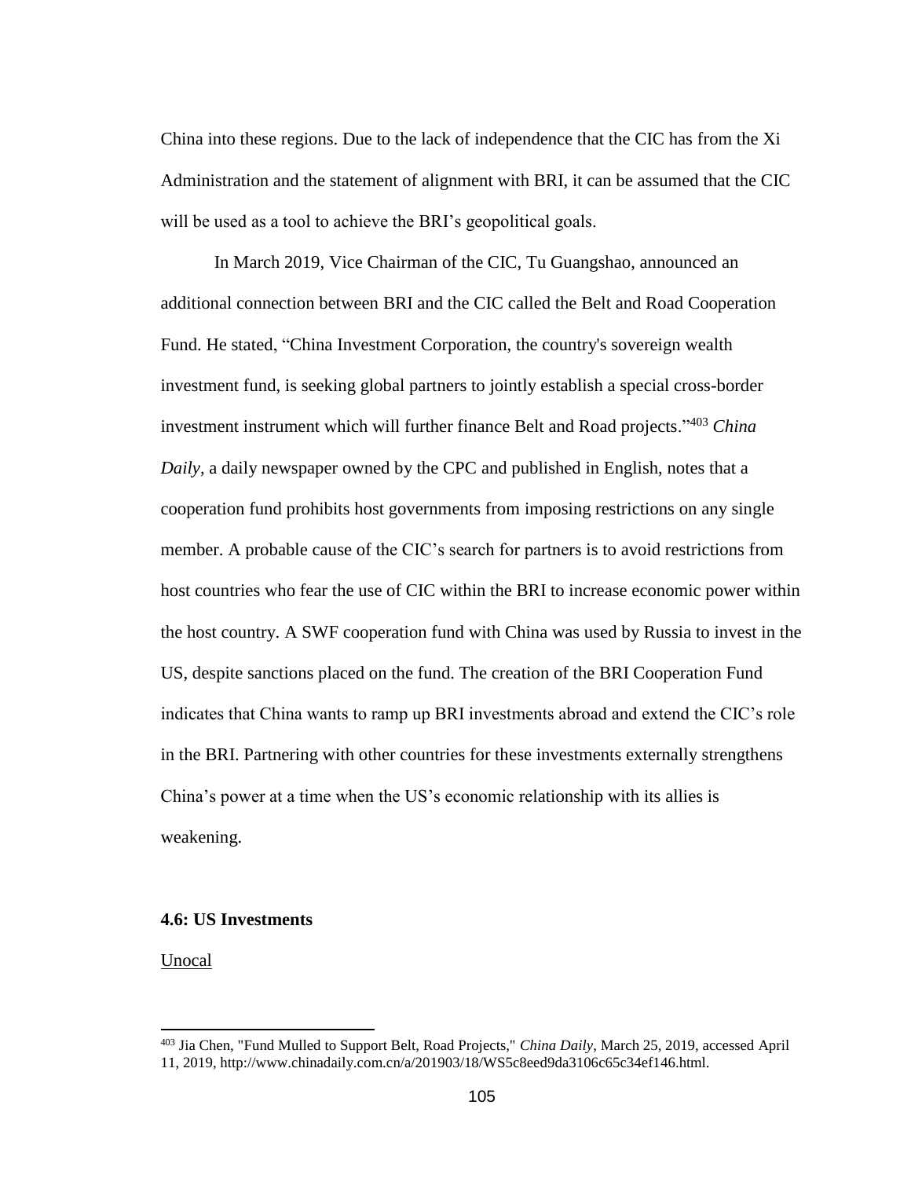China into these regions. Due to the lack of independence that the CIC has from the Xi Administration and the statement of alignment with BRI, it can be assumed that the CIC will be used as a tool to achieve the BRI's geopolitical goals.

In March 2019, Vice Chairman of the CIC, Tu Guangshao, announced an additional connection between BRI and the CIC called the Belt and Road Cooperation Fund. He stated, "China Investment Corporation, the country's sovereign wealth investment fund, is seeking global partners to jointly establish a special cross-border investment instrument which will further finance Belt and Road projects."[403] *China Daily*, a daily newspaper owned by the CPC and published in English, notes that a cooperation fund prohibits host governments from imposing restrictions on any single member. A probable cause of the CIC's search for partners is to avoid restrictions from host countries who fear the use of CIC within the BRI to increase economic power within the host country. A SWF cooperation fund with China was used by Russia to invest in the US, despite sanctions placed on the fund. The creation of the BRI Cooperation Fund indicates that China wants to ramp up BRI investments abroad and extend the CIC's role in the BRI. Partnering with other countries for these investments externally strengthens China's power at a time when the US's economic relationship with its allies is weakening.

**4.6: US Investments**

<u>Unocal</u>

[403] Jia Chen, "Fund Mulled to Support Belt, Road Projects," *China Daily*, March 25, 2019, accessed April 11, 2019, http://www.chinadaily.com.cn/a/201903/18/WS5c8eed9da3106c65c34ef146.html.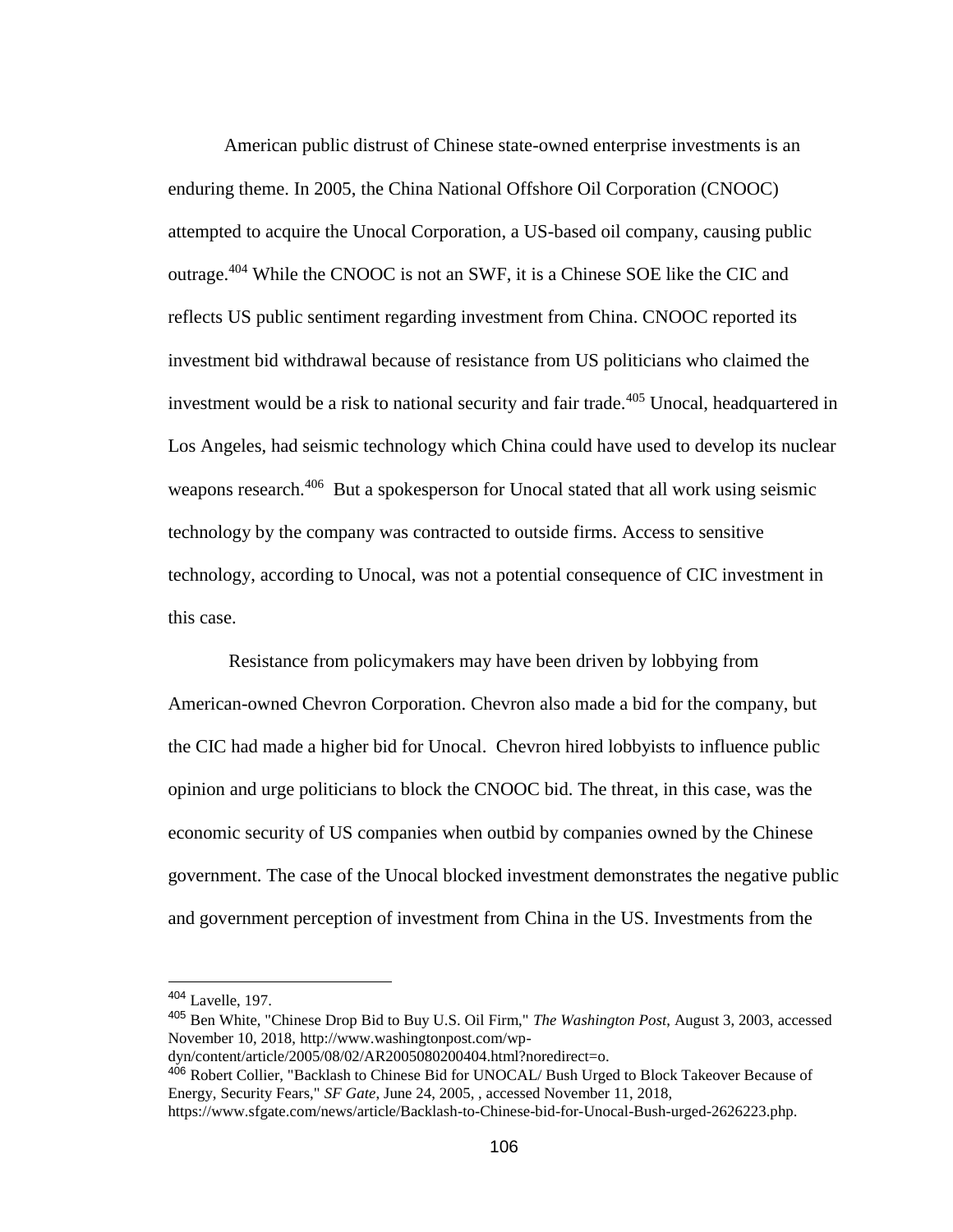American public distrust of Chinese state-owned enterprise investments is an enduring theme. In 2005, the China National Offshore Oil Corporation (CNOOC) attempted to acquire the Unocal Corporation, a US-based oil company, causing public outrage.[404] While the CNOOC is not an SWF, it is a Chinese SOE like the CIC and reflects US public sentiment regarding investment from China. CNOOC reported its investment bid withdrawal because of resistance from US politicians who claimed the investment would be a risk to national security and fair trade.[405] Unocal, headquartered in Los Angeles, had seismic technology which China could have used to develop its nuclear weapons research.[406] But a spokesperson for Unocal stated that all work using seismic technology by the company was contracted to outside firms. Access to sensitive technology, according to Unocal, was not a potential consequence of CIC investment in this case.

Resistance from policymakers may have been driven by lobbying from American-owned Chevron Corporation. Chevron also made a bid for the company, but the CIC had made a higher bid for Unocal. Chevron hired lobbyists to influence public opinion and urge politicians to block the CNOOC bid. The threat, in this case, was the economic security of US companies when outbid by companies owned by the Chinese government. The case of the Unocal blocked investment demonstrates the negative public and government perception of investment from China in the US. Investments from the

---

[404] Lavelle, 197.

[405] Ben White, "Chinese Drop Bid to Buy U.S. Oil Firm," *The Washington Post*, August 3, 2003, accessed November 10, 2018, http://www.washingtonpost.com/wp-dyn/content/article/2005/08/02/AR2005080200404.html?noredirect=o.

[406] Robert Collier, "Backlash to Chinese Bid for UNOCAL/ Bush Urged to Block Takeover Because of Energy, Security Fears," *SF Gate*, June 24, 2005, , accessed November 11, 2018, https://www.sfgate.com/news/article/Backlash-to-Chinese-bid-for-Unocal-Bush-urged-2626223.php.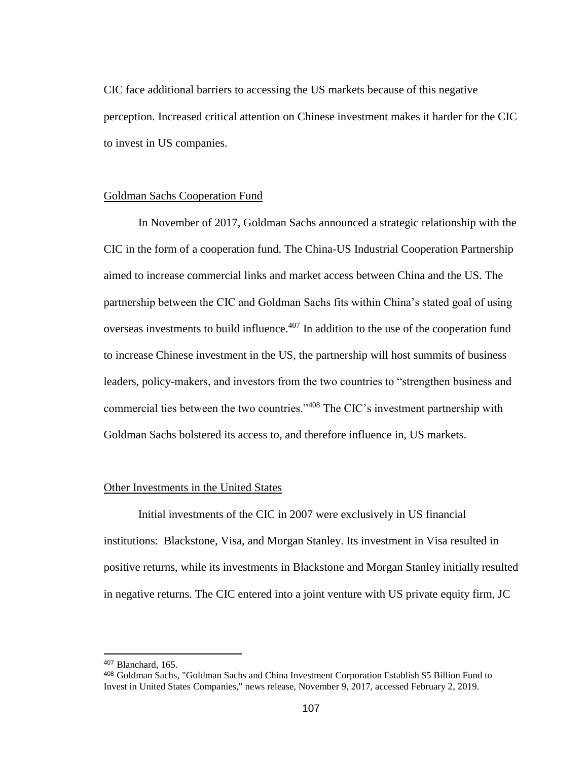CIC face additional barriers to accessing the US markets because of this negative perception. Increased critical attention on Chinese investment makes it harder for the CIC to invest in US companies.

## Goldman Sachs Cooperation Fund

In November of 2017, Goldman Sachs announced a strategic relationship with the CIC in the form of a cooperation fund. The China-US Industrial Cooperation Partnership aimed to increase commercial links and market access between China and the US. The partnership between the CIC and Goldman Sachs fits within China's stated goal of using overseas investments to build influence.[407] In addition to the use of the cooperation fund to increase Chinese investment in the US, the partnership will host summits of business leaders, policy-makers, and investors from the two countries to "strengthen business and commercial ties between the two countries."[408] The CIC's investment partnership with Goldman Sachs bolstered its access to, and therefore influence in, US markets.

## Other Investments in the United States

Initial investments of the CIC in 2007 were exclusively in US financial institutions: Blackstone, Visa, and Morgan Stanley. Its investment in Visa resulted in positive returns, while its investments in Blackstone and Morgan Stanley initially resulted in negative returns. The CIC entered into a joint venture with US private equity firm, JC

---

[407] Blanchard, 165.

[408] Goldman Sachs, "Goldman Sachs and China Investment Corporation Establish $5 Billion Fund to Invest in United States Companies," news release, November 9, 2017, accessed February 2, 2019.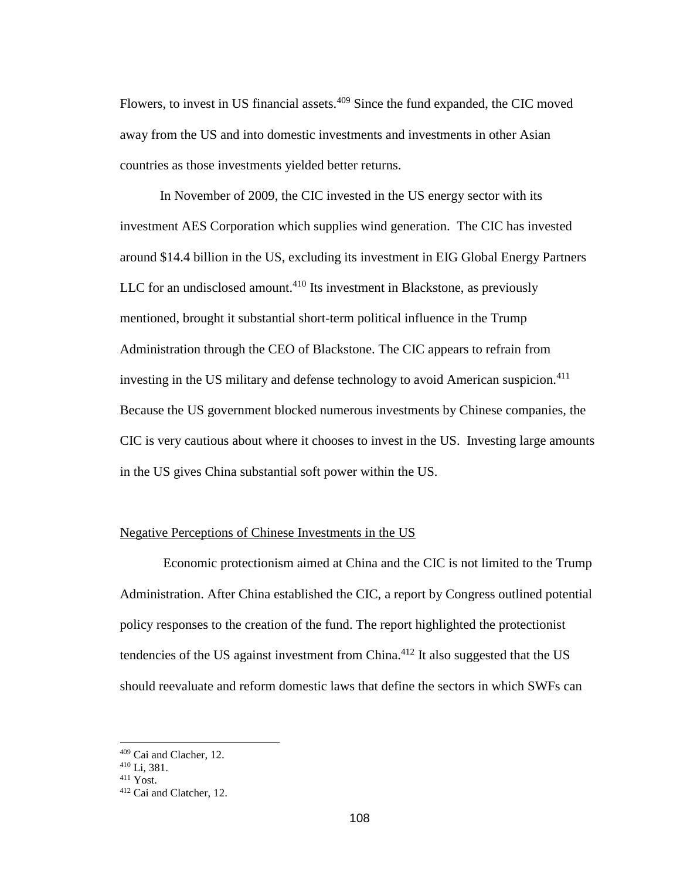Flowers, to invest in US financial assets.[409] Since the fund expanded, the CIC moved away from the US and into domestic investments and investments in other Asian countries as those investments yielded better returns.

In November of 2009, the CIC invested in the US energy sector with its investment AES Corporation which supplies wind generation.  The CIC has invested around $14.4 billion in the US, excluding its investment in EIG Global Energy Partners LLC for an undisclosed amount.[410] Its investment in Blackstone, as previously mentioned, brought it substantial short-term political influence in the Trump Administration through the CEO of Blackstone. The CIC appears to refrain from investing in the US military and defense technology to avoid American suspicion.[411] Because the US government blocked numerous investments by Chinese companies, the CIC is very cautious about where it chooses to invest in the US.  Investing large amounts in the US gives China substantial soft power within the US.

<u>Negative Perceptions of Chinese Investments in the US</u>

Economic protectionism aimed at China and the CIC is not limited to the Trump Administration. After China established the CIC, a report by Congress outlined potential policy responses to the creation of the fund. The report highlighted the protectionist tendencies of the US against investment from China.[412] It also suggested that the US should reevaluate and reform domestic laws that define the sectors in which SWFs can

---

[409] Cai and Clacher, 12.
[410] Li, 381.
[411] Yost.
[412] Cai and Clatcher, 12.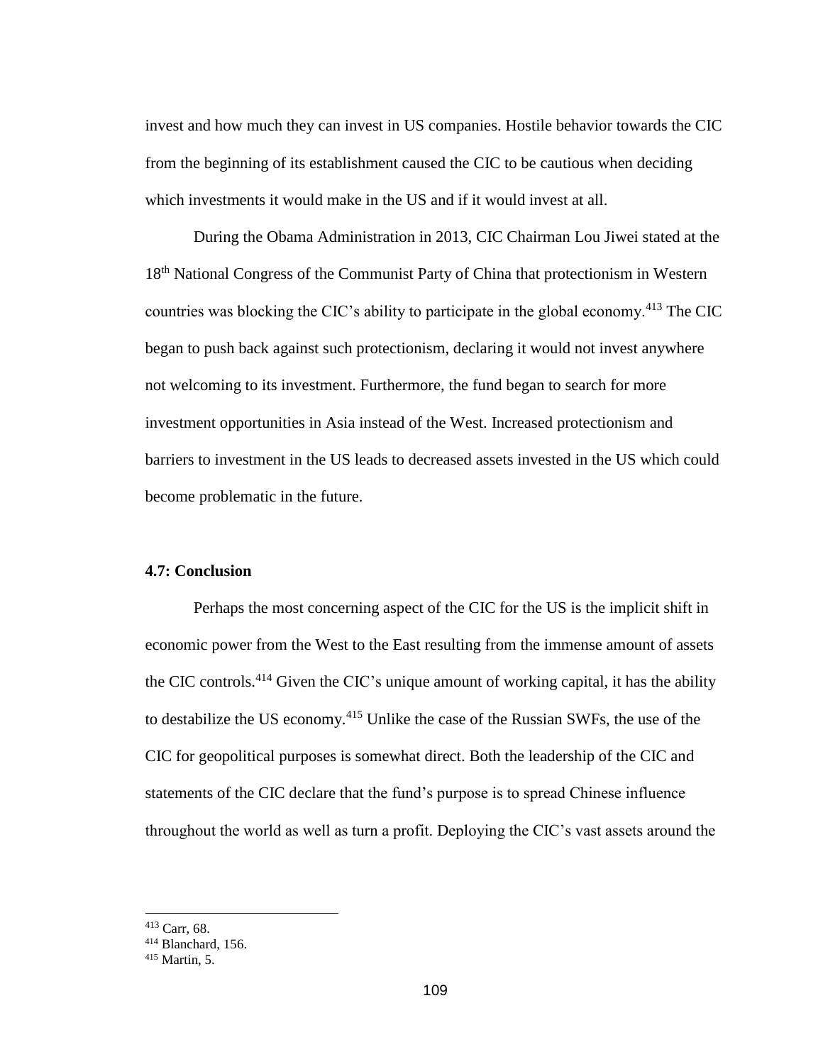invest and how much they can invest in US companies. Hostile behavior towards the CIC from the beginning of its establishment caused the CIC to be cautious when deciding which investments it would make in the US and if it would invest at all.

During the Obama Administration in 2013, CIC Chairman Lou Jiwei stated at the 18th National Congress of the Communist Party of China that protectionism in Western countries was blocking the CIC's ability to participate in the global economy.[413] The CIC began to push back against such protectionism, declaring it would not invest anywhere not welcoming to its investment. Furthermore, the fund began to search for more investment opportunities in Asia instead of the West. Increased protectionism and barriers to investment in the US leads to decreased assets invested in the US which could become problematic in the future.

### 4.7: Conclusion

Perhaps the most concerning aspect of the CIC for the US is the implicit shift in economic power from the West to the East resulting from the immense amount of assets the CIC controls.[414] Given the CIC's unique amount of working capital, it has the ability to destabilize the US economy.[415] Unlike the case of the Russian SWFs, the use of the CIC for geopolitical purposes is somewhat direct. Both the leadership of the CIC and statements of the CIC declare that the fund's purpose is to spread Chinese influence throughout the world as well as turn a profit. Deploying the CIC's vast assets around the

---

[413] Carr, 68.

[414] Blanchard, 156.

[415] Martin, 5.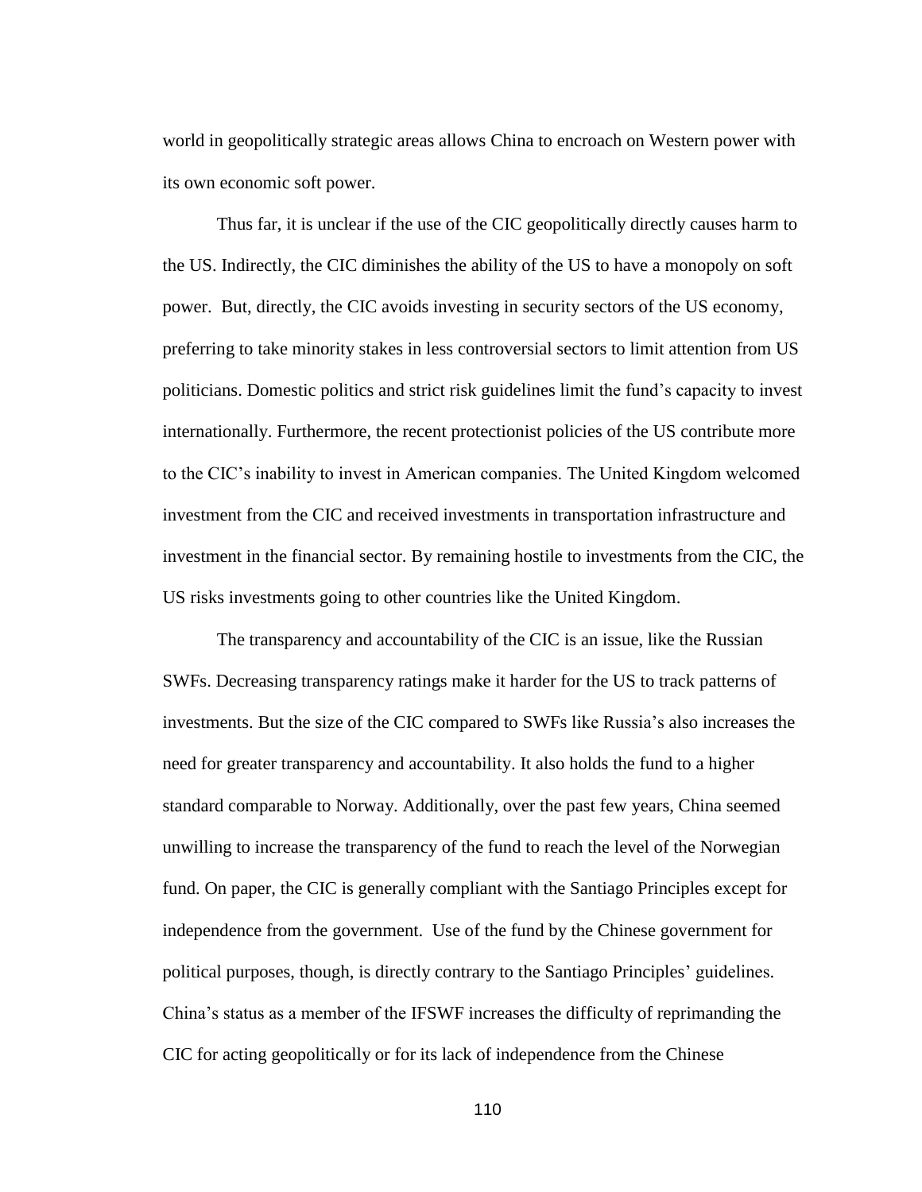world in geopolitically strategic areas allows China to encroach on Western power with its own economic soft power.

Thus far, it is unclear if the use of the CIC geopolitically directly causes harm to the US. Indirectly, the CIC diminishes the ability of the US to have a monopoly on soft power. But, directly, the CIC avoids investing in security sectors of the US economy, preferring to take minority stakes in less controversial sectors to limit attention from US politicians. Domestic politics and strict risk guidelines limit the fund's capacity to invest internationally. Furthermore, the recent protectionist policies of the US contribute more to the CIC's inability to invest in American companies. The United Kingdom welcomed investment from the CIC and received investments in transportation infrastructure and investment in the financial sector. By remaining hostile to investments from the CIC, the US risks investments going to other countries like the United Kingdom.

The transparency and accountability of the CIC is an issue, like the Russian SWFs. Decreasing transparency ratings make it harder for the US to track patterns of investments. But the size of the CIC compared to SWFs like Russia's also increases the need for greater transparency and accountability. It also holds the fund to a higher standard comparable to Norway. Additionally, over the past few years, China seemed unwilling to increase the transparency of the fund to reach the level of the Norwegian fund. On paper, the CIC is generally compliant with the Santiago Principles except for independence from the government. Use of the fund by the Chinese government for political purposes, though, is directly contrary to the Santiago Principles' guidelines. China's status as a member of the IFSWF increases the difficulty of reprimanding the CIC for acting geopolitically or for its lack of independence from the Chinese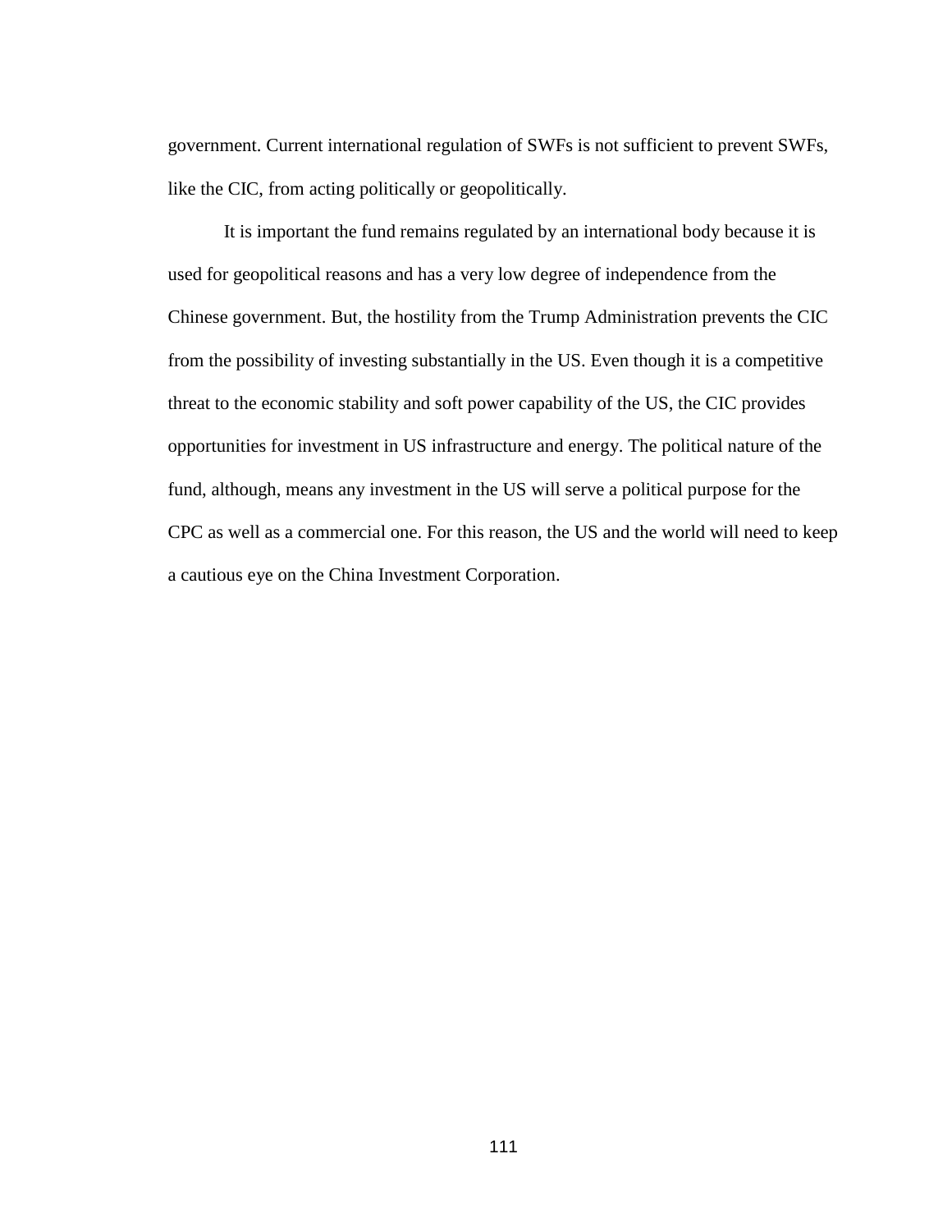government. Current international regulation of SWFs is not sufficient to prevent SWFs, like the CIC, from acting politically or geopolitically.

It is important the fund remains regulated by an international body because it is used for geopolitical reasons and has a very low degree of independence from the Chinese government. But, the hostility from the Trump Administration prevents the CIC from the possibility of investing substantially in the US. Even though it is a competitive threat to the economic stability and soft power capability of the US, the CIC provides opportunities for investment in US infrastructure and energy. The political nature of the fund, although, means any investment in the US will serve a political purpose for the CPC as well as a commercial one. For this reason, the US and the world will need to keep a cautious eye on the China Investment Corporation.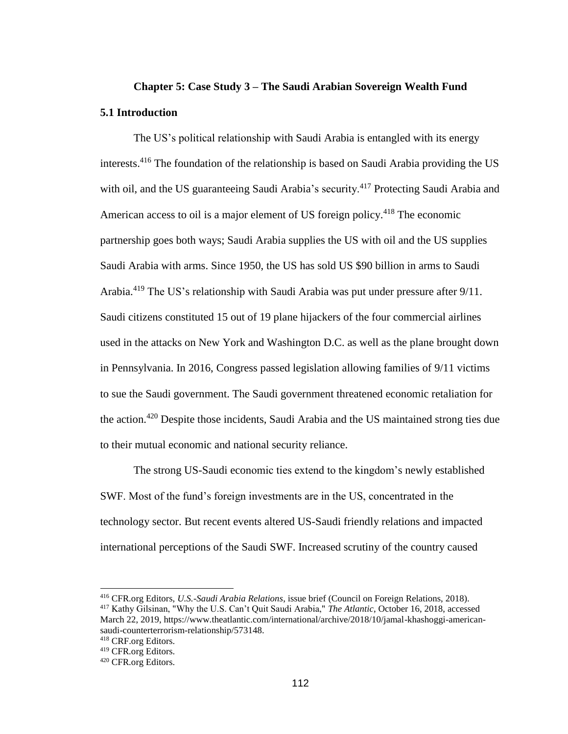# Chapter 5: Case Study 3 – The Saudi Arabian Sovereign Wealth Fund

## 5.1 Introduction

The US's political relationship with Saudi Arabia is entangled with its energy interests.[416] The foundation of the relationship is based on Saudi Arabia providing the US with oil, and the US guaranteeing Saudi Arabia's security.[417] Protecting Saudi Arabia and American access to oil is a major element of US foreign policy.[418] The economic partnership goes both ways; Saudi Arabia supplies the US with oil and the US supplies Saudi Arabia with arms. Since 1950, the US has sold US $90 billion in arms to Saudi Arabia.[419] The US's relationship with Saudi Arabia was put under pressure after 9/11. Saudi citizens constituted 15 out of 19 plane hijackers of the four commercial airlines used in the attacks on New York and Washington D.C. as well as the plane brought down in Pennsylvania. In 2016, Congress passed legislation allowing families of 9/11 victims to sue the Saudi government. The Saudi government threatened economic retaliation for the action.[420] Despite those incidents, Saudi Arabia and the US maintained strong ties due to their mutual economic and national security reliance.

The strong US-Saudi economic ties extend to the kingdom's newly established SWF. Most of the fund's foreign investments are in the US, concentrated in the technology sector. But recent events altered US-Saudi friendly relations and impacted international perceptions of the Saudi SWF. Increased scrutiny of the country caused

---

[416] CFR.org Editors, *U.S.-Saudi Arabia Relations*, issue brief (Council on Foreign Relations, 2018).

[417] Kathy Gilsinan, "Why the U.S. Can't Quit Saudi Arabia," *The Atlantic*, October 16, 2018, accessed March 22, 2019, https://www.theatlantic.com/international/archive/2018/10/jamal-khashoggi-american-saudi-counterterrorism-relationship/573148.

[418] CRF.org Editors.

[419] CFR.org Editors.

[420] CFR.org Editors.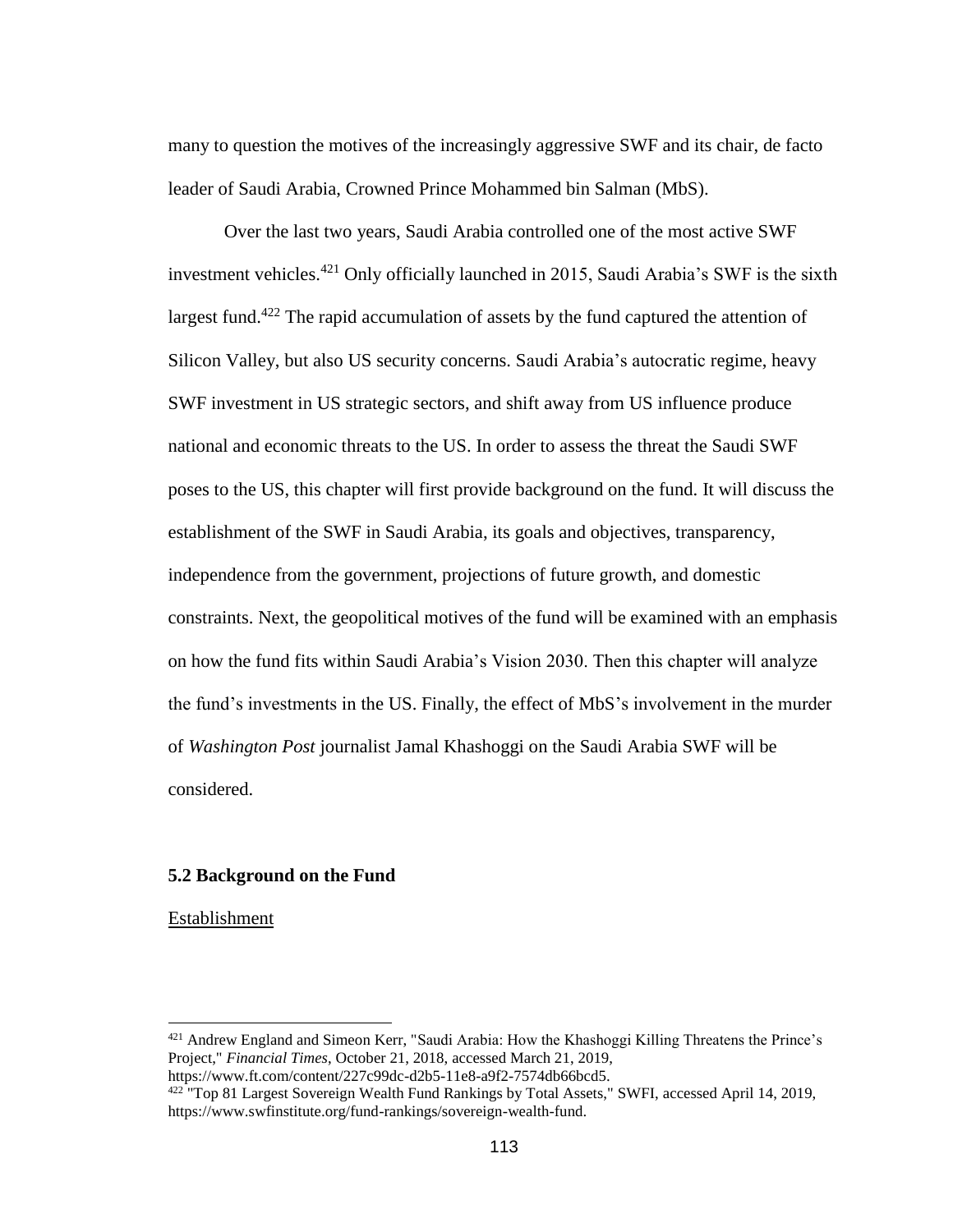many to question the motives of the increasingly aggressive SWF and its chair, de facto leader of Saudi Arabia, Crowned Prince Mohammed bin Salman (MbS).

Over the last two years, Saudi Arabia controlled one of the most active SWF investment vehicles.[421] Only officially launched in 2015, Saudi Arabia's SWF is the sixth largest fund.[422] The rapid accumulation of assets by the fund captured the attention of Silicon Valley, but also US security concerns. Saudi Arabia's autocratic regime, heavy SWF investment in US strategic sectors, and shift away from US influence produce national and economic threats to the US. In order to assess the threat the Saudi SWF poses to the US, this chapter will first provide background on the fund. It will discuss the establishment of the SWF in Saudi Arabia, its goals and objectives, transparency, independence from the government, projections of future growth, and domestic constraints. Next, the geopolitical motives of the fund will be examined with an emphasis on how the fund fits within Saudi Arabia's Vision 2030. Then this chapter will analyze the fund's investments in the US. Finally, the effect of MbS's involvement in the murder of *Washington Post* journalist Jamal Khashoggi on the Saudi Arabia SWF will be considered.

## 5.2 Background on the Fund

Establishment

---

[421] Andrew England and Simeon Kerr, "Saudi Arabia: How the Khashoggi Killing Threatens the Prince's Project," *Financial Times*, October 21, 2018, accessed March 21, 2019, https://www.ft.com/content/227c99dc-d2b5-11e8-a9f2-7574db66bcd5.

[422] "Top 81 Largest Sovereign Wealth Fund Rankings by Total Assets," SWFI, accessed April 14, 2019, https://www.swfinstitute.org/fund-rankings/sovereign-wealth-fund.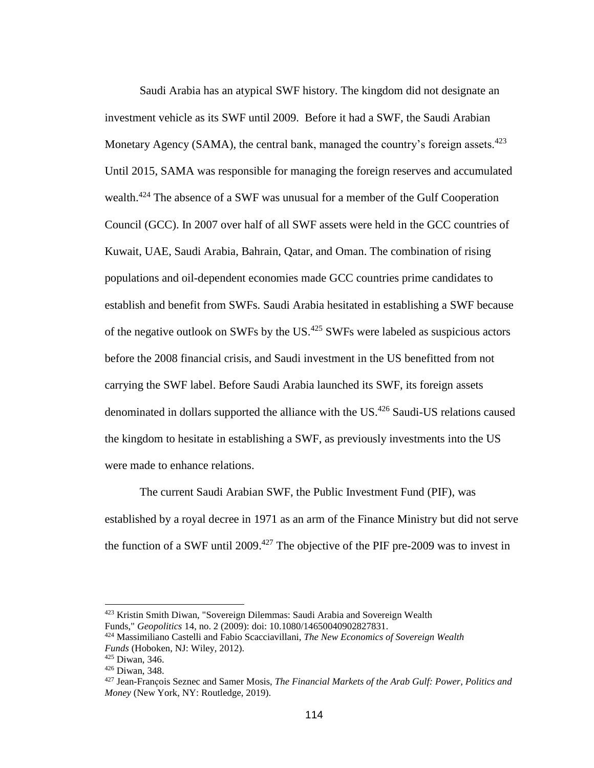Saudi Arabia has an atypical SWF history. The kingdom did not designate an investment vehicle as its SWF until 2009. Before it had a SWF, the Saudi Arabian Monetary Agency (SAMA), the central bank, managed the country's foreign assets.[423] Until 2015, SAMA was responsible for managing the foreign reserves and accumulated wealth.[424] The absence of a SWF was unusual for a member of the Gulf Cooperation Council (GCC). In 2007 over half of all SWF assets were held in the GCC countries of Kuwait, UAE, Saudi Arabia, Bahrain, Qatar, and Oman. The combination of rising populations and oil-dependent economies made GCC countries prime candidates to establish and benefit from SWFs. Saudi Arabia hesitated in establishing a SWF because of the negative outlook on SWFs by the US.[425] SWFs were labeled as suspicious actors before the 2008 financial crisis, and Saudi investment in the US benefitted from not carrying the SWF label. Before Saudi Arabia launched its SWF, its foreign assets denominated in dollars supported the alliance with the US.[426] Saudi-US relations caused the kingdom to hesitate in establishing a SWF, as previously investments into the US were made to enhance relations.

The current Saudi Arabian SWF, the Public Investment Fund (PIF), was established by a royal decree in 1971 as an arm of the Finance Ministry but did not serve the function of a SWF until 2009.[427] The objective of the PIF pre-2009 was to invest in

---

[423] Kristin Smith Diwan, "Sovereign Dilemmas: Saudi Arabia and Sovereign Wealth Funds," *Geopolitics* 14, no. 2 (2009): doi: 10.1080/14650040902827831.

[424] Massimiliano Castelli and Fabio Scacciavillani, *The New Economics of Sovereign Wealth Funds* (Hoboken, NJ: Wiley, 2012).

[425] Diwan, 346.

[426] Diwan, 348.

[427] Jean-François Seznec and Samer Mosis, *The Financial Markets of the Arab Gulf: Power, Politics and Money* (New York, NY: Routledge, 2019).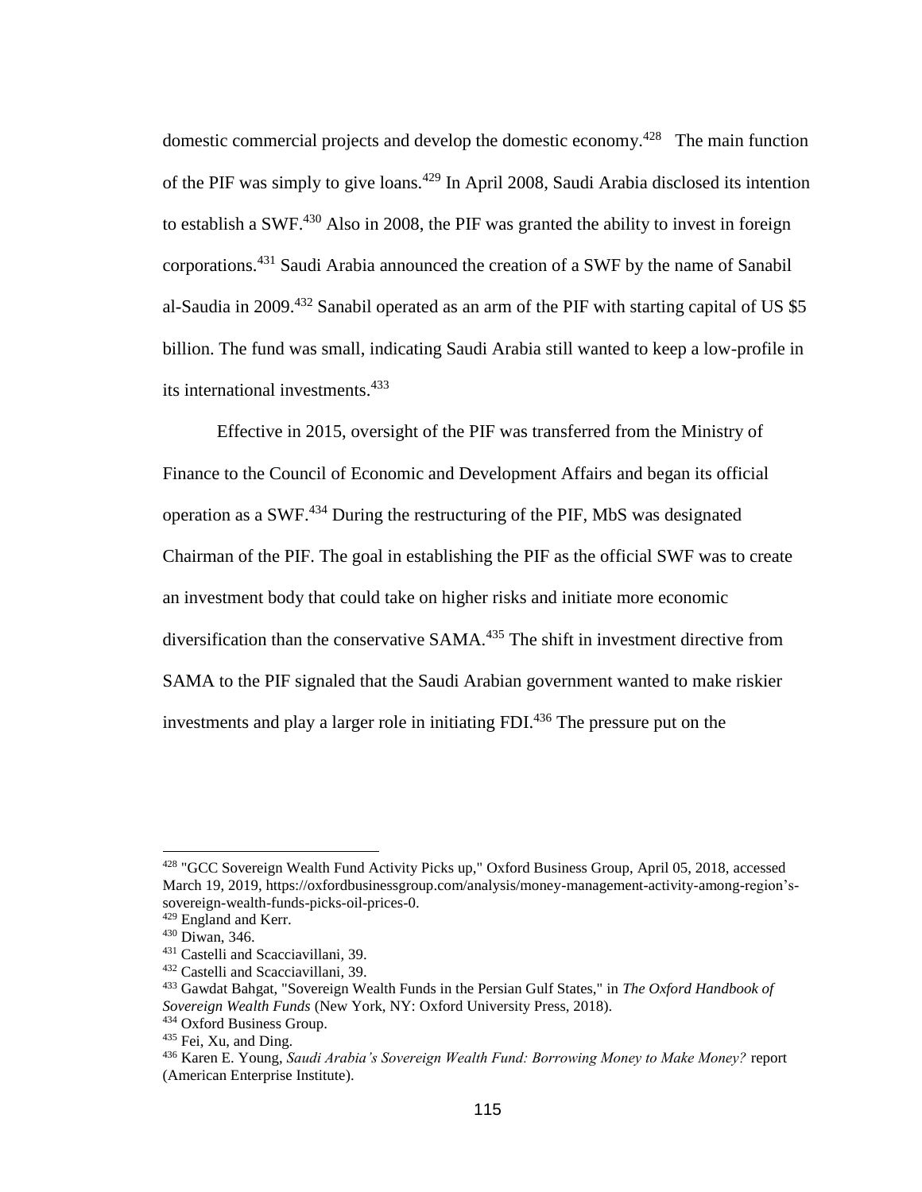domestic commercial projects and develop the domestic economy.[428] The main function of the PIF was simply to give loans.[429] In April 2008, Saudi Arabia disclosed its intention to establish a SWF.[430] Also in 2008, the PIF was granted the ability to invest in foreign corporations.[431] Saudi Arabia announced the creation of a SWF by the name of Sanabil al-Saudia in 2009.[432] Sanabil operated as an arm of the PIF with starting capital of US $5 billion. The fund was small, indicating Saudi Arabia still wanted to keep a low-profile in its international investments.[433]

Effective in 2015, oversight of the PIF was transferred from the Ministry of Finance to the Council of Economic and Development Affairs and began its official operation as a SWF.[434] During the restructuring of the PIF, MbS was designated Chairman of the PIF. The goal in establishing the PIF as the official SWF was to create an investment body that could take on higher risks and initiate more economic diversification than the conservative SAMA.[435] The shift in investment directive from SAMA to the PIF signaled that the Saudi Arabian government wanted to make riskier investments and play a larger role in initiating FDI.[436] The pressure put on the

---

[428] "GCC Sovereign Wealth Fund Activity Picks up," Oxford Business Group, April 05, 2018, accessed March 19, 2019, https://oxfordbusinessgroup.com/analysis/money-management-activity-among-region's-sovereign-wealth-funds-picks-oil-prices-0.

[429] England and Kerr.

[430] Diwan, 346.

[431] Castelli and Scacciavillani, 39.

[432] Castelli and Scacciavillani, 39.

[433] Gawdat Bahgat, "Sovereign Wealth Funds in the Persian Gulf States," in *The Oxford Handbook of Sovereign Wealth Funds* (New York, NY: Oxford University Press, 2018).

[434] Oxford Business Group.

[435] Fei, Xu, and Ding.

[436] Karen E. Young, *Saudi Arabia's Sovereign Wealth Fund: Borrowing Money to Make Money?* report (American Enterprise Institute).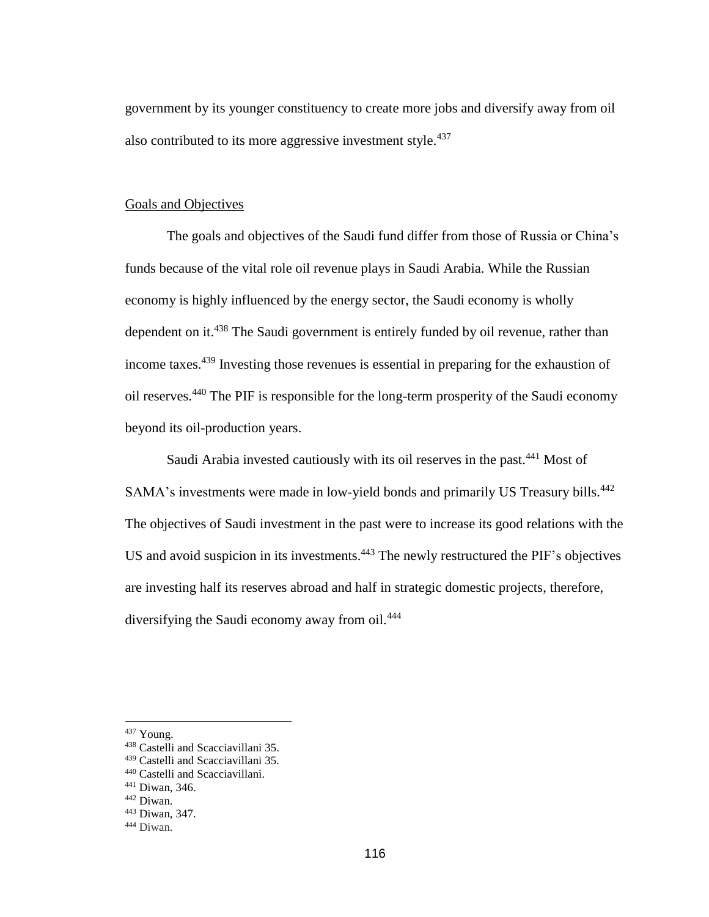government by its younger constituency to create more jobs and diversify away from oil also contributed to its more aggressive investment style.[437]

## Goals and Objectives

The goals and objectives of the Saudi fund differ from those of Russia or China's funds because of the vital role oil revenue plays in Saudi Arabia. While the Russian economy is highly influenced by the energy sector, the Saudi economy is wholly dependent on it.[438] The Saudi government is entirely funded by oil revenue, rather than income taxes.[439] Investing those revenues is essential in preparing for the exhaustion of oil reserves.[440] The PIF is responsible for the long-term prosperity of the Saudi economy beyond its oil-production years.

Saudi Arabia invested cautiously with its oil reserves in the past.[441] Most of SAMA's investments were made in low-yield bonds and primarily US Treasury bills.[442] The objectives of Saudi investment in the past were to increase its good relations with the US and avoid suspicion in its investments.[443] The newly restructured the PIF's objectives are investing half its reserves abroad and half in strategic domestic projects, therefore, diversifying the Saudi economy away from oil.[444]

---

[437] Young.
[438] Castelli and Scacciavillani 35.
[439] Castelli and Scacciavillani 35.
[440] Castelli and Scacciavillani.
[441] Diwan, 346.
[442] Diwan.
[443] Diwan, 347.
[444] Diwan.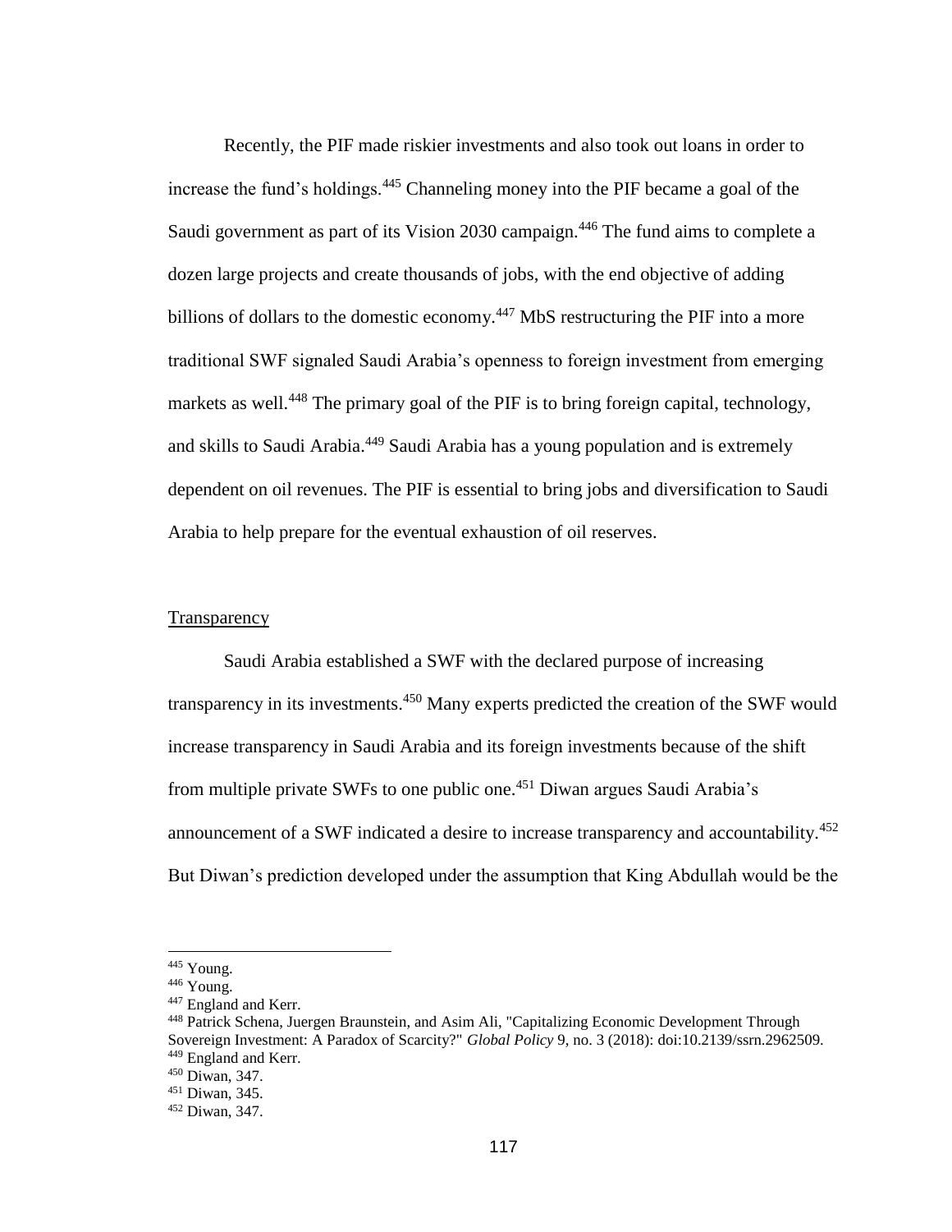Recently, the PIF made riskier investments and also took out loans in order to increase the fund's holdings.[445] Channeling money into the PIF became a goal of the Saudi government as part of its Vision 2030 campaign.[446] The fund aims to complete a dozen large projects and create thousands of jobs, with the end objective of adding billions of dollars to the domestic economy.[447] MbS restructuring the PIF into a more traditional SWF signaled Saudi Arabia's openness to foreign investment from emerging markets as well.[448] The primary goal of the PIF is to bring foreign capital, technology, and skills to Saudi Arabia.[449] Saudi Arabia has a young population and is extremely dependent on oil revenues. The PIF is essential to bring jobs and diversification to Saudi Arabia to help prepare for the eventual exhaustion of oil reserves.

## Transparency

Saudi Arabia established a SWF with the declared purpose of increasing transparency in its investments.[450] Many experts predicted the creation of the SWF would increase transparency in Saudi Arabia and its foreign investments because of the shift from multiple private SWFs to one public one.[451] Diwan argues Saudi Arabia's announcement of a SWF indicated a desire to increase transparency and accountability.[452] But Diwan's prediction developed under the assumption that King Abdullah would be the

---

[445] Young.
[446] Young.
[447] England and Kerr.
[448] Patrick Schena, Juergen Braunstein, and Asim Ali, "Capitalizing Economic Development Through Sovereign Investment: A Paradox of Scarcity?" *Global Policy* 9, no. 3 (2018): doi:10.2139/ssrn.2962509.
[449] England and Kerr.
[450] Diwan, 347.
[451] Diwan, 345.
[452] Diwan, 347.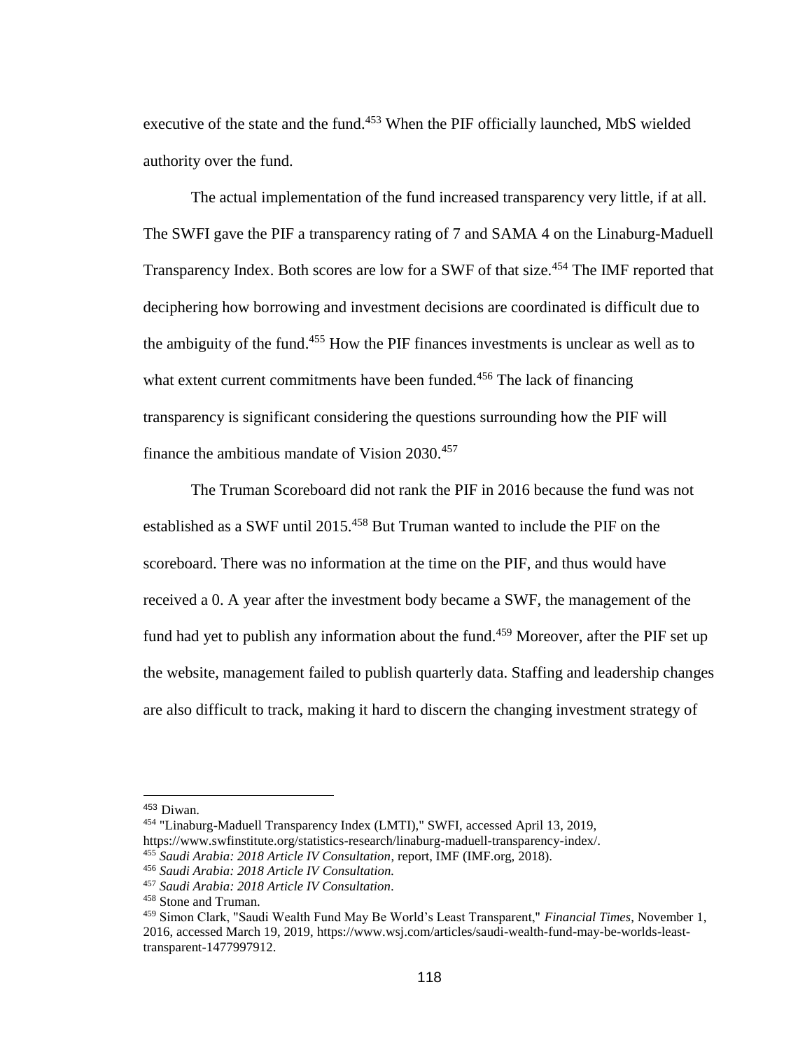executive of the state and the fund.[453] When the PIF officially launched, MbS wielded authority over the fund.

The actual implementation of the fund increased transparency very little, if at all. The SWFI gave the PIF a transparency rating of 7 and SAMA 4 on the Linaburg-Maduell Transparency Index. Both scores are low for a SWF of that size.[454] The IMF reported that deciphering how borrowing and investment decisions are coordinated is difficult due to the ambiguity of the fund.[455] How the PIF finances investments is unclear as well as to what extent current commitments have been funded.[456] The lack of financing transparency is significant considering the questions surrounding how the PIF will finance the ambitious mandate of Vision 2030.[457]

The Truman Scoreboard did not rank the PIF in 2016 because the fund was not established as a SWF until 2015.[458] But Truman wanted to include the PIF on the scoreboard. There was no information at the time on the PIF, and thus would have received a 0. A year after the investment body became a SWF, the management of the fund had yet to publish any information about the fund.[459] Moreover, after the PIF set up the website, management failed to publish quarterly data. Staffing and leadership changes are also difficult to track, making it hard to discern the changing investment strategy of

---

[453] Diwan.

[454] "Linaburg-Maduell Transparency Index (LMTI)," SWFI, accessed April 13, 2019, https://www.swfinstitute.org/statistics-research/linaburg-maduell-transparency-index/.

[455] *Saudi Arabia: 2018 Article IV Consultation*, report, IMF (IMF.org, 2018).

[456] *Saudi Arabia: 2018 Article IV Consultation.*

[457] *Saudi Arabia: 2018 Article IV Consultation*.

[458] Stone and Truman.

[459] Simon Clark, "Saudi Wealth Fund May Be World's Least Transparent," *Financial Times*, November 1, 2016, accessed March 19, 2019, https://www.wsj.com/articles/saudi-wealth-fund-may-be-worlds-least-transparent-1477997912.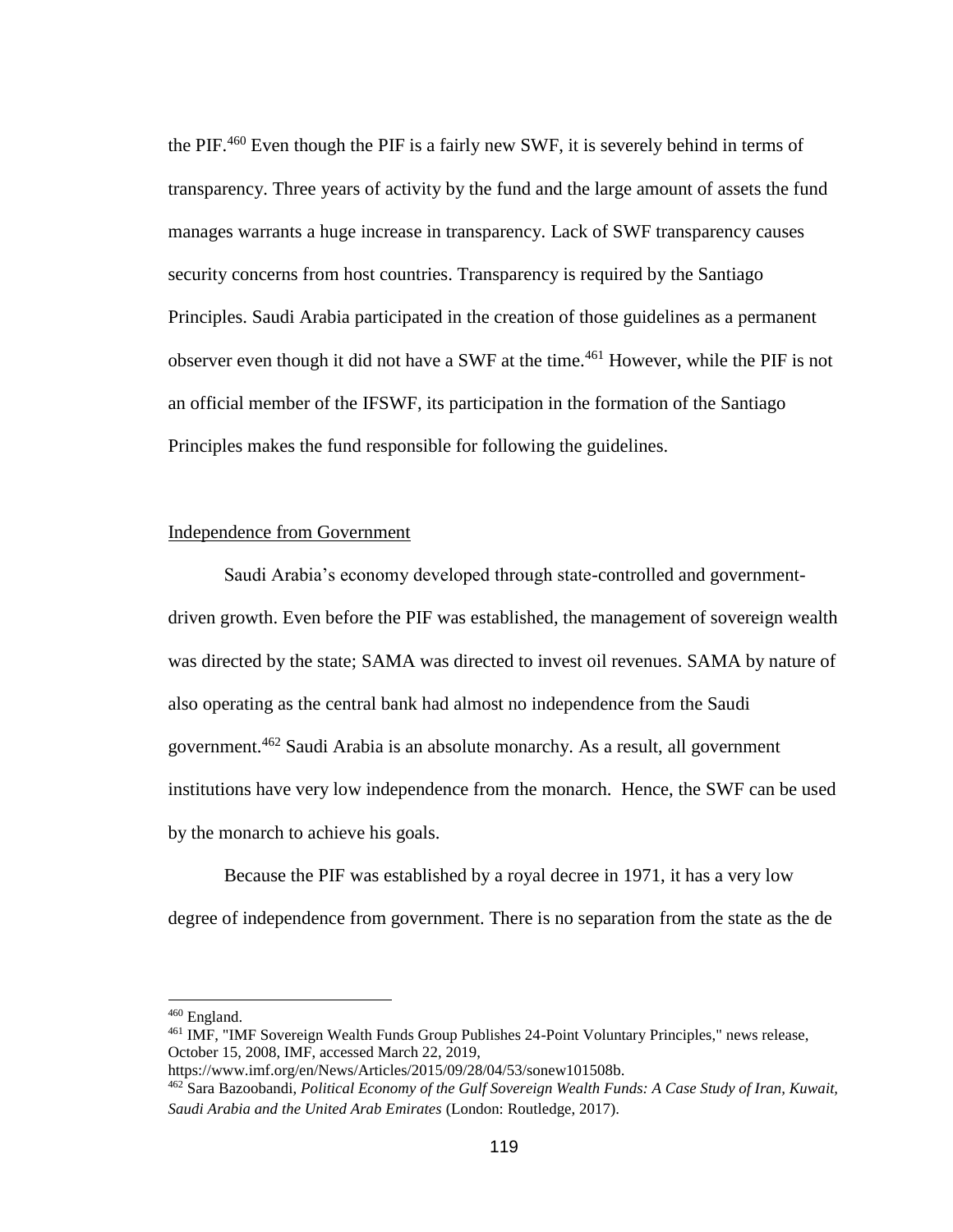the PIF.[460] Even though the PIF is a fairly new SWF, it is severely behind in terms of transparency. Three years of activity by the fund and the large amount of assets the fund manages warrants a huge increase in transparency. Lack of SWF transparency causes security concerns from host countries. Transparency is required by the Santiago Principles. Saudi Arabia participated in the creation of those guidelines as a permanent observer even though it did not have a SWF at the time.[461] However, while the PIF is not an official member of the IFSWF, its participation in the formation of the Santiago Principles makes the fund responsible for following the guidelines.

<u>Independence from Government</u>

Saudi Arabia's economy developed through state-controlled and government-driven growth. Even before the PIF was established, the management of sovereign wealth was directed by the state; SAMA was directed to invest oil revenues. SAMA by nature of also operating as the central bank had almost no independence from the Saudi government.[462] Saudi Arabia is an absolute monarchy. As a result, all government institutions have very low independence from the monarch. Hence, the SWF can be used by the monarch to achieve his goals.

Because the PIF was established by a royal decree in 1971, it has a very low degree of independence from government. There is no separation from the state as the de

---

[460] England.

[461] IMF, "IMF Sovereign Wealth Funds Group Publishes 24-Point Voluntary Principles," news release, October 15, 2008, IMF, accessed March 22, 2019, https://www.imf.org/en/News/Articles/2015/09/28/04/53/sonew101508b.

[462] Sara Bazoobandi, *Political Economy of the Gulf Sovereign Wealth Funds: A Case Study of Iran, Kuwait, Saudi Arabia and the United Arab Emirates* (London: Routledge, 2017).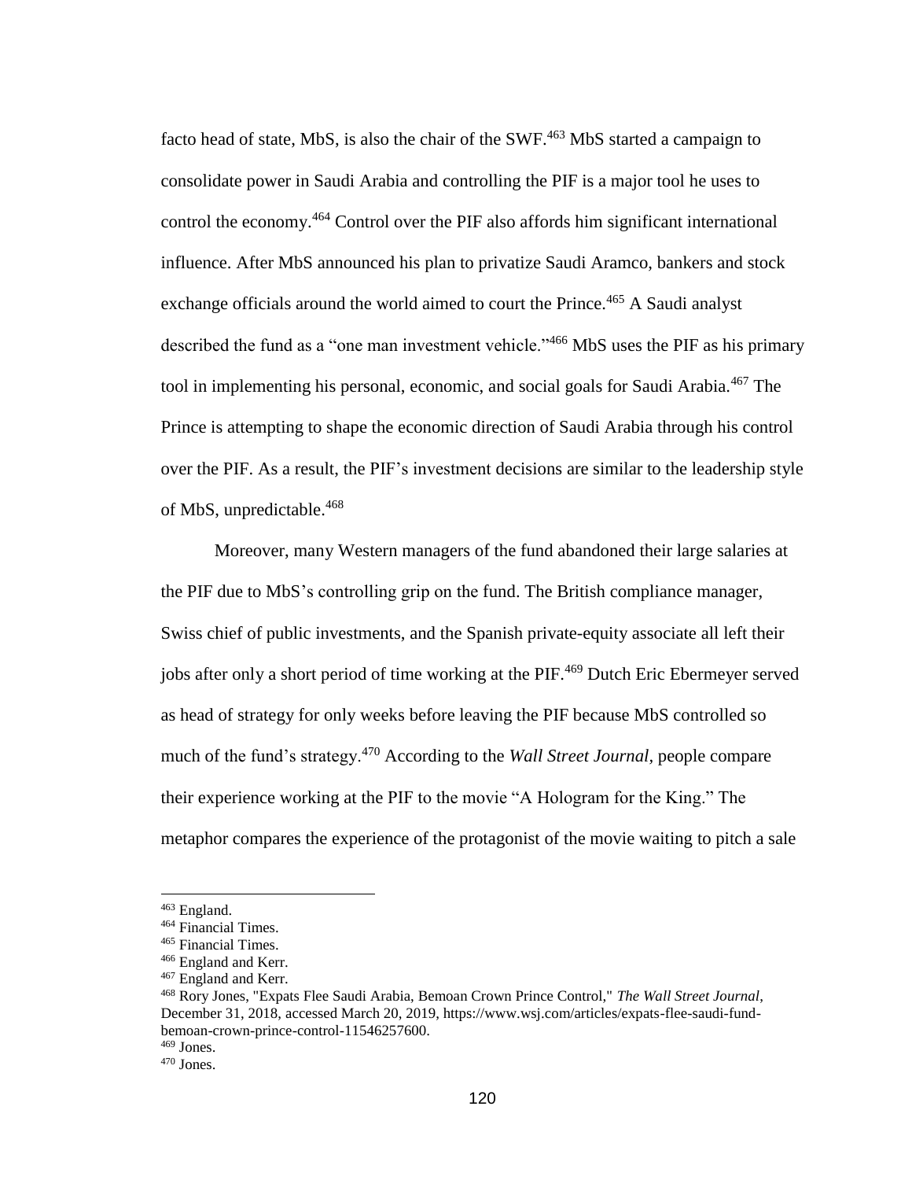facto head of state, MbS, is also the chair of the SWF.[463] MbS started a campaign to consolidate power in Saudi Arabia and controlling the PIF is a major tool he uses to control the economy.[464] Control over the PIF also affords him significant international influence. After MbS announced his plan to privatize Saudi Aramco, bankers and stock exchange officials around the world aimed to court the Prince.[465] A Saudi analyst described the fund as a "one man investment vehicle."[466] MbS uses the PIF as his primary tool in implementing his personal, economic, and social goals for Saudi Arabia.[467] The Prince is attempting to shape the economic direction of Saudi Arabia through his control over the PIF. As a result, the PIF's investment decisions are similar to the leadership style of MbS, unpredictable.[468]

Moreover, many Western managers of the fund abandoned their large salaries at the PIF due to MbS's controlling grip on the fund. The British compliance manager, Swiss chief of public investments, and the Spanish private-equity associate all left their jobs after only a short period of time working at the PIF.[469] Dutch Eric Ebermeyer served as head of strategy for only weeks before leaving the PIF because MbS controlled so much of the fund's strategy.[470] According to the *Wall Street Journal*, people compare their experience working at the PIF to the movie "A Hologram for the King." The metaphor compares the experience of the protagonist of the movie waiting to pitch a sale

---

[463] England.
[464] Financial Times.
[465] Financial Times.
[466] England and Kerr.
[467] England and Kerr.
[468] Rory Jones, "Expats Flee Saudi Arabia, Bemoan Crown Prince Control," *The Wall Street Journal*, December 31, 2018, accessed March 20, 2019, https://www.wsj.com/articles/expats-flee-saudi-fund-bemoan-crown-prince-control-11546257600.
[469] Jones.
[470] Jones.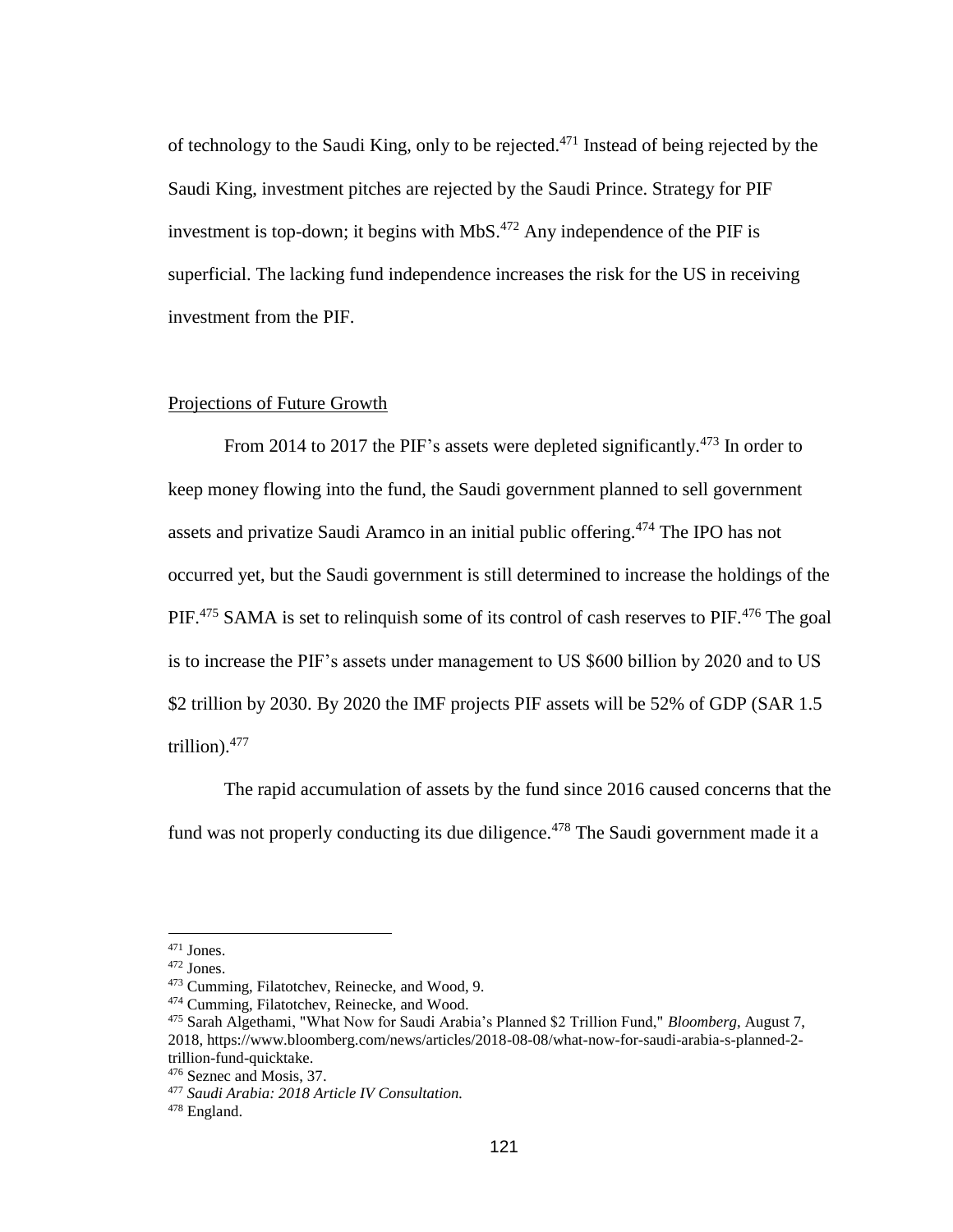of technology to the Saudi King, only to be rejected.[471] Instead of being rejected by the Saudi King, investment pitches are rejected by the Saudi Prince. Strategy for PIF investment is top-down; it begins with MbS.[472] Any independence of the PIF is superficial. The lacking fund independence increases the risk for the US in receiving investment from the PIF.

## Projections of Future Growth

From 2014 to 2017 the PIF's assets were depleted significantly.[473] In order to keep money flowing into the fund, the Saudi government planned to sell government assets and privatize Saudi Aramco in an initial public offering.[474] The IPO has not occurred yet, but the Saudi government is still determined to increase the holdings of the PIF.[475] SAMA is set to relinquish some of its control of cash reserves to PIF.[476] The goal is to increase the PIF's assets under management to US $600 billion by 2020 and to US $2 trillion by 2030. By 2020 the IMF projects PIF assets will be 52% of GDP (SAR 1.5 trillion).[477]

The rapid accumulation of assets by the fund since 2016 caused concerns that the fund was not properly conducting its due diligence.[478] The Saudi government made it a

---

[471] Jones.

[472] Jones.

[473] Cumming, Filatotchev, Reinecke, and Wood, 9.

[474] Cumming, Filatotchev, Reinecke, and Wood.

[475] Sarah Algethami, "What Now for Saudi Arabia's Planned $2 Trillion Fund," *Bloomberg*, August 7, 2018, https://www.bloomberg.com/news/articles/2018-08-08/what-now-for-saudi-arabia-s-planned-2-trillion-fund-quicktake.

[476] Seznec and Mosis, 37.

[477] *Saudi Arabia: 2018 Article IV Consultation.*

[478] England.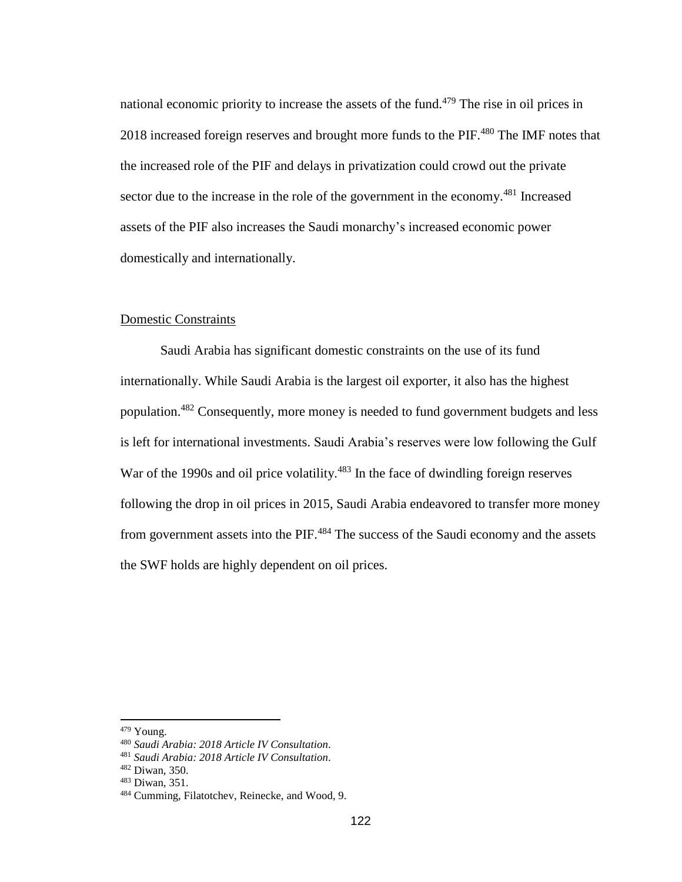national economic priority to increase the assets of the fund.[479] The rise in oil prices in 2018 increased foreign reserves and brought more funds to the PIF.[480] The IMF notes that the increased role of the PIF and delays in privatization could crowd out the private sector due to the increase in the role of the government in the economy.[481] Increased assets of the PIF also increases the Saudi monarchy's increased economic power domestically and internationally.

## Domestic Constraints

Saudi Arabia has significant domestic constraints on the use of its fund internationally. While Saudi Arabia is the largest oil exporter, it also has the highest population.[482] Consequently, more money is needed to fund government budgets and less is left for international investments. Saudi Arabia's reserves were low following the Gulf War of the 1990s and oil price volatility.[483] In the face of dwindling foreign reserves following the drop in oil prices in 2015, Saudi Arabia endeavored to transfer more money from government assets into the PIF.[484] The success of the Saudi economy and the assets the SWF holds are highly dependent on oil prices.

---

[479] Young.

[480] *Saudi Arabia: 2018 Article IV Consultation*.

[481] *Saudi Arabia: 2018 Article IV Consultation*.

[482] Diwan, 350.

[483] Diwan, 351.

[484] Cumming, Filatotchev, Reinecke, and Wood, 9.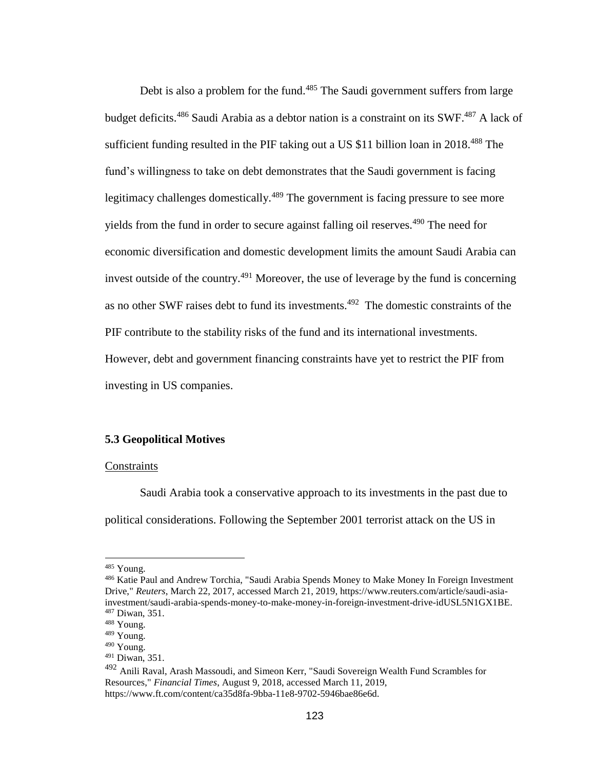Debt is also a problem for the fund.[485] The Saudi government suffers from large budget deficits.[486] Saudi Arabia as a debtor nation is a constraint on its SWF.[487] A lack of sufficient funding resulted in the PIF taking out a US $11 billion loan in 2018.[488] The fund's willingness to take on debt demonstrates that the Saudi government is facing legitimacy challenges domestically.[489] The government is facing pressure to see more yields from the fund in order to secure against falling oil reserves.[490] The need for economic diversification and domestic development limits the amount Saudi Arabia can invest outside of the country.[491] Moreover, the use of leverage by the fund is concerning as no other SWF raises debt to fund its investments.[492] The domestic constraints of the PIF contribute to the stability risks of the fund and its international investments. However, debt and government financing constraints have yet to restrict the PIF from investing in US companies.

### 5.3 Geopolitical Motives

Constraints

Saudi Arabia took a conservative approach to its investments in the past due to political considerations. Following the September 2001 terrorist attack on the US in

---

[485] Young.

[486] Katie Paul and Andrew Torchia, "Saudi Arabia Spends Money to Make Money In Foreign Investment Drive," *Reuters*, March 22, 2017, accessed March 21, 2019, https://www.reuters.com/article/saudi-asia-investment/saudi-arabia-spends-money-to-make-money-in-foreign-investment-drive-idUSL5N1GX1BE.

[487] Diwan, 351.

[488] Young.

[489] Young.

[490] Young.

[491] Diwan, 351.

[492] Anili Raval, Arash Massoudi, and Simeon Kerr, "Saudi Sovereign Wealth Fund Scrambles for Resources," *Financial Times*, August 9, 2018, accessed March 11, 2019, https://www.ft.com/content/ca35d8fa-9bba-11e8-9702-5946bae86e6d.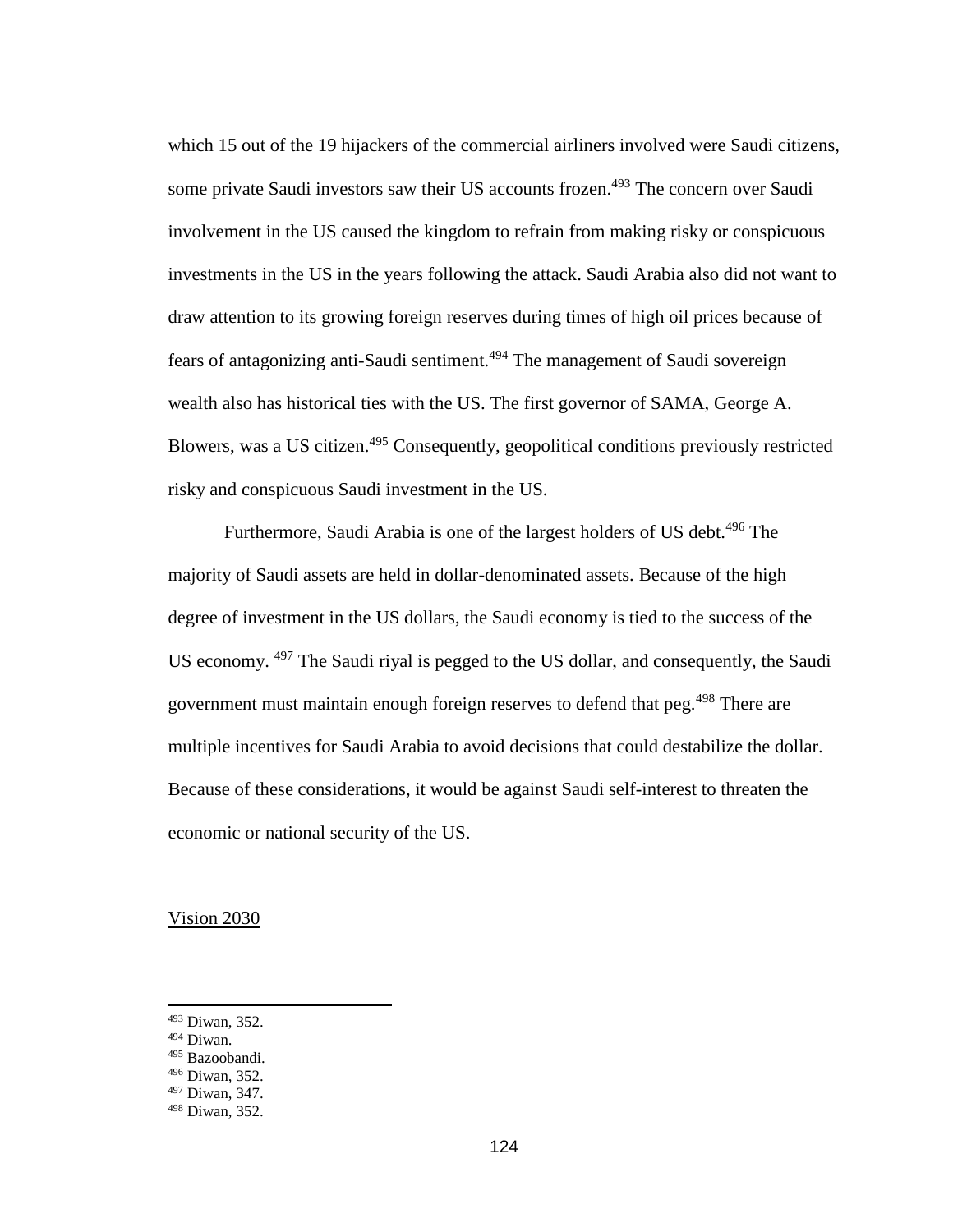which 15 out of the 19 hijackers of the commercial airliners involved were Saudi citizens, some private Saudi investors saw their US accounts frozen.[493] The concern over Saudi involvement in the US caused the kingdom to refrain from making risky or conspicuous investments in the US in the years following the attack. Saudi Arabia also did not want to draw attention to its growing foreign reserves during times of high oil prices because of fears of antagonizing anti-Saudi sentiment.[494] The management of Saudi sovereign wealth also has historical ties with the US. The first governor of SAMA, George A. Blowers, was a US citizen.[495] Consequently, geopolitical conditions previously restricted risky and conspicuous Saudi investment in the US.

Furthermore, Saudi Arabia is one of the largest holders of US debt.[496] The majority of Saudi assets are held in dollar-denominated assets. Because of the high degree of investment in the US dollars, the Saudi economy is tied to the success of the US economy. [497] The Saudi riyal is pegged to the US dollar, and consequently, the Saudi government must maintain enough foreign reserves to defend that peg.[498] There are multiple incentives for Saudi Arabia to avoid decisions that could destabilize the dollar. Because of these considerations, it would be against Saudi self-interest to threaten the economic or national security of the US.

Vision 2030

---

[493] Diwan, 352.
[494] Diwan.
[495] Bazoobandi.
[496] Diwan, 352.
[497] Diwan, 347.
[498] Diwan, 352.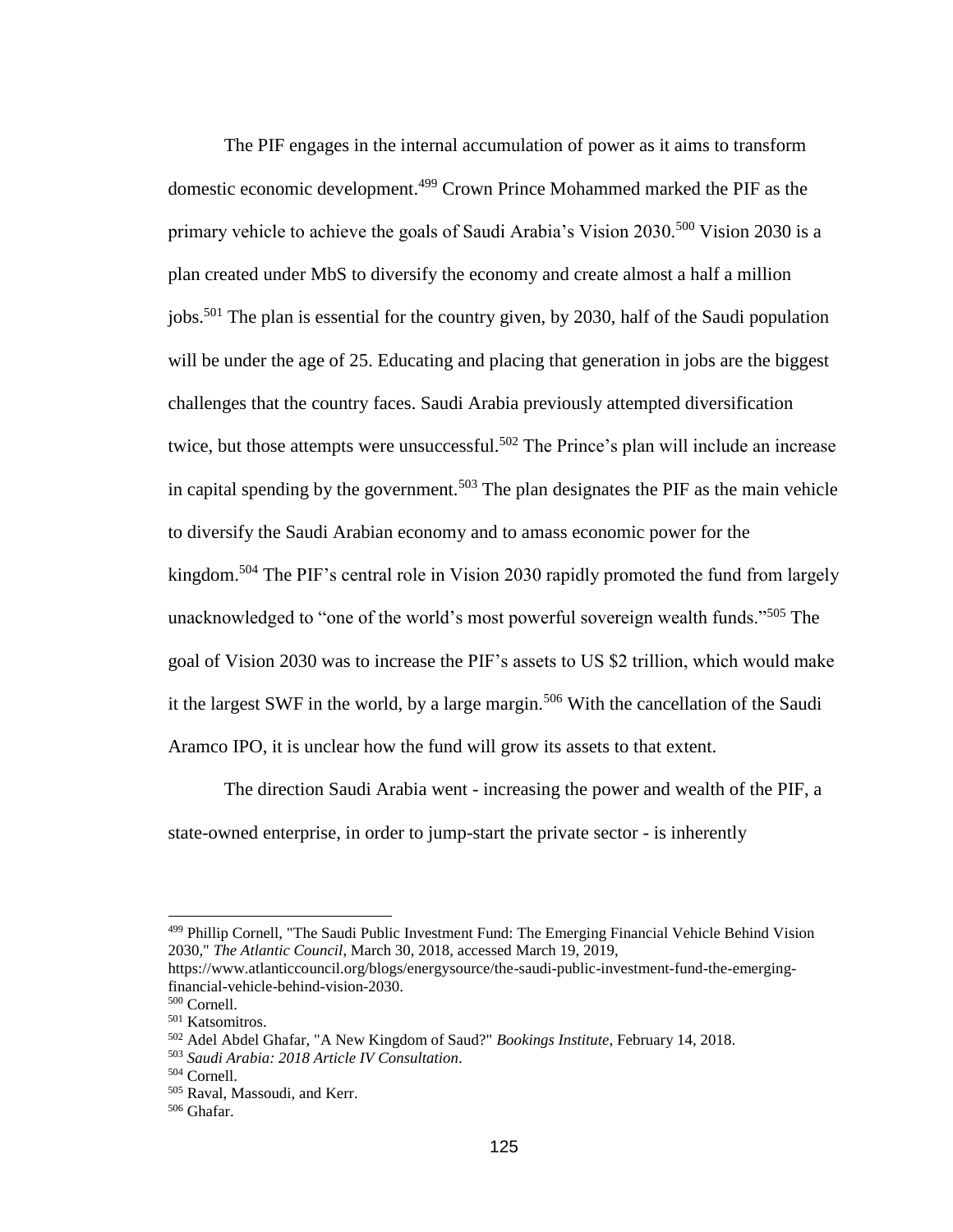The PIF engages in the internal accumulation of power as it aims to transform domestic economic development.[499] Crown Prince Mohammed marked the PIF as the primary vehicle to achieve the goals of Saudi Arabia's Vision 2030.[500] Vision 2030 is a plan created under MbS to diversify the economy and create almost a half a million jobs.[501] The plan is essential for the country given, by 2030, half of the Saudi population will be under the age of 25. Educating and placing that generation in jobs are the biggest challenges that the country faces. Saudi Arabia previously attempted diversification twice, but those attempts were unsuccessful.[502] The Prince's plan will include an increase in capital spending by the government.[503] The plan designates the PIF as the main vehicle to diversify the Saudi Arabian economy and to amass economic power for the kingdom.[504] The PIF's central role in Vision 2030 rapidly promoted the fund from largely unacknowledged to "one of the world's most powerful sovereign wealth funds."[505] The goal of Vision 2030 was to increase the PIF's assets to US $2 trillion, which would make it the largest SWF in the world, by a large margin.[506] With the cancellation of the Saudi Aramco IPO, it is unclear how the fund will grow its assets to that extent.

The direction Saudi Arabia went - increasing the power and wealth of the PIF, a state-owned enterprise, in order to jump-start the private sector - is inherently

---

[499] Phillip Cornell, "The Saudi Public Investment Fund: The Emerging Financial Vehicle Behind Vision 2030," *The Atlantic Council*, March 30, 2018, accessed March 19, 2019, https://www.atlanticcouncil.org/blogs/energysource/the-saudi-public-investment-fund-the-emerging-financial-vehicle-behind-vision-2030.

[500] Cornell.

[501] Katsomitros.

[502] Adel Abdel Ghafar, "A New Kingdom of Saud?" *Bookings Institute*, February 14, 2018.

[503] *Saudi Arabia: 2018 Article IV Consultation*.

[504] Cornell.

[505] Raval, Massoudi, and Kerr.

[506] Ghafar.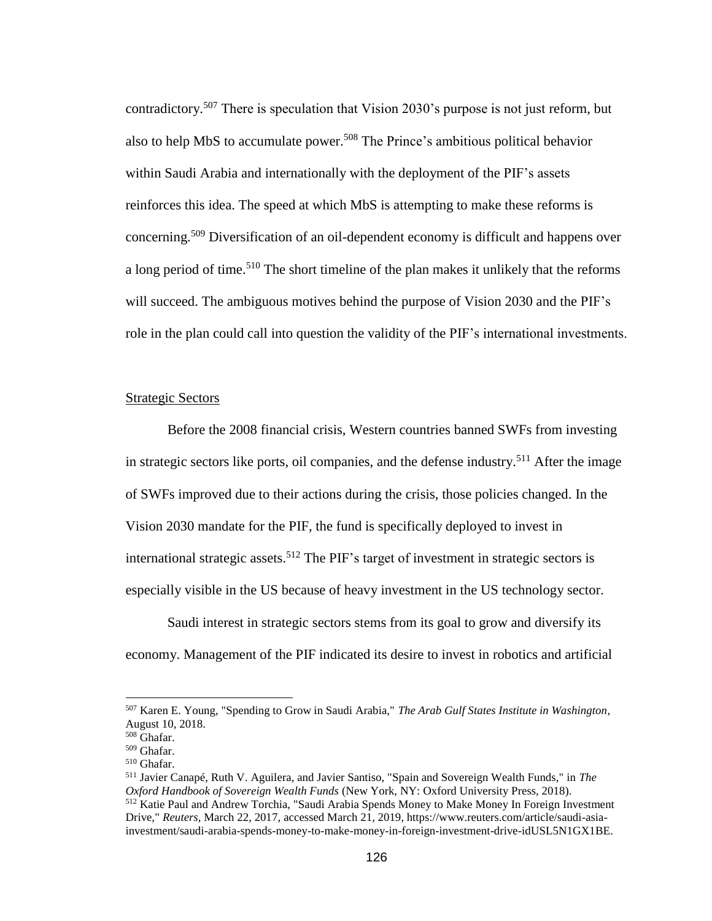contradictory.[507] There is speculation that Vision 2030's purpose is not just reform, but also to help MbS to accumulate power.[508] The Prince's ambitious political behavior within Saudi Arabia and internationally with the deployment of the PIF's assets reinforces this idea. The speed at which MbS is attempting to make these reforms is concerning.[509] Diversification of an oil-dependent economy is difficult and happens over a long period of time.[510] The short timeline of the plan makes it unlikely that the reforms will succeed. The ambiguous motives behind the purpose of Vision 2030 and the PIF's role in the plan could call into question the validity of the PIF's international investments.

Strategic Sectors

Before the 2008 financial crisis, Western countries banned SWFs from investing in strategic sectors like ports, oil companies, and the defense industry.[511] After the image of SWFs improved due to their actions during the crisis, those policies changed. In the Vision 2030 mandate for the PIF, the fund is specifically deployed to invest in international strategic assets.[512] The PIF's target of investment in strategic sectors is especially visible in the US because of heavy investment in the US technology sector.

Saudi interest in strategic sectors stems from its goal to grow and diversify its economy. Management of the PIF indicated its desire to invest in robotics and artificial

---

[507] Karen E. Young, "Spending to Grow in Saudi Arabia," *The Arab Gulf States Institute in Washington*, August 10, 2018.

[508] Ghafar.

[509] Ghafar.

[510] Ghafar.

[511] Javier Canapé, Ruth V. Aguilera, and Javier Santiso, "Spain and Sovereign Wealth Funds," in *The Oxford Handbook of Sovereign Wealth Funds* (New York, NY: Oxford University Press, 2018).

[512] Katie Paul and Andrew Torchia, "Saudi Arabia Spends Money to Make Money In Foreign Investment Drive," *Reuters*, March 22, 2017, accessed March 21, 2019, https://www.reuters.com/article/saudi-asia-investment/saudi-arabia-spends-money-to-make-money-in-foreign-investment-drive-idUSL5N1GX1BE.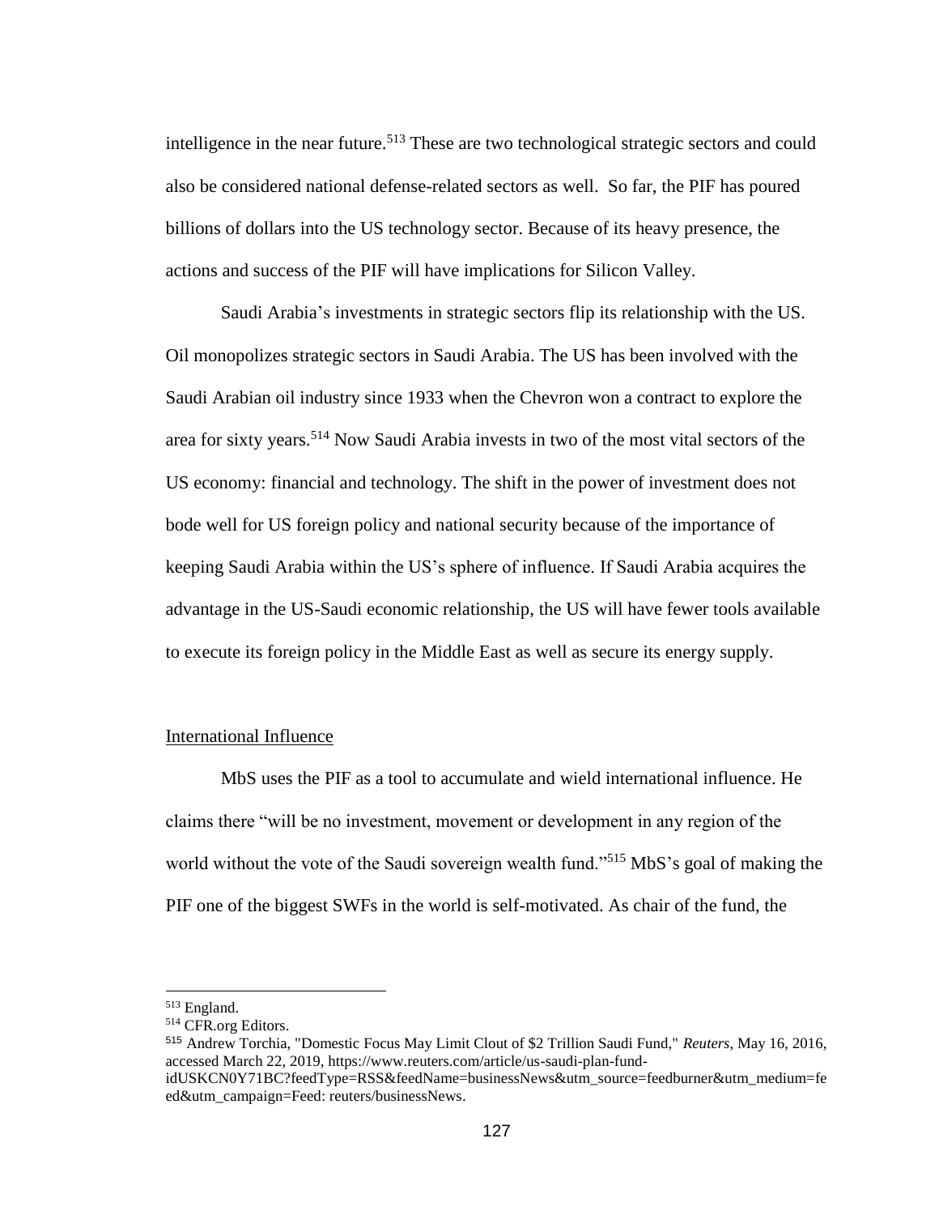intelligence in the near future.[513] These are two technological strategic sectors and could also be considered national defense-related sectors as well. So far, the PIF has poured billions of dollars into the US technology sector. Because of its heavy presence, the actions and success of the PIF will have implications for Silicon Valley.

Saudi Arabia's investments in strategic sectors flip its relationship with the US. Oil monopolizes strategic sectors in Saudi Arabia. The US has been involved with the Saudi Arabian oil industry since 1933 when the Chevron won a contract to explore the area for sixty years.[514] Now Saudi Arabia invests in two of the most vital sectors of the US economy: financial and technology. The shift in the power of investment does not bode well for US foreign policy and national security because of the importance of keeping Saudi Arabia within the US's sphere of influence. If Saudi Arabia acquires the advantage in the US-Saudi economic relationship, the US will have fewer tools available to execute its foreign policy in the Middle East as well as secure its energy supply.

<u>International Influence</u>

MbS uses the PIF as a tool to accumulate and wield international influence. He claims there "will be no investment, movement or development in any region of the world without the vote of the Saudi sovereign wealth fund."[515] MbS's goal of making the PIF one of the biggest SWFs in the world is self-motivated. As chair of the fund, the

---

[513] England.

[514] CFR.org Editors.

[515] Andrew Torchia, "Domestic Focus May Limit Clout of $2 Trillion Saudi Fund," *Reuters*, May 16, 2016, accessed March 22, 2019, https://www.reuters.com/article/us-saudi-plan-fund-idUSKCN0Y71BC?feedType=RSS&feedName=businessNews&utm_source=feedburner&utm_medium=feed&utm_campaign=Feed: reuters/businessNews.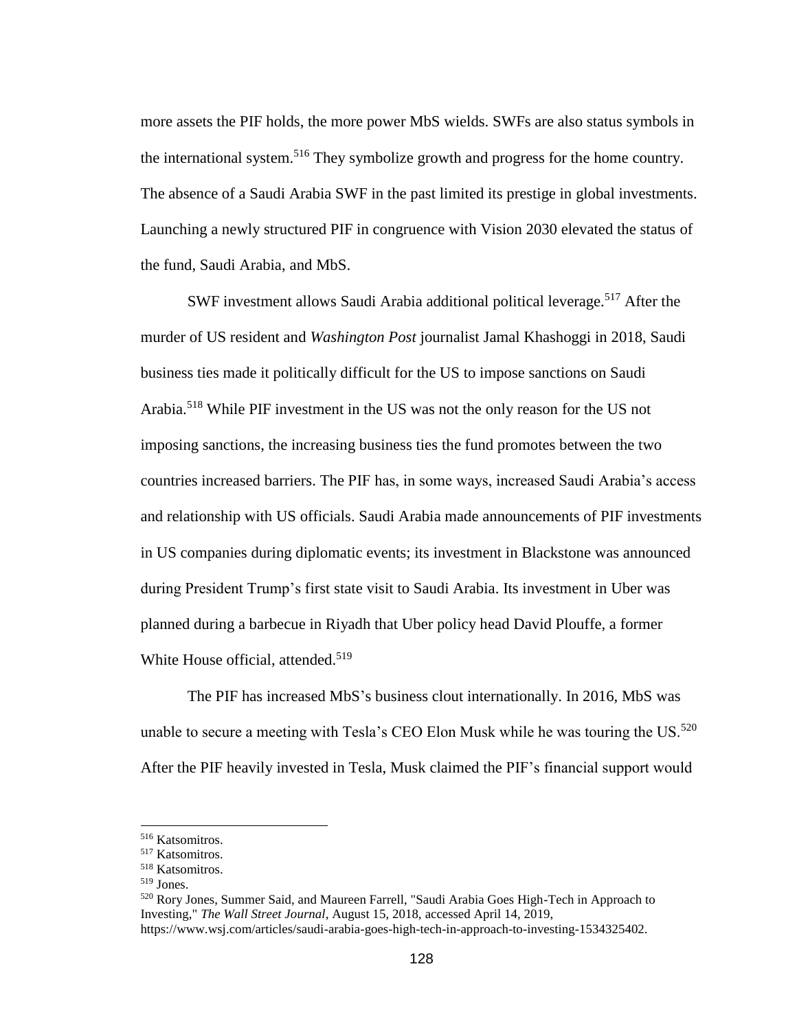more assets the PIF holds, the more power MbS wields. SWFs are also status symbols in the international system.[516] They symbolize growth and progress for the home country. The absence of a Saudi Arabia SWF in the past limited its prestige in global investments. Launching a newly structured PIF in congruence with Vision 2030 elevated the status of the fund, Saudi Arabia, and MbS.

SWF investment allows Saudi Arabia additional political leverage.[517] After the murder of US resident and *Washington Post* journalist Jamal Khashoggi in 2018, Saudi business ties made it politically difficult for the US to impose sanctions on Saudi Arabia.[518] While PIF investment in the US was not the only reason for the US not imposing sanctions, the increasing business ties the fund promotes between the two countries increased barriers. The PIF has, in some ways, increased Saudi Arabia's access and relationship with US officials. Saudi Arabia made announcements of PIF investments in US companies during diplomatic events; its investment in Blackstone was announced during President Trump's first state visit to Saudi Arabia. Its investment in Uber was planned during a barbecue in Riyadh that Uber policy head David Plouffe, a former White House official, attended.[519]

The PIF has increased MbS's business clout internationally. In 2016, MbS was unable to secure a meeting with Tesla's CEO Elon Musk while he was touring the US.[520] After the PIF heavily invested in Tesla, Musk claimed the PIF's financial support would

---

[516] Katsomitros.

[517] Katsomitros.

[518] Katsomitros.

[519] Jones.

[520] Rory Jones, Summer Said, and Maureen Farrell, "Saudi Arabia Goes High-Tech in Approach to Investing," *The Wall Street Journal*, August 15, 2018, accessed April 14, 2019, https://www.wsj.com/articles/saudi-arabia-goes-high-tech-in-approach-to-investing-1534325402.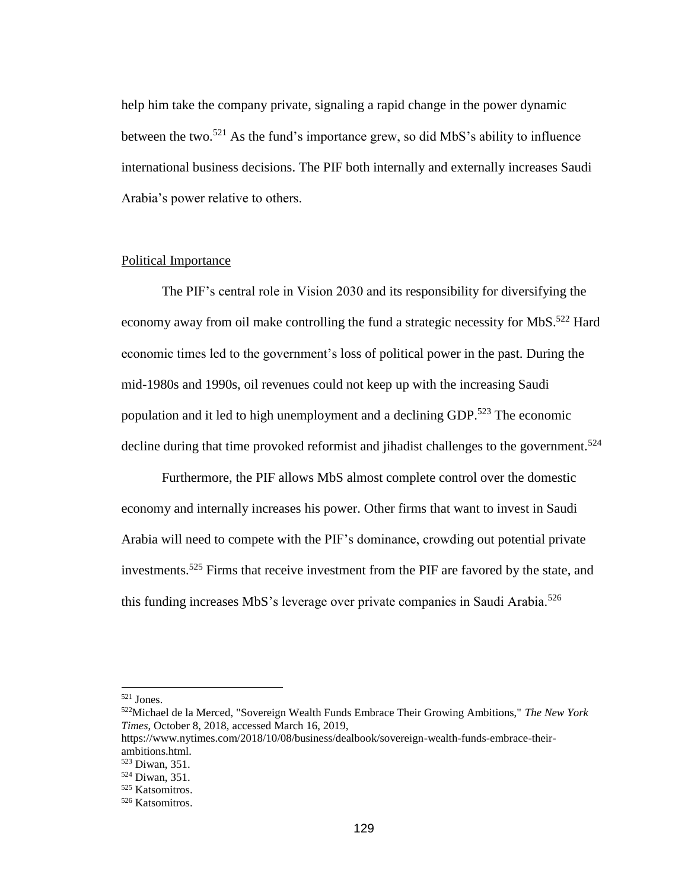help him take the company private, signaling a rapid change in the power dynamic between the two.[521] As the fund's importance grew, so did MbS's ability to influence international business decisions. The PIF both internally and externally increases Saudi Arabia's power relative to others.

Political Importance

The PIF's central role in Vision 2030 and its responsibility for diversifying the economy away from oil make controlling the fund a strategic necessity for MbS.[522] Hard economic times led to the government's loss of political power in the past. During the mid-1980s and 1990s, oil revenues could not keep up with the increasing Saudi population and it led to high unemployment and a declining GDP.[523] The economic decline during that time provoked reformist and jihadist challenges to the government.[524]

Furthermore, the PIF allows MbS almost complete control over the domestic economy and internally increases his power. Other firms that want to invest in Saudi Arabia will need to compete with the PIF's dominance, crowding out potential private investments.[525] Firms that receive investment from the PIF are favored by the state, and this funding increases MbS's leverage over private companies in Saudi Arabia.[526]

---

[521] Jones.

[522] Michael de la Merced, "Sovereign Wealth Funds Embrace Their Growing Ambitions," *The New York Times*, October 8, 2018, accessed March 16, 2019, https://www.nytimes.com/2018/10/08/business/dealbook/sovereign-wealth-funds-embrace-their-ambitions.html.

[523] Diwan, 351.

[524] Diwan, 351.

[525] Katsomitros.

[526] Katsomitros.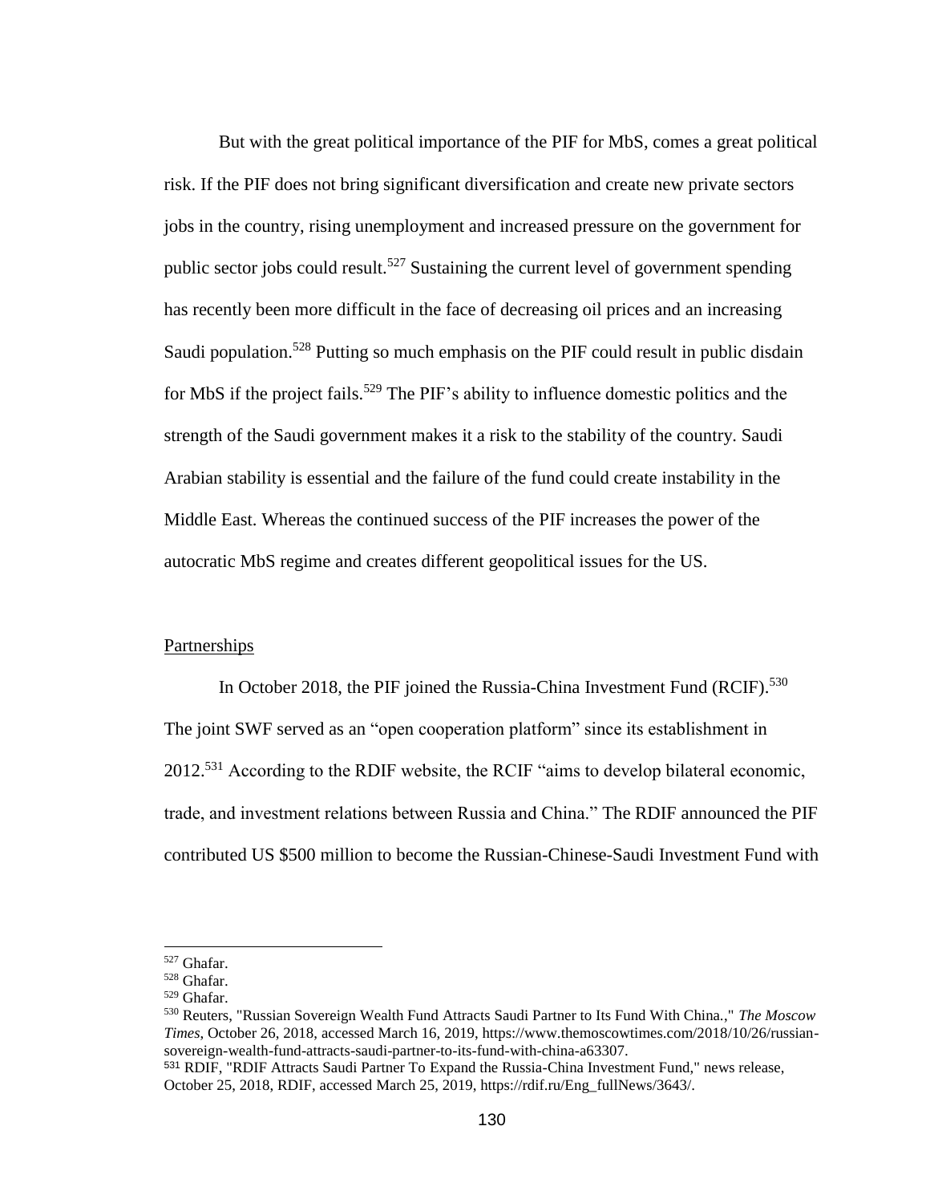But with the great political importance of the PIF for MbS, comes a great political risk. If the PIF does not bring significant diversification and create new private sectors jobs in the country, rising unemployment and increased pressure on the government for public sector jobs could result.[527] Sustaining the current level of government spending has recently been more difficult in the face of decreasing oil prices and an increasing Saudi population.[528] Putting so much emphasis on the PIF could result in public disdain for MbS if the project fails.[529] The PIF's ability to influence domestic politics and the strength of the Saudi government makes it a risk to the stability of the country. Saudi Arabian stability is essential and the failure of the fund could create instability in the Middle East. Whereas the continued success of the PIF increases the power of the autocratic MbS regime and creates different geopolitical issues for the US.

## Partnerships

In October 2018, the PIF joined the Russia-China Investment Fund (RCIF).[530] The joint SWF served as an "open cooperation platform" since its establishment in 2012.[531] According to the RDIF website, the RCIF "aims to develop bilateral economic, trade, and investment relations between Russia and China." The RDIF announced the PIF contributed US $500 million to become the Russian-Chinese-Saudi Investment Fund with

---

[527] Ghafar.

[528] Ghafar.

[529] Ghafar.

[530] Reuters, "Russian Sovereign Wealth Fund Attracts Saudi Partner to Its Fund With China.," *The Moscow Times*, October 26, 2018, accessed March 16, 2019, https://www.themoscowtimes.com/2018/10/26/russian-sovereign-wealth-fund-attracts-saudi-partner-to-its-fund-with-china-a63307.

[531] RDIF, "RDIF Attracts Saudi Partner To Expand the Russia-China Investment Fund," news release, October 25, 2018, RDIF, accessed March 25, 2019, https://rdif.ru/Eng_fullNews/3643/.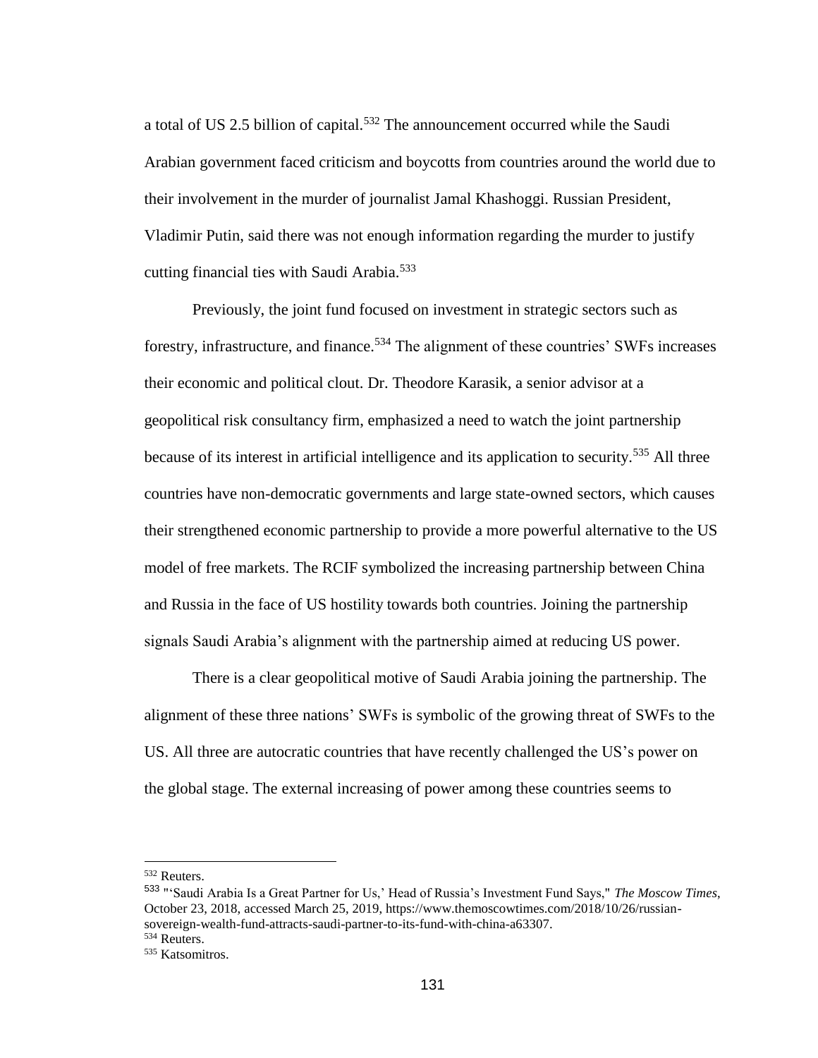a total of US 2.5 billion of capital.[532] The announcement occurred while the Saudi Arabian government faced criticism and boycotts from countries around the world due to their involvement in the murder of journalist Jamal Khashoggi. Russian President, Vladimir Putin, said there was not enough information regarding the murder to justify cutting financial ties with Saudi Arabia.[533]

Previously, the joint fund focused on investment in strategic sectors such as forestry, infrastructure, and finance.[534] The alignment of these countries' SWFs increases their economic and political clout. Dr. Theodore Karasik, a senior advisor at a geopolitical risk consultancy firm, emphasized a need to watch the joint partnership because of its interest in artificial intelligence and its application to security.[535] All three countries have non-democratic governments and large state-owned sectors, which causes their strengthened economic partnership to provide a more powerful alternative to the US model of free markets. The RCIF symbolized the increasing partnership between China and Russia in the face of US hostility towards both countries. Joining the partnership signals Saudi Arabia's alignment with the partnership aimed at reducing US power.

There is a clear geopolitical motive of Saudi Arabia joining the partnership. The alignment of these three nations' SWFs is symbolic of the growing threat of SWFs to the US. All three are autocratic countries that have recently challenged the US's power on the global stage. The external increasing of power among these countries seems to

---

[532] Reuters.

[533] "'Saudi Arabia Is a Great Partner for Us,' Head of Russia's Investment Fund Says," *The Moscow Times*, October 23, 2018, accessed March 25, 2019, https://www.themoscowtimes.com/2018/10/26/russian-sovereign-wealth-fund-attracts-saudi-partner-to-its-fund-with-china-a63307.

[534] Reuters.

[535] Katsomitros.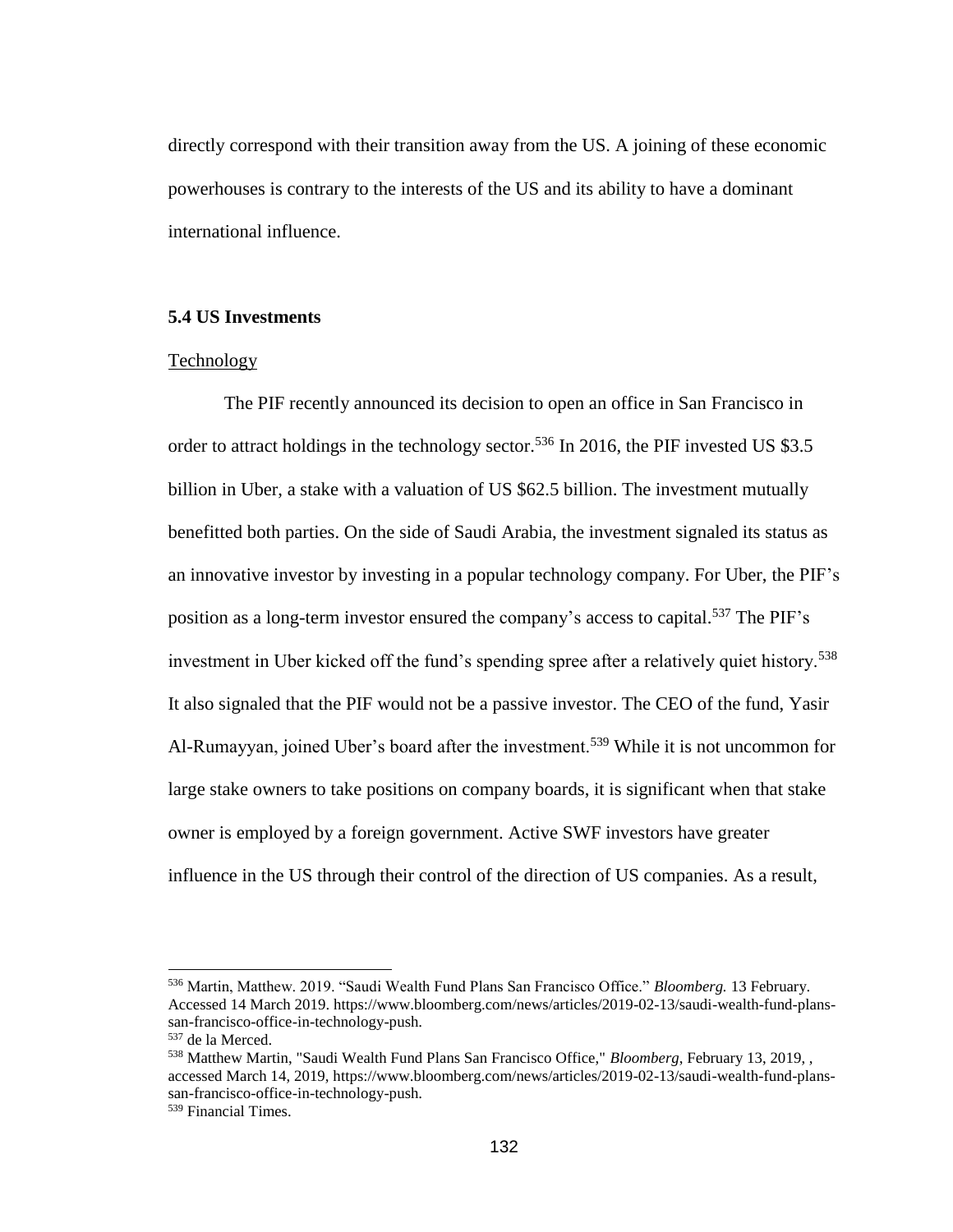directly correspond with their transition away from the US. A joining of these economic powerhouses is contrary to the interests of the US and its ability to have a dominant international influence.

### 5.4 US Investments

Technology

The PIF recently announced its decision to open an office in San Francisco in order to attract holdings in the technology sector.[536] In 2016, the PIF invested US $3.5 billion in Uber, a stake with a valuation of US $62.5 billion. The investment mutually benefitted both parties. On the side of Saudi Arabia, the investment signaled its status as an innovative investor by investing in a popular technology company. For Uber, the PIF's position as a long-term investor ensured the company's access to capital.[537] The PIF's investment in Uber kicked off the fund's spending spree after a relatively quiet history.[538] It also signaled that the PIF would not be a passive investor. The CEO of the fund, Yasir Al-Rumayyan, joined Uber's board after the investment.[539] While it is not uncommon for large stake owners to take positions on company boards, it is significant when that stake owner is employed by a foreign government. Active SWF investors have greater influence in the US through their control of the direction of US companies. As a result,

---

[536] Martin, Matthew. 2019. "Saudi Wealth Fund Plans San Francisco Office." *Bloomberg.* 13 February. Accessed 14 March 2019. https://www.bloomberg.com/news/articles/2019-02-13/saudi-wealth-fund-plans-san-francisco-office-in-technology-push.

[537] de la Merced.

[538] Matthew Martin, "Saudi Wealth Fund Plans San Francisco Office," *Bloomberg*, February 13, 2019, , accessed March 14, 2019, https://www.bloomberg.com/news/articles/2019-02-13/saudi-wealth-fund-plans-san-francisco-office-in-technology-push.

[539] Financial Times.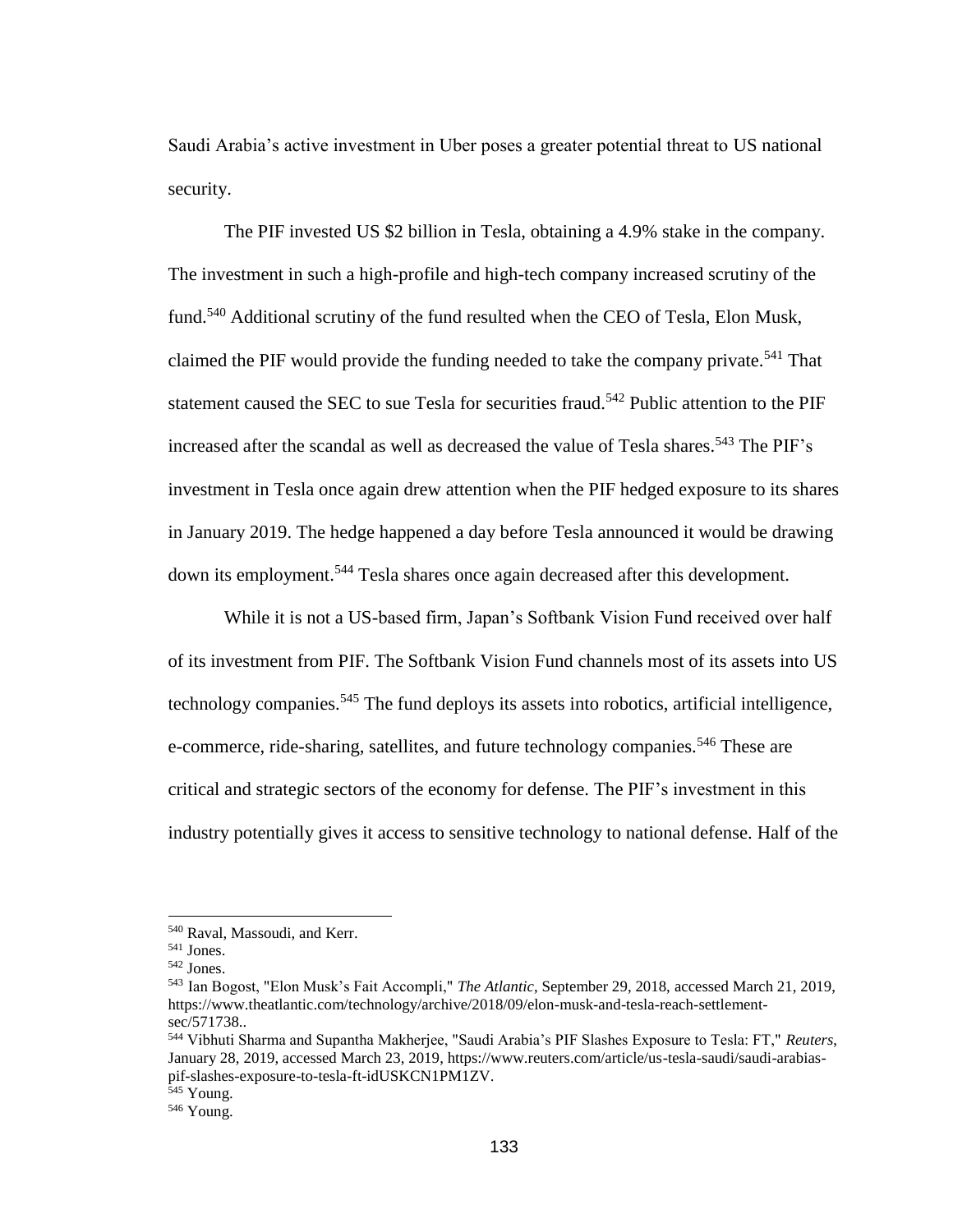Saudi Arabia's active investment in Uber poses a greater potential threat to US national security.

The PIF invested US $2 billion in Tesla, obtaining a 4.9% stake in the company. The investment in such a high-profile and high-tech company increased scrutiny of the fund.[540] Additional scrutiny of the fund resulted when the CEO of Tesla, Elon Musk, claimed the PIF would provide the funding needed to take the company private.[541] That statement caused the SEC to sue Tesla for securities fraud.[542] Public attention to the PIF increased after the scandal as well as decreased the value of Tesla shares.[543] The PIF's investment in Tesla once again drew attention when the PIF hedged exposure to its shares in January 2019. The hedge happened a day before Tesla announced it would be drawing down its employment.[544] Tesla shares once again decreased after this development.

While it is not a US-based firm, Japan's Softbank Vision Fund received over half of its investment from PIF. The Softbank Vision Fund channels most of its assets into US technology companies.[545] The fund deploys its assets into robotics, artificial intelligence, e-commerce, ride-sharing, satellites, and future technology companies.[546] These are critical and strategic sectors of the economy for defense. The PIF's investment in this industry potentially gives it access to sensitive technology to national defense. Half of the

---

[540] Raval, Massoudi, and Kerr.

[541] Jones.

[542] Jones.

[543] Ian Bogost, "Elon Musk's Fait Accompli," *The Atlantic*, September 29, 2018, accessed March 21, 2019, https://www.theatlantic.com/technology/archive/2018/09/elon-musk-and-tesla-reach-settlement-sec/571738..

[544] Vibhuti Sharma and Supantha Makherjee, "Saudi Arabia's PIF Slashes Exposure to Tesla: FT," *Reuters*, January 28, 2019, accessed March 23, 2019, https://www.reuters.com/article/us-tesla-saudi/saudi-arabias-pif-slashes-exposure-to-tesla-ft-idUSKCN1PM1ZV.

[545] Young.

[546] Young.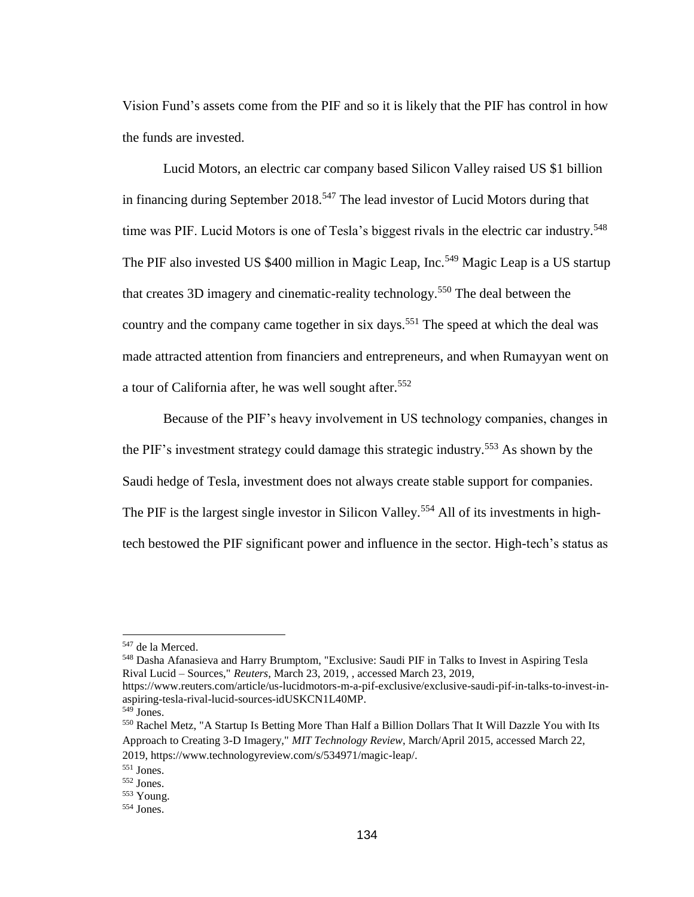Vision Fund's assets come from the PIF and so it is likely that the PIF has control in how the funds are invested.

Lucid Motors, an electric car company based Silicon Valley raised US $1 billion in financing during September 2018.[547] The lead investor of Lucid Motors during that time was PIF. Lucid Motors is one of Tesla's biggest rivals in the electric car industry.[548] The PIF also invested US $400 million in Magic Leap, Inc.[549] Magic Leap is a US startup that creates 3D imagery and cinematic-reality technology.[550] The deal between the country and the company came together in six days.[551] The speed at which the deal was made attracted attention from financiers and entrepreneurs, and when Rumayyan went on a tour of California after, he was well sought after.[552]

Because of the PIF's heavy involvement in US technology companies, changes in the PIF's investment strategy could damage this strategic industry.[553] As shown by the Saudi hedge of Tesla, investment does not always create stable support for companies. The PIF is the largest single investor in Silicon Valley.[554] All of its investments in high-tech bestowed the PIF significant power and influence in the sector. High-tech's status as

---

[547] de la Merced.

[548] Dasha Afanasieva and Harry Brumptom, "Exclusive: Saudi PIF in Talks to Invest in Aspiring Tesla Rival Lucid – Sources," *Reuters*, March 23, 2019, , accessed March 23, 2019, https://www.reuters.com/article/us-lucidmotors-m-a-pif-exclusive/exclusive-saudi-pif-in-talks-to-invest-in-aspiring-tesla-rival-lucid-sources-idUSKCN1L40MP.

[549] Jones.

[550] Rachel Metz, "A Startup Is Betting More Than Half a Billion Dollars That It Will Dazzle You with Its Approach to Creating 3-D Imagery," *MIT Technology Review*, March/April 2015, accessed March 22, 2019, https://www.technologyreview.com/s/534971/magic-leap/.

[551] Jones.

[552] Jones.

[553] Young.

[554] Jones.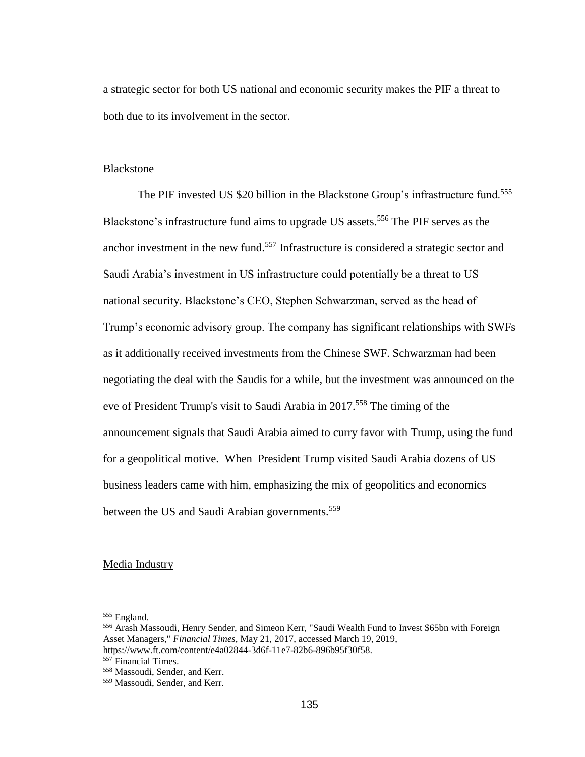a strategic sector for both US national and economic security makes the PIF a threat to both due to its involvement in the sector.

## Blackstone

The PIF invested US $20 billion in the Blackstone Group's infrastructure fund.[555] Blackstone's infrastructure fund aims to upgrade US assets.[556] The PIF serves as the anchor investment in the new fund.[557] Infrastructure is considered a strategic sector and Saudi Arabia's investment in US infrastructure could potentially be a threat to US national security. Blackstone's CEO, Stephen Schwarzman, served as the head of Trump's economic advisory group. The company has significant relationships with SWFs as it additionally received investments from the Chinese SWF. Schwarzman had been negotiating the deal with the Saudis for a while, but the investment was announced on the eve of President Trump's visit to Saudi Arabia in 2017.[558] The timing of the announcement signals that Saudi Arabia aimed to curry favor with Trump, using the fund for a geopolitical motive. When President Trump visited Saudi Arabia dozens of US business leaders came with him, emphasizing the mix of geopolitics and economics between the US and Saudi Arabian governments.[559]

## Media Industry

---

[555] England.

[556] Arash Massoudi, Henry Sender, and Simeon Kerr, "Saudi Wealth Fund to Invest $65bn with Foreign Asset Managers," *Financial Times*, May 21, 2017, accessed March 19, 2019, https://www.ft.com/content/e4a02844-3d6f-11e7-82b6-896b95f30f58.

[557] Financial Times.

[558] Massoudi, Sender, and Kerr.

[559] Massoudi, Sender, and Kerr.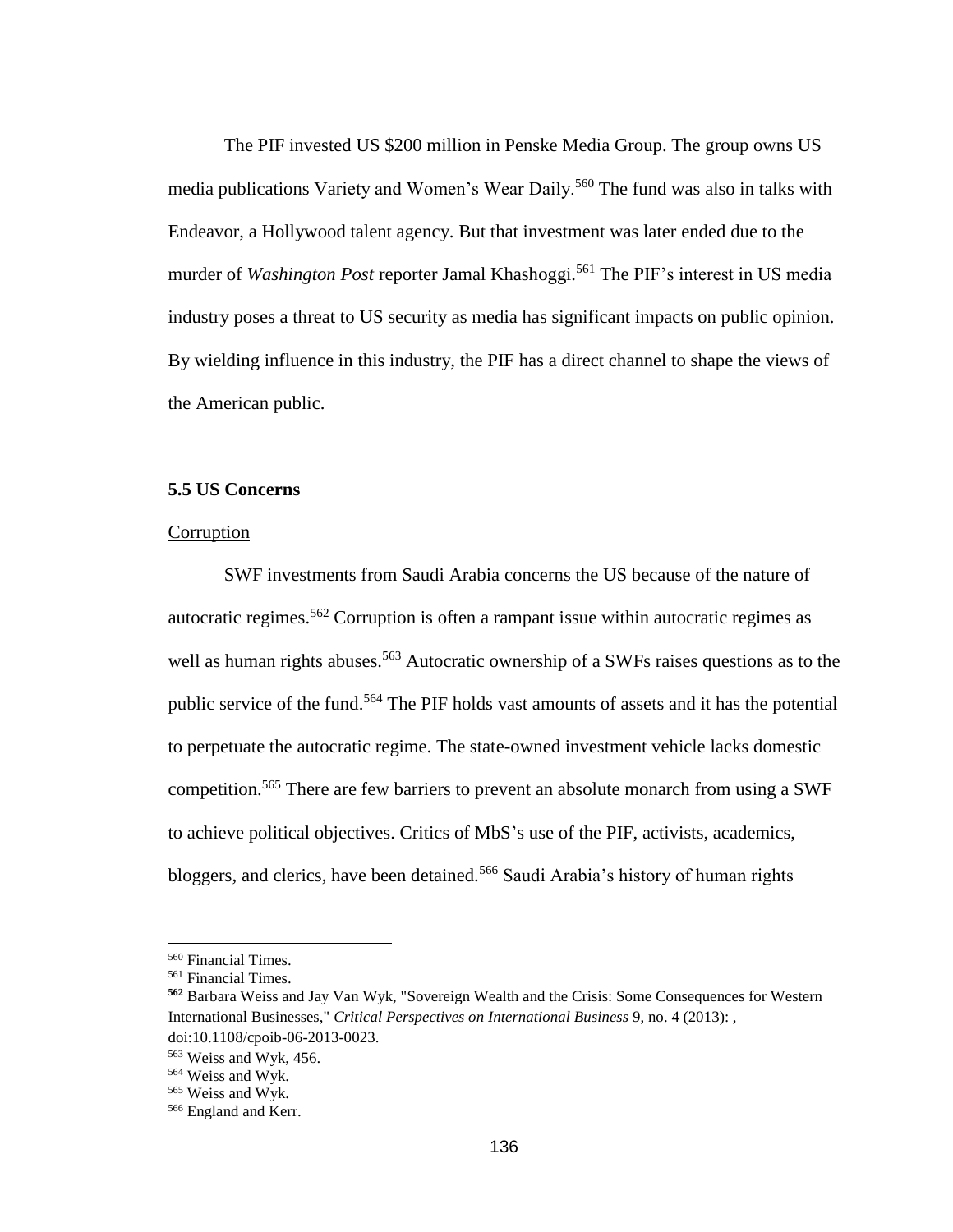The PIF invested US $200 million in Penske Media Group. The group owns US media publications Variety and Women's Wear Daily.[560] The fund was also in talks with Endeavor, a Hollywood talent agency. But that investment was later ended due to the murder of *Washington Post* reporter Jamal Khashoggi.[561] The PIF's interest in US media industry poses a threat to US security as media has significant impacts on public opinion. By wielding influence in this industry, the PIF has a direct channel to shape the views of the American public.

### 5.5 US Concerns

<u>Corruption</u>

SWF investments from Saudi Arabia concerns the US because of the nature of autocratic regimes.[562] Corruption is often a rampant issue within autocratic regimes as well as human rights abuses.[563] Autocratic ownership of a SWFs raises questions as to the public service of the fund.[564] The PIF holds vast amounts of assets and it has the potential to perpetuate the autocratic regime. The state-owned investment vehicle lacks domestic competition.[565] There are few barriers to prevent an absolute monarch from using a SWF to achieve political objectives. Critics of MbS's use of the PIF, activists, academics, bloggers, and clerics, have been detained.[566] Saudi Arabia's history of human rights

---

[560] Financial Times.
[561] Financial Times.
**[562]** Barbara Weiss and Jay Van Wyk, "Sovereign Wealth and the Crisis: Some Consequences for Western International Businesses," *Critical Perspectives on International Business* 9, no. 4 (2013): , doi:10.1108/cpoib-06-2013-0023.
[563] Weiss and Wyk, 456.
[564] Weiss and Wyk.
[565] Weiss and Wyk.
[566] England and Kerr.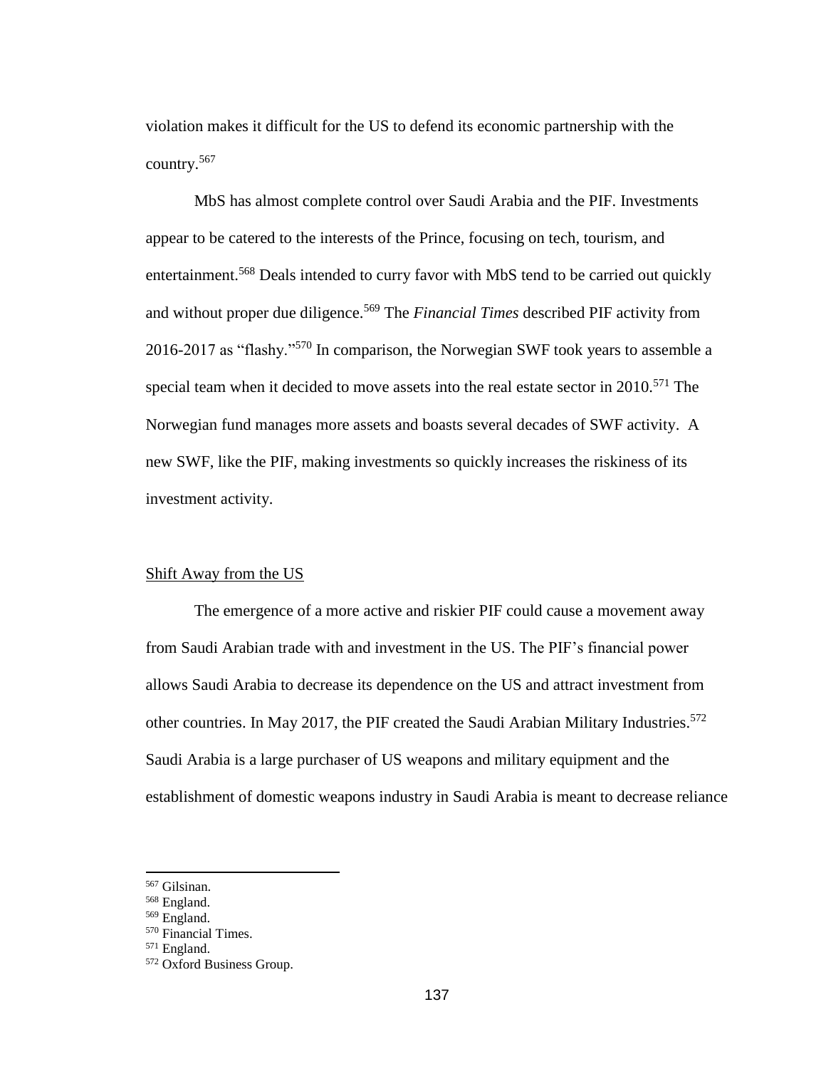violation makes it difficult for the US to defend its economic partnership with the country.[567]

MbS has almost complete control over Saudi Arabia and the PIF. Investments appear to be catered to the interests of the Prince, focusing on tech, tourism, and entertainment.[568] Deals intended to curry favor with MbS tend to be carried out quickly and without proper due diligence.[569] The *Financial Times* described PIF activity from 2016-2017 as "flashy."[570] In comparison, the Norwegian SWF took years to assemble a special team when it decided to move assets into the real estate sector in 2010.[571] The Norwegian fund manages more assets and boasts several decades of SWF activity. A new SWF, like the PIF, making investments so quickly increases the riskiness of its investment activity.

<u>Shift Away from the US</u>

The emergence of a more active and riskier PIF could cause a movement away from Saudi Arabian trade with and investment in the US. The PIF's financial power allows Saudi Arabia to decrease its dependence on the US and attract investment from other countries. In May 2017, the PIF created the Saudi Arabian Military Industries.[572] Saudi Arabia is a large purchaser of US weapons and military equipment and the establishment of domestic weapons industry in Saudi Arabia is meant to decrease reliance

---

[567] Gilsinan.
[568] England.
[569] England.
[570] Financial Times.
[571] England.
[572] Oxford Business Group.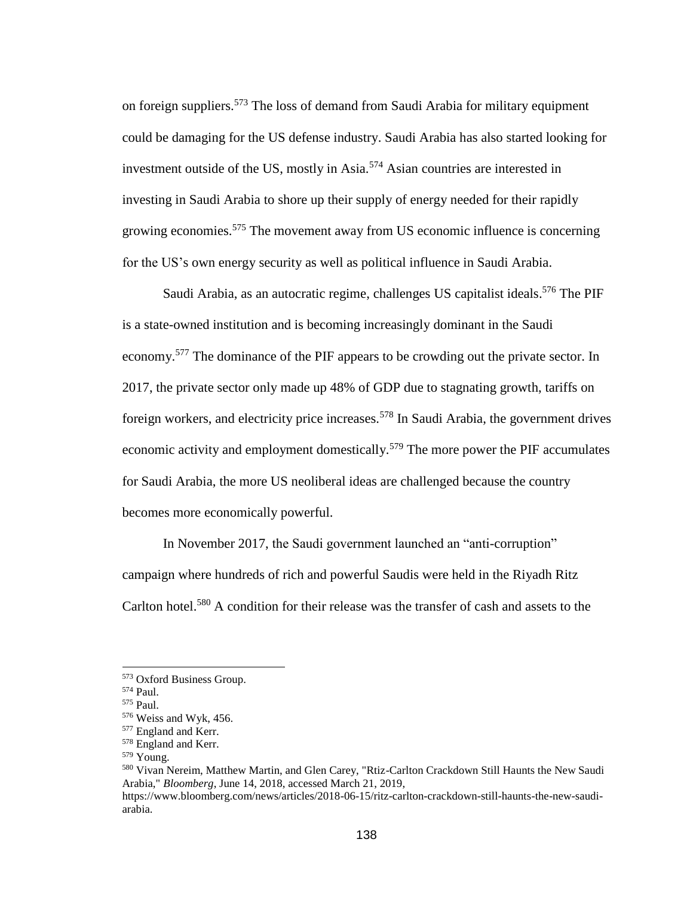on foreign suppliers.[573] The loss of demand from Saudi Arabia for military equipment could be damaging for the US defense industry. Saudi Arabia has also started looking for investment outside of the US, mostly in Asia.[574] Asian countries are interested in investing in Saudi Arabia to shore up their supply of energy needed for their rapidly growing economies.[575] The movement away from US economic influence is concerning for the US's own energy security as well as political influence in Saudi Arabia.

Saudi Arabia, as an autocratic regime, challenges US capitalist ideals.[576] The PIF is a state-owned institution and is becoming increasingly dominant in the Saudi economy.[577] The dominance of the PIF appears to be crowding out the private sector. In 2017, the private sector only made up 48% of GDP due to stagnating growth, tariffs on foreign workers, and electricity price increases.[578] In Saudi Arabia, the government drives economic activity and employment domestically.[579] The more power the PIF accumulates for Saudi Arabia, the more US neoliberal ideas are challenged because the country becomes more economically powerful.

In November 2017, the Saudi government launched an "anti-corruption" campaign where hundreds of rich and powerful Saudis were held in the Riyadh Ritz Carlton hotel.[580] A condition for their release was the transfer of cash and assets to the

---

[573] Oxford Business Group.

[574] Paul.

[575] Paul.

[576] Weiss and Wyk, 456.

[577] England and Kerr.

[578] England and Kerr.

[579] Young.

[580] Vivan Nereim, Matthew Martin, and Glen Carey, "Rtiz-Carlton Crackdown Still Haunts the New Saudi Arabia," *Bloomberg*, June 14, 2018, accessed March 21, 2019, https://www.bloomberg.com/news/articles/2018-06-15/ritz-carlton-crackdown-still-haunts-the-new-saudi-arabia.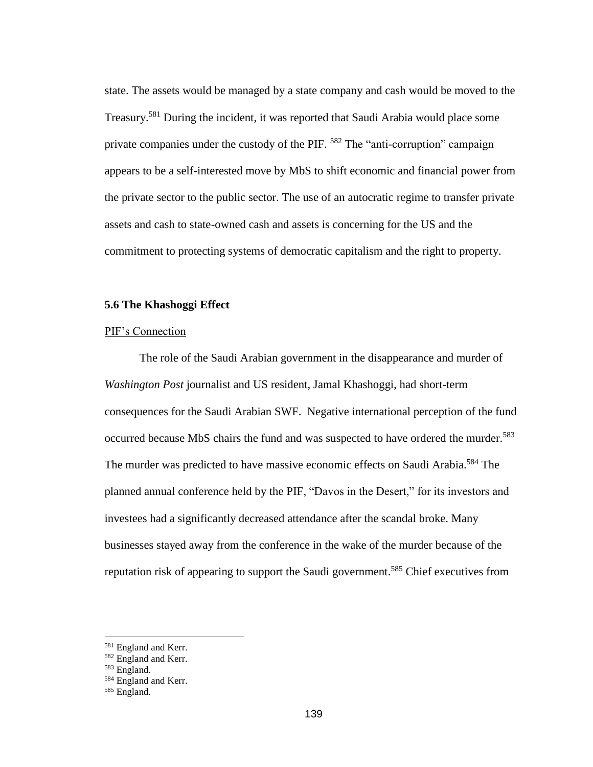state. The assets would be managed by a state company and cash would be moved to the Treasury.[581] During the incident, it was reported that Saudi Arabia would place some private companies under the custody of the PIF. [582] The "anti-corruption" campaign appears to be a self-interested move by MbS to shift economic and financial power from the private sector to the public sector. The use of an autocratic regime to transfer private assets and cash to state-owned cash and assets is concerning for the US and the commitment to protecting systems of democratic capitalism and the right to property.

### 5.6 The Khashoggi Effect

PIF's Connection

The role of the Saudi Arabian government in the disappearance and murder of *Washington Post* journalist and US resident, Jamal Khashoggi, had short-term consequences for the Saudi Arabian SWF. Negative international perception of the fund occurred because MbS chairs the fund and was suspected to have ordered the murder.[583] The murder was predicted to have massive economic effects on Saudi Arabia.[584] The planned annual conference held by the PIF, "Davos in the Desert," for its investors and investees had a significantly decreased attendance after the scandal broke. Many businesses stayed away from the conference in the wake of the murder because of the reputation risk of appearing to support the Saudi government.[585] Chief executives from

---

[581] England and Kerr.
[582] England and Kerr.
[583] England.
[584] England and Kerr.
[585] England.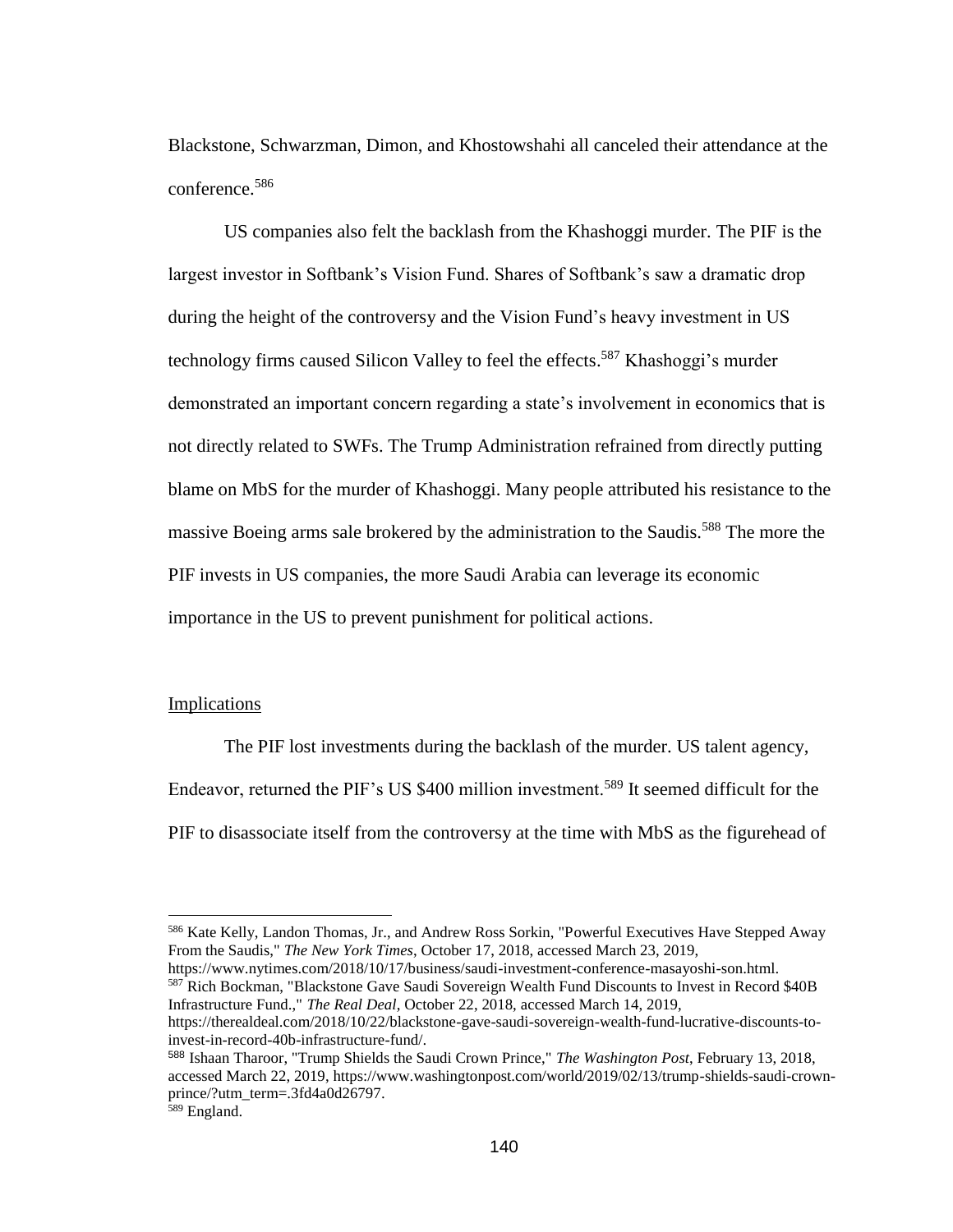Blackstone, Schwarzman, Dimon, and Khostowshahi all canceled their attendance at the conference.[586]

US companies also felt the backlash from the Khashoggi murder. The PIF is the largest investor in Softbank's Vision Fund. Shares of Softbank's saw a dramatic drop during the height of the controversy and the Vision Fund's heavy investment in US technology firms caused Silicon Valley to feel the effects.[587] Khashoggi's murder demonstrated an important concern regarding a state's involvement in economics that is not directly related to SWFs. The Trump Administration refrained from directly putting blame on MbS for the murder of Khashoggi. Many people attributed his resistance to the massive Boeing arms sale brokered by the administration to the Saudis.[588] The more the PIF invests in US companies, the more Saudi Arabia can leverage its economic importance in the US to prevent punishment for political actions.

## Implications

The PIF lost investments during the backlash of the murder. US talent agency, Endeavor, returned the PIF's US $400 million investment.[589] It seemed difficult for the PIF to disassociate itself from the controversy at the time with MbS as the figurehead of

---

[586] Kate Kelly, Landon Thomas, Jr., and Andrew Ross Sorkin, "Powerful Executives Have Stepped Away From the Saudis," *The New York Times*, October 17, 2018, accessed March 23, 2019, https://www.nytimes.com/2018/10/17/business/saudi-investment-conference-masayoshi-son.html.

[587] Rich Bockman, "Blackstone Gave Saudi Sovereign Wealth Fund Discounts to Invest in Record $40B Infrastructure Fund.," *The Real Deal*, October 22, 2018, accessed March 14, 2019, https://therealdeal.com/2018/10/22/blackstone-gave-saudi-sovereign-wealth-fund-lucrative-discounts-to-invest-in-record-40b-infrastructure-fund/.

[588] Ishaan Tharoor, "Trump Shields the Saudi Crown Prince," *The Washington Post*, February 13, 2018, accessed March 22, 2019, https://www.washingtonpost.com/world/2019/02/13/trump-shields-saudi-crown-prince/?utm_term=.3fd4a0d26797.

[589] England.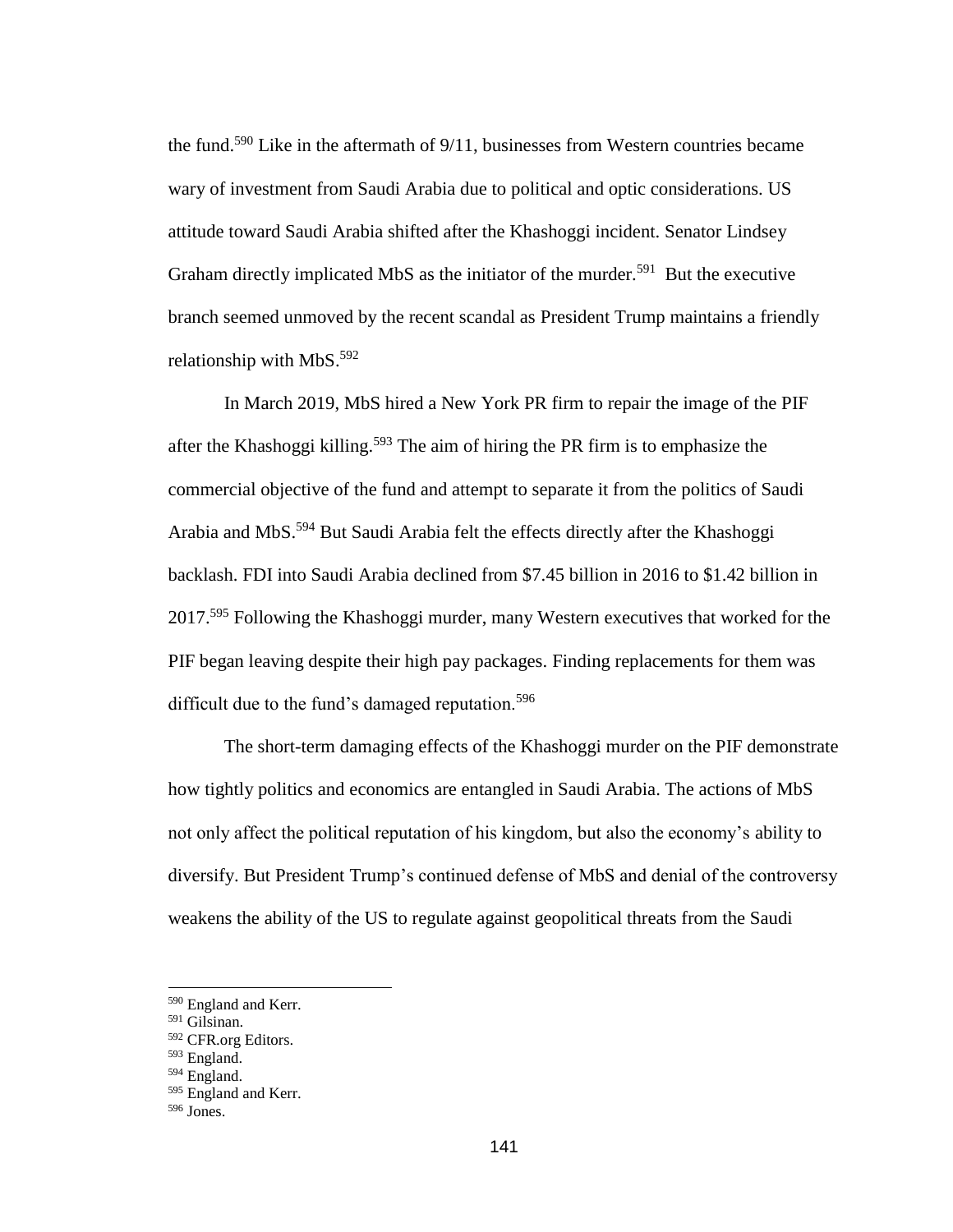the fund.[590] Like in the aftermath of 9/11, businesses from Western countries became wary of investment from Saudi Arabia due to political and optic considerations. US attitude toward Saudi Arabia shifted after the Khashoggi incident. Senator Lindsey Graham directly implicated MbS as the initiator of the murder.[591] But the executive branch seemed unmoved by the recent scandal as President Trump maintains a friendly relationship with MbS.[592]

In March 2019, MbS hired a New York PR firm to repair the image of the PIF after the Khashoggi killing.[593] The aim of hiring the PR firm is to emphasize the commercial objective of the fund and attempt to separate it from the politics of Saudi Arabia and MbS.[594] But Saudi Arabia felt the effects directly after the Khashoggi backlash. FDI into Saudi Arabia declined from $7.45 billion in 2016 to $1.42 billion in 2017.[595] Following the Khashoggi murder, many Western executives that worked for the PIF began leaving despite their high pay packages. Finding replacements for them was difficult due to the fund's damaged reputation.[596]

The short-term damaging effects of the Khashoggi murder on the PIF demonstrate how tightly politics and economics are entangled in Saudi Arabia. The actions of MbS not only affect the political reputation of his kingdom, but also the economy's ability to diversify. But President Trump's continued defense of MbS and denial of the controversy weakens the ability of the US to regulate against geopolitical threats from the Saudi

---

[590] England and Kerr.
[591] Gilsinan.
[592] CFR.org Editors.
[593] England.
[594] England.
[595] England and Kerr.
[596] Jones.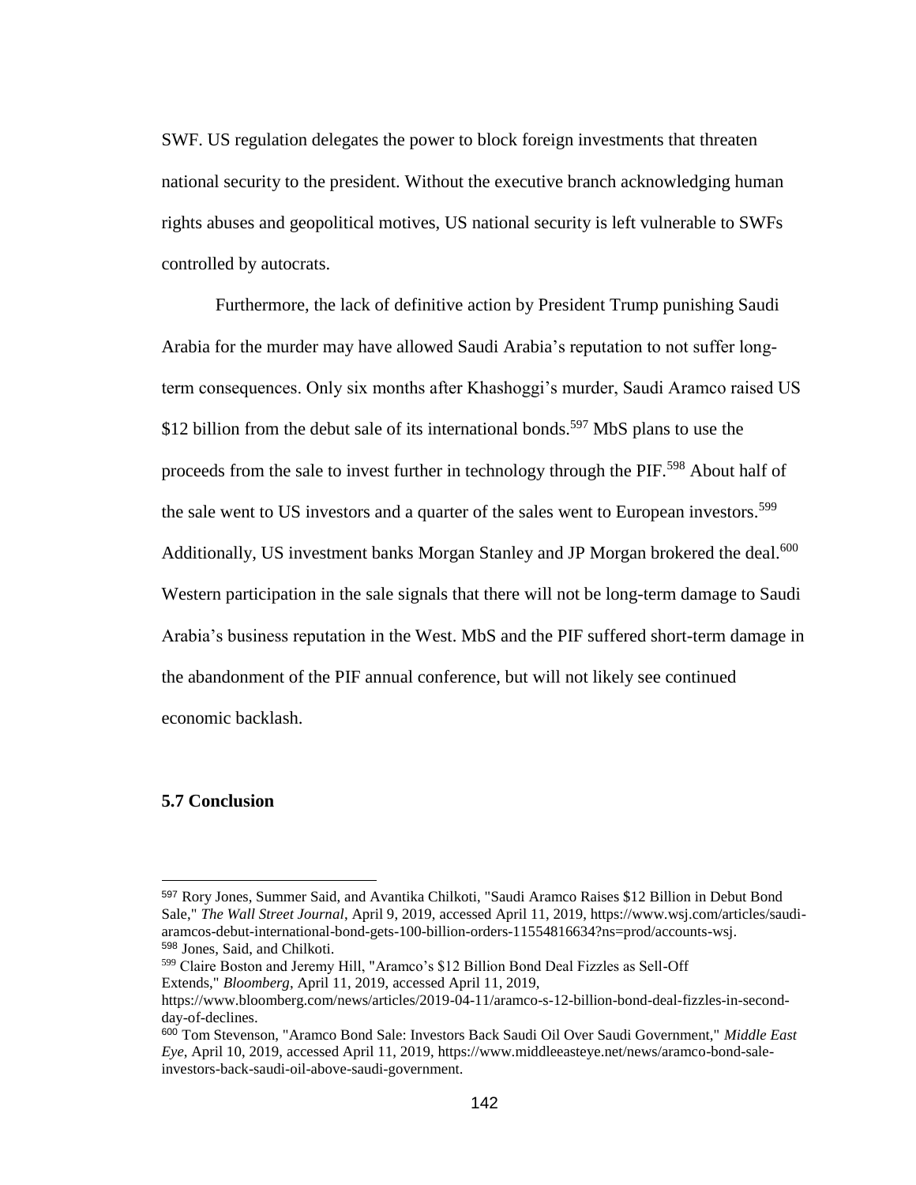SWF. US regulation delegates the power to block foreign investments that threaten national security to the president. Without the executive branch acknowledging human rights abuses and geopolitical motives, US national security is left vulnerable to SWFs controlled by autocrats.

Furthermore, the lack of definitive action by President Trump punishing Saudi Arabia for the murder may have allowed Saudi Arabia's reputation to not suffer long-term consequences. Only six months after Khashoggi's murder, Saudi Aramco raised US $12 billion from the debut sale of its international bonds.[597] MbS plans to use the proceeds from the sale to invest further in technology through the PIF.[598] About half of the sale went to US investors and a quarter of the sales went to European investors.[599] Additionally, US investment banks Morgan Stanley and JP Morgan brokered the deal.[600] Western participation in the sale signals that there will not be long-term damage to Saudi Arabia's business reputation in the West. MbS and the PIF suffered short-term damage in the abandonment of the PIF annual conference, but will not likely see continued economic backlash.

### 5.7 Conclusion

---

[597] Rory Jones, Summer Said, and Avantika Chilkoti, "Saudi Aramco Raises $12 Billion in Debut Bond Sale," *The Wall Street Journal*, April 9, 2019, accessed April 11, 2019, https://www.wsj.com/articles/saudi-aramcos-debut-international-bond-gets-100-billion-orders-11554816634?ns=prod/accounts-wsj.

[598] Jones, Said, and Chilkoti.

[599] Claire Boston and Jeremy Hill, "Aramco's $12 Billion Bond Deal Fizzles as Sell-Off Extends," *Bloomberg*, April 11, 2019, accessed April 11, 2019, https://www.bloomberg.com/news/articles/2019-04-11/aramco-s-12-billion-bond-deal-fizzles-in-second-day-of-declines.

[600] Tom Stevenson, "Aramco Bond Sale: Investors Back Saudi Oil Over Saudi Government," *Middle East Eye*, April 10, 2019, accessed April 11, 2019, https://www.middleeasteye.net/news/aramco-bond-sale-investors-back-saudi-oil-above-saudi-government.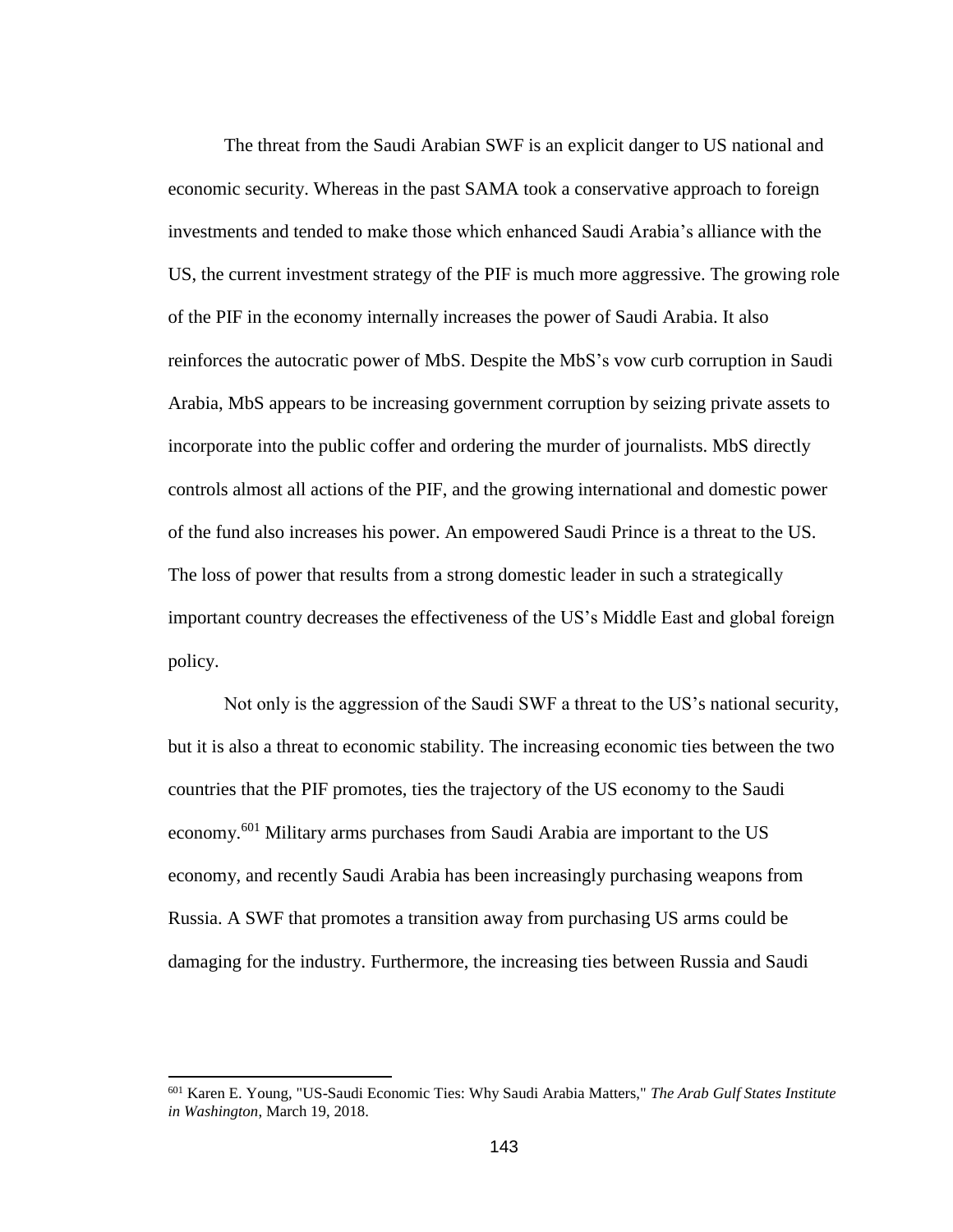The threat from the Saudi Arabian SWF is an explicit danger to US national and economic security. Whereas in the past SAMA took a conservative approach to foreign investments and tended to make those which enhanced Saudi Arabia's alliance with the US, the current investment strategy of the PIF is much more aggressive. The growing role of the PIF in the economy internally increases the power of Saudi Arabia. It also reinforces the autocratic power of MbS. Despite the MbS's vow curb corruption in Saudi Arabia, MbS appears to be increasing government corruption by seizing private assets to incorporate into the public coffer and ordering the murder of journalists. MbS directly controls almost all actions of the PIF, and the growing international and domestic power of the fund also increases his power. An empowered Saudi Prince is a threat to the US. The loss of power that results from a strong domestic leader in such a strategically important country decreases the effectiveness of the US's Middle East and global foreign policy.

Not only is the aggression of the Saudi SWF a threat to the US's national security, but it is also a threat to economic stability. The increasing economic ties between the two countries that the PIF promotes, ties the trajectory of the US economy to the Saudi economy.[601] Military arms purchases from Saudi Arabia are important to the US economy, and recently Saudi Arabia has been increasingly purchasing weapons from Russia. A SWF that promotes a transition away from purchasing US arms could be damaging for the industry. Furthermore, the increasing ties between Russia and Saudi

---

[601] Karen E. Young, "US-Saudi Economic Ties: Why Saudi Arabia Matters," *The Arab Gulf States Institute in Washington*, March 19, 2018.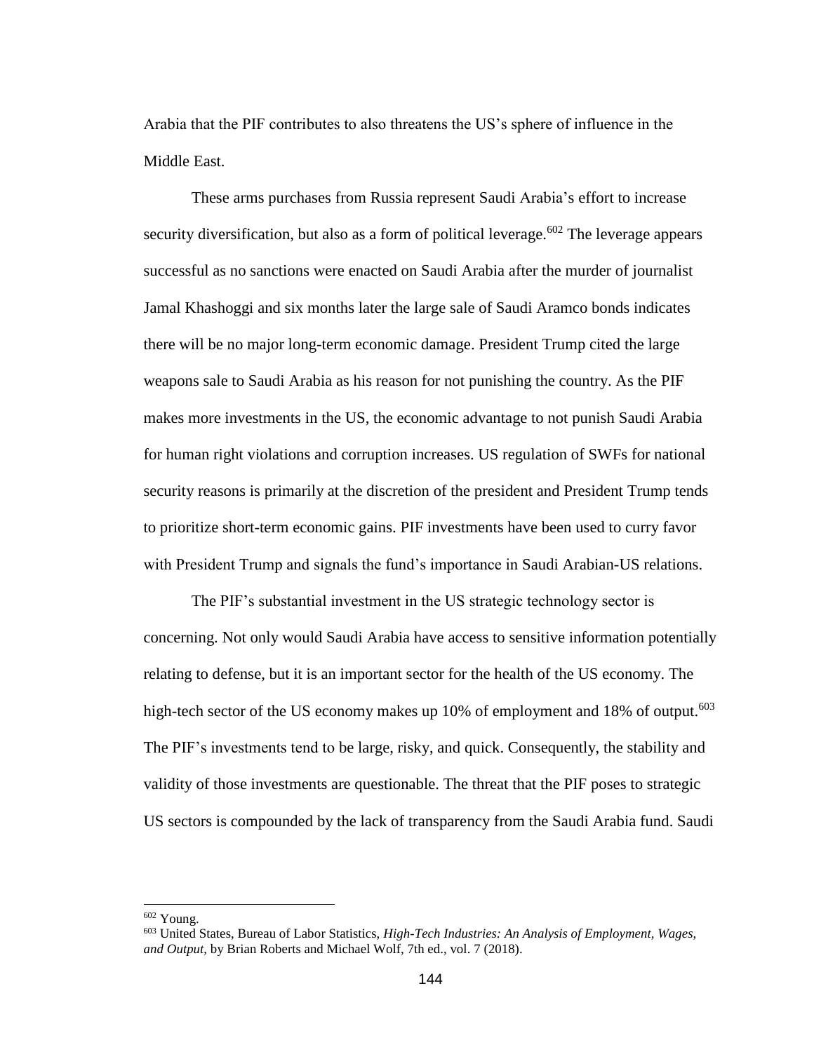Arabia that the PIF contributes to also threatens the US's sphere of influence in the Middle East.

These arms purchases from Russia represent Saudi Arabia's effort to increase security diversification, but also as a form of political leverage.[602] The leverage appears successful as no sanctions were enacted on Saudi Arabia after the murder of journalist Jamal Khashoggi and six months later the large sale of Saudi Aramco bonds indicates there will be no major long-term economic damage. President Trump cited the large weapons sale to Saudi Arabia as his reason for not punishing the country. As the PIF makes more investments in the US, the economic advantage to not punish Saudi Arabia for human right violations and corruption increases. US regulation of SWFs for national security reasons is primarily at the discretion of the president and President Trump tends to prioritize short-term economic gains. PIF investments have been used to curry favor with President Trump and signals the fund's importance in Saudi Arabian-US relations.

The PIF's substantial investment in the US strategic technology sector is concerning. Not only would Saudi Arabia have access to sensitive information potentially relating to defense, but it is an important sector for the health of the US economy. The high-tech sector of the US economy makes up 10% of employment and 18% of output.[603] The PIF's investments tend to be large, risky, and quick. Consequently, the stability and validity of those investments are questionable. The threat that the PIF poses to strategic US sectors is compounded by the lack of transparency from the Saudi Arabia fund. Saudi

---

[602] Young.

[603] United States, Bureau of Labor Statistics, *High-Tech Industries: An Analysis of Employment, Wages, and Output*, by Brian Roberts and Michael Wolf, 7th ed., vol. 7 (2018).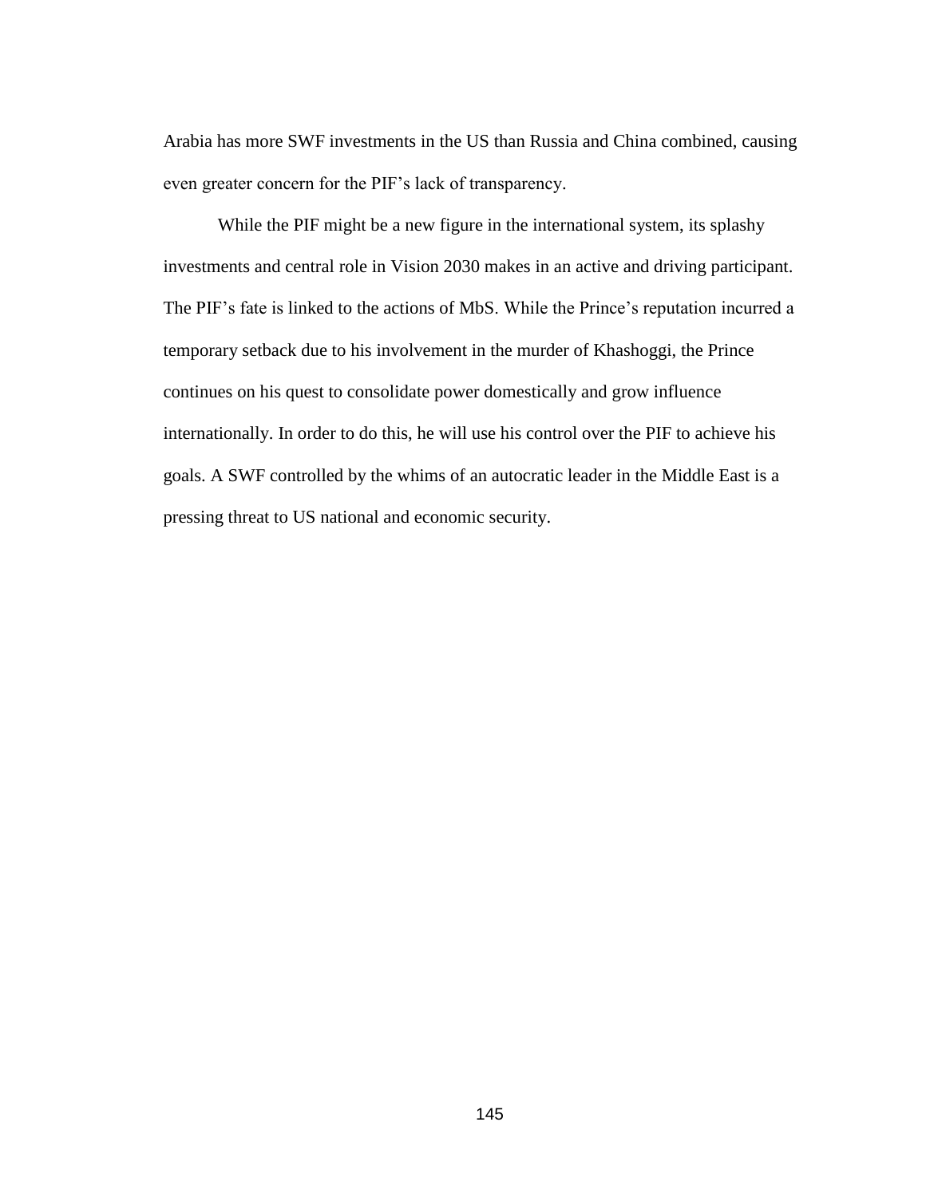Arabia has more SWF investments in the US than Russia and China combined, causing even greater concern for the PIF's lack of transparency.

While the PIF might be a new figure in the international system, its splashy investments and central role in Vision 2030 makes in an active and driving participant. The PIF's fate is linked to the actions of MbS. While the Prince's reputation incurred a temporary setback due to his involvement in the murder of Khashoggi, the Prince continues on his quest to consolidate power domestically and grow influence internationally. In order to do this, he will use his control over the PIF to achieve his goals. A SWF controlled by the whims of an autocratic leader in the Middle East is a pressing threat to US national and economic security.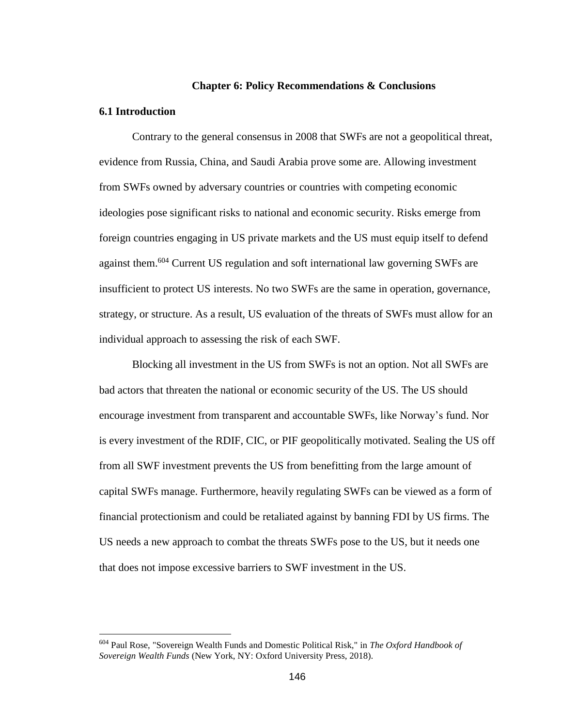# Chapter 6: Policy Recommendations & Conclusions

## 6.1 Introduction

Contrary to the general consensus in 2008 that SWFs are not a geopolitical threat, evidence from Russia, China, and Saudi Arabia prove some are. Allowing investment from SWFs owned by adversary countries or countries with competing economic ideologies pose significant risks to national and economic security. Risks emerge from foreign countries engaging in US private markets and the US must equip itself to defend against them.[604] Current US regulation and soft international law governing SWFs are insufficient to protect US interests. No two SWFs are the same in operation, governance, strategy, or structure. As a result, US evaluation of the threats of SWFs must allow for an individual approach to assessing the risk of each SWF.

Blocking all investment in the US from SWFs is not an option. Not all SWFs are bad actors that threaten the national or economic security of the US. The US should encourage investment from transparent and accountable SWFs, like Norway's fund. Nor is every investment of the RDIF, CIC, or PIF geopolitically motivated. Sealing the US off from all SWF investment prevents the US from benefitting from the large amount of capital SWFs manage. Furthermore, heavily regulating SWFs can be viewed as a form of financial protectionism and could be retaliated against by banning FDI by US firms. The US needs a new approach to combat the threats SWFs pose to the US, but it needs one that does not impose excessive barriers to SWF investment in the US.

---

[604] Paul Rose, "Sovereign Wealth Funds and Domestic Political Risk," in *The Oxford Handbook of Sovereign Wealth Funds* (New York, NY: Oxford University Press, 2018).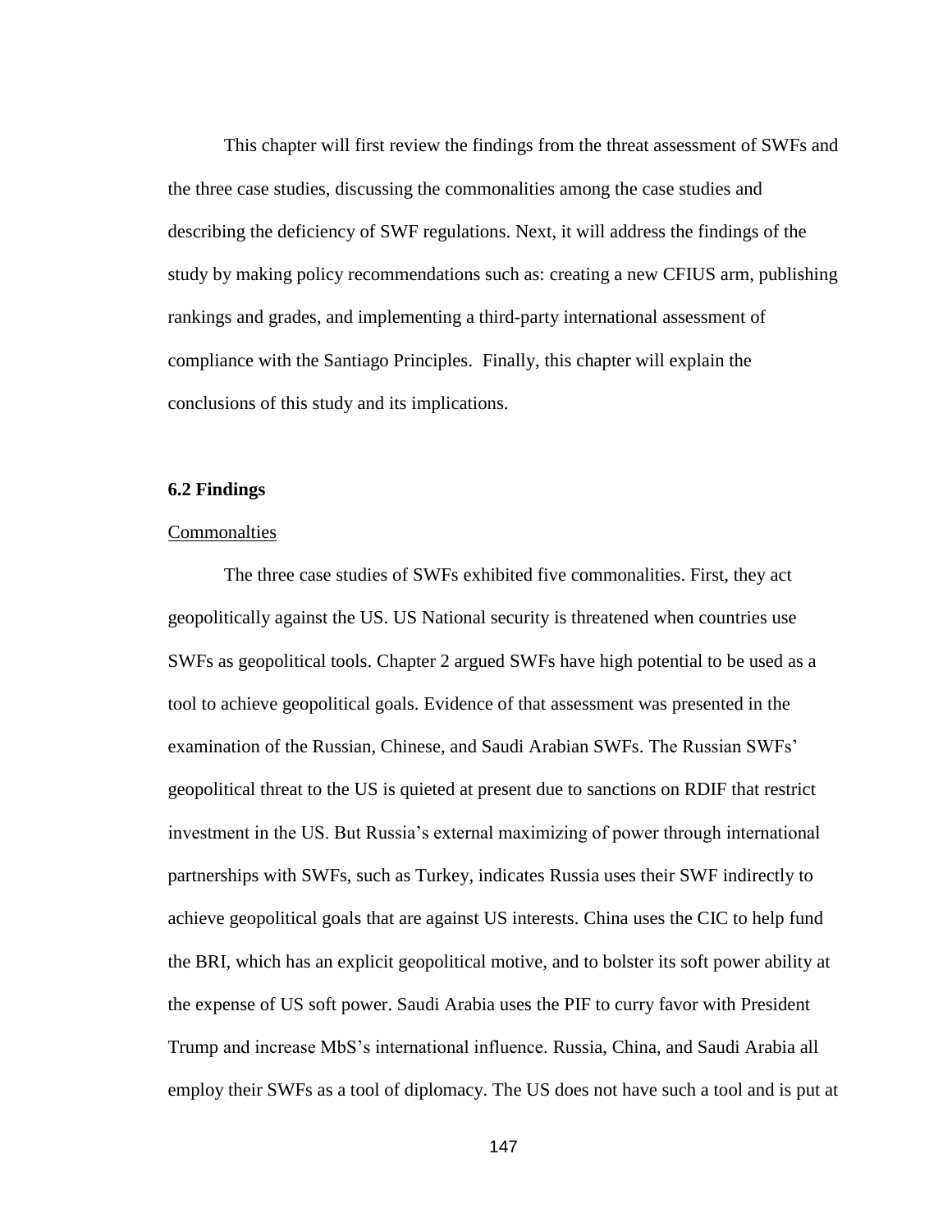This chapter will first review the findings from the threat assessment of SWFs and the three case studies, discussing the commonalities among the case studies and describing the deficiency of SWF regulations. Next, it will address the findings of the study by making policy recommendations such as: creating a new CFIUS arm, publishing rankings and grades, and implementing a third-party international assessment of compliance with the Santiago Principles. Finally, this chapter will explain the conclusions of this study and its implications.

### 6.2 Findings

Commonalties

The three case studies of SWFs exhibited five commonalities. First, they act geopolitically against the US. US National security is threatened when countries use SWFs as geopolitical tools. Chapter 2 argued SWFs have high potential to be used as a tool to achieve geopolitical goals. Evidence of that assessment was presented in the examination of the Russian, Chinese, and Saudi Arabian SWFs. The Russian SWFs' geopolitical threat to the US is quieted at present due to sanctions on RDIF that restrict investment in the US. But Russia's external maximizing of power through international partnerships with SWFs, such as Turkey, indicates Russia uses their SWF indirectly to achieve geopolitical goals that are against US interests. China uses the CIC to help fund the BRI, which has an explicit geopolitical motive, and to bolster its soft power ability at the expense of US soft power. Saudi Arabia uses the PIF to curry favor with President Trump and increase MbS's international influence. Russia, China, and Saudi Arabia all employ their SWFs as a tool of diplomacy. The US does not have such a tool and is put at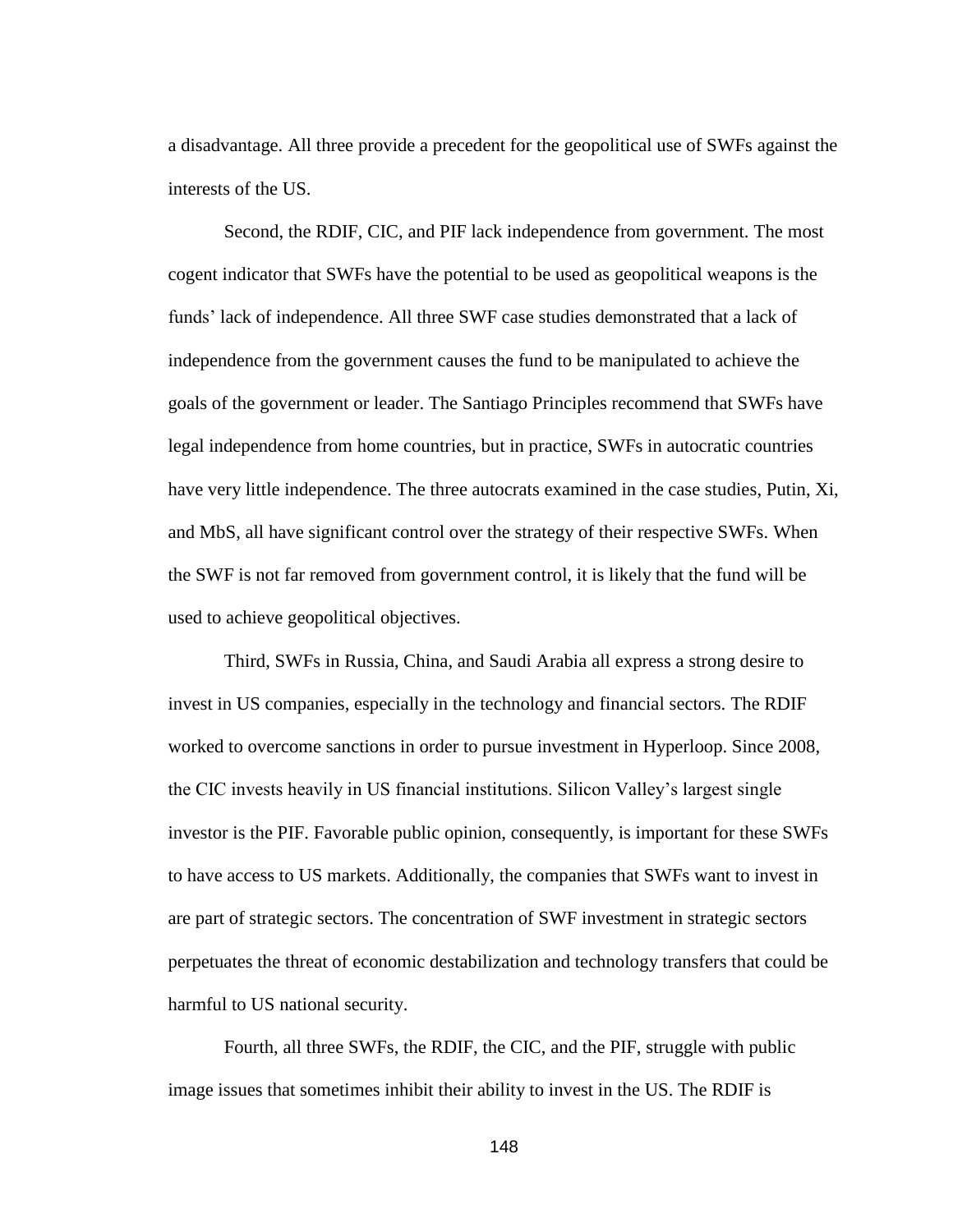a disadvantage. All three provide a precedent for the geopolitical use of SWFs against the interests of the US.

Second, the RDIF, CIC, and PIF lack independence from government. The most cogent indicator that SWFs have the potential to be used as geopolitical weapons is the funds' lack of independence. All three SWF case studies demonstrated that a lack of independence from the government causes the fund to be manipulated to achieve the goals of the government or leader. The Santiago Principles recommend that SWFs have legal independence from home countries, but in practice, SWFs in autocratic countries have very little independence. The three autocrats examined in the case studies, Putin, Xi, and MbS, all have significant control over the strategy of their respective SWFs. When the SWF is not far removed from government control, it is likely that the fund will be used to achieve geopolitical objectives.

Third, SWFs in Russia, China, and Saudi Arabia all express a strong desire to invest in US companies, especially in the technology and financial sectors. The RDIF worked to overcome sanctions in order to pursue investment in Hyperloop. Since 2008, the CIC invests heavily in US financial institutions. Silicon Valley's largest single investor is the PIF. Favorable public opinion, consequently, is important for these SWFs to have access to US markets. Additionally, the companies that SWFs want to invest in are part of strategic sectors. The concentration of SWF investment in strategic sectors perpetuates the threat of economic destabilization and technology transfers that could be harmful to US national security.

Fourth, all three SWFs, the RDIF, the CIC, and the PIF, struggle with public image issues that sometimes inhibit their ability to invest in the US. The RDIF is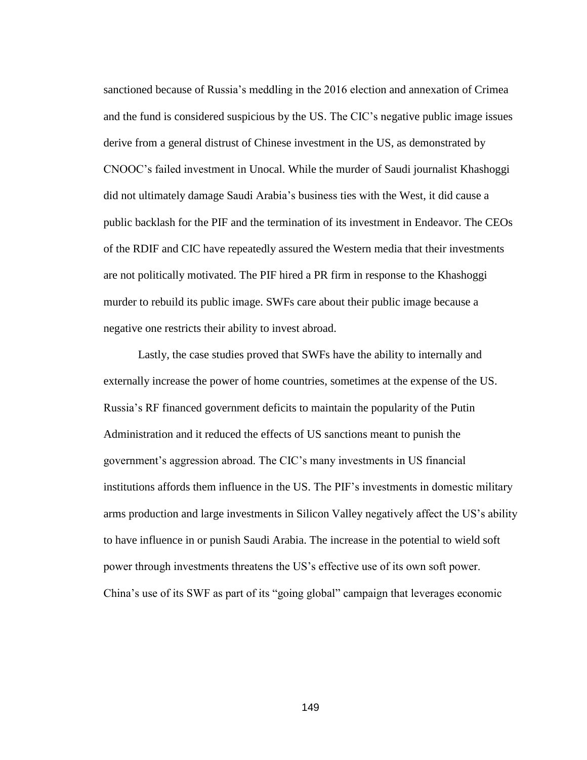sanctioned because of Russia's meddling in the 2016 election and annexation of Crimea and the fund is considered suspicious by the US. The CIC's negative public image issues derive from a general distrust of Chinese investment in the US, as demonstrated by CNOOC's failed investment in Unocal. While the murder of Saudi journalist Khashoggi did not ultimately damage Saudi Arabia's business ties with the West, it did cause a public backlash for the PIF and the termination of its investment in Endeavor. The CEOs of the RDIF and CIC have repeatedly assured the Western media that their investments are not politically motivated. The PIF hired a PR firm in response to the Khashoggi murder to rebuild its public image. SWFs care about their public image because a negative one restricts their ability to invest abroad.

Lastly, the case studies proved that SWFs have the ability to internally and externally increase the power of home countries, sometimes at the expense of the US. Russia's RF financed government deficits to maintain the popularity of the Putin Administration and it reduced the effects of US sanctions meant to punish the government's aggression abroad. The CIC's many investments in US financial institutions affords them influence in the US. The PIF's investments in domestic military arms production and large investments in Silicon Valley negatively affect the US's ability to have influence in or punish Saudi Arabia. The increase in the potential to wield soft power through investments threatens the US's effective use of its own soft power. China's use of its SWF as part of its "going global" campaign that leverages economic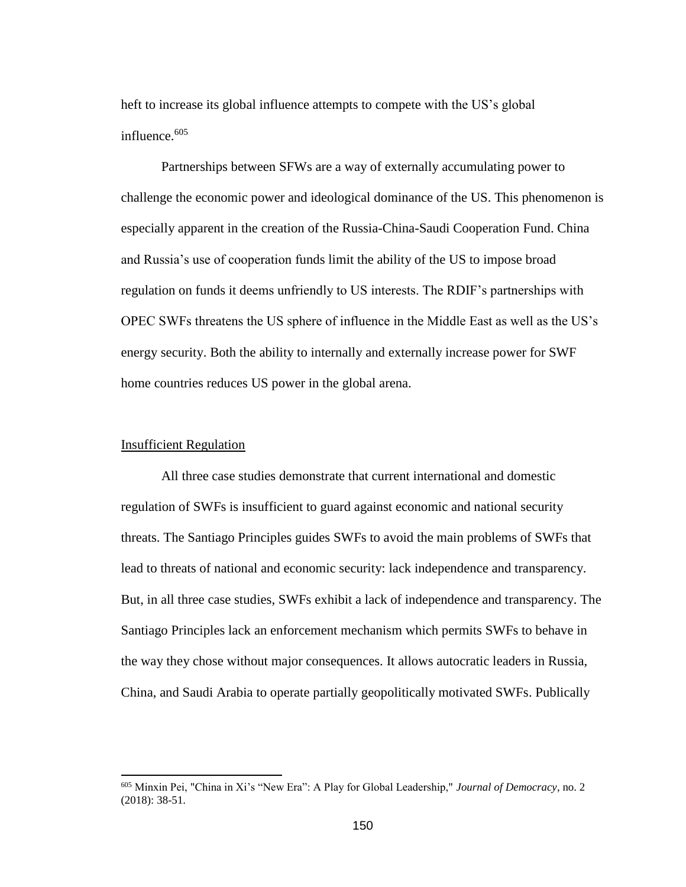heft to increase its global influence attempts to compete with the US's global influence.[605]

Partnerships between SFWs are a way of externally accumulating power to challenge the economic power and ideological dominance of the US. This phenomenon is especially apparent in the creation of the Russia-China-Saudi Cooperation Fund. China and Russia's use of cooperation funds limit the ability of the US to impose broad regulation on funds it deems unfriendly to US interests. The RDIF's partnerships with OPEC SWFs threatens the US sphere of influence in the Middle East as well as the US's energy security. Both the ability to internally and externally increase power for SWF home countries reduces US power in the global arena.

## Insufficient Regulation

All three case studies demonstrate that current international and domestic regulation of SWFs is insufficient to guard against economic and national security threats. The Santiago Principles guides SWFs to avoid the main problems of SWFs that lead to threats of national and economic security: lack independence and transparency. But, in all three case studies, SWFs exhibit a lack of independence and transparency. The Santiago Principles lack an enforcement mechanism which permits SWFs to behave in the way they chose without major consequences. It allows autocratic leaders in Russia, China, and Saudi Arabia to operate partially geopolitically motivated SWFs. Publically

---

[605] Minxin Pei, "China in Xi's "New Era": A Play for Global Leadership," *Journal of Democracy*, no. 2 (2018): 38-51.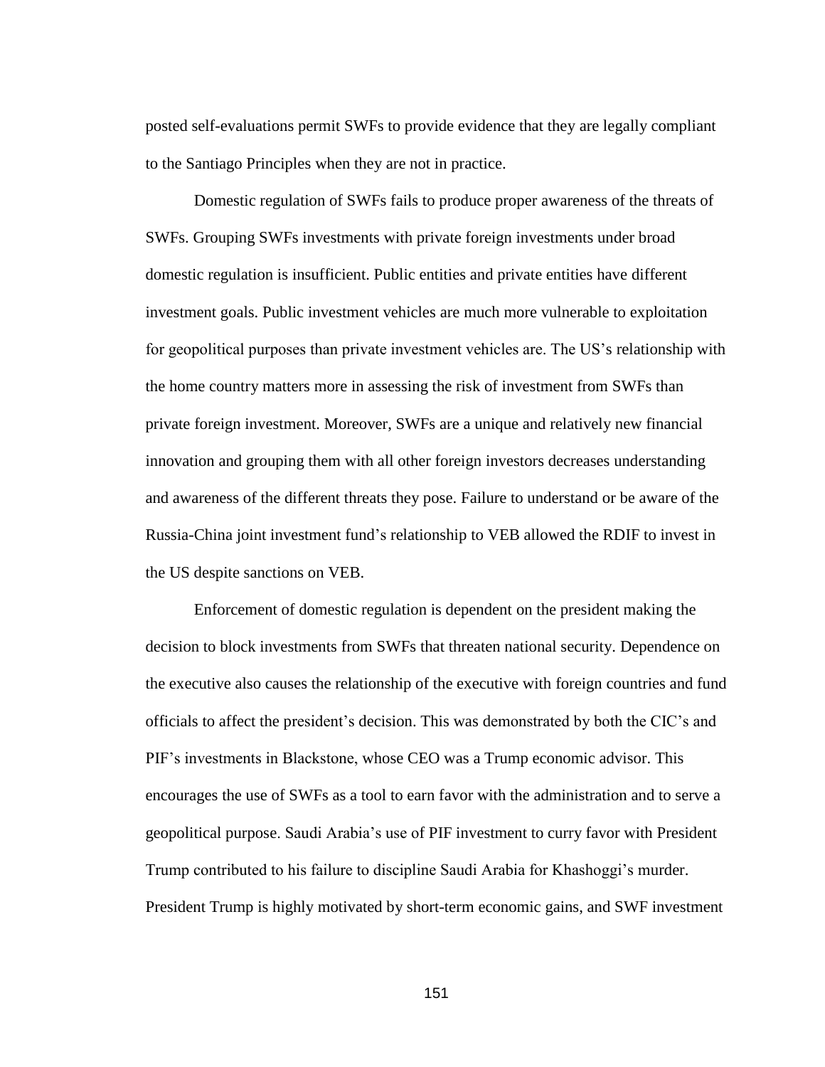posted self-evaluations permit SWFs to provide evidence that they are legally compliant to the Santiago Principles when they are not in practice.

Domestic regulation of SWFs fails to produce proper awareness of the threats of SWFs. Grouping SWFs investments with private foreign investments under broad domestic regulation is insufficient. Public entities and private entities have different investment goals. Public investment vehicles are much more vulnerable to exploitation for geopolitical purposes than private investment vehicles are. The US's relationship with the home country matters more in assessing the risk of investment from SWFs than private foreign investment. Moreover, SWFs are a unique and relatively new financial innovation and grouping them with all other foreign investors decreases understanding and awareness of the different threats they pose. Failure to understand or be aware of the Russia-China joint investment fund's relationship to VEB allowed the RDIF to invest in the US despite sanctions on VEB.

Enforcement of domestic regulation is dependent on the president making the decision to block investments from SWFs that threaten national security. Dependence on the executive also causes the relationship of the executive with foreign countries and fund officials to affect the president's decision. This was demonstrated by both the CIC's and PIF's investments in Blackstone, whose CEO was a Trump economic advisor. This encourages the use of SWFs as a tool to earn favor with the administration and to serve a geopolitical purpose. Saudi Arabia's use of PIF investment to curry favor with President Trump contributed to his failure to discipline Saudi Arabia for Khashoggi's murder. President Trump is highly motivated by short-term economic gains, and SWF investment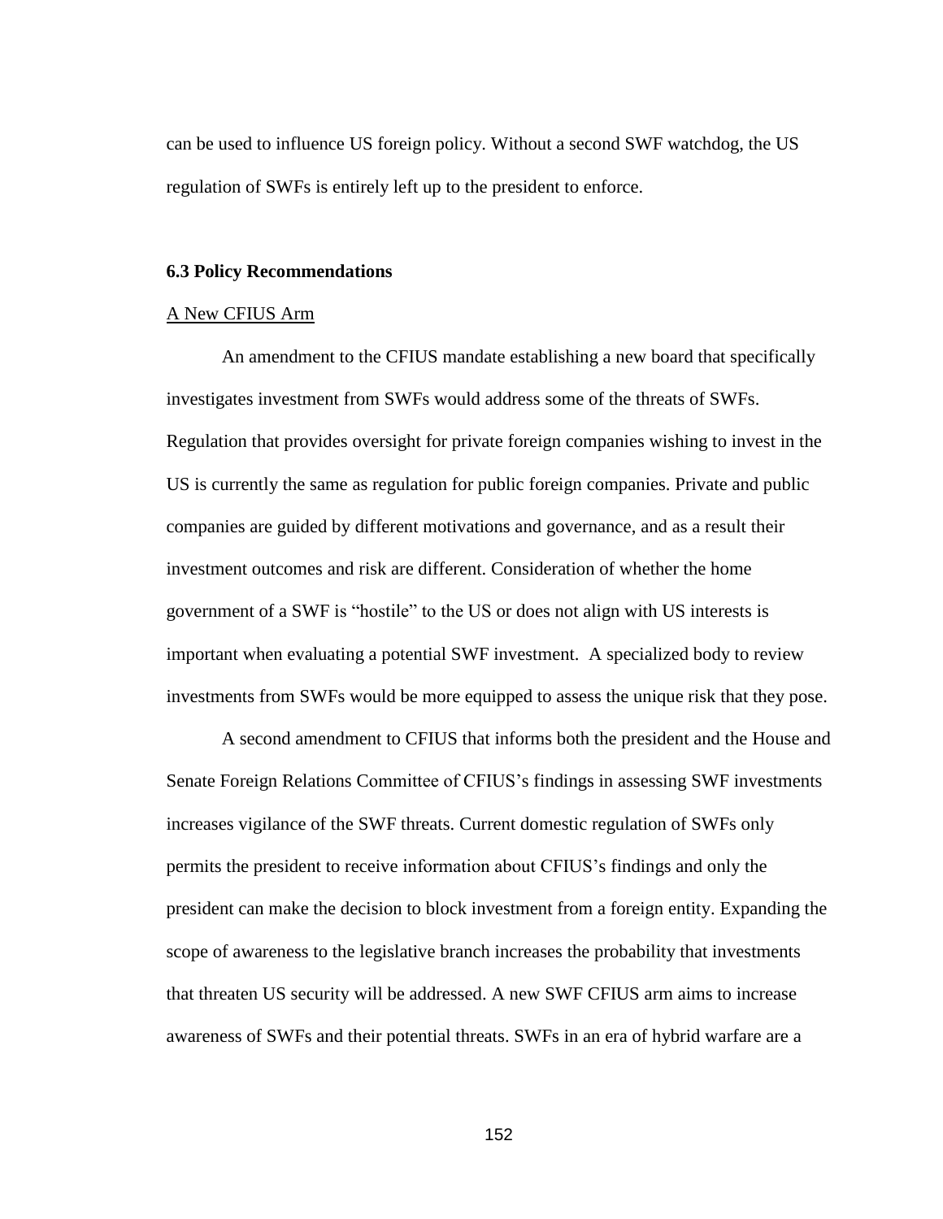can be used to influence US foreign policy. Without a second SWF watchdog, the US regulation of SWFs is entirely left up to the president to enforce.

### 6.3 Policy Recommendations

<u>A New CFIUS Arm</u>

An amendment to the CFIUS mandate establishing a new board that specifically investigates investment from SWFs would address some of the threats of SWFs. Regulation that provides oversight for private foreign companies wishing to invest in the US is currently the same as regulation for public foreign companies. Private and public companies are guided by different motivations and governance, and as a result their investment outcomes and risk are different. Consideration of whether the home government of a SWF is "hostile" to the US or does not align with US interests is important when evaluating a potential SWF investment. A specialized body to review investments from SWFs would be more equipped to assess the unique risk that they pose.

A second amendment to CFIUS that informs both the president and the House and Senate Foreign Relations Committee of CFIUS's findings in assessing SWF investments increases vigilance of the SWF threats. Current domestic regulation of SWFs only permits the president to receive information about CFIUS's findings and only the president can make the decision to block investment from a foreign entity. Expanding the scope of awareness to the legislative branch increases the probability that investments that threaten US security will be addressed. A new SWF CFIUS arm aims to increase awareness of SWFs and their potential threats. SWFs in an era of hybrid warfare are a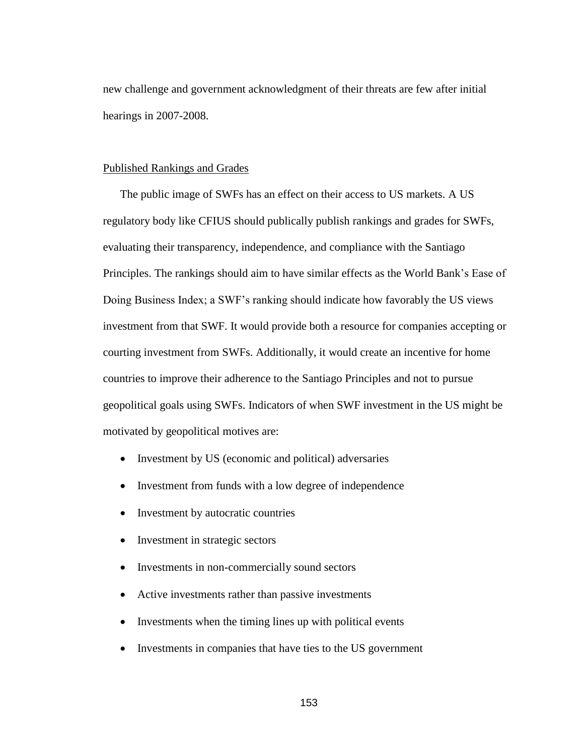new challenge and government acknowledgment of their threats are few after initial hearings in 2007-2008.

### Published Rankings and Grades

The public image of SWFs has an effect on their access to US markets. A US regulatory body like CFIUS should publically publish rankings and grades for SWFs, evaluating their transparency, independence, and compliance with the Santiago Principles. The rankings should aim to have similar effects as the World Bank's Ease of Doing Business Index; a SWF's ranking should indicate how favorably the US views investment from that SWF. It would provide both a resource for companies accepting or courting investment from SWFs. Additionally, it would create an incentive for home countries to improve their adherence to the Santiago Principles and not to pursue geopolitical goals using SWFs. Indicators of when SWF investment in the US might be motivated by geopolitical motives are:

- Investment by US (economic and political) adversaries
- Investment from funds with a low degree of independence
- Investment by autocratic countries
- Investment in strategic sectors
- Investments in non-commercially sound sectors
- Active investments rather than passive investments
- Investments when the timing lines up with political events
- Investments in companies that have ties to the US government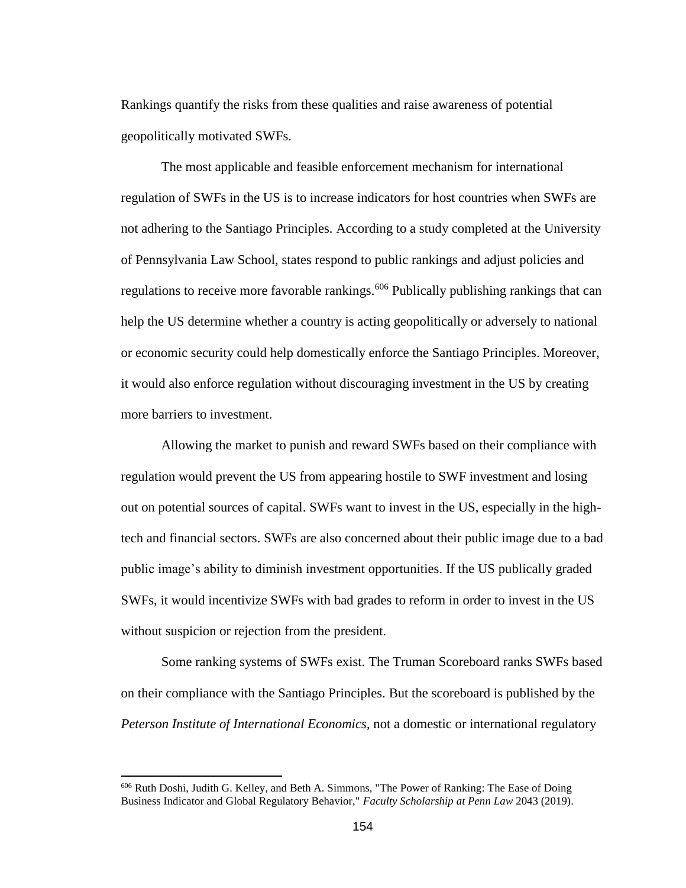Rankings quantify the risks from these qualities and raise awareness of potential geopolitically motivated SWFs.

The most applicable and feasible enforcement mechanism for international regulation of SWFs in the US is to increase indicators for host countries when SWFs are not adhering to the Santiago Principles. According to a study completed at the University of Pennsylvania Law School, states respond to public rankings and adjust policies and regulations to receive more favorable rankings.[606] Publically publishing rankings that can help the US determine whether a country is acting geopolitically or adversely to national or economic security could help domestically enforce the Santiago Principles. Moreover, it would also enforce regulation without discouraging investment in the US by creating more barriers to investment.

Allowing the market to punish and reward SWFs based on their compliance with regulation would prevent the US from appearing hostile to SWF investment and losing out on potential sources of capital. SWFs want to invest in the US, especially in the high-tech and financial sectors. SWFs are also concerned about their public image due to a bad public image's ability to diminish investment opportunities. If the US publically graded SWFs, it would incentivize SWFs with bad grades to reform in order to invest in the US without suspicion or rejection from the president.

Some ranking systems of SWFs exist. The Truman Scoreboard ranks SWFs based on their compliance with the Santiago Principles. But the scoreboard is published by the *Peterson Institute of International Economics*, not a domestic or international regulatory

---

[606] Ruth Doshi, Judith G. Kelley, and Beth A. Simmons, "The Power of Ranking: The Ease of Doing Business Indicator and Global Regulatory Behavior," *Faculty Scholarship at Penn Law* 2043 (2019).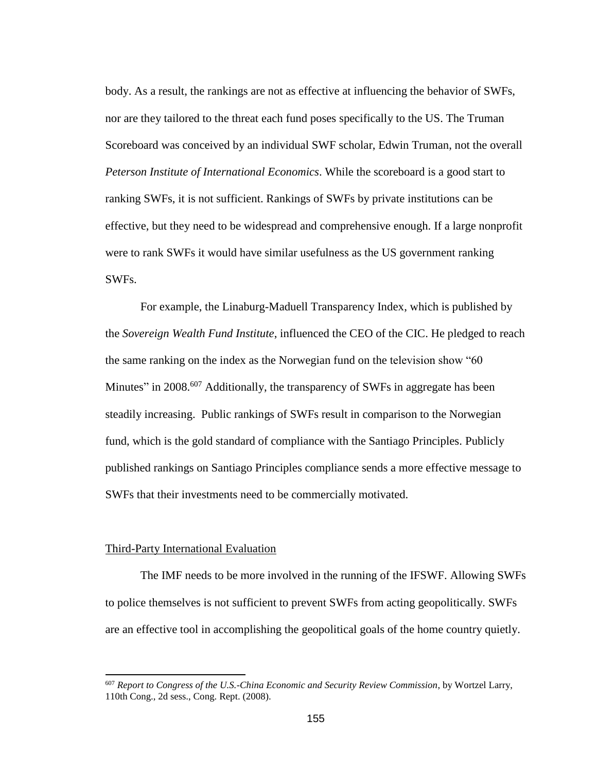body. As a result, the rankings are not as effective at influencing the behavior of SWFs, nor are they tailored to the threat each fund poses specifically to the US. The Truman Scoreboard was conceived by an individual SWF scholar, Edwin Truman, not the overall *Peterson Institute of International Economics*. While the scoreboard is a good start to ranking SWFs, it is not sufficient. Rankings of SWFs by private institutions can be effective, but they need to be widespread and comprehensive enough. If a large nonprofit were to rank SWFs it would have similar usefulness as the US government ranking SWFs.

For example, the Linaburg-Maduell Transparency Index, which is published by the *Sovereign Wealth Fund Institute*, influenced the CEO of the CIC. He pledged to reach the same ranking on the index as the Norwegian fund on the television show "60 Minutes" in 2008.[607] Additionally, the transparency of SWFs in aggregate has been steadily increasing. Public rankings of SWFs result in comparison to the Norwegian fund, which is the gold standard of compliance with the Santiago Principles. Publicly published rankings on Santiago Principles compliance sends a more effective message to SWFs that their investments need to be commercially motivated.

Third-Party International Evaluation

The IMF needs to be more involved in the running of the IFSWF. Allowing SWFs to police themselves is not sufficient to prevent SWFs from acting geopolitically. SWFs are an effective tool in accomplishing the geopolitical goals of the home country quietly.

---

[607] *Report to Congress of the U.S.-China Economic and Security Review Commission*, by Wortzel Larry, 110th Cong., 2d sess., Cong. Rept. (2008).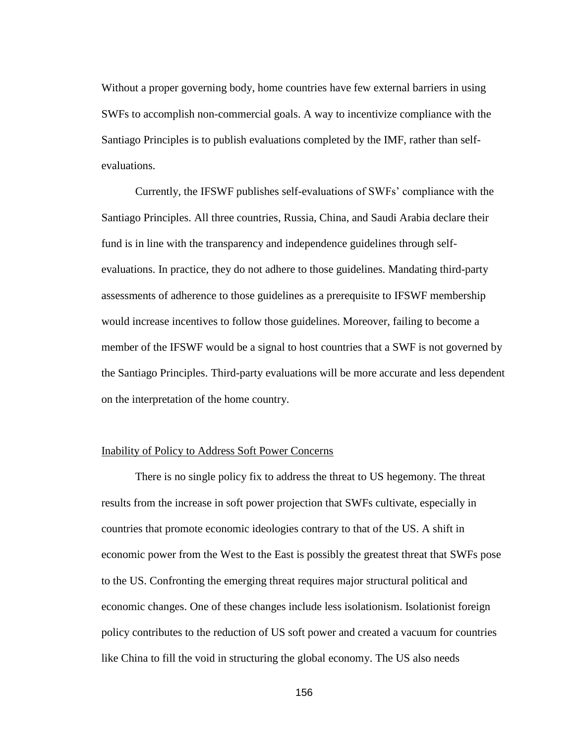Without a proper governing body, home countries have few external barriers in using SWFs to accomplish non-commercial goals. A way to incentivize compliance with the Santiago Principles is to publish evaluations completed by the IMF, rather than self-evaluations.

Currently, the IFSWF publishes self-evaluations of SWFs' compliance with the Santiago Principles. All three countries, Russia, China, and Saudi Arabia declare their fund is in line with the transparency and independence guidelines through self-evaluations. In practice, they do not adhere to those guidelines. Mandating third-party assessments of adherence to those guidelines as a prerequisite to IFSWF membership would increase incentives to follow those guidelines. Moreover, failing to become a member of the IFSWF would be a signal to host countries that a SWF is not governed by the Santiago Principles. Third-party evaluations will be more accurate and less dependent on the interpretation of the home country.

<u>Inability of Policy to Address Soft Power Concerns</u>

There is no single policy fix to address the threat to US hegemony. The threat results from the increase in soft power projection that SWFs cultivate, especially in countries that promote economic ideologies contrary to that of the US. A shift in economic power from the West to the East is possibly the greatest threat that SWFs pose to the US. Confronting the emerging threat requires major structural political and economic changes. One of these changes include less isolationism. Isolationist foreign policy contributes to the reduction of US soft power and created a vacuum for countries like China to fill the void in structuring the global economy. The US also needs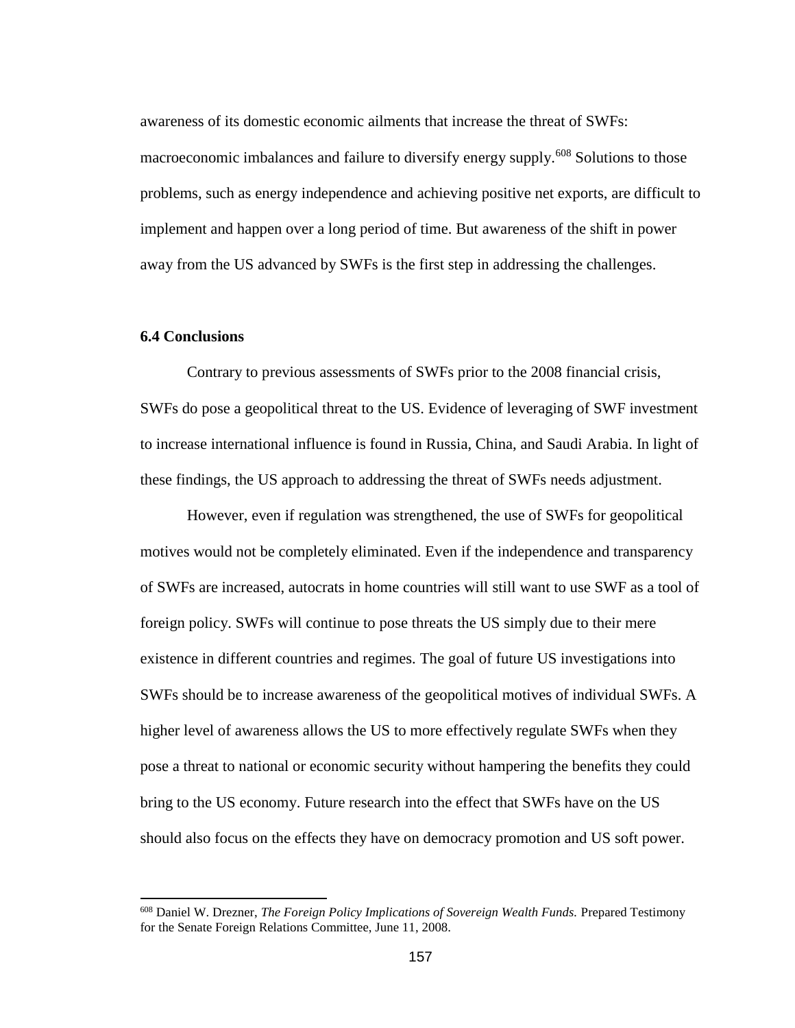awareness of its domestic economic ailments that increase the threat of SWFs: macroeconomic imbalances and failure to diversify energy supply.[608] Solutions to those problems, such as energy independence and achieving positive net exports, are difficult to implement and happen over a long period of time. But awareness of the shift in power away from the US advanced by SWFs is the first step in addressing the challenges.

### 6.4 Conclusions

Contrary to previous assessments of SWFs prior to the 2008 financial crisis, SWFs do pose a geopolitical threat to the US. Evidence of leveraging of SWF investment to increase international influence is found in Russia, China, and Saudi Arabia. In light of these findings, the US approach to addressing the threat of SWFs needs adjustment.

However, even if regulation was strengthened, the use of SWFs for geopolitical motives would not be completely eliminated. Even if the independence and transparency of SWFs are increased, autocrats in home countries will still want to use SWF as a tool of foreign policy. SWFs will continue to pose threats the US simply due to their mere existence in different countries and regimes. The goal of future US investigations into SWFs should be to increase awareness of the geopolitical motives of individual SWFs. A higher level of awareness allows the US to more effectively regulate SWFs when they pose a threat to national or economic security without hampering the benefits they could bring to the US economy. Future research into the effect that SWFs have on the US should also focus on the effects they have on democracy promotion and US soft power.

---

[608] Daniel W. Drezner, *The Foreign Policy Implications of Sovereign Wealth Funds.* Prepared Testimony for the Senate Foreign Relations Committee, June 11, 2008.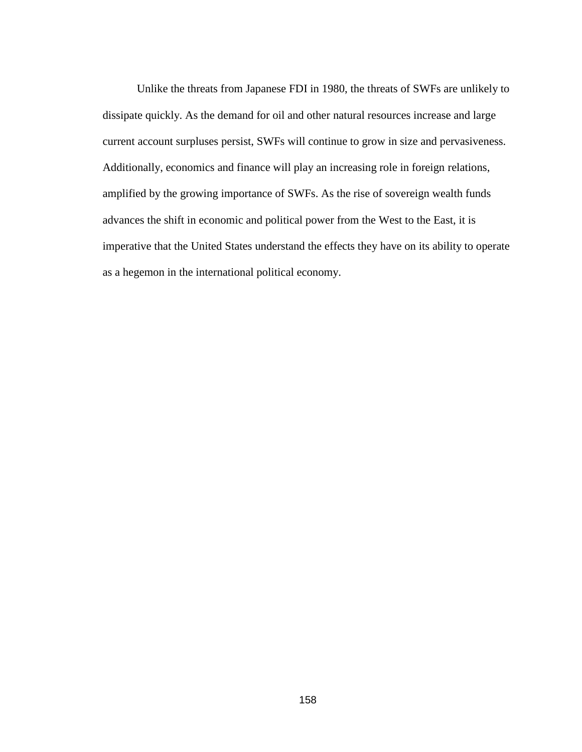Unlike the threats from Japanese FDI in 1980, the threats of SWFs are unlikely to dissipate quickly. As the demand for oil and other natural resources increase and large current account surpluses persist, SWFs will continue to grow in size and pervasiveness. Additionally, economics and finance will play an increasing role in foreign relations, amplified by the growing importance of SWFs. As the rise of sovereign wealth funds advances the shift in economic and political power from the West to the East, it is imperative that the United States understand the effects they have on its ability to operate as a hegemon in the international political economy.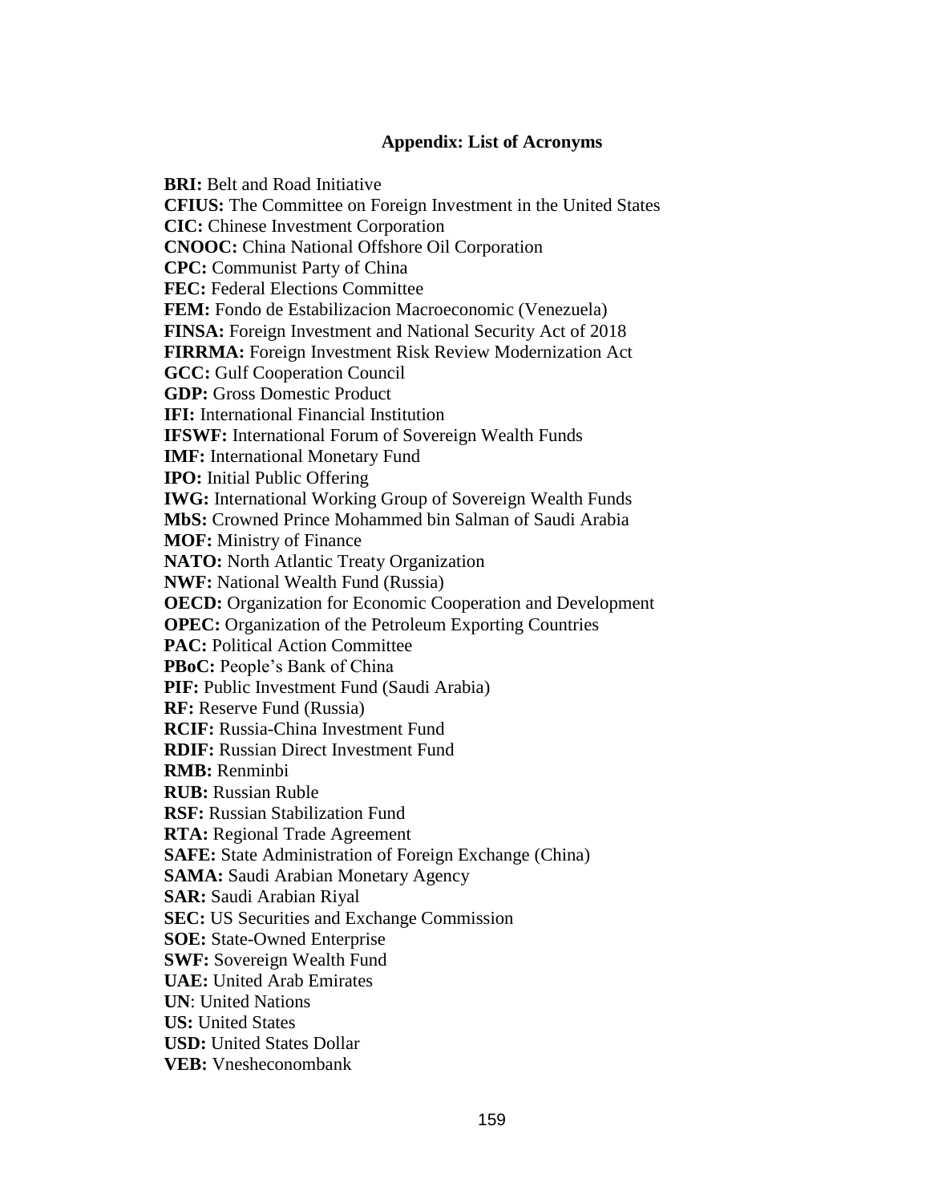## Appendix: List of Acronyms

**BRI:** Belt and Road Initiative
**CFIUS:** The Committee on Foreign Investment in the United States
**CIC:** Chinese Investment Corporation
**CNOOC:** China National Offshore Oil Corporation
**CPC:** Communist Party of China
**FEC:** Federal Elections Committee
**FEM:** Fondo de Estabilizacion Macroeconomic (Venezuela)
**FINSA:** Foreign Investment and National Security Act of 2018
**FIRRMA:** Foreign Investment Risk Review Modernization Act
**GCC:** Gulf Cooperation Council
**GDP:** Gross Domestic Product
**IFI:** International Financial Institution
**IFSWF:** International Forum of Sovereign Wealth Funds
**IMF:** International Monetary Fund
**IPO:** Initial Public Offering
**IWG:** International Working Group of Sovereign Wealth Funds
**MbS:** Crowned Prince Mohammed bin Salman of Saudi Arabia
**MOF:** Ministry of Finance
**NATO:** North Atlantic Treaty Organization
**NWF:** National Wealth Fund (Russia)
**OECD:** Organization for Economic Cooperation and Development
**OPEC:** Organization of the Petroleum Exporting Countries
**PAC:** Political Action Committee
**PBoC:** People's Bank of China
**PIF:** Public Investment Fund (Saudi Arabia)
**RF:** Reserve Fund (Russia)
**RCIF:** Russia-China Investment Fund
**RDIF:** Russian Direct Investment Fund
**RMB:** Renminbi
**RUB:** Russian Ruble
**RSF:** Russian Stabilization Fund
**RTA:** Regional Trade Agreement
**SAFE:** State Administration of Foreign Exchange (China)
**SAMA:** Saudi Arabian Monetary Agency
**SAR:** Saudi Arabian Riyal
**SEC:** US Securities and Exchange Commission
**SOE:** State-Owned Enterprise
**SWF:** Sovereign Wealth Fund
**UAE:** United Arab Emirates
**UN**: United Nations
**US:** United States
**USD:** United States Dollar
**VEB:** Vnesheconombank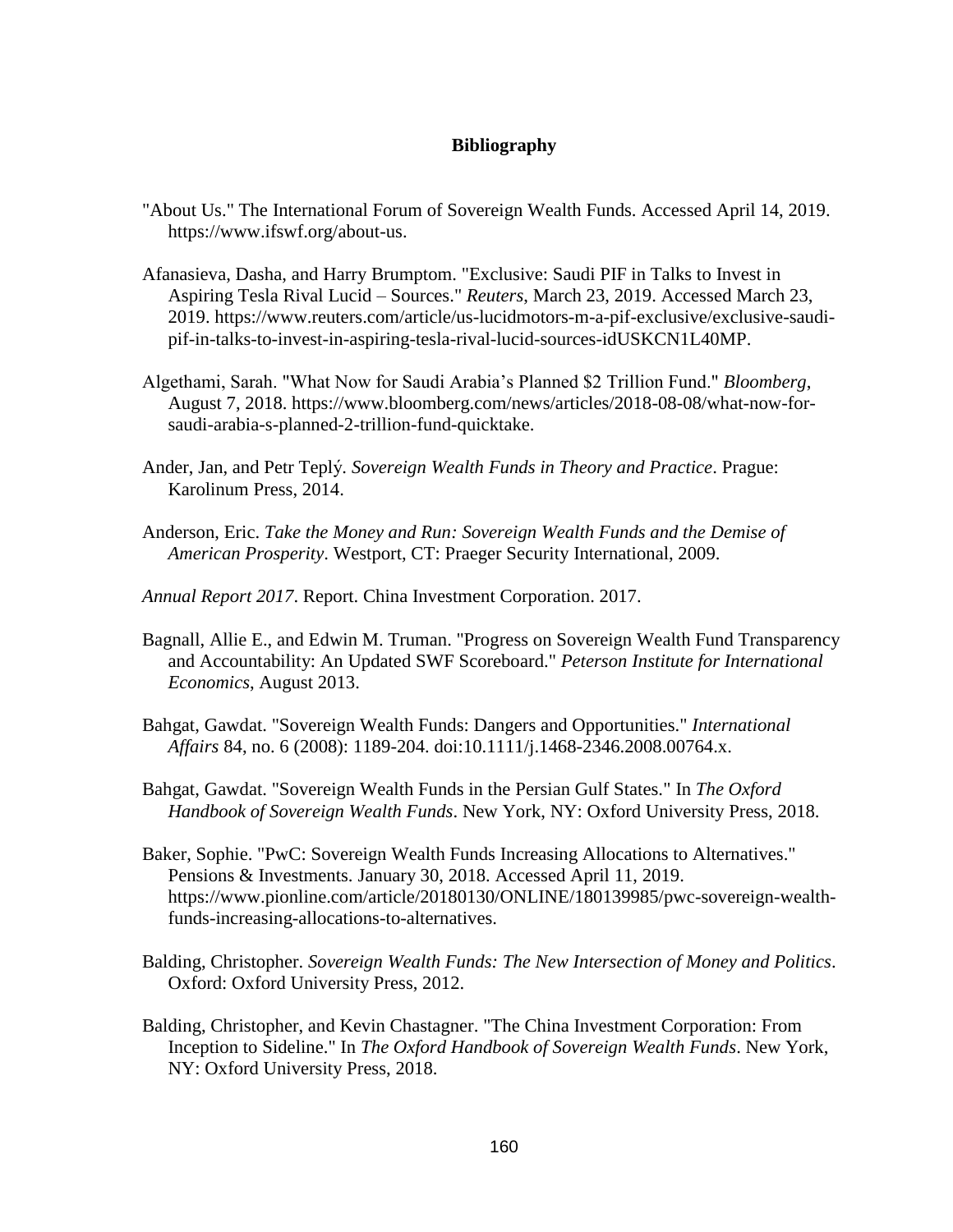# Bibliography

"About Us." The International Forum of Sovereign Wealth Funds. Accessed April 14, 2019. https://www.ifswf.org/about-us.

Afanasieva, Dasha, and Harry Brumptom. "Exclusive: Saudi PIF in Talks to Invest in Aspiring Tesla Rival Lucid – Sources." *Reuters*, March 23, 2019. Accessed March 23, 2019. https://www.reuters.com/article/us-lucidmotors-m-a-pif-exclusive/exclusive-saudi-pif-in-talks-to-invest-in-aspiring-tesla-rival-lucid-sources-idUSKCN1L40MP.

Algethami, Sarah. "What Now for Saudi Arabia's Planned $2 Trillion Fund." *Bloomberg*, August 7, 2018. https://www.bloomberg.com/news/articles/2018-08-08/what-now-for-saudi-arabia-s-planned-2-trillion-fund-quicktake.

Ander, Jan, and Petr Teplý. *Sovereign Wealth Funds in Theory and Practice*. Prague: Karolinum Press, 2014.

Anderson, Eric. *Take the Money and Run: Sovereign Wealth Funds and the Demise of American Prosperity*. Westport, CT: Praeger Security International, 2009.

*Annual Report 2017*. Report. China Investment Corporation. 2017.

Bagnall, Allie E., and Edwin M. Truman. "Progress on Sovereign Wealth Fund Transparency and Accountability: An Updated SWF Scoreboard." *Peterson Institute for International Economics*, August 2013.

Bahgat, Gawdat. "Sovereign Wealth Funds: Dangers and Opportunities." *International Affairs* 84, no. 6 (2008): 1189-204. doi:10.1111/j.1468-2346.2008.00764.x.

Bahgat, Gawdat. "Sovereign Wealth Funds in the Persian Gulf States." In *The Oxford Handbook of Sovereign Wealth Funds*. New York, NY: Oxford University Press, 2018.

Baker, Sophie. "PwC: Sovereign Wealth Funds Increasing Allocations to Alternatives." Pensions & Investments. January 30, 2018. Accessed April 11, 2019. https://www.pionline.com/article/20180130/ONLINE/180139985/pwc-sovereign-wealth-funds-increasing-allocations-to-alternatives.

Balding, Christopher. *Sovereign Wealth Funds: The New Intersection of Money and Politics*. Oxford: Oxford University Press, 2012.

Balding, Christopher, and Kevin Chastagner. "The China Investment Corporation: From Inception to Sideline." In *The Oxford Handbook of Sovereign Wealth Funds*. New York, NY: Oxford University Press, 2018.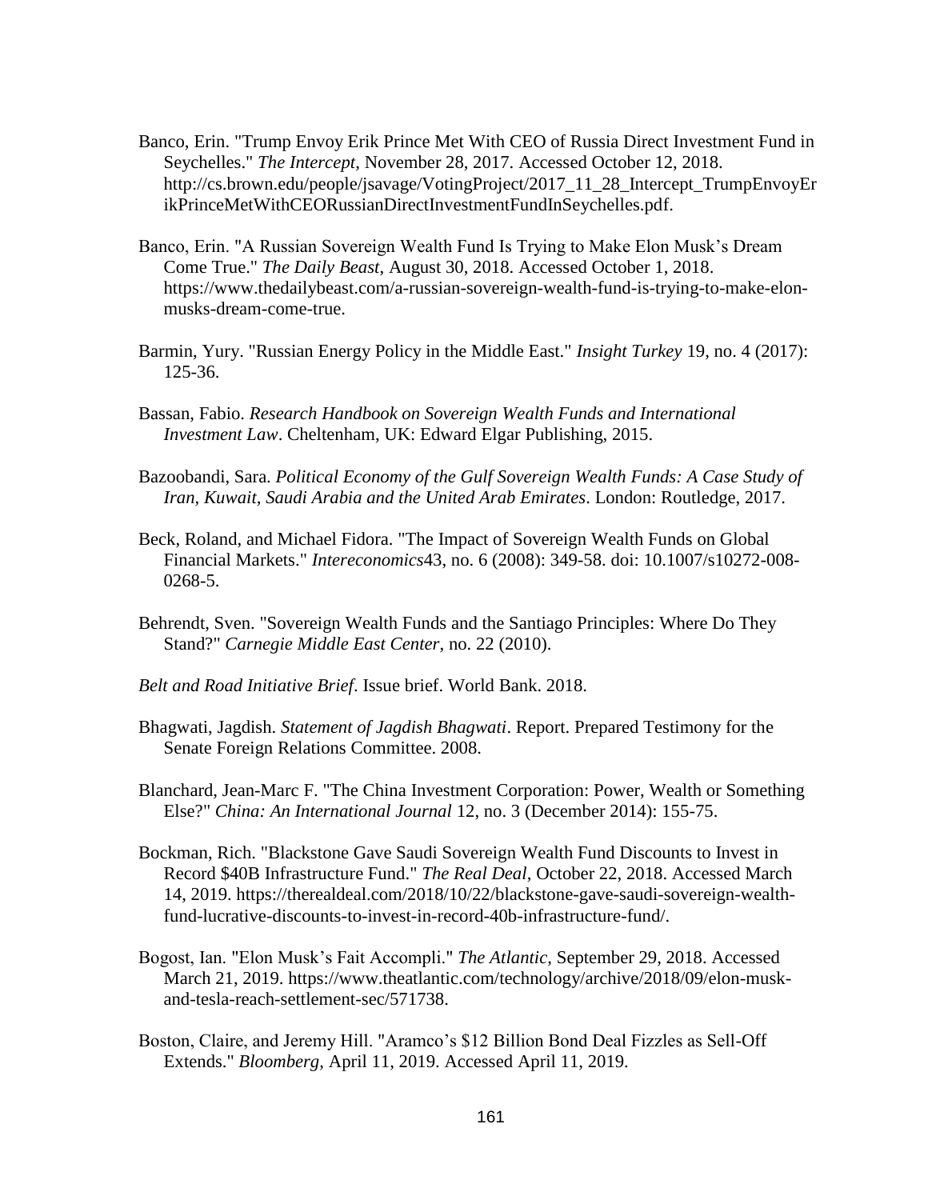Banco, Erin. "Trump Envoy Erik Prince Met With CEO of Russia Direct Investment Fund in Seychelles." *The Intercept*, November 28, 2017. Accessed October 12, 2018. http://cs.brown.edu/people/jsavage/VotingProject/2017_11_28_Intercept_TrumpEnvoyErikPrinceMetWithCEORussianDirectInvestmentFundInSeychelles.pdf.

Banco, Erin. "A Russian Sovereign Wealth Fund Is Trying to Make Elon Musk's Dream Come True." *The Daily Beast*, August 30, 2018. Accessed October 1, 2018. https://www.thedailybeast.com/a-russian-sovereign-wealth-fund-is-trying-to-make-elon-musks-dream-come-true.

Barmin, Yury. "Russian Energy Policy in the Middle East." *Insight Turkey* 19, no. 4 (2017): 125-36.

Bassan, Fabio. *Research Handbook on Sovereign Wealth Funds and International Investment Law*. Cheltenham, UK: Edward Elgar Publishing, 2015.

Bazoobandi, Sara. *Political Economy of the Gulf Sovereign Wealth Funds: A Case Study of Iran, Kuwait, Saudi Arabia and the United Arab Emirates*. London: Routledge, 2017.

Beck, Roland, and Michael Fidora. "The Impact of Sovereign Wealth Funds on Global Financial Markets." *Intereconomics*43, no. 6 (2008): 349-58. doi: 10.1007/s10272-008-0268-5.

Behrendt, Sven. "Sovereign Wealth Funds and the Santiago Principles: Where Do They Stand?" *Carnegie Middle East Center*, no. 22 (2010).

*Belt and Road Initiative Brief*. Issue brief. World Bank. 2018.

Bhagwati, Jagdish. *Statement of Jagdish Bhagwati*. Report. Prepared Testimony for the Senate Foreign Relations Committee. 2008.

Blanchard, Jean-Marc F. "The China Investment Corporation: Power, Wealth or Something Else?" *China: An International Journal* 12, no. 3 (December 2014): 155-75.

Bockman, Rich. "Blackstone Gave Saudi Sovereign Wealth Fund Discounts to Invest in Record $40B Infrastructure Fund." *The Real Deal*, October 22, 2018. Accessed March 14, 2019. https://therealdeal.com/2018/10/22/blackstone-gave-saudi-sovereign-wealth-fund-lucrative-discounts-to-invest-in-record-40b-infrastructure-fund/.

Bogost, Ian. "Elon Musk's Fait Accompli." *The Atlantic*, September 29, 2018. Accessed March 21, 2019. https://www.theatlantic.com/technology/archive/2018/09/elon-musk-and-tesla-reach-settlement-sec/571738.

Boston, Claire, and Jeremy Hill. "Aramco's $12 Billion Bond Deal Fizzles as Sell-Off Extends." *Bloomberg*, April 11, 2019. Accessed April 11, 2019.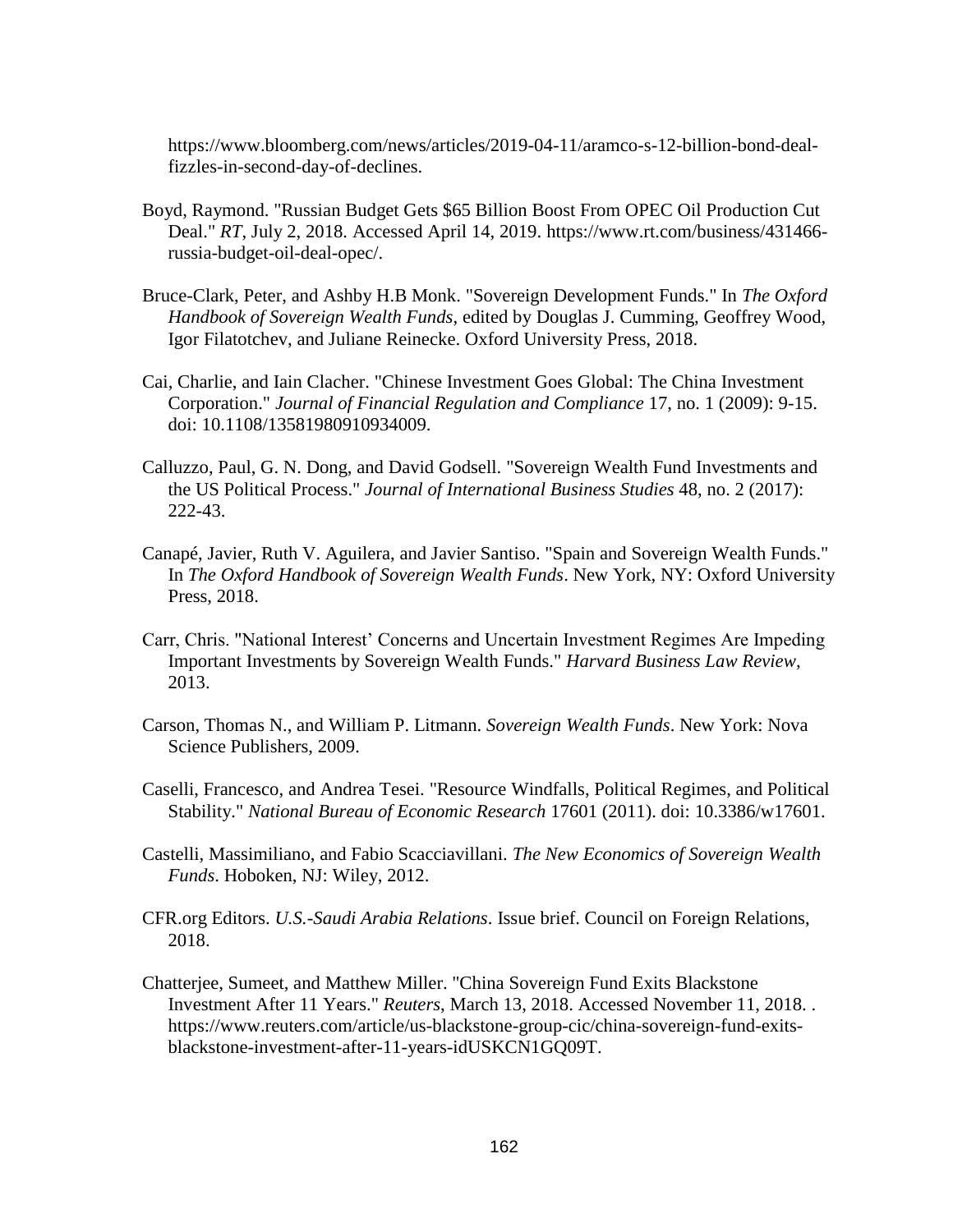https://www.bloomberg.com/news/articles/2019-04-11/aramco-s-12-billion-bond-deal-fizzles-in-second-day-of-declines.

Boyd, Raymond. "Russian Budget Gets $65 Billion Boost From OPEC Oil Production Cut Deal." *RT*, July 2, 2018. Accessed April 14, 2019. https://www.rt.com/business/431466-russia-budget-oil-deal-opec/.

Bruce-Clark, Peter, and Ashby H.B Monk. "Sovereign Development Funds." In *The Oxford Handbook of Sovereign Wealth Funds*, edited by Douglas J. Cumming, Geoffrey Wood, Igor Filatotchev, and Juliane Reinecke. Oxford University Press, 2018.

Cai, Charlie, and Iain Clacher. "Chinese Investment Goes Global: The China Investment Corporation." *Journal of Financial Regulation and Compliance* 17, no. 1 (2009): 9-15. doi: 10.1108/13581980910934009.

Calluzzo, Paul, G. N. Dong, and David Godsell. "Sovereign Wealth Fund Investments and the US Political Process." *Journal of International Business Studies* 48, no. 2 (2017): 222-43.

Canapé, Javier, Ruth V. Aguilera, and Javier Santiso. "Spain and Sovereign Wealth Funds." In *The Oxford Handbook of Sovereign Wealth Funds*. New York, NY: Oxford University Press, 2018.

Carr, Chris. "National Interest' Concerns and Uncertain Investment Regimes Are Impeding Important Investments by Sovereign Wealth Funds." *Harvard Business Law Review*, 2013.

Carson, Thomas N., and William P. Litmann. *Sovereign Wealth Funds*. New York: Nova Science Publishers, 2009.

Caselli, Francesco, and Andrea Tesei. "Resource Windfalls, Political Regimes, and Political Stability." *National Bureau of Economic Research* 17601 (2011). doi: 10.3386/w17601.

Castelli, Massimiliano, and Fabio Scacciavillani. *The New Economics of Sovereign Wealth Funds*. Hoboken, NJ: Wiley, 2012.

CFR.org Editors. *U.S.-Saudi Arabia Relations*. Issue brief. Council on Foreign Relations, 2018.

Chatterjee, Sumeet, and Matthew Miller. "China Sovereign Fund Exits Blackstone Investment After 11 Years." *Reuters*, March 13, 2018. Accessed November 11, 2018. . https://www.reuters.com/article/us-blackstone-group-cic/china-sovereign-fund-exits-blackstone-investment-after-11-years-idUSKCN1GQ09T.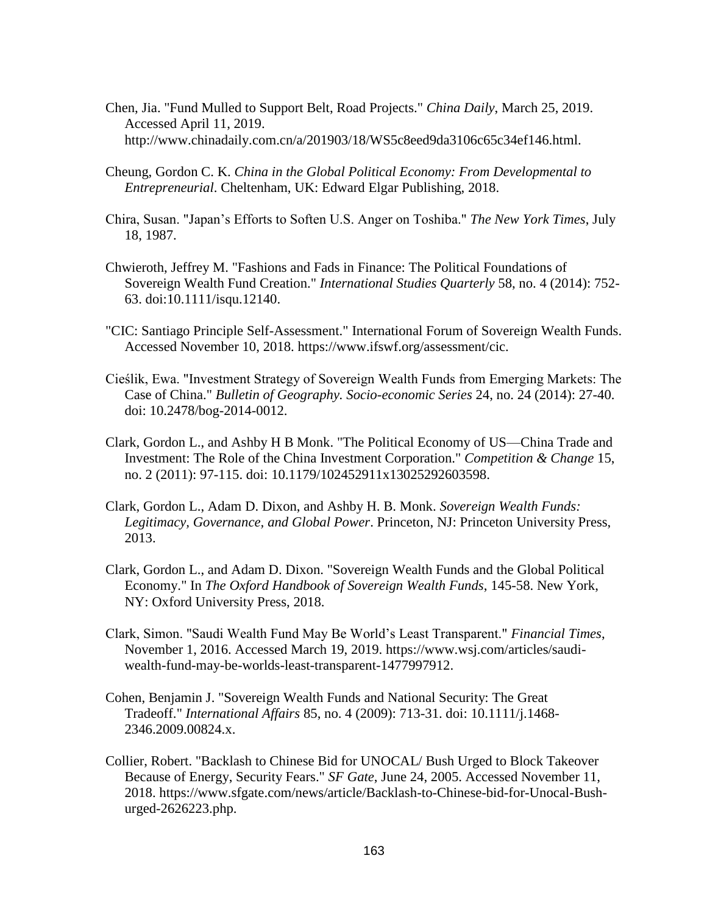Chen, Jia. "Fund Mulled to Support Belt, Road Projects." *China Daily*, March 25, 2019. Accessed April 11, 2019. http://www.chinadaily.com.cn/a/201903/18/WS5c8eed9da3106c65c34ef146.html.

Cheung, Gordon C. K. *China in the Global Political Economy: From Developmental to Entrepreneurial*. Cheltenham, UK: Edward Elgar Publishing, 2018.

Chira, Susan. "Japan's Efforts to Soften U.S. Anger on Toshiba." *The New York Times*, July 18, 1987.

Chwieroth, Jeffrey M. "Fashions and Fads in Finance: The Political Foundations of Sovereign Wealth Fund Creation." *International Studies Quarterly* 58, no. 4 (2014): 752-63. doi:10.1111/isqu.12140.

"CIC: Santiago Principle Self-Assessment." International Forum of Sovereign Wealth Funds. Accessed November 10, 2018. https://www.ifswf.org/assessment/cic.

Cieślik, Ewa. "Investment Strategy of Sovereign Wealth Funds from Emerging Markets: The Case of China." *Bulletin of Geography. Socio-economic Series* 24, no. 24 (2014): 27-40. doi: 10.2478/bog-2014-0012.

Clark, Gordon L., and Ashby H B Monk. "The Political Economy of US—China Trade and Investment: The Role of the China Investment Corporation." *Competition & Change* 15, no. 2 (2011): 97-115. doi: 10.1179/102452911x13025292603598.

Clark, Gordon L., Adam D. Dixon, and Ashby H. B. Monk. *Sovereign Wealth Funds: Legitimacy, Governance, and Global Power*. Princeton, NJ: Princeton University Press, 2013.

Clark, Gordon L., and Adam D. Dixon. "Sovereign Wealth Funds and the Global Political Economy." In *The Oxford Handbook of Sovereign Wealth Funds*, 145-58. New York, NY: Oxford University Press, 2018.

Clark, Simon. "Saudi Wealth Fund May Be World's Least Transparent." *Financial Times*, November 1, 2016. Accessed March 19, 2019. https://www.wsj.com/articles/saudi-wealth-fund-may-be-worlds-least-transparent-1477997912.

Cohen, Benjamin J. "Sovereign Wealth Funds and National Security: The Great Tradeoff." *International Affairs* 85, no. 4 (2009): 713-31. doi: 10.1111/j.1468-2346.2009.00824.x.

Collier, Robert. "Backlash to Chinese Bid for UNOCAL/ Bush Urged to Block Takeover Because of Energy, Security Fears." *SF Gate*, June 24, 2005. Accessed November 11, 2018. https://www.sfgate.com/news/article/Backlash-to-Chinese-bid-for-Unocal-Bush-urged-2626223.php.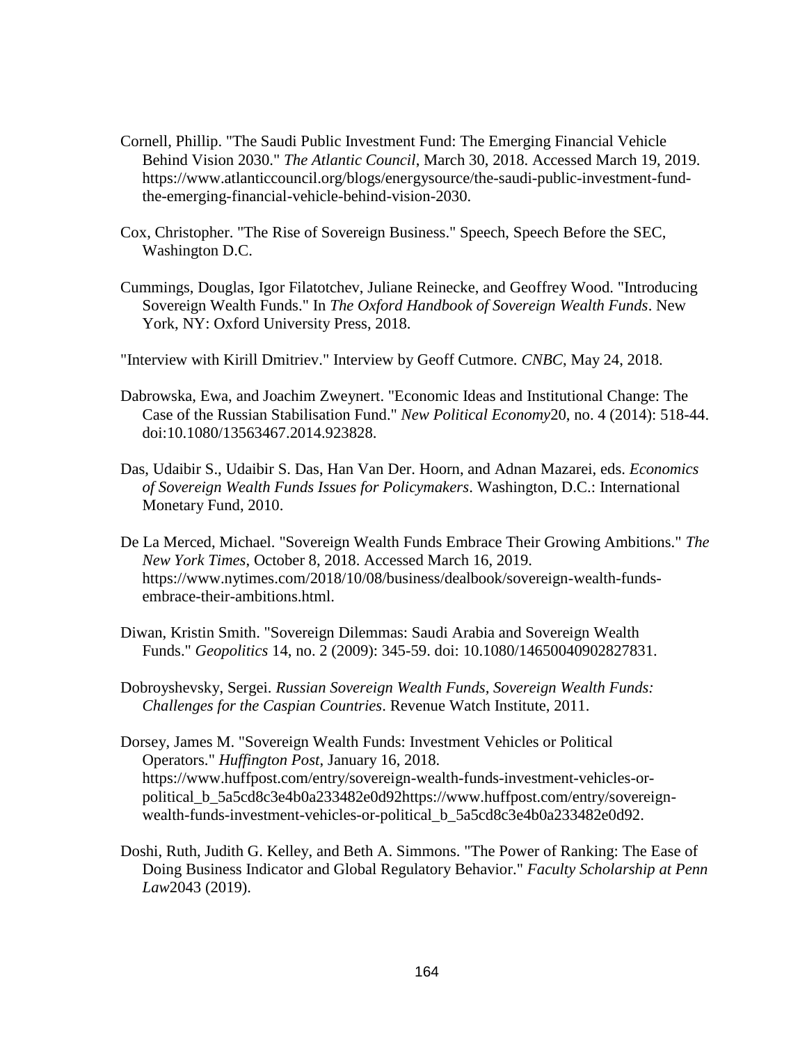Cornell, Phillip. "The Saudi Public Investment Fund: The Emerging Financial Vehicle Behind Vision 2030." *The Atlantic Council*, March 30, 2018. Accessed March 19, 2019. https://www.atlanticcouncil.org/blogs/energysource/the-saudi-public-investment-fund-the-emerging-financial-vehicle-behind-vision-2030.

Cox, Christopher. "The Rise of Sovereign Business." Speech, Speech Before the SEC, Washington D.C.

Cummings, Douglas, Igor Filatotchev, Juliane Reinecke, and Geoffrey Wood. "Introducing Sovereign Wealth Funds." In *The Oxford Handbook of Sovereign Wealth Funds*. New York, NY: Oxford University Press, 2018.

"Interview with Kirill Dmitriev." Interview by Geoff Cutmore. *CNBC*, May 24, 2018.

Dabrowska, Ewa, and Joachim Zweynert. "Economic Ideas and Institutional Change: The Case of the Russian Stabilisation Fund." *New Political Economy*20, no. 4 (2014): 518-44. doi:10.1080/13563467.2014.923828.

Das, Udaibir S., Udaibir S. Das, Han Van Der. Hoorn, and Adnan Mazarei, eds. *Economics of Sovereign Wealth Funds Issues for Policymakers*. Washington, D.C.: International Monetary Fund, 2010.

De La Merced, Michael. "Sovereign Wealth Funds Embrace Their Growing Ambitions." *The New York Times*, October 8, 2018. Accessed March 16, 2019. https://www.nytimes.com/2018/10/08/business/dealbook/sovereign-wealth-funds-embrace-their-ambitions.html.

Diwan, Kristin Smith. "Sovereign Dilemmas: Saudi Arabia and Sovereign Wealth Funds." *Geopolitics* 14, no. 2 (2009): 345-59. doi: 10.1080/14650040902827831.

Dobroyshevsky, Sergei. *Russian Sovereign Wealth Funds, Sovereign Wealth Funds: Challenges for the Caspian Countries*. Revenue Watch Institute, 2011.

Dorsey, James M. "Sovereign Wealth Funds: Investment Vehicles or Political Operators." *Huffington Post*, January 16, 2018. https://www.huffpost.com/entry/sovereign-wealth-funds-investment-vehicles-or-political_b_5a5cd8c3e4b0a233482e0d92https://www.huffpost.com/entry/sovereign-wealth-funds-investment-vehicles-or-political_b_5a5cd8c3e4b0a233482e0d92.

Doshi, Ruth, Judith G. Kelley, and Beth A. Simmons. "The Power of Ranking: The Ease of Doing Business Indicator and Global Regulatory Behavior." *Faculty Scholarship at Penn Law*2043 (2019).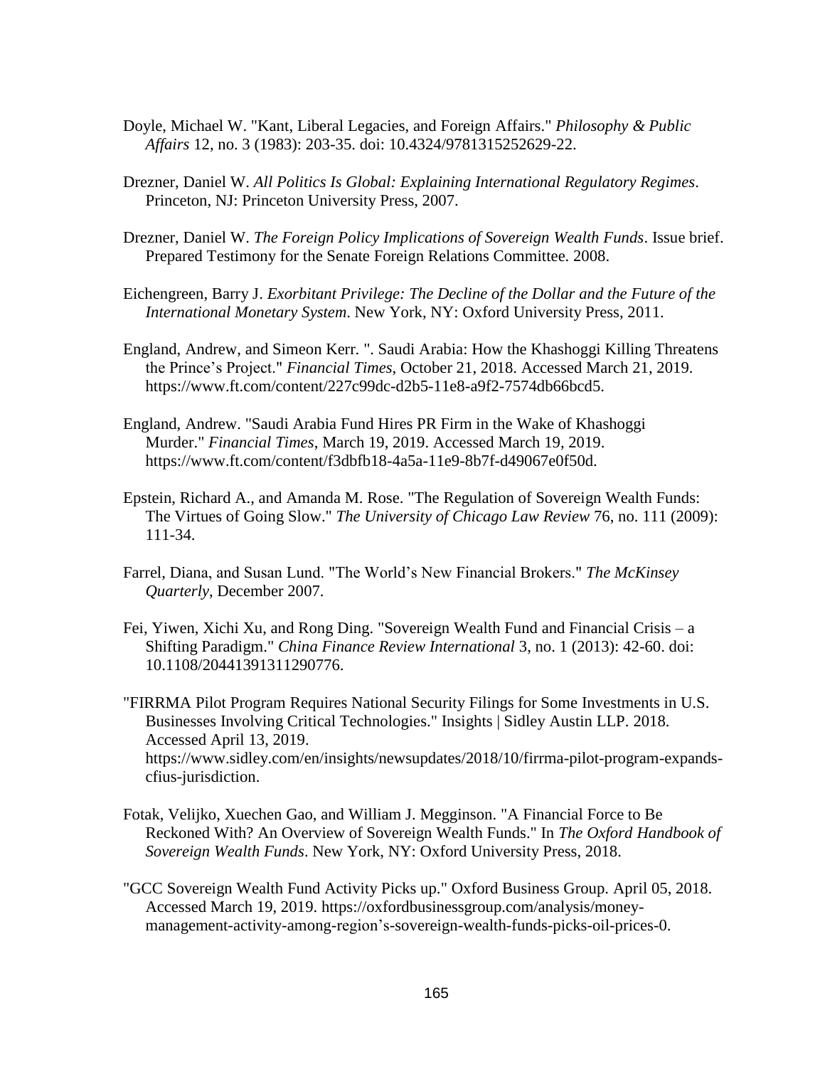Doyle, Michael W. "Kant, Liberal Legacies, and Foreign Affairs." *Philosophy & Public Affairs* 12, no. 3 (1983): 203-35. doi: 10.4324/9781315252629-22.

Drezner, Daniel W. *All Politics Is Global: Explaining International Regulatory Regimes*. Princeton, NJ: Princeton University Press, 2007.

Drezner, Daniel W. *The Foreign Policy Implications of Sovereign Wealth Funds*. Issue brief. Prepared Testimony for the Senate Foreign Relations Committee. 2008.

Eichengreen, Barry J. *Exorbitant Privilege: The Decline of the Dollar and the Future of the International Monetary System*. New York, NY: Oxford University Press, 2011.

England, Andrew, and Simeon Kerr. ". Saudi Arabia: How the Khashoggi Killing Threatens the Prince's Project." *Financial Times*, October 21, 2018. Accessed March 21, 2019. https://www.ft.com/content/227c99dc-d2b5-11e8-a9f2-7574db66bcd5.

England, Andrew. "Saudi Arabia Fund Hires PR Firm in the Wake of Khashoggi Murder." *Financial Times*, March 19, 2019. Accessed March 19, 2019. https://www.ft.com/content/f3dbfb18-4a5a-11e9-8b7f-d49067e0f50d.

Epstein, Richard A., and Amanda M. Rose. "The Regulation of Sovereign Wealth Funds: The Virtues of Going Slow." *The University of Chicago Law Review* 76, no. 111 (2009): 111-34.

Farrel, Diana, and Susan Lund. "The World's New Financial Brokers." *The McKinsey Quarterly*, December 2007.

Fei, Yiwen, Xichi Xu, and Rong Ding. "Sovereign Wealth Fund and Financial Crisis – a Shifting Paradigm." *China Finance Review International* 3, no. 1 (2013): 42-60. doi: 10.1108/20441391311290776.

"FIRRMA Pilot Program Requires National Security Filings for Some Investments in U.S. Businesses Involving Critical Technologies." Insights | Sidley Austin LLP. 2018. Accessed April 13, 2019. https://www.sidley.com/en/insights/newsupdates/2018/10/firrma-pilot-program-expands-cfius-jurisdiction.

Fotak, Velijko, Xuechen Gao, and William J. Megginson. "A Financial Force to Be Reckoned With? An Overview of Sovereign Wealth Funds." In *The Oxford Handbook of Sovereign Wealth Funds*. New York, NY: Oxford University Press, 2018.

"GCC Sovereign Wealth Fund Activity Picks up." Oxford Business Group. April 05, 2018. Accessed March 19, 2019. https://oxfordbusinessgroup.com/analysis/money-management-activity-among-region's-sovereign-wealth-funds-picks-oil-prices-0.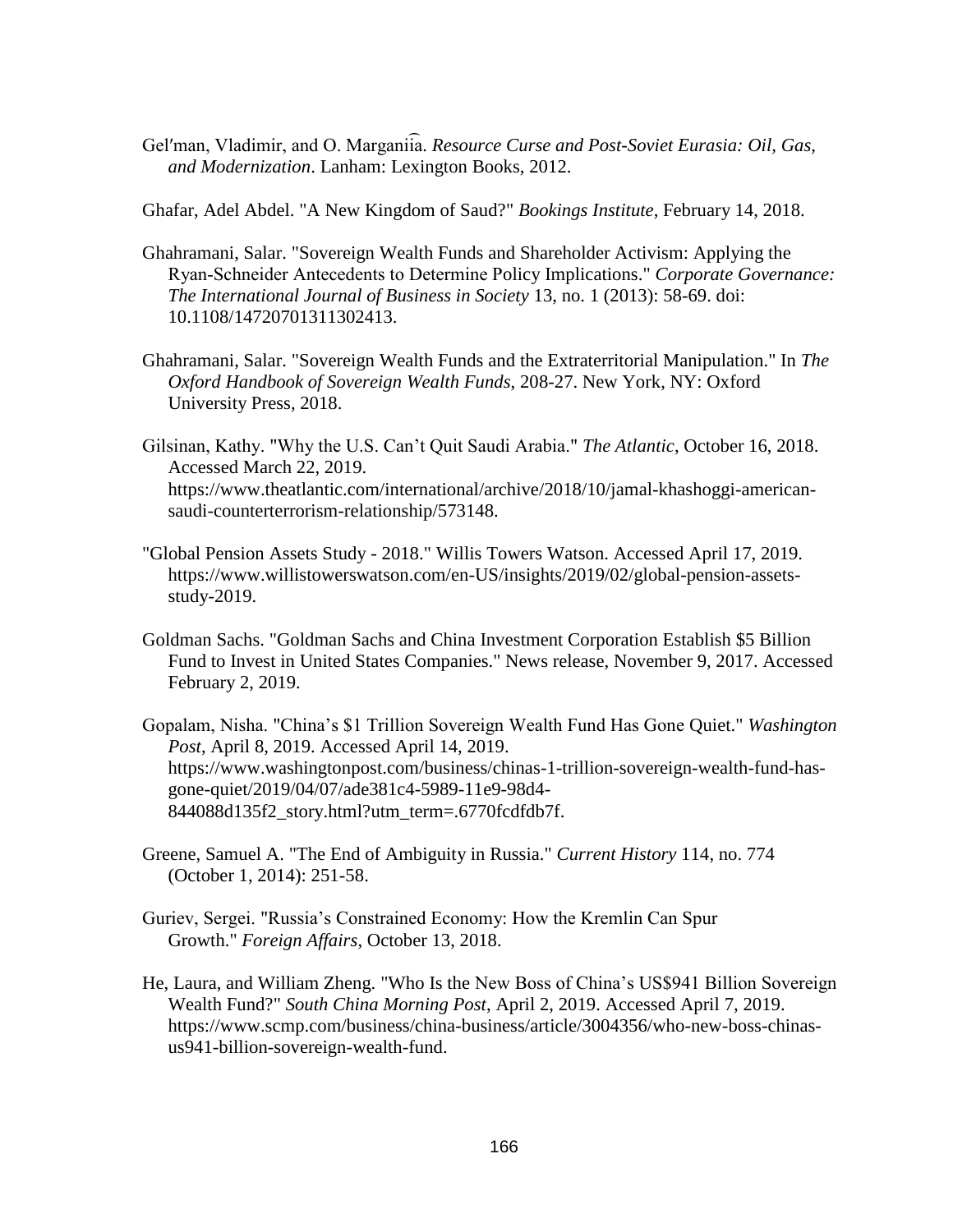Gel′man, Vladimir, and O. Marganii͡a. *Resource Curse and Post-Soviet Eurasia: Oil, Gas, and Modernization*. Lanham: Lexington Books, 2012.

Ghafar, Adel Abdel. "A New Kingdom of Saud?" *Bookings Institute*, February 14, 2018.

Ghahramani, Salar. "Sovereign Wealth Funds and Shareholder Activism: Applying the Ryan-Schneider Antecedents to Determine Policy Implications." *Corporate Governance: The International Journal of Business in Society* 13, no. 1 (2013): 58-69. doi: 10.1108/14720701311302413.

Ghahramani, Salar. "Sovereign Wealth Funds and the Extraterritorial Manipulation." In *The Oxford Handbook of Sovereign Wealth Funds*, 208-27. New York, NY: Oxford University Press, 2018.

Gilsinan, Kathy. "Why the U.S. Can't Quit Saudi Arabia." *The Atlantic*, October 16, 2018. Accessed March 22, 2019. https://www.theatlantic.com/international/archive/2018/10/jamal-khashoggi-american-saudi-counterterrorism-relationship/573148.

"Global Pension Assets Study - 2018." Willis Towers Watson. Accessed April 17, 2019. https://www.willistowerswatson.com/en-US/insights/2019/02/global-pension-assets-study-2019.

Goldman Sachs. "Goldman Sachs and China Investment Corporation Establish $5 Billion Fund to Invest in United States Companies." News release, November 9, 2017. Accessed February 2, 2019.

Gopalam, Nisha. "China's $1 Trillion Sovereign Wealth Fund Has Gone Quiet." *Washington Post*, April 8, 2019. Accessed April 14, 2019. https://www.washingtonpost.com/business/chinas-1-trillion-sovereign-wealth-fund-has-gone-quiet/2019/04/07/ade381c4-5989-11e9-98d4-844088d135f2_story.html?utm_term=.6770fcdfdb7f.

Greene, Samuel A. "The End of Ambiguity in Russia." *Current History* 114, no. 774 (October 1, 2014): 251-58.

Guriev, Sergei. "Russia's Constrained Economy: How the Kremlin Can Spur Growth." *Foreign Affairs*, October 13, 2018.

He, Laura, and William Zheng. "Who Is the New Boss of China's US$941 Billion Sovereign Wealth Fund?" *South China Morning Post*, April 2, 2019. Accessed April 7, 2019. https://www.scmp.com/business/china-business/article/3004356/who-new-boss-chinas-us941-billion-sovereign-wealth-fund.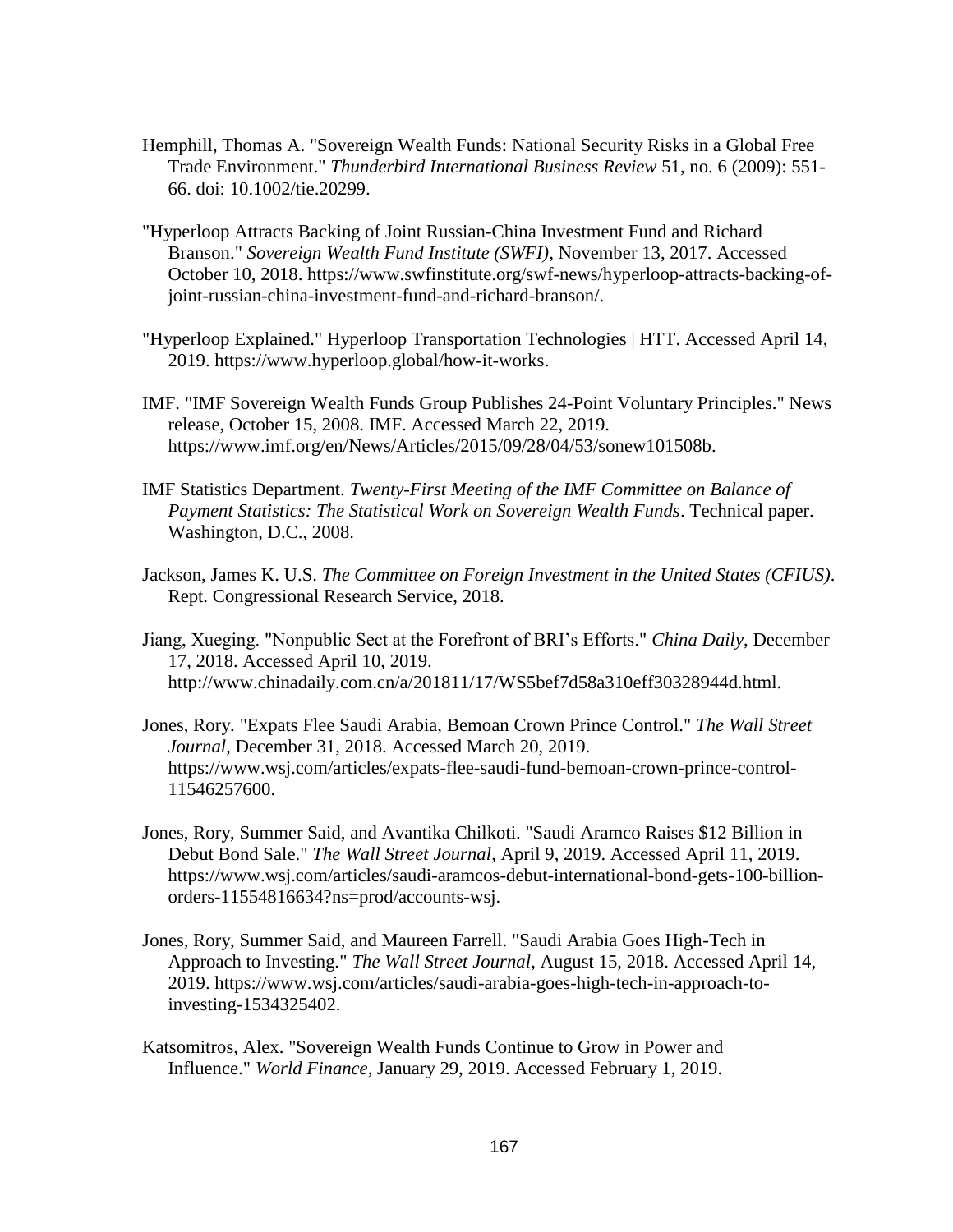Hemphill, Thomas A. "Sovereign Wealth Funds: National Security Risks in a Global Free Trade Environment." *Thunderbird International Business Review* 51, no. 6 (2009): 551-66. doi: 10.1002/tie.20299.

"Hyperloop Attracts Backing of Joint Russian-China Investment Fund and Richard Branson." *Sovereign Wealth Fund Institute (SWFI)*, November 13, 2017. Accessed October 10, 2018. https://www.swfinstitute.org/swf-news/hyperloop-attracts-backing-of-joint-russian-china-investment-fund-and-richard-branson/.

"Hyperloop Explained." Hyperloop Transportation Technologies | HTT. Accessed April 14, 2019. https://www.hyperloop.global/how-it-works.

IMF. "IMF Sovereign Wealth Funds Group Publishes 24-Point Voluntary Principles." News release, October 15, 2008. IMF. Accessed March 22, 2019. https://www.imf.org/en/News/Articles/2015/09/28/04/53/sonew101508b.

IMF Statistics Department. *Twenty-First Meeting of the IMF Committee on Balance of Payment Statistics: The Statistical Work on Sovereign Wealth Funds*. Technical paper. Washington, D.C., 2008.

Jackson, James K. U.S. *The Committee on Foreign Investment in the United States (CFIUS)*. Rept. Congressional Research Service, 2018.

Jiang, Xueging. "Nonpublic Sect at the Forefront of BRI's Efforts." *China Daily*, December 17, 2018. Accessed April 10, 2019. http://www.chinadaily.com.cn/a/201811/17/WS5bef7d58a310eff30328944d.html.

Jones, Rory. "Expats Flee Saudi Arabia, Bemoan Crown Prince Control." *The Wall Street Journal*, December 31, 2018. Accessed March 20, 2019. https://www.wsj.com/articles/expats-flee-saudi-fund-bemoan-crown-prince-control-11546257600.

Jones, Rory, Summer Said, and Avantika Chilkoti. "Saudi Aramco Raises $12 Billion in Debut Bond Sale." *The Wall Street Journal*, April 9, 2019. Accessed April 11, 2019. https://www.wsj.com/articles/saudi-aramcos-debut-international-bond-gets-100-billion-orders-11554816634?ns=prod/accounts-wsj.

Jones, Rory, Summer Said, and Maureen Farrell. "Saudi Arabia Goes High-Tech in Approach to Investing." *The Wall Street Journal*, August 15, 2018. Accessed April 14, 2019. https://www.wsj.com/articles/saudi-arabia-goes-high-tech-in-approach-to-investing-1534325402.

Katsomitros, Alex. "Sovereign Wealth Funds Continue to Grow in Power and Influence." *World Finance*, January 29, 2019. Accessed February 1, 2019.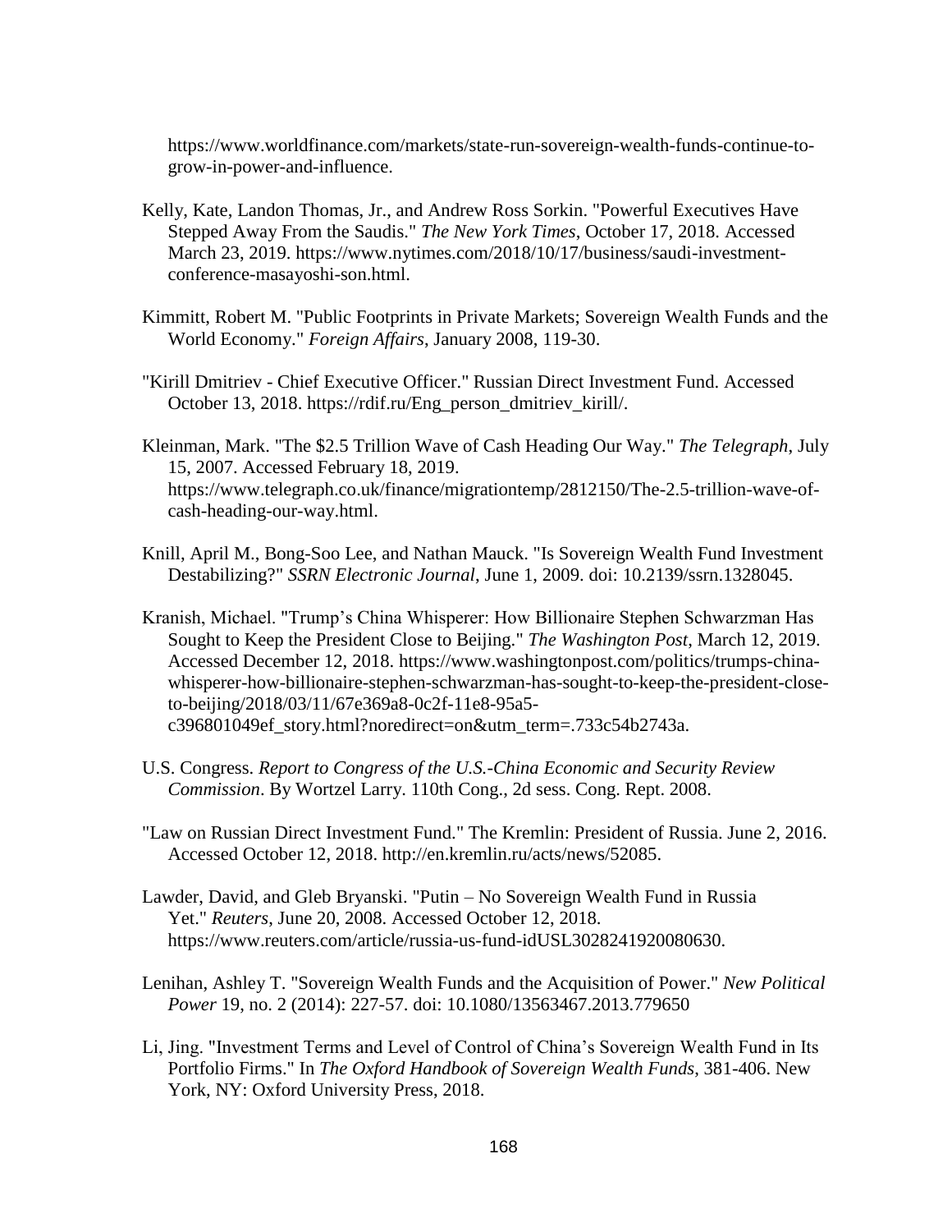https://www.worldfinance.com/markets/state-run-sovereign-wealth-funds-continue-to-grow-in-power-and-influence.

Kelly, Kate, Landon Thomas, Jr., and Andrew Ross Sorkin. "Powerful Executives Have Stepped Away From the Saudis." *The New York Times*, October 17, 2018. Accessed March 23, 2019. https://www.nytimes.com/2018/10/17/business/saudi-investment-conference-masayoshi-son.html.

Kimmitt, Robert M. "Public Footprints in Private Markets; Sovereign Wealth Funds and the World Economy." *Foreign Affairs*, January 2008, 119-30.

"Kirill Dmitriev - Chief Executive Officer." Russian Direct Investment Fund. Accessed October 13, 2018. https://rdif.ru/Eng_person_dmitriev_kirill/.

Kleinman, Mark. "The $2.5 Trillion Wave of Cash Heading Our Way." *The Telegraph*, July 15, 2007. Accessed February 18, 2019. https://www.telegraph.co.uk/finance/migrationtemp/2812150/The-2.5-trillion-wave-of-cash-heading-our-way.html.

Knill, April M., Bong-Soo Lee, and Nathan Mauck. "Is Sovereign Wealth Fund Investment Destabilizing?" *SSRN Electronic Journal*, June 1, 2009. doi: 10.2139/ssrn.1328045.

Kranish, Michael. "Trump's China Whisperer: How Billionaire Stephen Schwarzman Has Sought to Keep the President Close to Beijing." *The Washington Post*, March 12, 2019. Accessed December 12, 2018. https://www.washingtonpost.com/politics/trumps-china-whisperer-how-billionaire-stephen-schwarzman-has-sought-to-keep-the-president-close-to-beijing/2018/03/11/67e369a8-0c2f-11e8-95a5-c396801049ef_story.html?noredirect=on&utm_term=.733c54b2743a.

U.S. Congress. *Report to Congress of the U.S.-China Economic and Security Review Commission*. By Wortzel Larry. 110th Cong., 2d sess. Cong. Rept. 2008.

"Law on Russian Direct Investment Fund." The Kremlin: President of Russia. June 2, 2016. Accessed October 12, 2018. http://en.kremlin.ru/acts/news/52085.

Lawder, David, and Gleb Bryanski. "Putin – No Sovereign Wealth Fund in Russia Yet." *Reuters*, June 20, 2008. Accessed October 12, 2018. https://www.reuters.com/article/russia-us-fund-idUSL3028241920080630.

Lenihan, Ashley T. "Sovereign Wealth Funds and the Acquisition of Power." *New Political Power* 19, no. 2 (2014): 227-57. doi: 10.1080/13563467.2013.779650

Li, Jing. "Investment Terms and Level of Control of China's Sovereign Wealth Fund in Its Portfolio Firms." In *The Oxford Handbook of Sovereign Wealth Funds*, 381-406. New York, NY: Oxford University Press, 2018.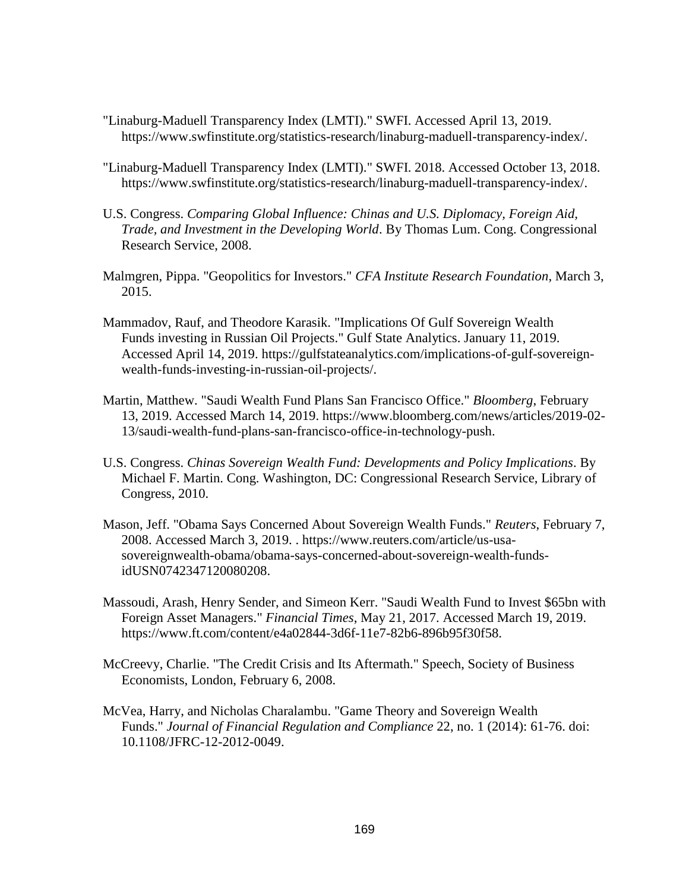"Linaburg-Maduell Transparency Index (LMTI)." SWFI. Accessed April 13, 2019. https://www.swfinstitute.org/statistics-research/linaburg-maduell-transparency-index/.

"Linaburg-Maduell Transparency Index (LMTI)." SWFI. 2018. Accessed October 13, 2018. https://www.swfinstitute.org/statistics-research/linaburg-maduell-transparency-index/.

U.S. Congress. *Comparing Global Influence: Chinas and U.S. Diplomacy, Foreign Aid, Trade, and Investment in the Developing World*. By Thomas Lum. Cong. Congressional Research Service, 2008.

Malmgren, Pippa. "Geopolitics for Investors." *CFA Institute Research Foundation*, March 3, 2015.

Mammadov, Rauf, and Theodore Karasik. "Implications Of Gulf Sovereign Wealth Funds investing in Russian Oil Projects." Gulf State Analytics. January 11, 2019. Accessed April 14, 2019. https://gulfstateanalytics.com/implications-of-gulf-sovereign-wealth-funds-investing-in-russian-oil-projects/.

Martin, Matthew. "Saudi Wealth Fund Plans San Francisco Office." *Bloomberg*, February 13, 2019. Accessed March 14, 2019. https://www.bloomberg.com/news/articles/2019-02-13/saudi-wealth-fund-plans-san-francisco-office-in-technology-push.

U.S. Congress. *Chinas Sovereign Wealth Fund: Developments and Policy Implications*. By Michael F. Martin. Cong. Washington, DC: Congressional Research Service, Library of Congress, 2010.

Mason, Jeff. "Obama Says Concerned About Sovereign Wealth Funds." *Reuters*, February 7, 2008. Accessed March 3, 2019. . https://www.reuters.com/article/us-usa-sovereignwealth-obama/obama-says-concerned-about-sovereign-wealth-funds-idUSN0742347120080208.

Massoudi, Arash, Henry Sender, and Simeon Kerr. "Saudi Wealth Fund to Invest $65bn with Foreign Asset Managers." *Financial Times*, May 21, 2017. Accessed March 19, 2019. https://www.ft.com/content/e4a02844-3d6f-11e7-82b6-896b95f30f58.

McCreevy, Charlie. "The Credit Crisis and Its Aftermath." Speech, Society of Business Economists, London, February 6, 2008.

McVea, Harry, and Nicholas Charalambu. "Game Theory and Sovereign Wealth Funds." *Journal of Financial Regulation and Compliance* 22, no. 1 (2014): 61-76. doi: 10.1108/JFRC-12-2012-0049.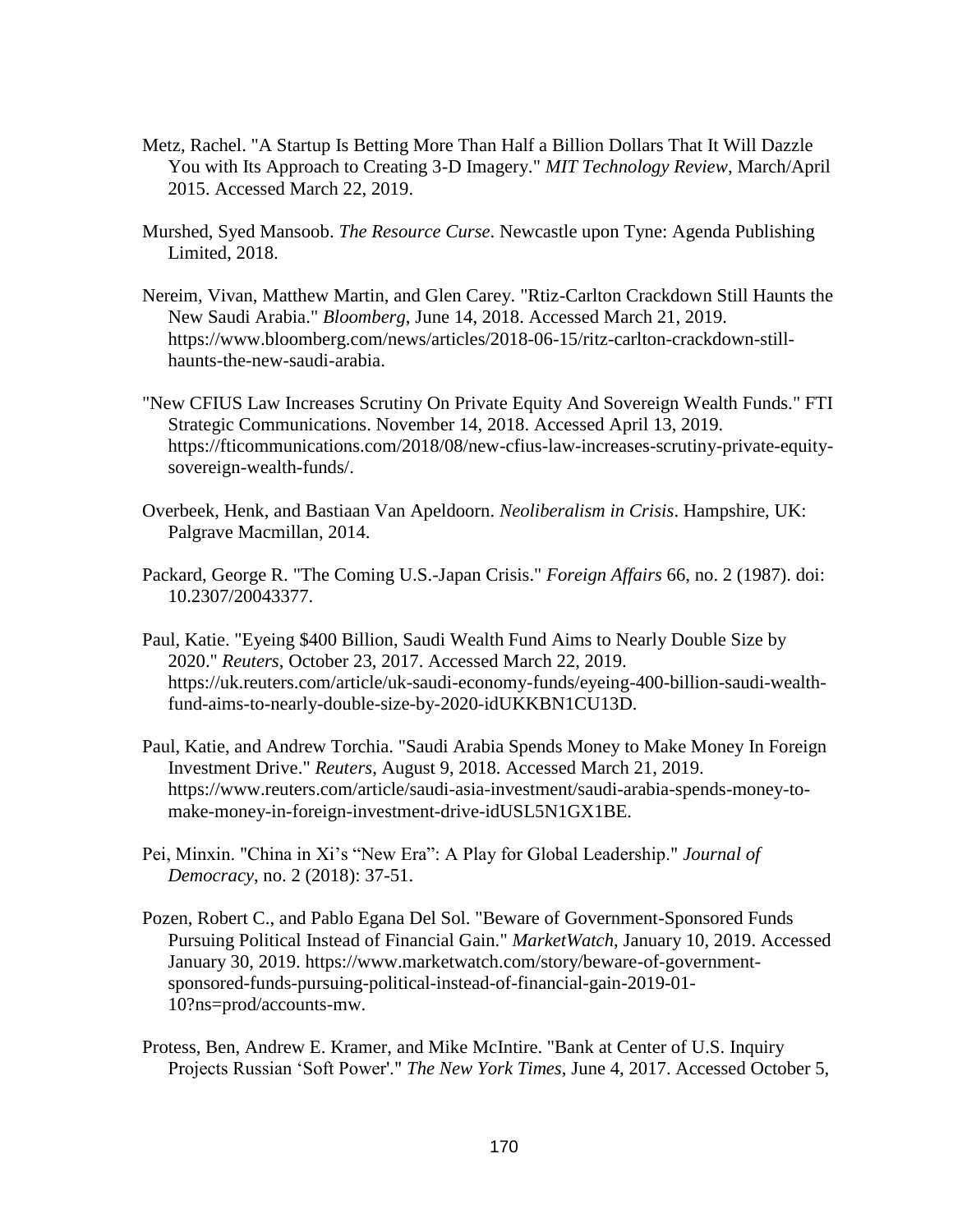Metz, Rachel. "A Startup Is Betting More Than Half a Billion Dollars That It Will Dazzle You with Its Approach to Creating 3-D Imagery." *MIT Technology Review*, March/April 2015. Accessed March 22, 2019.

Murshed, Syed Mansoob. *The Resource Curse*. Newcastle upon Tyne: Agenda Publishing Limited, 2018.

Nereim, Vivan, Matthew Martin, and Glen Carey. "Rtiz-Carlton Crackdown Still Haunts the New Saudi Arabia." *Bloomberg*, June 14, 2018. Accessed March 21, 2019. https://www.bloomberg.com/news/articles/2018-06-15/ritz-carlton-crackdown-still-haunts-the-new-saudi-arabia.

"New CFIUS Law Increases Scrutiny On Private Equity And Sovereign Wealth Funds." FTI Strategic Communications. November 14, 2018. Accessed April 13, 2019. https://fticommunications.com/2018/08/new-cfius-law-increases-scrutiny-private-equity-sovereign-wealth-funds/.

Overbeek, Henk, and Bastiaan Van Apeldoorn. *Neoliberalism in Crisis*. Hampshire, UK: Palgrave Macmillan, 2014.

Packard, George R. "The Coming U.S.-Japan Crisis." *Foreign Affairs* 66, no. 2 (1987). doi: 10.2307/20043377.

Paul, Katie. "Eyeing $400 Billion, Saudi Wealth Fund Aims to Nearly Double Size by 2020." *Reuters*, October 23, 2017. Accessed March 22, 2019. https://uk.reuters.com/article/uk-saudi-economy-funds/eyeing-400-billion-saudi-wealth-fund-aims-to-nearly-double-size-by-2020-idUKKBN1CU13D.

Paul, Katie, and Andrew Torchia. "Saudi Arabia Spends Money to Make Money In Foreign Investment Drive." *Reuters*, August 9, 2018. Accessed March 21, 2019. https://www.reuters.com/article/saudi-asia-investment/saudi-arabia-spends-money-to-make-money-in-foreign-investment-drive-idUSL5N1GX1BE.

Pei, Minxin. "China in Xi's "New Era": A Play for Global Leadership." *Journal of Democracy*, no. 2 (2018): 37-51.

Pozen, Robert C., and Pablo Egana Del Sol. "Beware of Government-Sponsored Funds Pursuing Political Instead of Financial Gain." *MarketWatch*, January 10, 2019. Accessed January 30, 2019. https://www.marketwatch.com/story/beware-of-government-sponsored-funds-pursuing-political-instead-of-financial-gain-2019-01-10?ns=prod/accounts-mw.

Protess, Ben, Andrew E. Kramer, and Mike McIntire. "Bank at Center of U.S. Inquiry Projects Russian 'Soft Power'." *The New York Times*, June 4, 2017. Accessed October 5,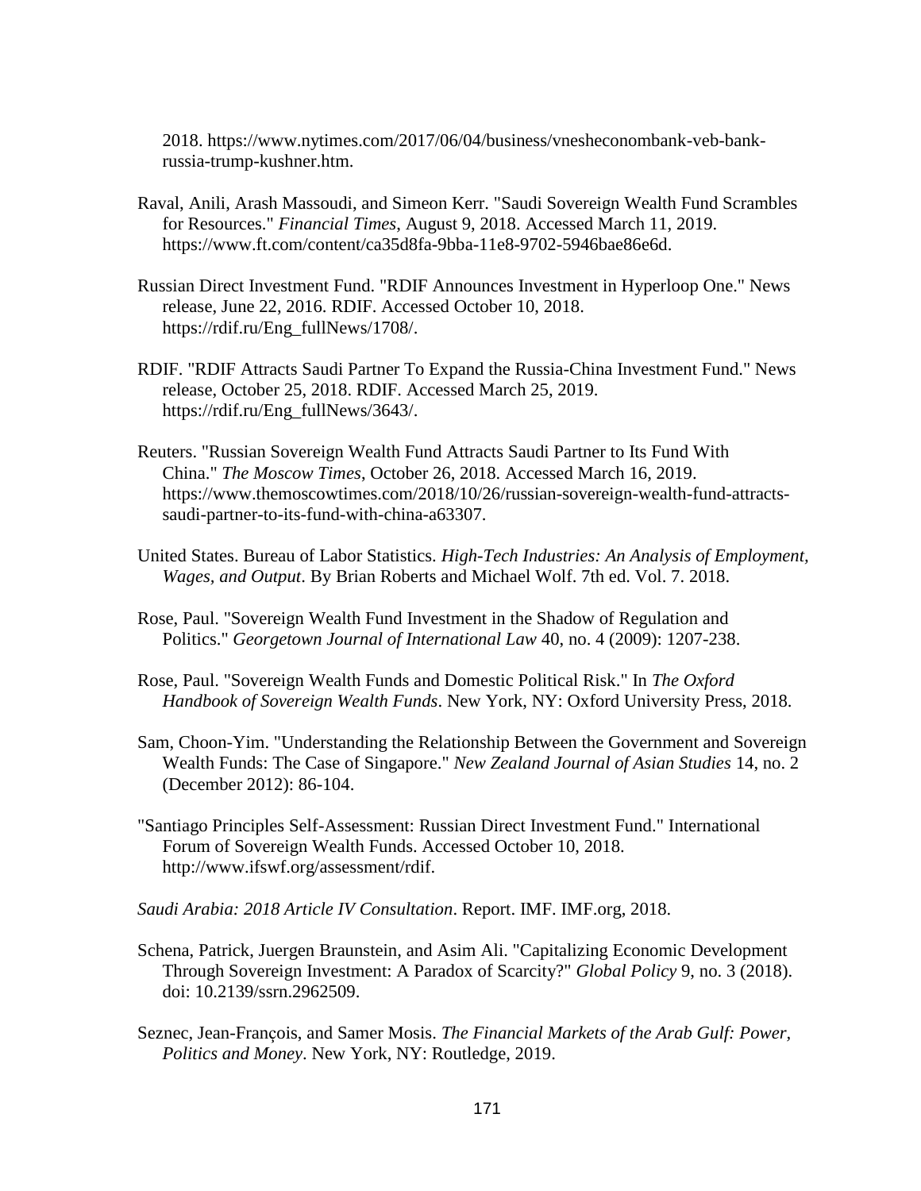2018. https://www.nytimes.com/2017/06/04/business/vnesheconombank-veb-bank-russia-trump-kushner.htm.

Raval, Anili, Arash Massoudi, and Simeon Kerr. "Saudi Sovereign Wealth Fund Scrambles for Resources." *Financial Times*, August 9, 2018. Accessed March 11, 2019. https://www.ft.com/content/ca35d8fa-9bba-11e8-9702-5946bae86e6d.

Russian Direct Investment Fund. "RDIF Announces Investment in Hyperloop One." News release, June 22, 2016. RDIF. Accessed October 10, 2018. https://rdif.ru/Eng_fullNews/1708/.

RDIF. "RDIF Attracts Saudi Partner To Expand the Russia-China Investment Fund." News release, October 25, 2018. RDIF. Accessed March 25, 2019. https://rdif.ru/Eng_fullNews/3643/.

Reuters. "Russian Sovereign Wealth Fund Attracts Saudi Partner to Its Fund With China." *The Moscow Times*, October 26, 2018. Accessed March 16, 2019. https://www.themoscowtimes.com/2018/10/26/russian-sovereign-wealth-fund-attracts-saudi-partner-to-its-fund-with-china-a63307.

United States. Bureau of Labor Statistics. *High-Tech Industries: An Analysis of Employment, Wages, and Output*. By Brian Roberts and Michael Wolf. 7th ed. Vol. 7. 2018.

Rose, Paul. "Sovereign Wealth Fund Investment in the Shadow of Regulation and Politics." *Georgetown Journal of International Law* 40, no. 4 (2009): 1207-238.

Rose, Paul. "Sovereign Wealth Funds and Domestic Political Risk." In *The Oxford Handbook of Sovereign Wealth Funds*. New York, NY: Oxford University Press, 2018.

Sam, Choon-Yim. "Understanding the Relationship Between the Government and Sovereign Wealth Funds: The Case of Singapore." *New Zealand Journal of Asian Studies* 14, no. 2 (December 2012): 86-104.

"Santiago Principles Self-Assessment: Russian Direct Investment Fund." International Forum of Sovereign Wealth Funds. Accessed October 10, 2018. http://www.ifswf.org/assessment/rdif.

*Saudi Arabia: 2018 Article IV Consultation*. Report. IMF. IMF.org, 2018.

Schena, Patrick, Juergen Braunstein, and Asim Ali. "Capitalizing Economic Development Through Sovereign Investment: A Paradox of Scarcity?" *Global Policy* 9, no. 3 (2018). doi: 10.2139/ssrn.2962509.

Seznec, Jean-François, and Samer Mosis. *The Financial Markets of the Arab Gulf: Power, Politics and Money*. New York, NY: Routledge, 2019.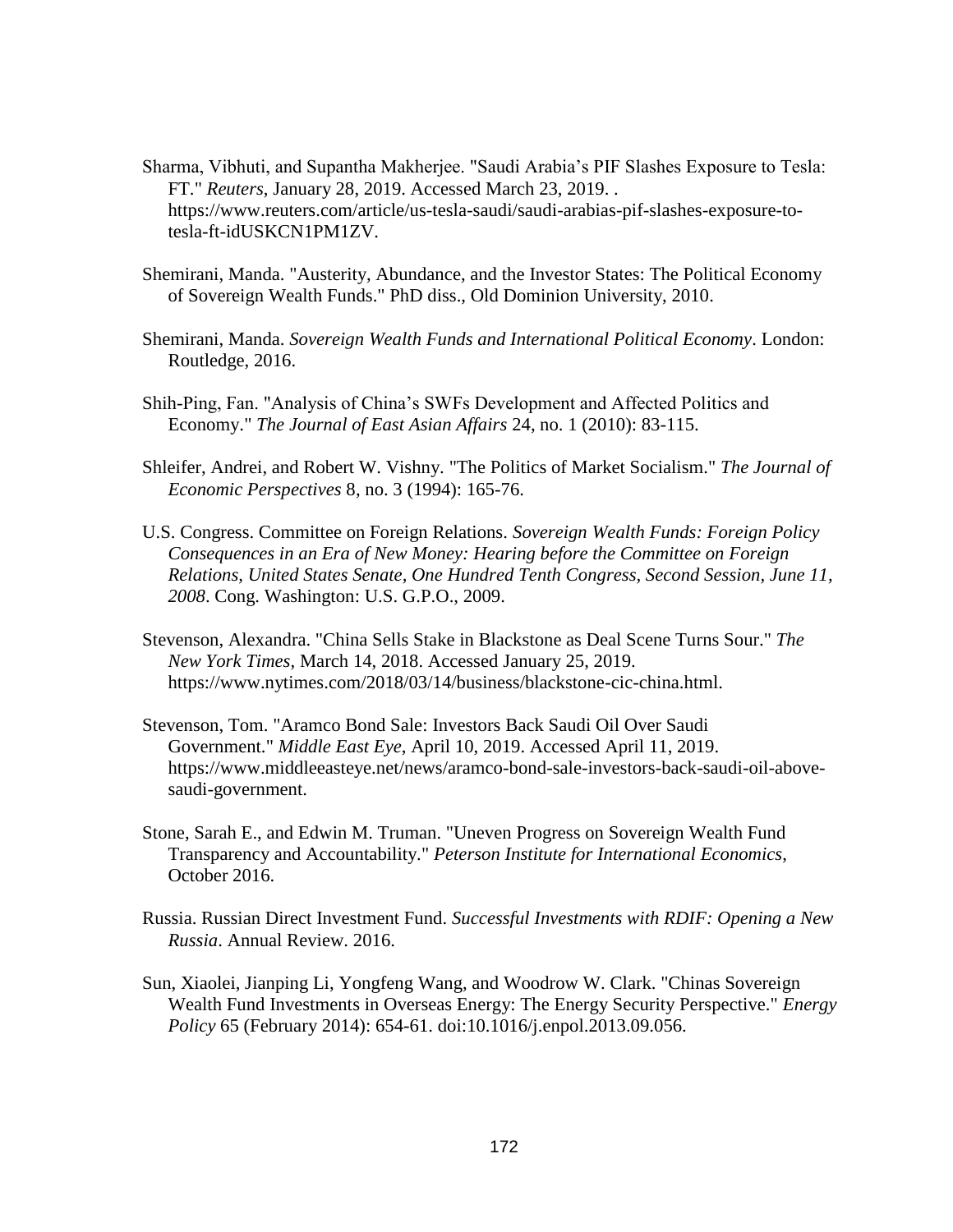Sharma, Vibhuti, and Supantha Makherjee. "Saudi Arabia's PIF Slashes Exposure to Tesla: FT." *Reuters*, January 28, 2019. Accessed March 23, 2019. . https://www.reuters.com/article/us-tesla-saudi/saudi-arabias-pif-slashes-exposure-to-tesla-ft-idUSKCN1PM1ZV.

Shemirani, Manda. "Austerity, Abundance, and the Investor States: The Political Economy of Sovereign Wealth Funds." PhD diss., Old Dominion University, 2010.

Shemirani, Manda. *Sovereign Wealth Funds and International Political Economy*. London: Routledge, 2016.

Shih-Ping, Fan. "Analysis of China's SWFs Development and Affected Politics and Economy." *The Journal of East Asian Affairs* 24, no. 1 (2010): 83-115.

Shleifer, Andrei, and Robert W. Vishny. "The Politics of Market Socialism." *The Journal of Economic Perspectives* 8, no. 3 (1994): 165-76.

U.S. Congress. Committee on Foreign Relations. *Sovereign Wealth Funds: Foreign Policy Consequences in an Era of New Money: Hearing before the Committee on Foreign Relations, United States Senate, One Hundred Tenth Congress, Second Session, June 11, 2008*. Cong. Washington: U.S. G.P.O., 2009.

Stevenson, Alexandra. "China Sells Stake in Blackstone as Deal Scene Turns Sour." *The New York Times*, March 14, 2018. Accessed January 25, 2019. https://www.nytimes.com/2018/03/14/business/blackstone-cic-china.html.

Stevenson, Tom. "Aramco Bond Sale: Investors Back Saudi Oil Over Saudi Government." *Middle East Eye*, April 10, 2019. Accessed April 11, 2019. https://www.middleeasteye.net/news/aramco-bond-sale-investors-back-saudi-oil-above-saudi-government.

Stone, Sarah E., and Edwin M. Truman. "Uneven Progress on Sovereign Wealth Fund Transparency and Accountability." *Peterson Institute for International Economics*, October 2016.

Russia. Russian Direct Investment Fund. *Successful Investments with RDIF: Opening a New Russia*. Annual Review. 2016.

Sun, Xiaolei, Jianping Li, Yongfeng Wang, and Woodrow W. Clark. "Chinas Sovereign Wealth Fund Investments in Overseas Energy: The Energy Security Perspective." *Energy Policy* 65 (February 2014): 654-61. doi:10.1016/j.enpol.2013.09.056.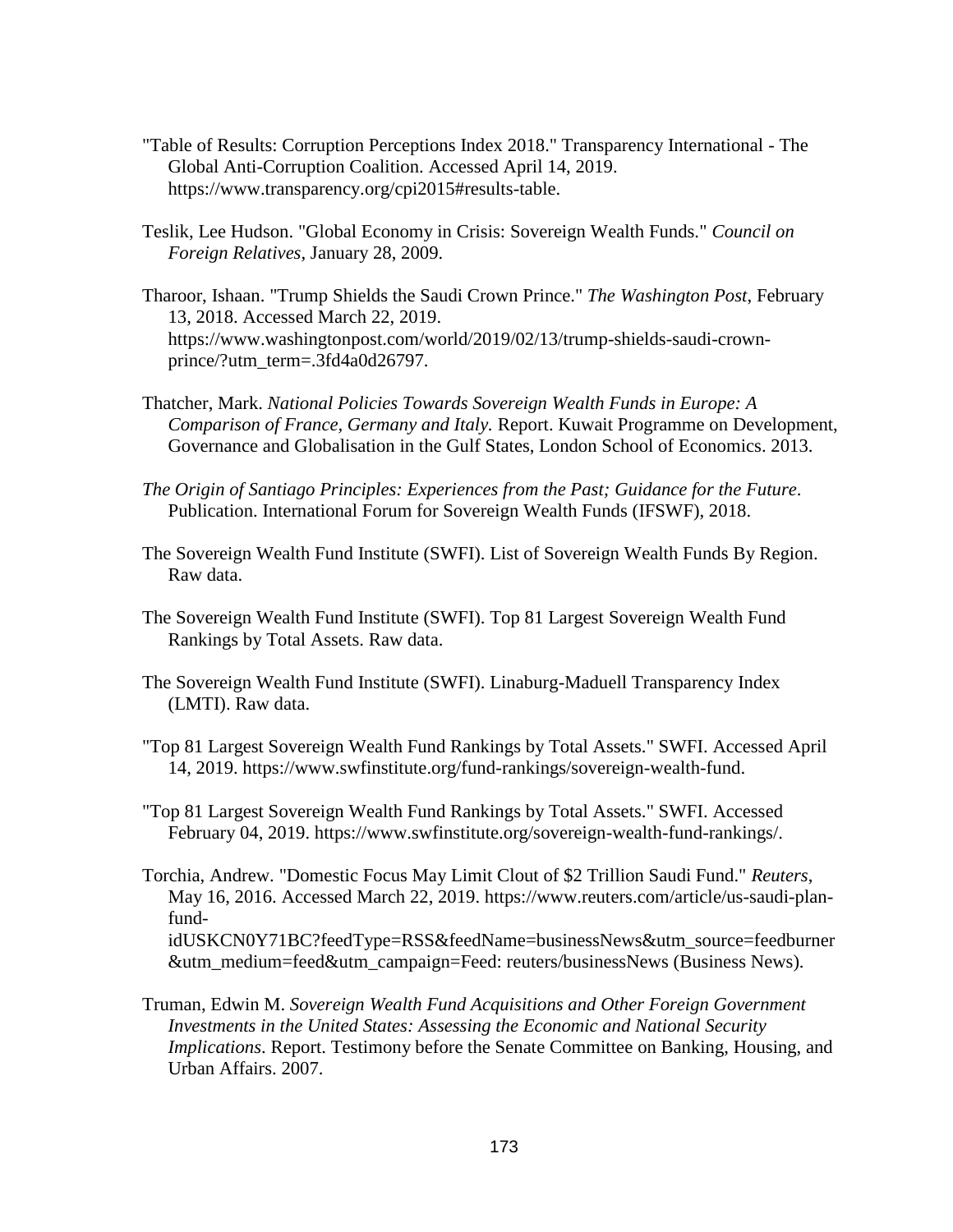"Table of Results: Corruption Perceptions Index 2018." Transparency International - The Global Anti-Corruption Coalition. Accessed April 14, 2019. https://www.transparency.org/cpi2015#results-table.

Teslik, Lee Hudson. "Global Economy in Crisis: Sovereign Wealth Funds." *Council on Foreign Relatives*, January 28, 2009.

Tharoor, Ishaan. "Trump Shields the Saudi Crown Prince." *The Washington Post*, February 13, 2018. Accessed March 22, 2019. https://www.washingtonpost.com/world/2019/02/13/trump-shields-saudi-crown-prince/?utm_term=.3fd4a0d26797.

Thatcher, Mark. *National Policies Towards Sovereign Wealth Funds in Europe: A Comparison of France, Germany and Italy*. Report. Kuwait Programme on Development, Governance and Globalisation in the Gulf States, London School of Economics. 2013.

*The Origin of Santiago Principles: Experiences from the Past; Guidance for the Future*. Publication. International Forum for Sovereign Wealth Funds (IFSWF), 2018.

The Sovereign Wealth Fund Institute (SWFI). List of Sovereign Wealth Funds By Region. Raw data.

The Sovereign Wealth Fund Institute (SWFI). Top 81 Largest Sovereign Wealth Fund Rankings by Total Assets. Raw data.

The Sovereign Wealth Fund Institute (SWFI). Linaburg-Maduell Transparency Index (LMTI). Raw data.

"Top 81 Largest Sovereign Wealth Fund Rankings by Total Assets." SWFI. Accessed April 14, 2019. https://www.swfinstitute.org/fund-rankings/sovereign-wealth-fund.

"Top 81 Largest Sovereign Wealth Fund Rankings by Total Assets." SWFI. Accessed February 04, 2019. https://www.swfinstitute.org/sovereign-wealth-fund-rankings/.

Torchia, Andrew. "Domestic Focus May Limit Clout of $2 Trillion Saudi Fund." *Reuters*, May 16, 2016. Accessed March 22, 2019. https://www.reuters.com/article/us-saudi-plan-fund-idUSKCN0Y71BC?feedType=RSS&feedName=businessNews&utm_source=feedburner&utm_medium=feed&utm_campaign=Feed: reuters/businessNews (Business News).

Truman, Edwin M. *Sovereign Wealth Fund Acquisitions and Other Foreign Government Investments in the United States: Assessing the Economic and National Security Implications*. Report. Testimony before the Senate Committee on Banking, Housing, and Urban Affairs. 2007.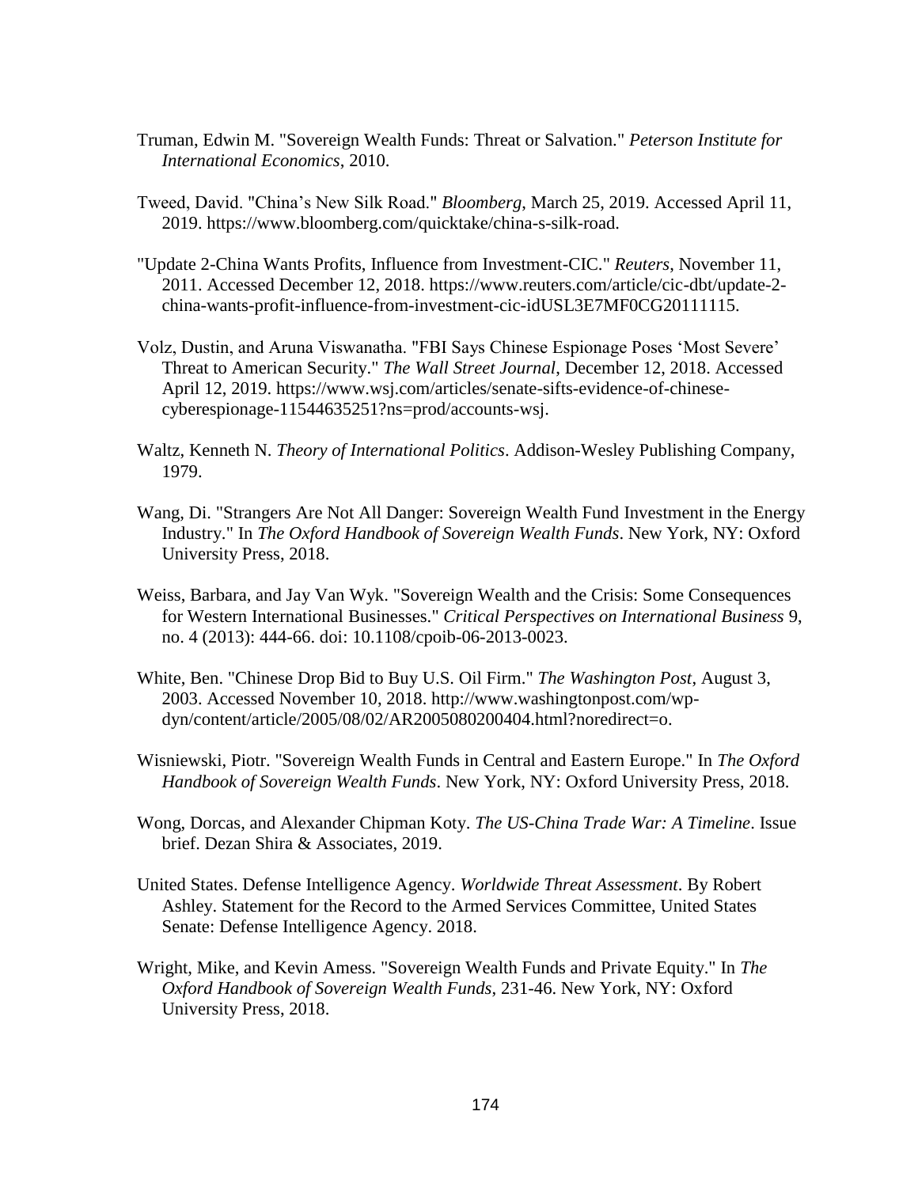Truman, Edwin M. "Sovereign Wealth Funds: Threat or Salvation." *Peterson Institute for International Economics*, 2010.

Tweed, David. "China's New Silk Road." *Bloomberg*, March 25, 2019. Accessed April 11, 2019. https://www.bloomberg.com/quicktake/china-s-silk-road.

"Update 2-China Wants Profits, Influence from Investment-CIC." *Reuters*, November 11, 2011. Accessed December 12, 2018. https://www.reuters.com/article/cic-dbt/update-2-china-wants-profit-influence-from-investment-cic-idUSL3E7MF0CG20111115.

Volz, Dustin, and Aruna Viswanatha. "FBI Says Chinese Espionage Poses 'Most Severe' Threat to American Security." *The Wall Street Journal*, December 12, 2018. Accessed April 12, 2019. https://www.wsj.com/articles/senate-sifts-evidence-of-chinese-cyberespionage-11544635251?ns=prod/accounts-wsj.

Waltz, Kenneth N. *Theory of International Politics*. Addison-Wesley Publishing Company, 1979.

Wang, Di. "Strangers Are Not All Danger: Sovereign Wealth Fund Investment in the Energy Industry." In *The Oxford Handbook of Sovereign Wealth Funds*. New York, NY: Oxford University Press, 2018.

Weiss, Barbara, and Jay Van Wyk. "Sovereign Wealth and the Crisis: Some Consequences for Western International Businesses." *Critical Perspectives on International Business* 9, no. 4 (2013): 444-66. doi: 10.1108/cpoib-06-2013-0023.

White, Ben. "Chinese Drop Bid to Buy U.S. Oil Firm." *The Washington Post*, August 3, 2003. Accessed November 10, 2018. http://www.washingtonpost.com/wp-dyn/content/article/2005/08/02/AR2005080200404.html?noredirect=o.

Wisniewski, Piotr. "Sovereign Wealth Funds in Central and Eastern Europe." In *The Oxford Handbook of Sovereign Wealth Funds*. New York, NY: Oxford University Press, 2018.

Wong, Dorcas, and Alexander Chipman Koty. *The US-China Trade War: A Timeline*. Issue brief. Dezan Shira & Associates, 2019.

United States. Defense Intelligence Agency. *Worldwide Threat Assessment*. By Robert Ashley. Statement for the Record to the Armed Services Committee, United States Senate: Defense Intelligence Agency. 2018.

Wright, Mike, and Kevin Amess. "Sovereign Wealth Funds and Private Equity." In *The Oxford Handbook of Sovereign Wealth Funds*, 231-46. New York, NY: Oxford University Press, 2018.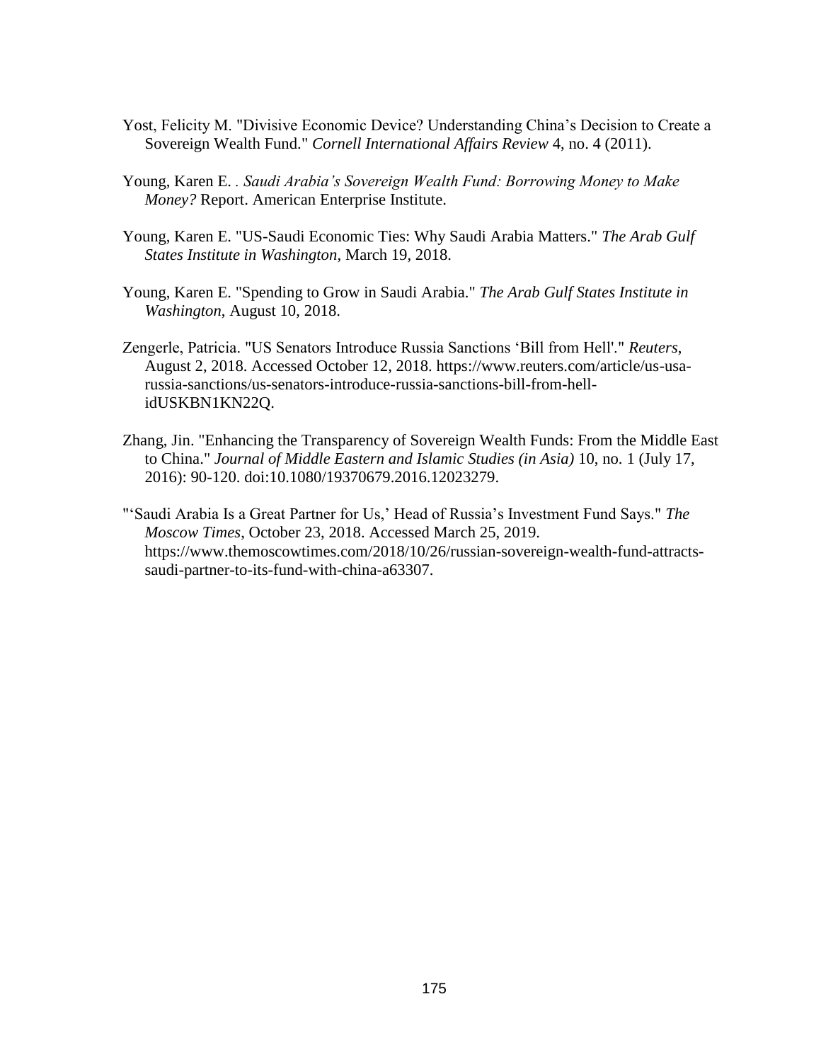Yost, Felicity M. "Divisive Economic Device? Understanding China's Decision to Create a Sovereign Wealth Fund." *Cornell International Affairs Review* 4, no. 4 (2011).

Young, Karen E. . *Saudi Arabia's Sovereign Wealth Fund: Borrowing Money to Make Money?* Report. American Enterprise Institute.

Young, Karen E. "US-Saudi Economic Ties: Why Saudi Arabia Matters." *The Arab Gulf States Institute in Washington*, March 19, 2018.

Young, Karen E. "Spending to Grow in Saudi Arabia." *The Arab Gulf States Institute in Washington*, August 10, 2018.

Zengerle, Patricia. "US Senators Introduce Russia Sanctions 'Bill from Hell'." *Reuters*, August 2, 2018. Accessed October 12, 2018. https://www.reuters.com/article/us-usa-russia-sanctions/us-senators-introduce-russia-sanctions-bill-from-hell-idUSKBN1KN22Q.

Zhang, Jin. "Enhancing the Transparency of Sovereign Wealth Funds: From the Middle East to China." *Journal of Middle Eastern and Islamic Studies (in Asia)* 10, no. 1 (July 17, 2016): 90-120. doi:10.1080/19370679.2016.12023279.

"'Saudi Arabia Is a Great Partner for Us,' Head of Russia's Investment Fund Says." *The Moscow Times*, October 23, 2018. Accessed March 25, 2019. https://www.themoscowtimes.com/2018/10/26/russian-sovereign-wealth-fund-attracts-saudi-partner-to-its-fund-with-china-a63307.